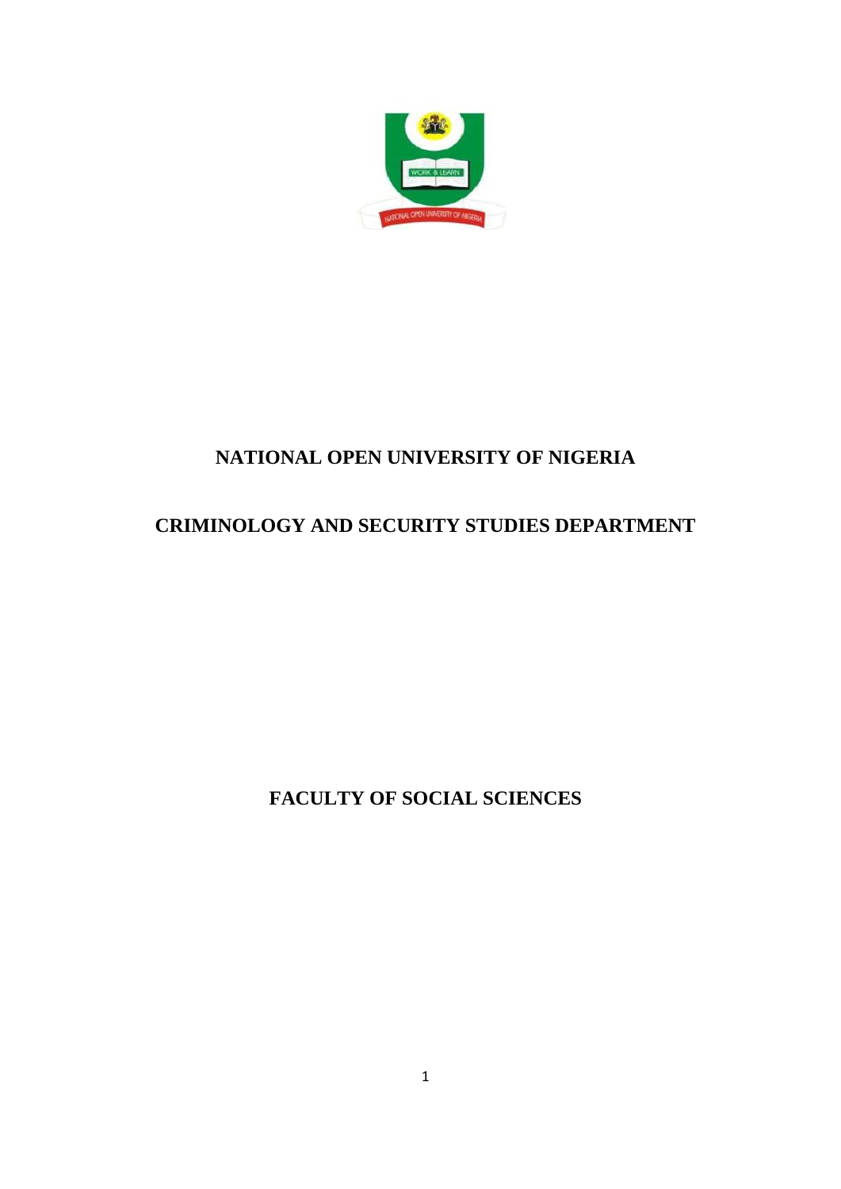# NATIONAL OPEN UNIVERSITY OF NIGERIA

## CRIMINOLOGY AND SECURITY STUDIES DEPARTMENT

## FACULTY OF SOCIAL SCIENCES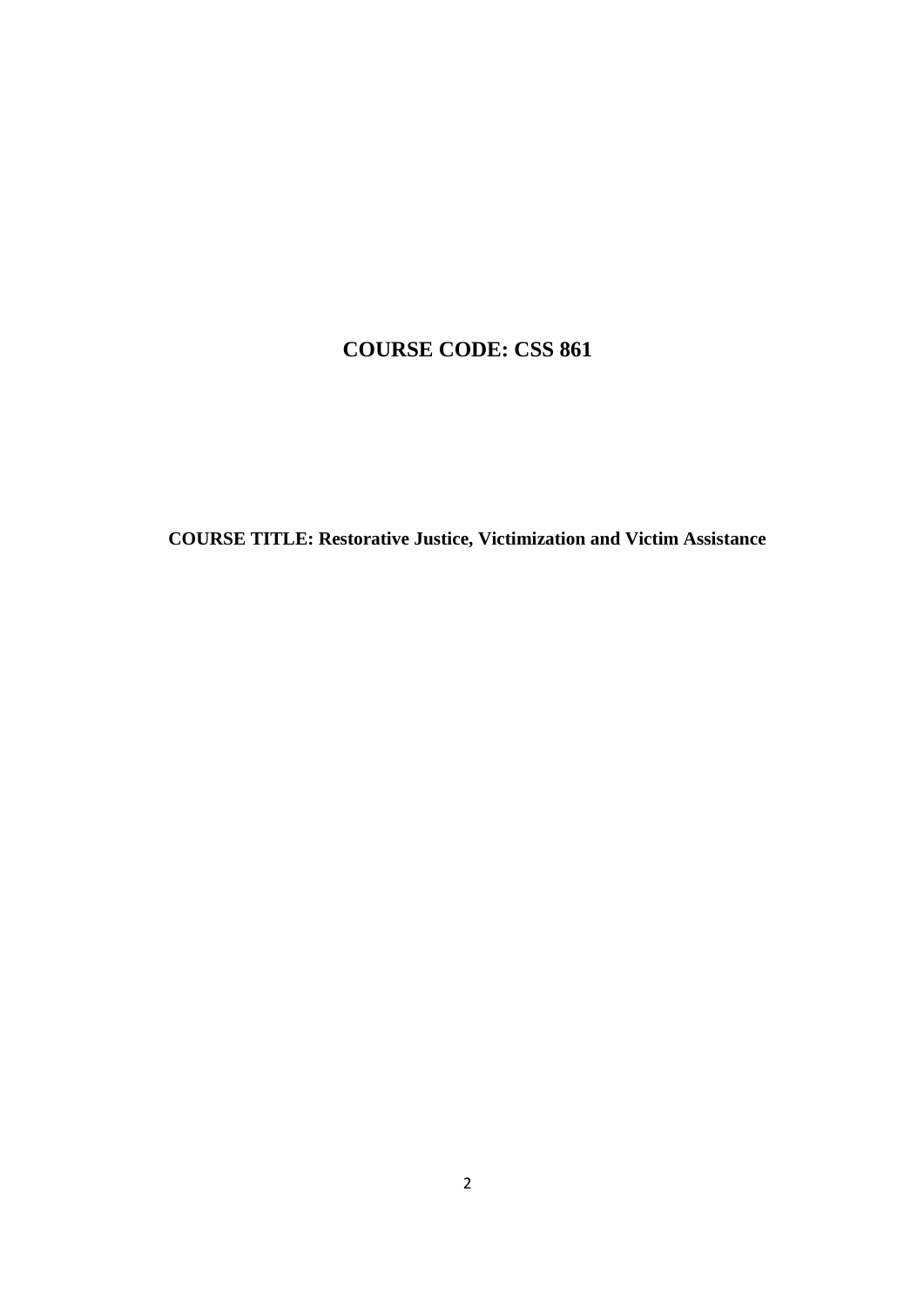**COURSE CODE: CSS 861**

**COURSE TITLE: Restorative Justice, Victimization and Victim Assistance**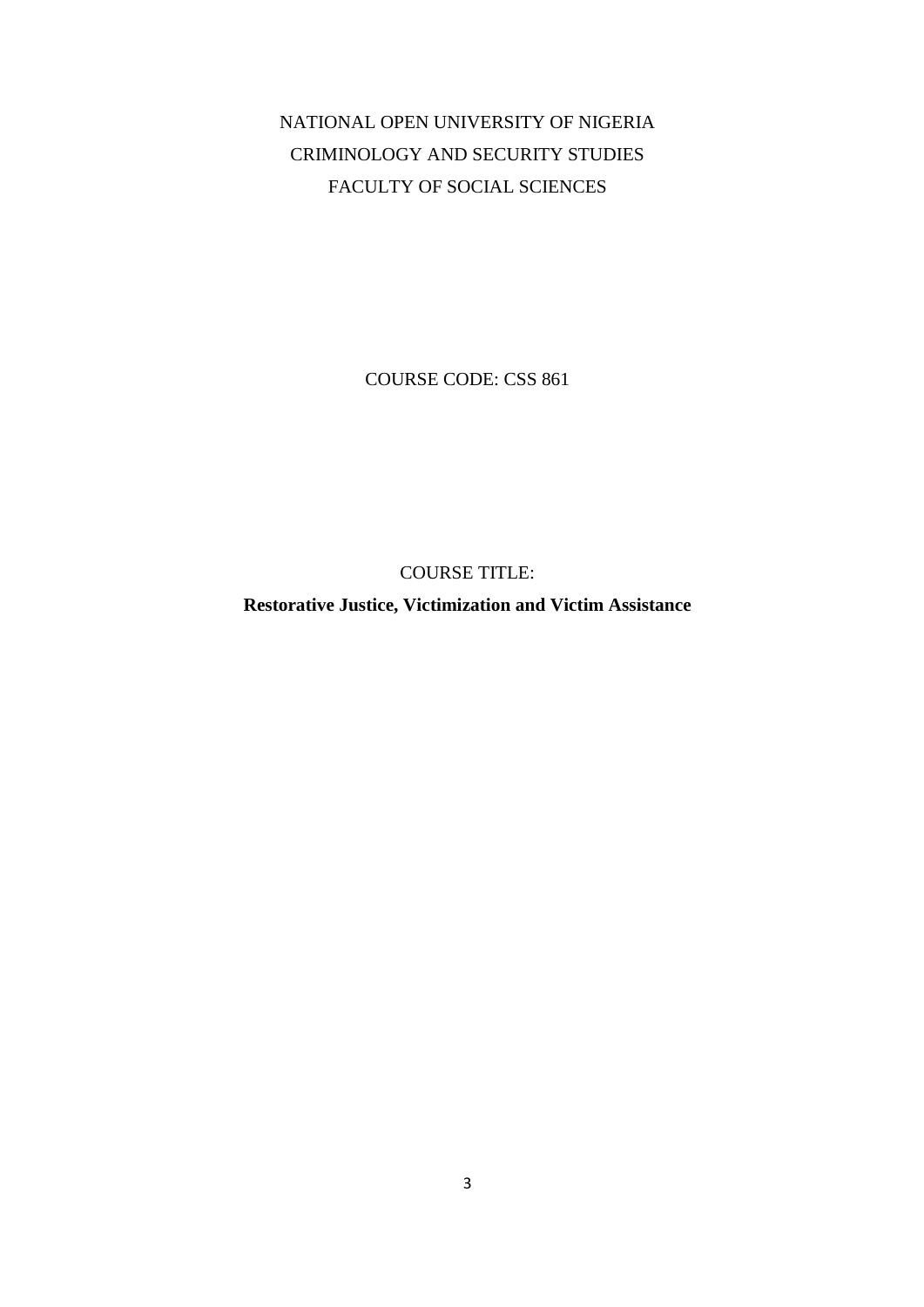NATIONAL OPEN UNIVERSITY OF NIGERIA

CRIMINOLOGY AND SECURITY STUDIES

FACULTY OF SOCIAL SCIENCES

COURSE CODE: CSS 861

COURSE TITLE:

**Restorative Justice, Victimization and Victim Assistance**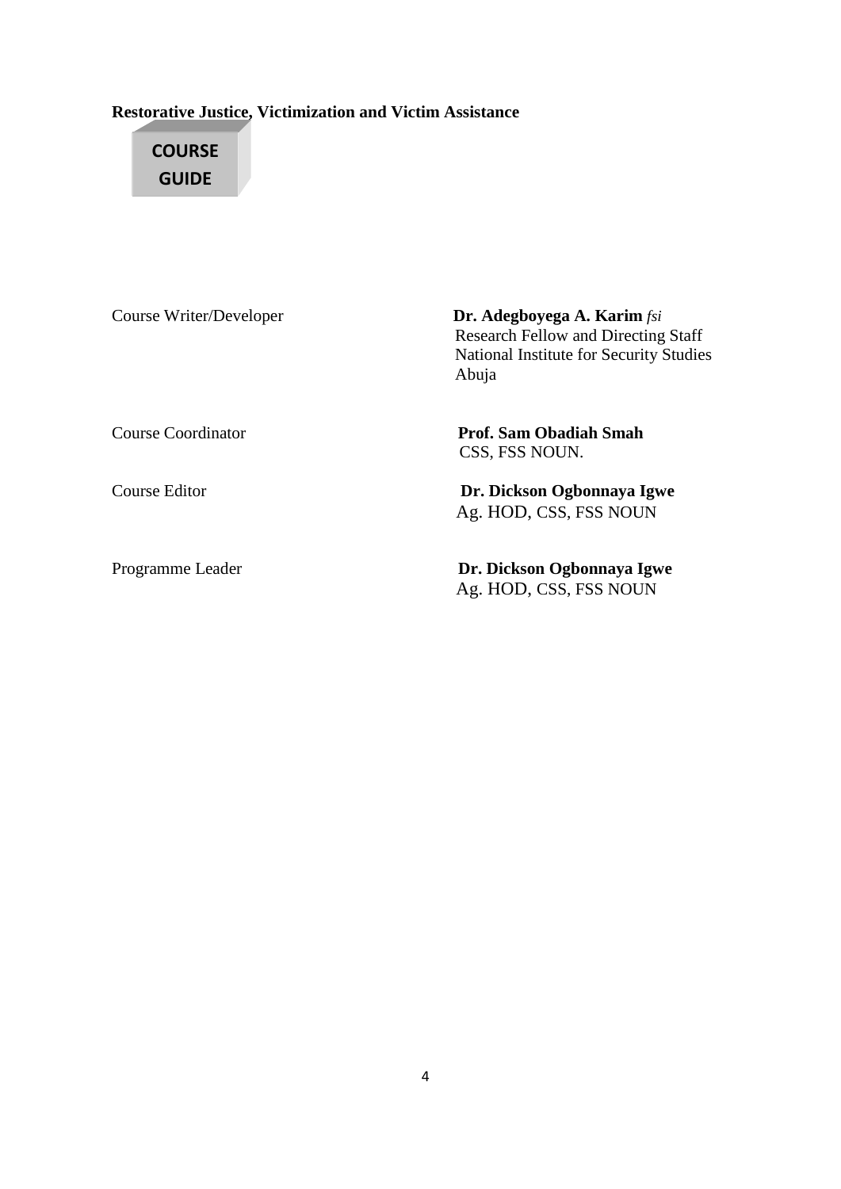**Restorative Justice, Victimization and Victim Assistance**

# COURSE GUIDE

| | |
|---|---|
| Course Writer/Developer | **Dr. Adegboyega A. Karim** *fsi*<br>Research Fellow and Directing Staff<br>National Institute for Security Studies<br>Abuja |
| Course Coordinator | **Prof. Sam Obadiah Smah**<br>CSS, FSS NOUN. |
| Course Editor | **Dr. Dickson Ogbonnaya Igwe**<br>Ag. HOD, CSS, FSS NOUN |
| Programme Leader | **Dr. Dickson Ogbonnaya Igwe**<br>Ag. HOD, CSS, FSS NOUN |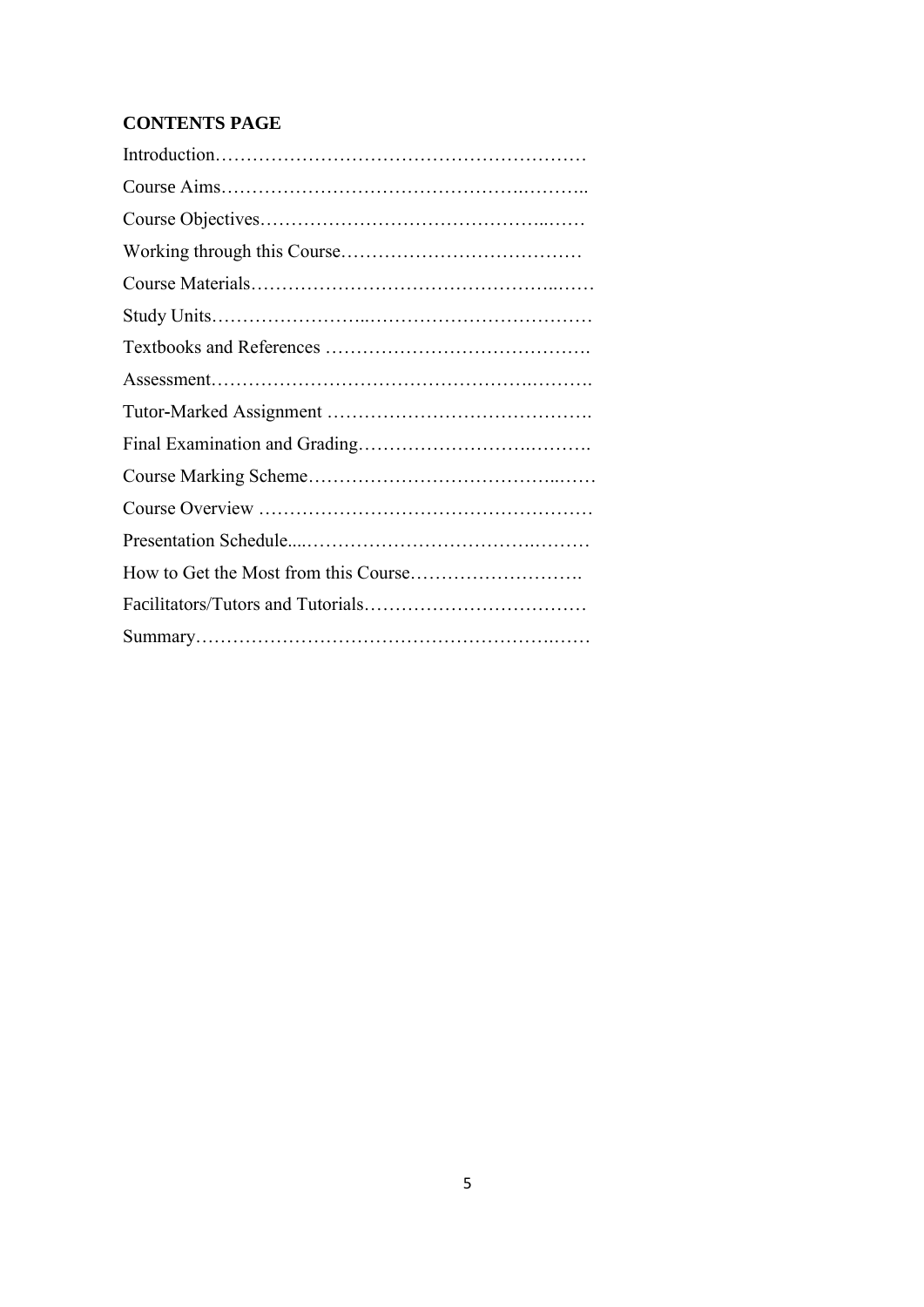**CONTENTS PAGE**

Introduction……………………………………………………

Course Aims…………………………………………….………..

Course Objectives……………………………………………...……

Working through this Course…………………………………

Course Materials…………………….…………………………...……

Study Units……………………...………………………………

Textbooks and References …………………………………….

Assessment…………………………………………….……….

Tutor-Marked Assignment ……………………………………..

Final Examination and Grading……………………….……….

Course Marking Scheme………………………………...……

Course Overview ………………………………………………

Presentation Schedule....……………………………….………

How to Get the Most from this Course……………………….

Facilitators/Tutors and Tutorials………………………………

Summary………………………………………………….……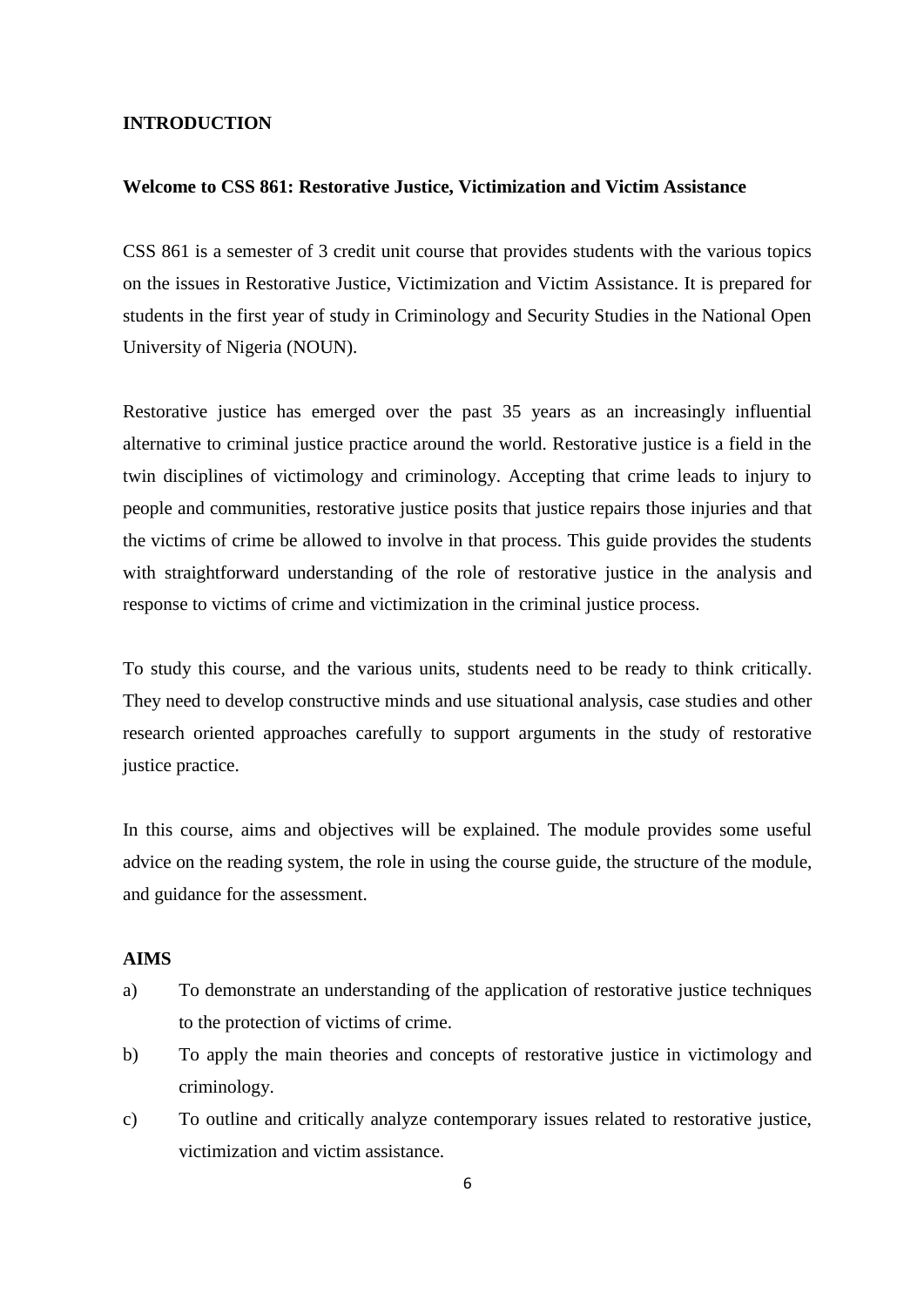## INTRODUCTION

### Welcome to CSS 861: Restorative Justice, Victimization and Victim Assistance

CSS 861 is a semester of 3 credit unit course that provides students with the various topics on the issues in Restorative Justice, Victimization and Victim Assistance. It is prepared for students in the first year of study in Criminology and Security Studies in the National Open University of Nigeria (NOUN).

Restorative justice has emerged over the past 35 years as an increasingly influential alternative to criminal justice practice around the world. Restorative justice is a field in the twin disciplines of victimology and criminology. Accepting that crime leads to injury to people and communities, restorative justice posits that justice repairs those injuries and that the victims of crime be allowed to involve in that process. This guide provides the students with straightforward understanding of the role of restorative justice in the analysis and response to victims of crime and victimization in the criminal justice process.

To study this course, and the various units, students need to be ready to think critically. They need to develop constructive minds and use situational analysis, case studies and other research oriented approaches carefully to support arguments in the study of restorative justice practice.

In this course, aims and objectives will be explained. The module provides some useful advice on the reading system, the role in using the course guide, the structure of the module, and guidance for the assessment.

### AIMS

a) To demonstrate an understanding of the application of restorative justice techniques to the protection of victims of crime.

b) To apply the main theories and concepts of restorative justice in victimology and criminology.

c) To outline and critically analyze contemporary issues related to restorative justice, victimization and victim assistance.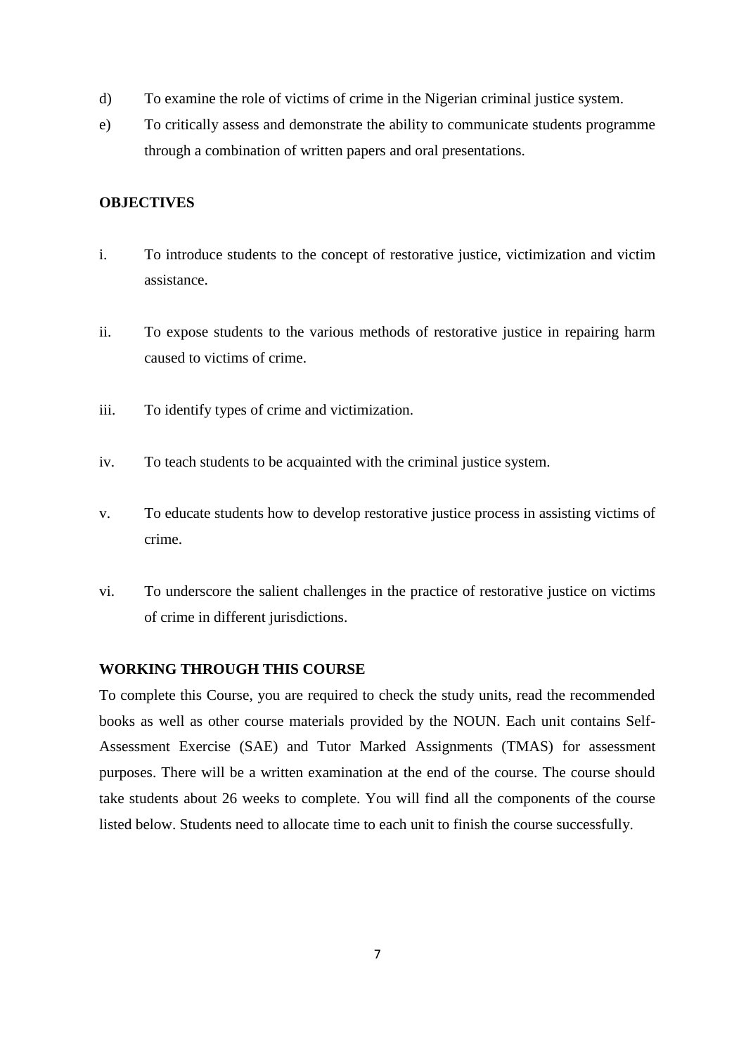d) To examine the role of victims of crime in the Nigerian criminal justice system.

e) To critically assess and demonstrate the ability to communicate students programme through a combination of written papers and oral presentations.

**OBJECTIVES**

i. To introduce students to the concept of restorative justice, victimization and victim assistance.

ii. To expose students to the various methods of restorative justice in repairing harm caused to victims of crime.

iii. To identify types of crime and victimization.

iv. To teach students to be acquainted with the criminal justice system.

v. To educate students how to develop restorative justice process in assisting victims of crime.

vi. To underscore the salient challenges in the practice of restorative justice on victims of crime in different jurisdictions.

**WORKING THROUGH THIS COURSE**

To complete this Course, you are required to check the study units, read the recommended books as well as other course materials provided by the NOUN. Each unit contains Self-Assessment Exercise (SAE) and Tutor Marked Assignments (TMAS) for assessment purposes. There will be a written examination at the end of the course. The course should take students about 26 weeks to complete. You will find all the components of the course listed below. Students need to allocate time to each unit to finish the course successfully.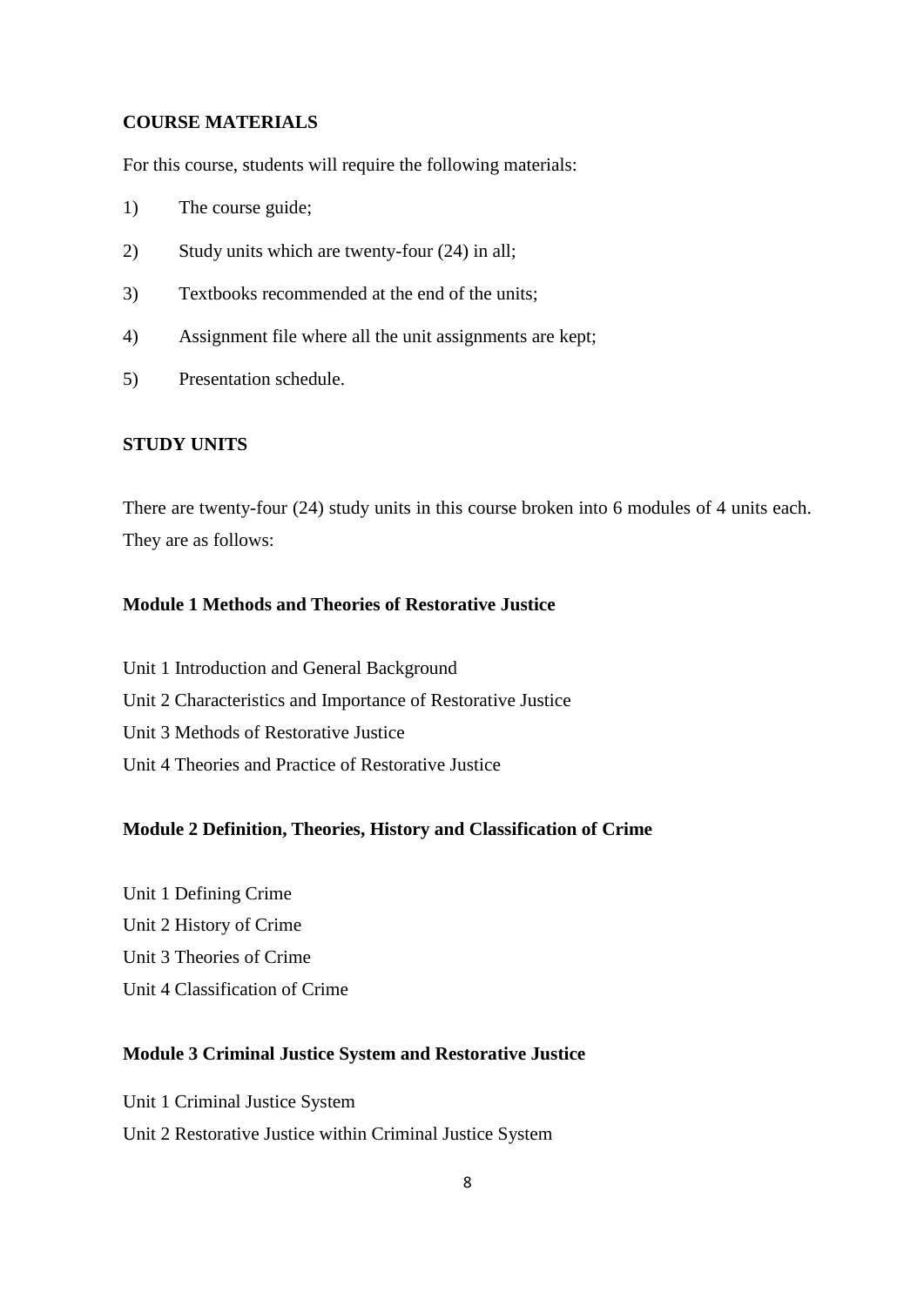## COURSE MATERIALS

For this course, students will require the following materials:

1) The course guide;
2) Study units which are twenty-four (24) in all;
3) Textbooks recommended at the end of the units;
4) Assignment file where all the unit assignments are kept;
5) Presentation schedule.

## STUDY UNITS

There are twenty-four (24) study units in this course broken into 6 modules of 4 units each. They are as follows:

### Module 1 Methods and Theories of Restorative Justice

Unit 1 Introduction and General Background
Unit 2 Characteristics and Importance of Restorative Justice
Unit 3 Methods of Restorative Justice
Unit 4 Theories and Practice of Restorative Justice

### Module 2 Definition, Theories, History and Classification of Crime

Unit 1 Defining Crime
Unit 2 History of Crime
Unit 3 Theories of Crime
Unit 4 Classification of Crime

### Module 3 Criminal Justice System and Restorative Justice

Unit 1 Criminal Justice System
Unit 2 Restorative Justice within Criminal Justice System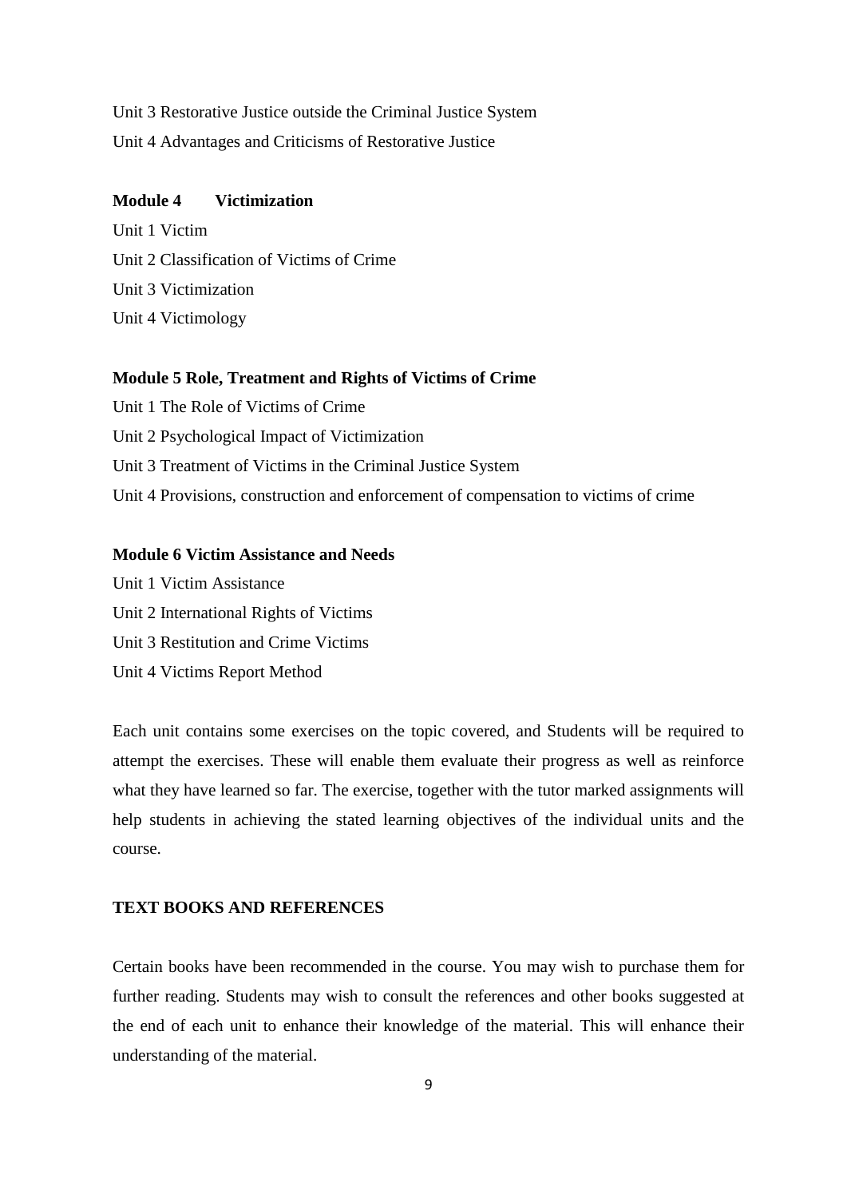Unit 3 Restorative Justice outside the Criminal Justice System

Unit 4 Advantages and Criticisms of Restorative Justice

**Module 4 Victimization**

Unit 1 Victim

Unit 2 Classification of Victims of Crime

Unit 3 Victimization

Unit 4 Victimology

**Module 5 Role, Treatment and Rights of Victims of Crime**

Unit 1 The Role of Victims of Crime

Unit 2 Psychological Impact of Victimization

Unit 3 Treatment of Victims in the Criminal Justice System

Unit 4 Provisions, construction and enforcement of compensation to victims of crime

**Module 6 Victim Assistance and Needs**

Unit 1 Victim Assistance

Unit 2 International Rights of Victims

Unit 3 Restitution and Crime Victims

Unit 4 Victims Report Method

Each unit contains some exercises on the topic covered, and Students will be required to attempt the exercises. These will enable them evaluate their progress as well as reinforce what they have learned so far. The exercise, together with the tutor marked assignments will help students in achieving the stated learning objectives of the individual units and the course.

**TEXT BOOKS AND REFERENCES**

Certain books have been recommended in the course. You may wish to purchase them for further reading. Students may wish to consult the references and other books suggested at the end of each unit to enhance their knowledge of the material. This will enhance their understanding of the material.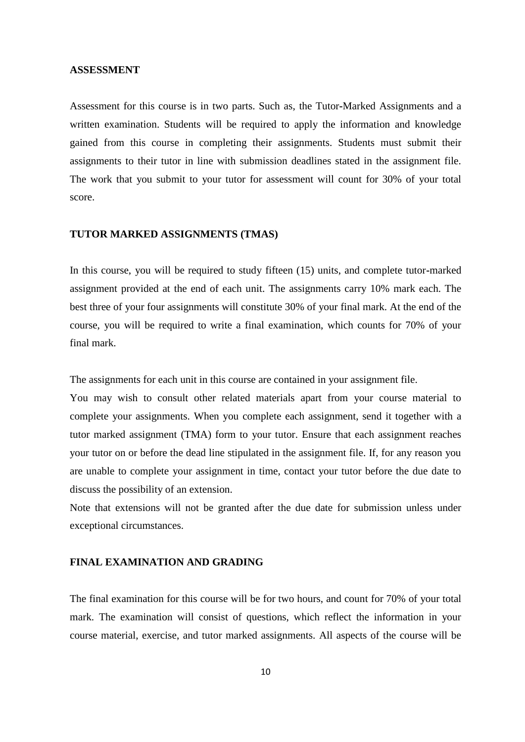**ASSESSMENT**

Assessment for this course is in two parts. Such as, the Tutor-Marked Assignments and a written examination. Students will be required to apply the information and knowledge gained from this course in completing their assignments. Students must submit their assignments to their tutor in line with submission deadlines stated in the assignment file. The work that you submit to your tutor for assessment will count for 30% of your total score.

**TUTOR MARKED ASSIGNMENTS (TMAS)**

In this course, you will be required to study fifteen (15) units, and complete tutor-marked assignment provided at the end of each unit. The assignments carry 10% mark each. The best three of your four assignments will constitute 30% of your final mark. At the end of the course, you will be required to write a final examination, which counts for 70% of your final mark.

The assignments for each unit in this course are contained in your assignment file.

You may wish to consult other related materials apart from your course material to complete your assignments. When you complete each assignment, send it together with a tutor marked assignment (TMA) form to your tutor. Ensure that each assignment reaches your tutor on or before the dead line stipulated in the assignment file. If, for any reason you are unable to complete your assignment in time, contact your tutor before the due date to discuss the possibility of an extension.

Note that extensions will not be granted after the due date for submission unless under exceptional circumstances.

**FINAL EXAMINATION AND GRADING**

The final examination for this course will be for two hours, and count for 70% of your total mark. The examination will consist of questions, which reflect the information in your course material, exercise, and tutor marked assignments. All aspects of the course will be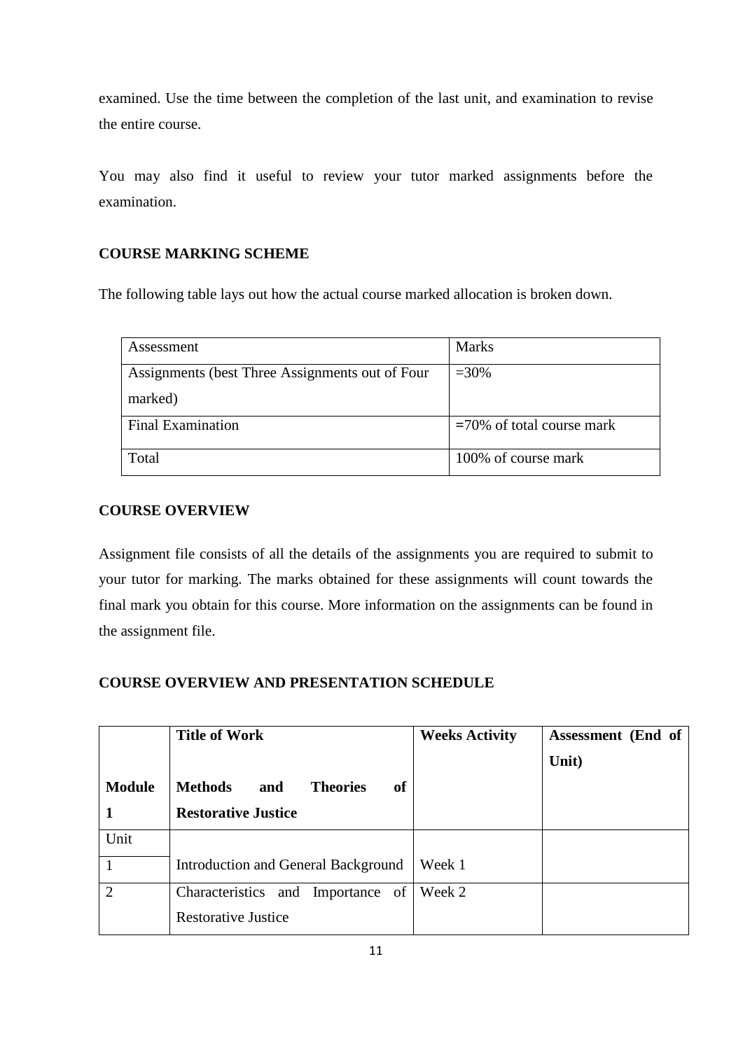examined. Use the time between the completion of the last unit, and examination to revise the entire course.

You may also find it useful to review your tutor marked assignments before the examination.

**COURSE MARKING SCHEME**

The following table lays out how the actual course marked allocation is broken down.

| Assessment | Marks |
|---|---|
| Assignments (best Three Assignments out of Four marked) | =30% |
| Final Examination | =70% of total course mark |
| Total | 100% of course mark |

**COURSE OVERVIEW**

Assignment file consists of all the details of the assignments you are required to submit to your tutor for marking. The marks obtained for these assignments will count towards the final mark you obtain for this course. More information on the assignments can be found in the assignment file.

**COURSE OVERVIEW AND PRESENTATION SCHEDULE**

| | **Title of Work** | **Weeks Activity** | **Assessment (End of Unit)** |
|---|---|---|---|
| **Module 1** | **Methods and Theories of Restorative Justice** | | |
| Unit | | | |
| 1 | Introduction and General Background | Week 1 | |
| 2 | Characteristics and Importance of Restorative Justice | Week 2 | |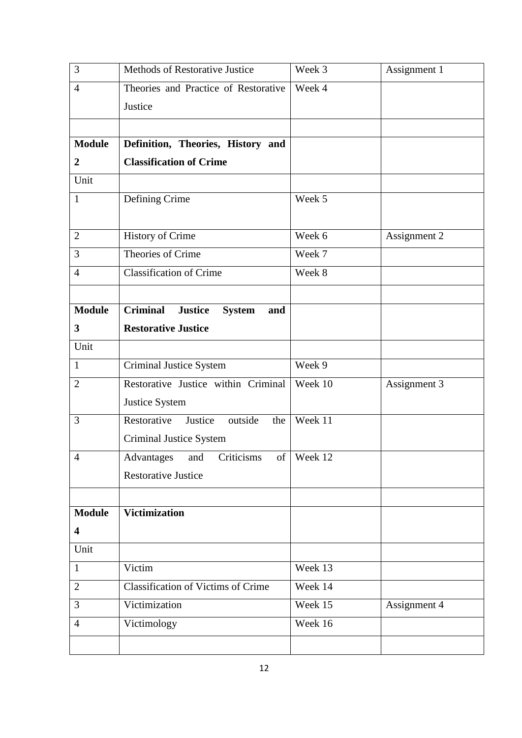| 3 | Methods of Restorative Justice | Week 3 | Assignment 1 |
|---|---|---|---|
| 4 | Theories and Practice of Restorative Justice | Week 4 | |
| | | | |
| **Module 2** | **Definition, Theories, History and Classification of Crime** | | |
| Unit | | | |
| 1 | Defining Crime | Week 5 | |
| 2 | History of Crime | Week 6 | Assignment 2 |
| 3 | Theories of Crime | Week 7 | |
| 4 | Classification of Crime | Week 8 | |
| | | | |
| **Module 3** | **Criminal Justice System and Restorative Justice** | | |
| Unit | | | |
| 1 | Criminal Justice System | Week 9 | |
| 2 | Restorative Justice within Criminal Justice System | Week 10 | Assignment 3 |
| 3 | Restorative Justice outside the Criminal Justice System | Week 11 | |
| 4 | Advantages and Criticisms of Restorative Justice | Week 12 | |
| | | | |
| **Module 4** | **Victimization** | | |
| Unit | | | |
| 1 | Victim | Week 13 | |
| 2 | Classification of Victims of Crime | Week 14 | |
| 3 | Victimization | Week 15 | Assignment 4 |
| 4 | Victimology | Week 16 | |
| | | | |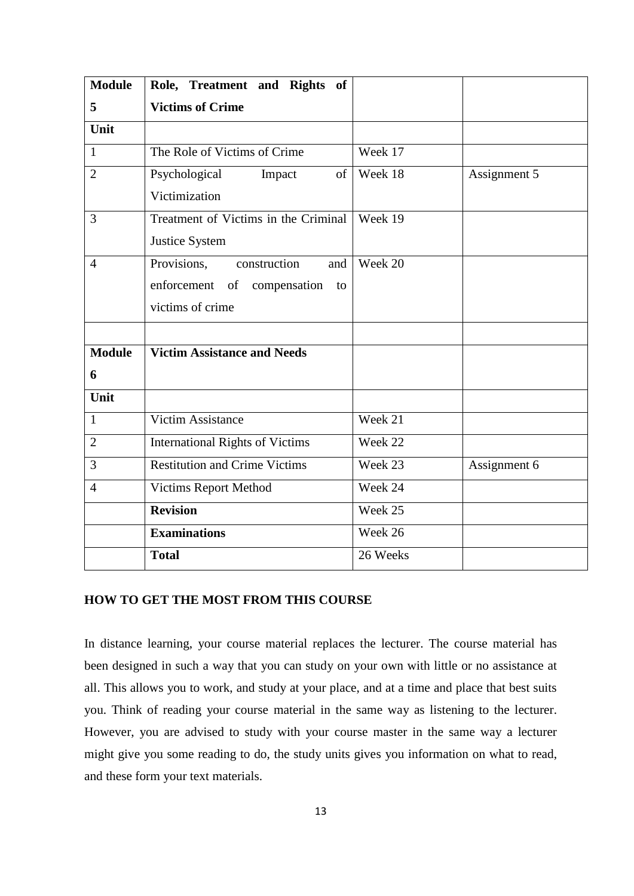| **Module 5** | **Role, Treatment and Rights of Victims of Crime** | | |
|---|---|---|---|
| **Unit** | | | |
| 1 | The Role of Victims of Crime | Week 17 | |
| 2 | Psychological Impact of Victimization | Week 18 | Assignment 5 |
| 3 | Treatment of Victims in the Criminal Justice System | Week 19 | |
| 4 | Provisions, construction and enforcement of compensation to victims of crime | Week 20 | |
| | | | |
| **Module 6** | **Victim Assistance and Needs** | | |
| **Unit** | | | |
| 1 | Victim Assistance | Week 21 | |
| 2 | International Rights of Victims | Week 22 | |
| 3 | Restitution and Crime Victims | Week 23 | Assignment 6 |
| 4 | Victims Report Method | Week 24 | |
| | **Revision** | Week 25 | |
| | **Examinations** | Week 26 | |
| | **Total** | 26 Weeks | |

## HOW TO GET THE MOST FROM THIS COURSE

In distance learning, your course material replaces the lecturer. The course material has been designed in such a way that you can study on your own with little or no assistance at all. This allows you to work, and study at your place, and at a time and place that best suits you. Think of reading your course material in the same way as listening to the lecturer. However, you are advised to study with your course master in the same way a lecturer might give you some reading to do, the study units gives you information on what to read, and these form your text materials.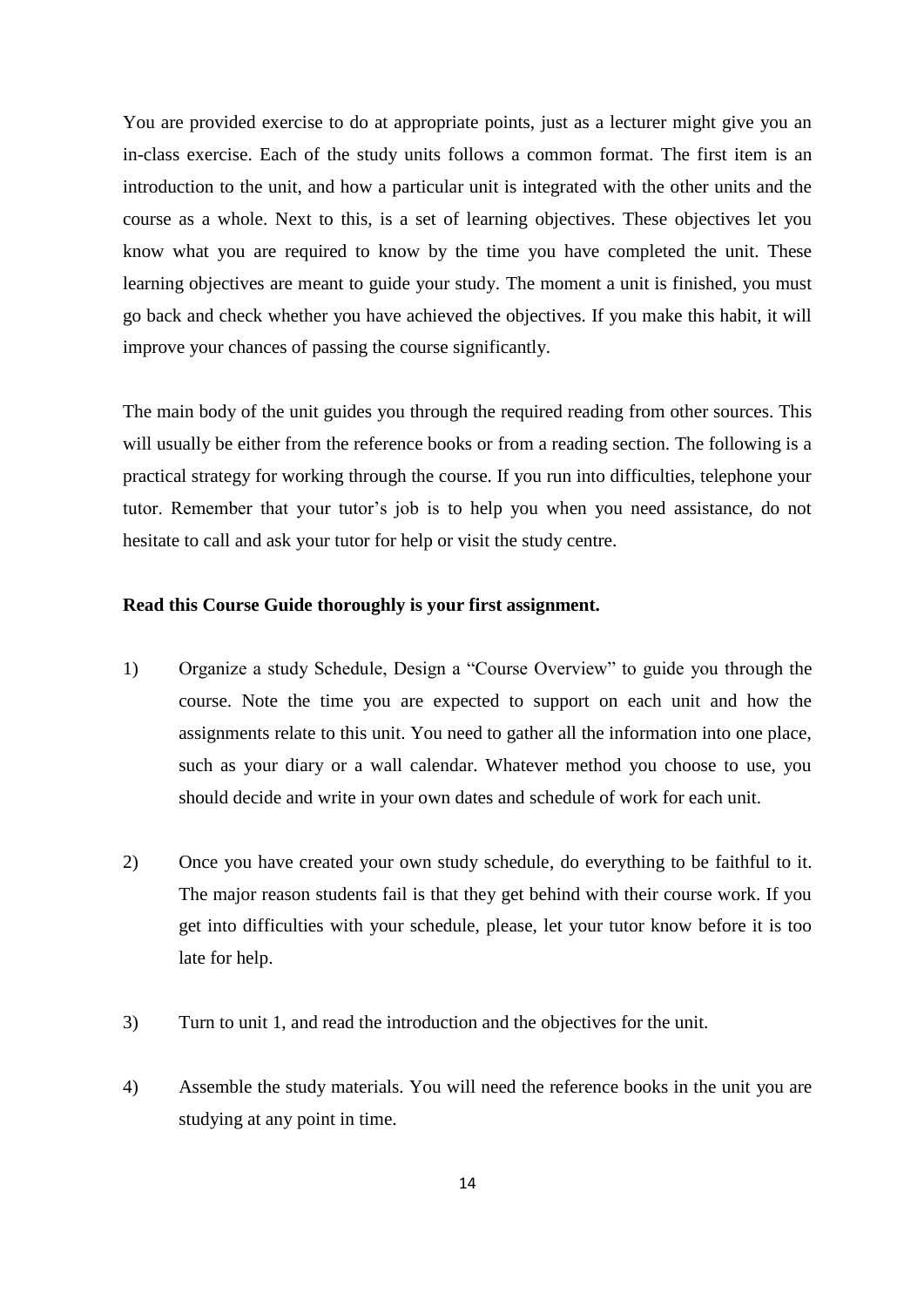You are provided exercise to do at appropriate points, just as a lecturer might give you an in-class exercise. Each of the study units follows a common format. The first item is an introduction to the unit, and how a particular unit is integrated with the other units and the course as a whole. Next to this, is a set of learning objectives. These objectives let you know what you are required to know by the time you have completed the unit. These learning objectives are meant to guide your study. The moment a unit is finished, you must go back and check whether you have achieved the objectives. If you make this habit, it will improve your chances of passing the course significantly.

The main body of the unit guides you through the required reading from other sources. This will usually be either from the reference books or from a reading section. The following is a practical strategy for working through the course. If you run into difficulties, telephone your tutor. Remember that your tutor's job is to help you when you need assistance, do not hesitate to call and ask your tutor for help or visit the study centre.

**Read this Course Guide thoroughly is your first assignment.**

1) Organize a study Schedule, Design a "Course Overview" to guide you through the course. Note the time you are expected to support on each unit and how the assignments relate to this unit. You need to gather all the information into one place, such as your diary or a wall calendar. Whatever method you choose to use, you should decide and write in your own dates and schedule of work for each unit.

2) Once you have created your own study schedule, do everything to be faithful to it. The major reason students fail is that they get behind with their course work. If you get into difficulties with your schedule, please, let your tutor know before it is too late for help.

3) Turn to unit 1, and read the introduction and the objectives for the unit.

4) Assemble the study materials. You will need the reference books in the unit you are studying at any point in time.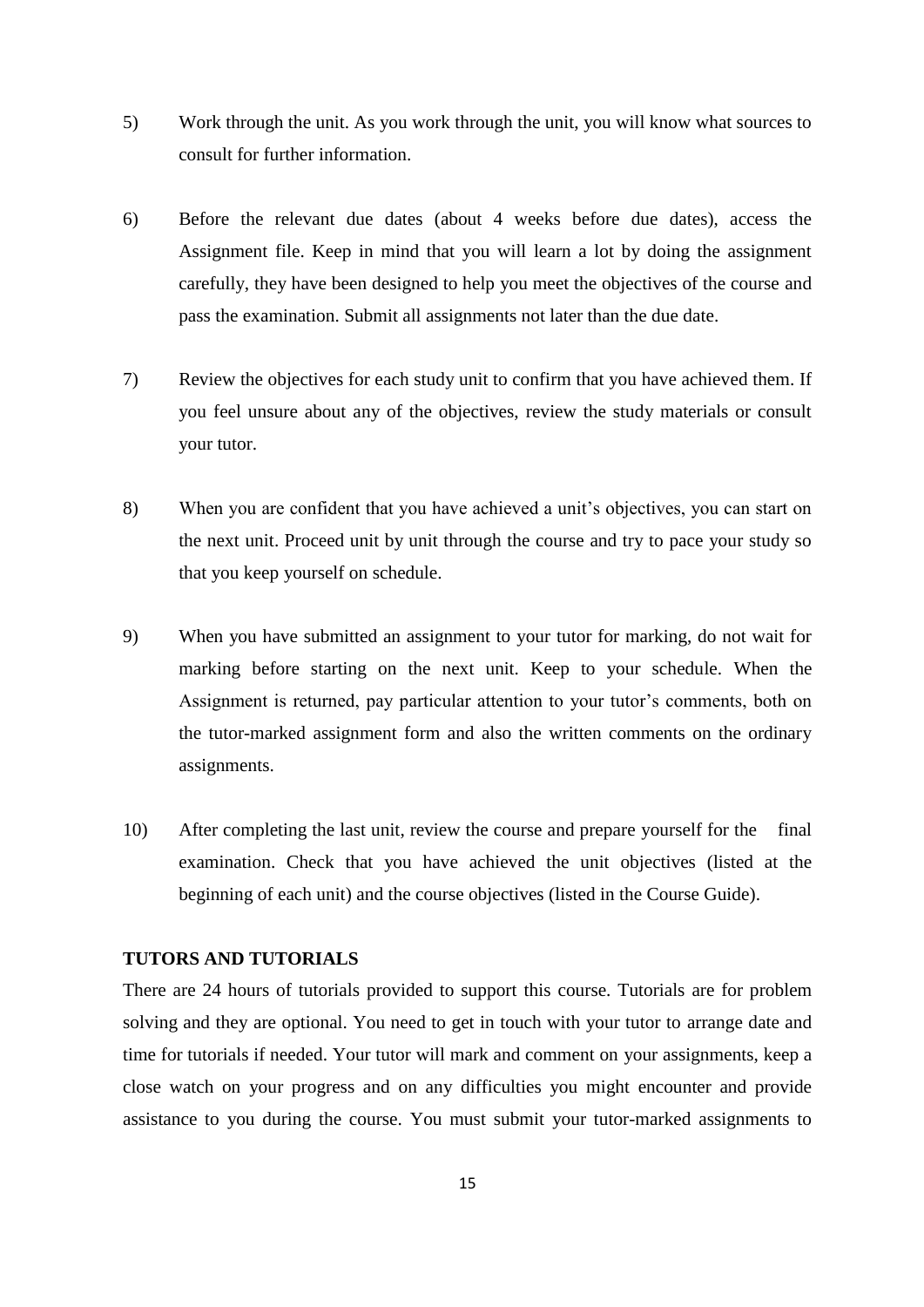5) Work through the unit. As you work through the unit, you will know what sources to consult for further information.

6) Before the relevant due dates (about 4 weeks before due dates), access the Assignment file. Keep in mind that you will learn a lot by doing the assignment carefully, they have been designed to help you meet the objectives of the course and pass the examination. Submit all assignments not later than the due date.

7) Review the objectives for each study unit to confirm that you have achieved them. If you feel unsure about any of the objectives, review the study materials or consult your tutor.

8) When you are confident that you have achieved a unit's objectives, you can start on the next unit. Proceed unit by unit through the course and try to pace your study so that you keep yourself on schedule.

9) When you have submitted an assignment to your tutor for marking, do not wait for marking before starting on the next unit. Keep to your schedule. When the Assignment is returned, pay particular attention to your tutor's comments, both on the tutor-marked assignment form and also the written comments on the ordinary assignments.

10) After completing the last unit, review the course and prepare yourself for the final examination. Check that you have achieved the unit objectives (listed at the beginning of each unit) and the course objectives (listed in the Course Guide).

**TUTORS AND TUTORIALS**

There are 24 hours of tutorials provided to support this course. Tutorials are for problem solving and they are optional. You need to get in touch with your tutor to arrange date and time for tutorials if needed. Your tutor will mark and comment on your assignments, keep a close watch on your progress and on any difficulties you might encounter and provide assistance to you during the course. You must submit your tutor-marked assignments to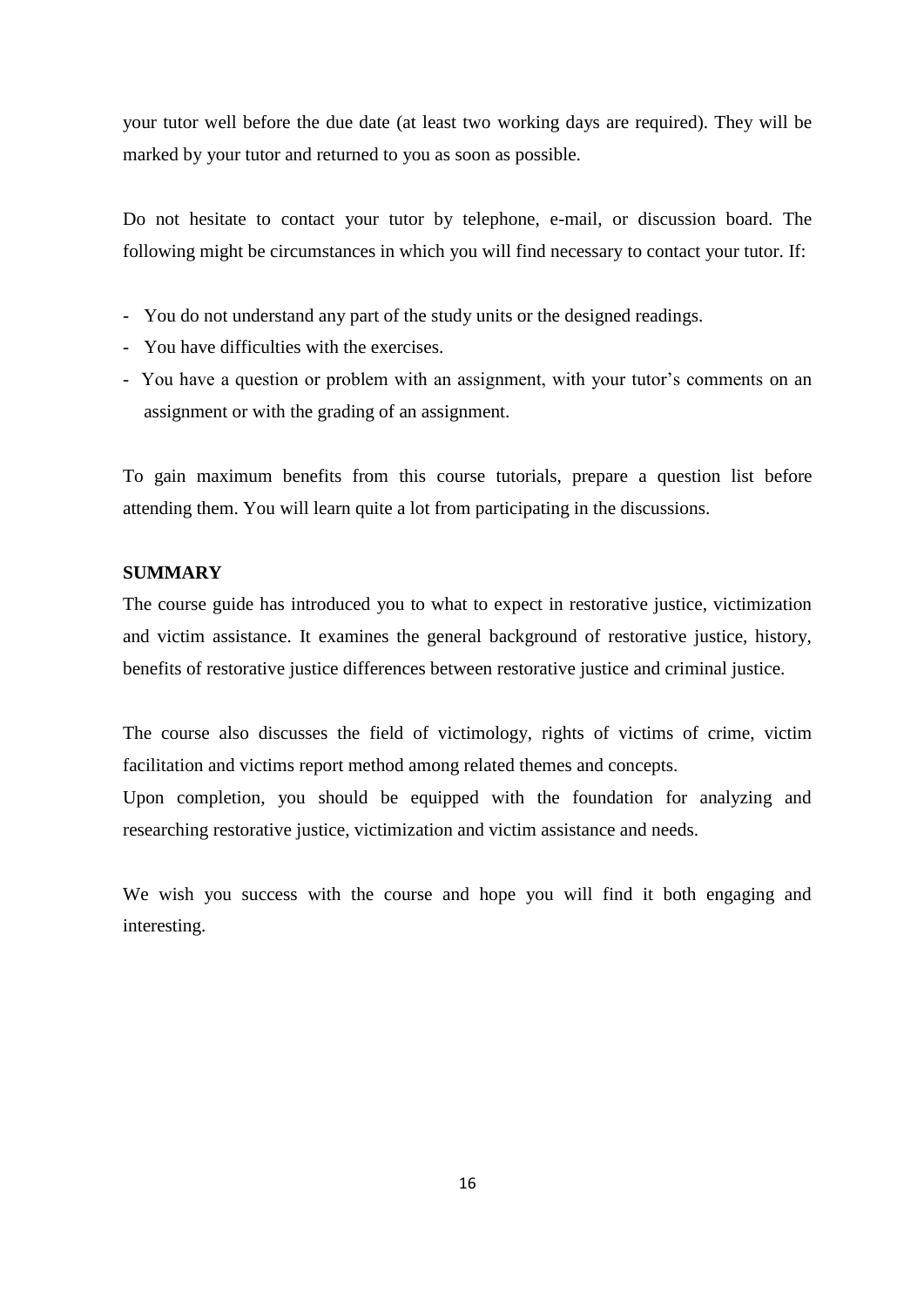your tutor well before the due date (at least two working days are required). They will be marked by your tutor and returned to you as soon as possible.

Do not hesitate to contact your tutor by telephone, e-mail, or discussion board. The following might be circumstances in which you will find necessary to contact your tutor. If:

- You do not understand any part of the study units or the designed readings.
- You have difficulties with the exercises.
- You have a question or problem with an assignment, with your tutor's comments on an assignment or with the grading of an assignment.

To gain maximum benefits from this course tutorials, prepare a question list before attending them. You will learn quite a lot from participating in the discussions.

**SUMMARY**

The course guide has introduced you to what to expect in restorative justice, victimization and victim assistance. It examines the general background of restorative justice, history, benefits of restorative justice differences between restorative justice and criminal justice.

The course also discusses the field of victimology, rights of victims of crime, victim facilitation and victims report method among related themes and concepts.

Upon completion, you should be equipped with the foundation for analyzing and researching restorative justice, victimization and victim assistance and needs.

We wish you success with the course and hope you will find it both engaging and interesting.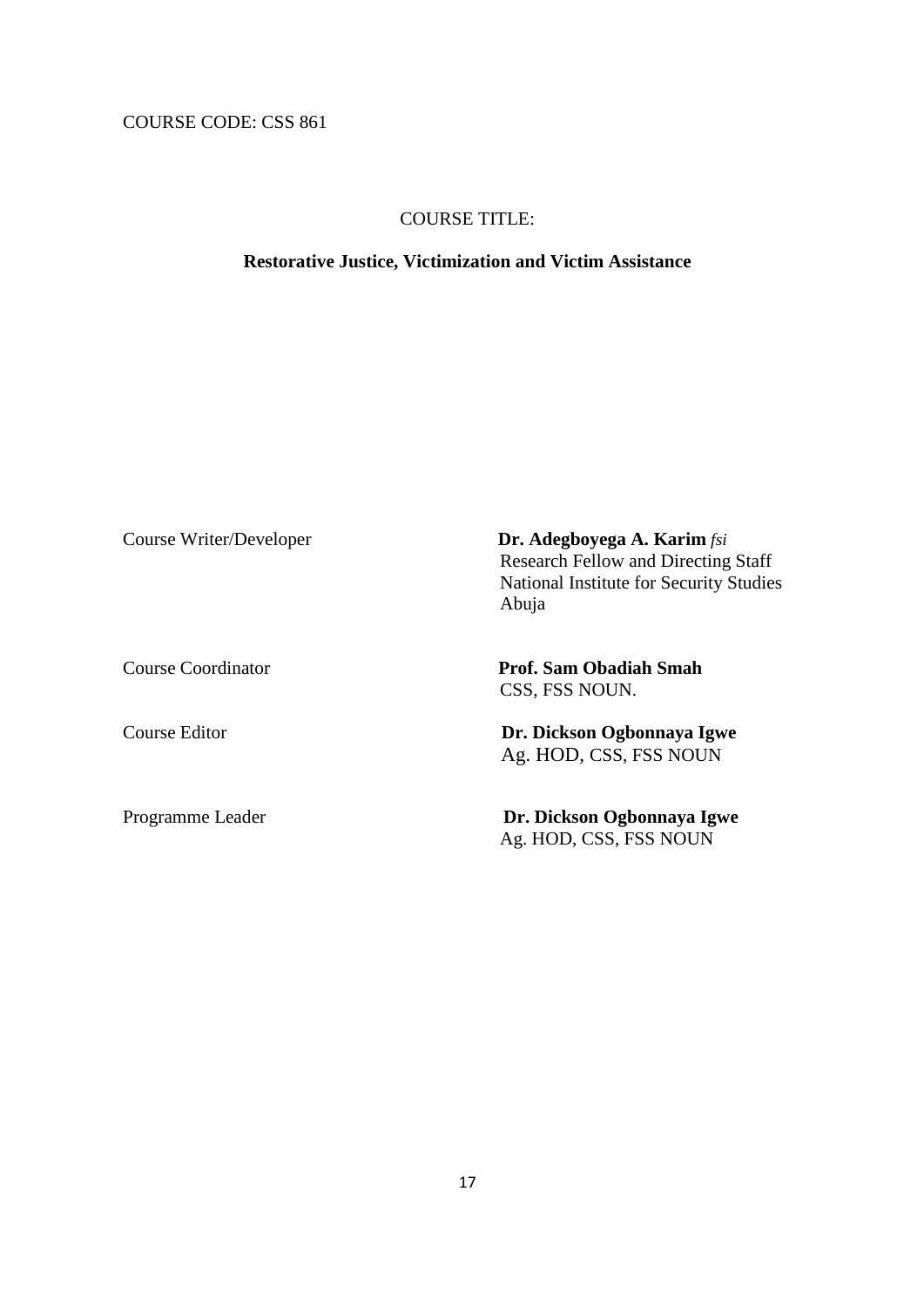COURSE CODE: CSS 861

COURSE TITLE:

**Restorative Justice, Victimization and Victim Assistance**

| | |
|---|---|
| Course Writer/Developer | **Dr. Adegboyega A. Karim** *fsi*<br>Research Fellow and Directing Staff<br>National Institute for Security Studies<br>Abuja |
| Course Coordinator | **Prof. Sam Obadiah Smah**<br>CSS, FSS NOUN. |
| Course Editor | **Dr. Dickson Ogbonnaya Igwe**<br>Ag. HOD, CSS, FSS NOUN |
| Programme Leader | **Dr. Dickson Ogbonnaya Igwe**<br>Ag. HOD, CSS, FSS NOUN |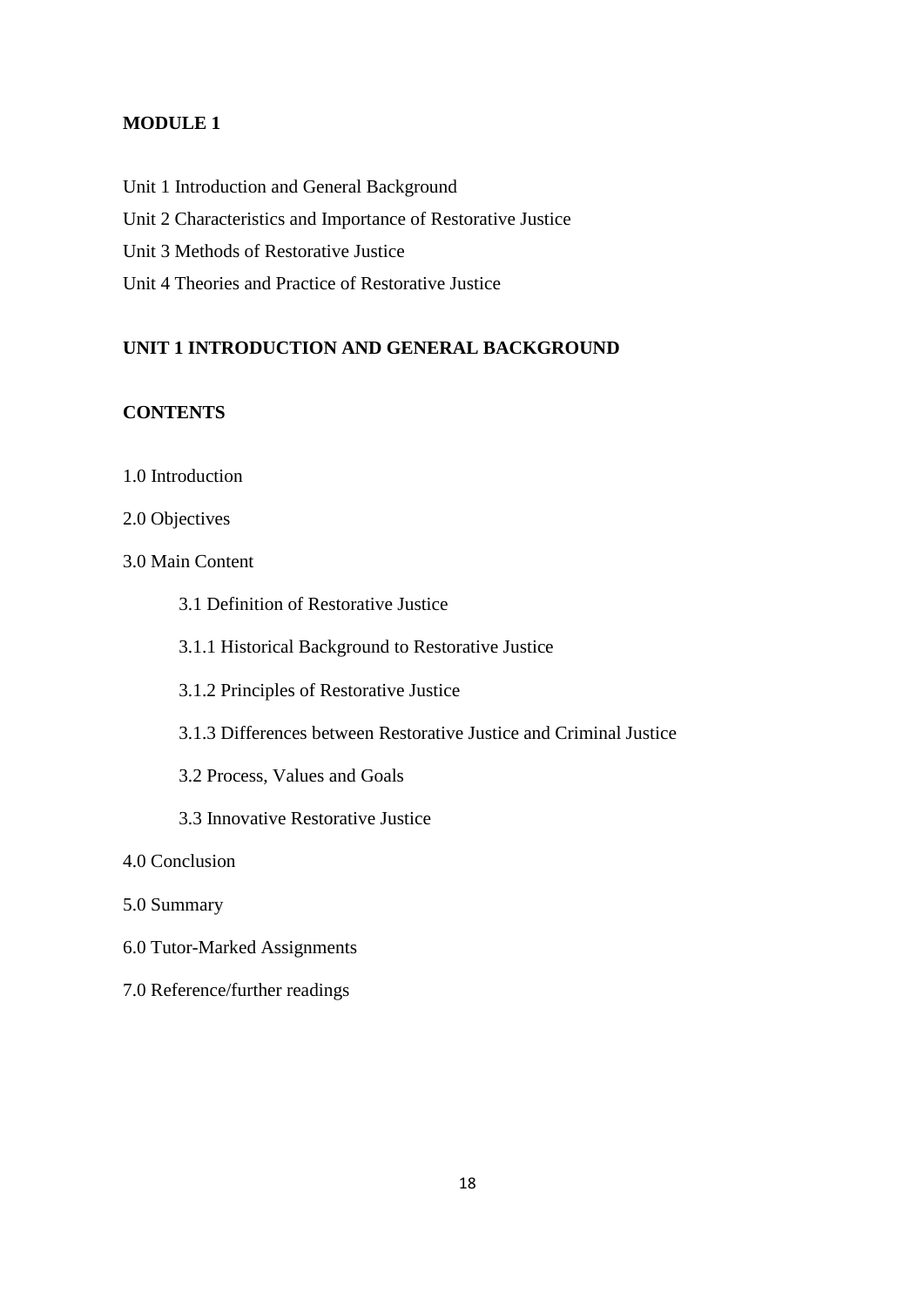## MODULE 1

Unit 1 Introduction and General Background

Unit 2 Characteristics and Importance of Restorative Justice

Unit 3 Methods of Restorative Justice

Unit 4 Theories and Practice of Restorative Justice

## UNIT 1 INTRODUCTION AND GENERAL BACKGROUND

### CONTENTS

1.0 Introduction

2.0 Objectives

3.0 Main Content

- 3.1 Definition of Restorative Justice
- 3.1.1 Historical Background to Restorative Justice
- 3.1.2 Principles of Restorative Justice
- 3.1.3 Differences between Restorative Justice and Criminal Justice
- 3.2 Process, Values and Goals
- 3.3 Innovative Restorative Justice

4.0 Conclusion

5.0 Summary

6.0 Tutor-Marked Assignments

7.0 Reference/further readings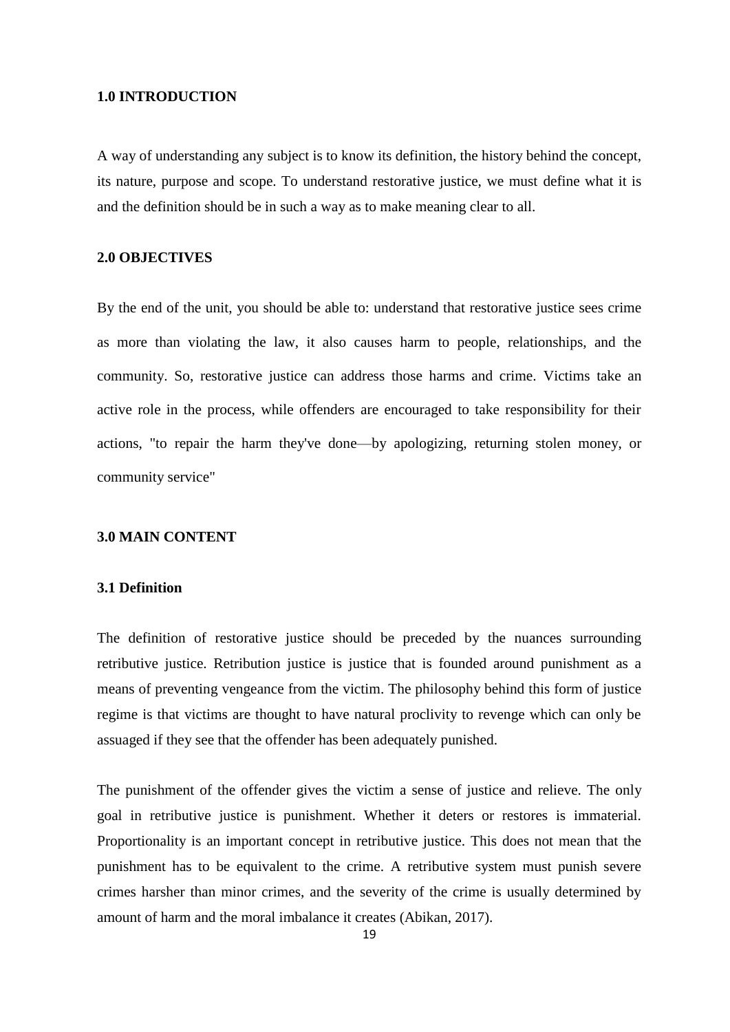## 1.0 INTRODUCTION

A way of understanding any subject is to know its definition, the history behind the concept, its nature, purpose and scope. To understand restorative justice, we must define what it is and the definition should be in such a way as to make meaning clear to all.

## 2.0 OBJECTIVES

By the end of the unit, you should be able to: understand that restorative justice sees crime as more than violating the law, it also causes harm to people, relationships, and the community. So, restorative justice can address those harms and crime. Victims take an active role in the process, while offenders are encouraged to take responsibility for their actions, "to repair the harm they've done—by apologizing, returning stolen money, or community service"

## 3.0 MAIN CONTENT

### 3.1 Definition

The definition of restorative justice should be preceded by the nuances surrounding retributive justice. Retribution justice is justice that is founded around punishment as a means of preventing vengeance from the victim. The philosophy behind this form of justice regime is that victims are thought to have natural proclivity to revenge which can only be assuaged if they see that the offender has been adequately punished.

The punishment of the offender gives the victim a sense of justice and relieve. The only goal in retributive justice is punishment. Whether it deters or restores is immaterial. Proportionality is an important concept in retributive justice. This does not mean that the punishment has to be equivalent to the crime. A retributive system must punish severe crimes harsher than minor crimes, and the severity of the crime is usually determined by amount of harm and the moral imbalance it creates (Abikan, 2017).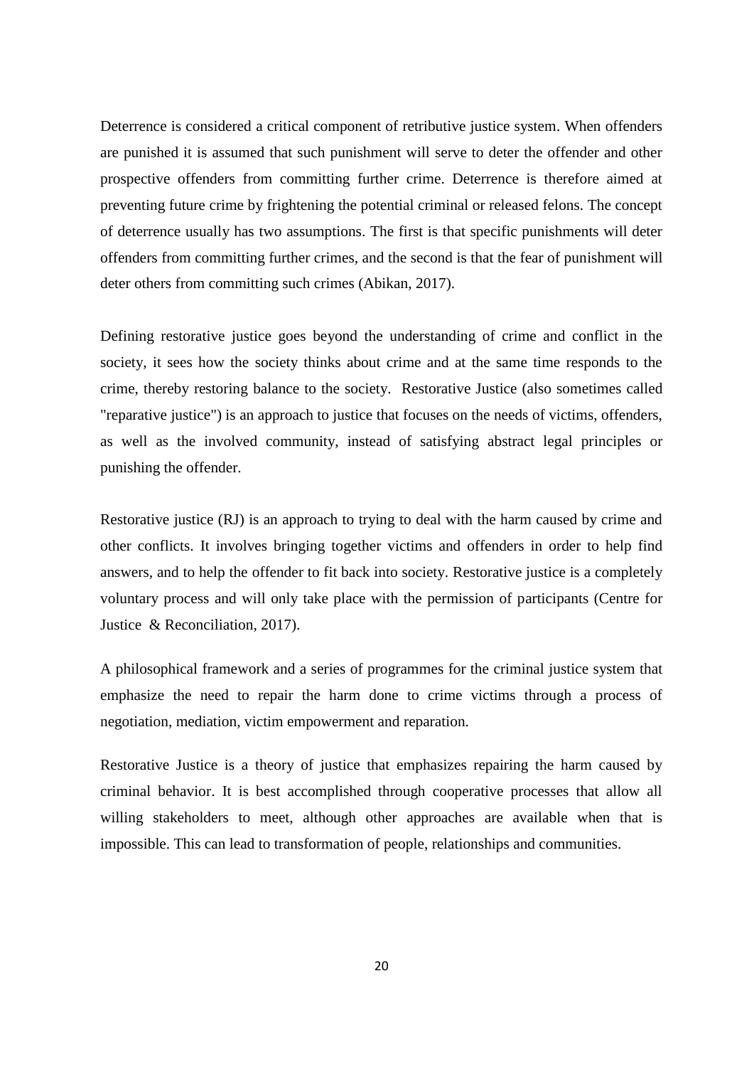Deterrence is considered a critical component of retributive justice system. When offenders are punished it is assumed that such punishment will serve to deter the offender and other prospective offenders from committing further crime. Deterrence is therefore aimed at preventing future crime by frightening the potential criminal or released felons. The concept of deterrence usually has two assumptions. The first is that specific punishments will deter offenders from committing further crimes, and the second is that the fear of punishment will deter others from committing such crimes (Abikan, 2017).

Defining restorative justice goes beyond the understanding of crime and conflict in the society, it sees how the society thinks about crime and at the same time responds to the crime, thereby restoring balance to the society.  Restorative Justice (also sometimes called "reparative justice") is an approach to justice that focuses on the needs of victims, offenders, as well as the involved community, instead of satisfying abstract legal principles or punishing the offender.

Restorative justice (RJ) is an approach to trying to deal with the harm caused by crime and other conflicts. It involves bringing together victims and offenders in order to help find answers, and to help the offender to fit back into society. Restorative justice is a completely voluntary process and will only take place with the permission of participants (Centre for Justice & Reconciliation, 2017).

A philosophical framework and a series of programmes for the criminal justice system that emphasize the need to repair the harm done to crime victims through a process of negotiation, mediation, victim empowerment and reparation.

Restorative Justice is a theory of justice that emphasizes repairing the harm caused by criminal behavior. It is best accomplished through cooperative processes that allow all willing stakeholders to meet, although other approaches are available when that is impossible. This can lead to transformation of people, relationships and communities.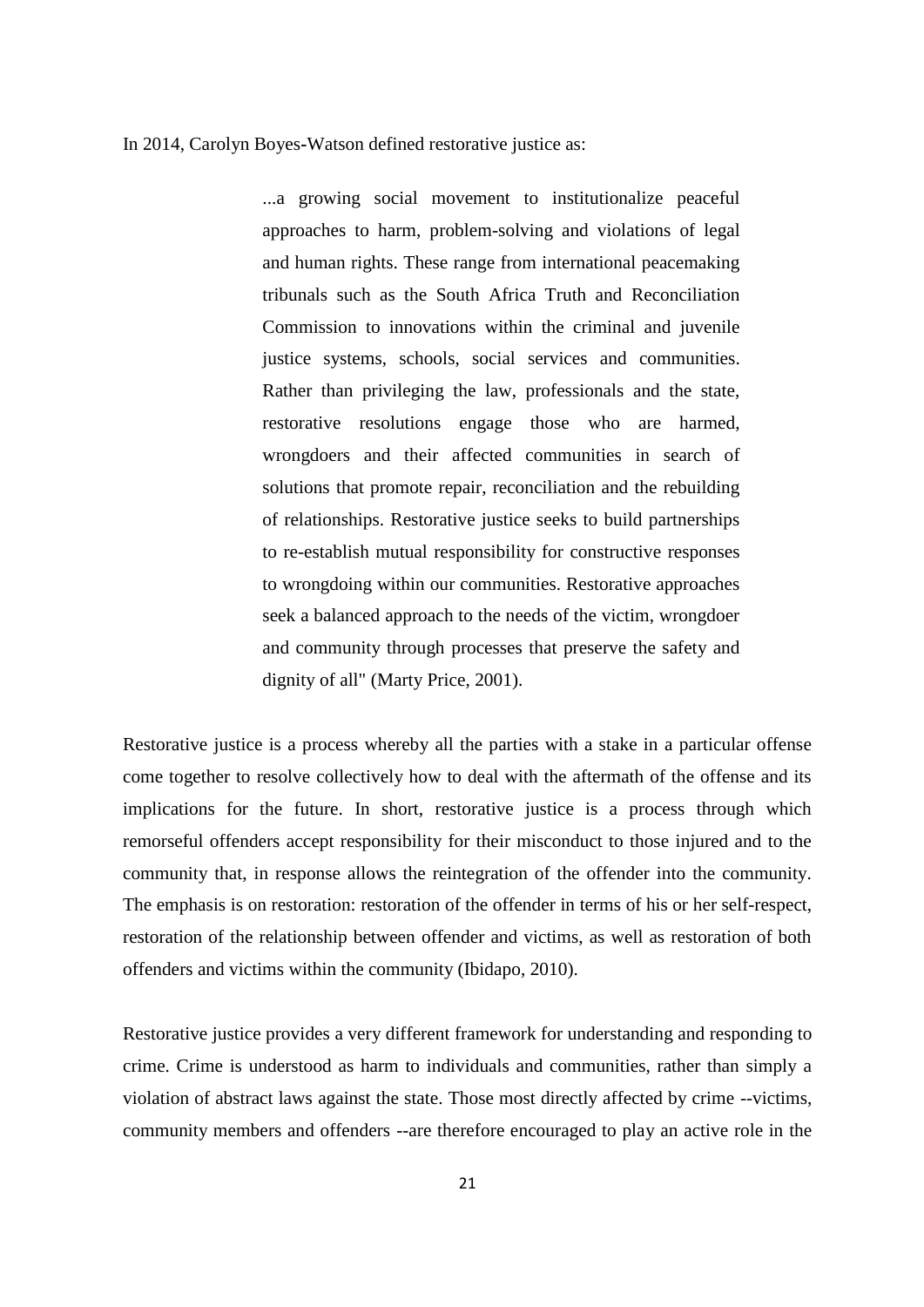In 2014, Carolyn Boyes-Watson defined restorative justice as:

> ...a growing social movement to institutionalize peaceful approaches to harm, problem-solving and violations of legal and human rights. These range from international peacemaking tribunals such as the South Africa Truth and Reconciliation Commission to innovations within the criminal and juvenile justice systems, schools, social services and communities. Rather than privileging the law, professionals and the state, restorative resolutions engage those who are harmed, wrongdoers and their affected communities in search of solutions that promote repair, reconciliation and the rebuilding of relationships. Restorative justice seeks to build partnerships to re-establish mutual responsibility for constructive responses to wrongdoing within our communities. Restorative approaches seek a balanced approach to the needs of the victim, wrongdoer and community through processes that preserve the safety and dignity of all" (Marty Price, 2001).

Restorative justice is a process whereby all the parties with a stake in a particular offense come together to resolve collectively how to deal with the aftermath of the offense and its implications for the future. In short, restorative justice is a process through which remorseful offenders accept responsibility for their misconduct to those injured and to the community that, in response allows the reintegration of the offender into the community. The emphasis is on restoration: restoration of the offender in terms of his or her self-respect, restoration of the relationship between offender and victims, as well as restoration of both offenders and victims within the community (Ibidapo, 2010).

Restorative justice provides a very different framework for understanding and responding to crime. Crime is understood as harm to individuals and communities, rather than simply a violation of abstract laws against the state. Those most directly affected by crime --victims, community members and offenders --are therefore encouraged to play an active role in the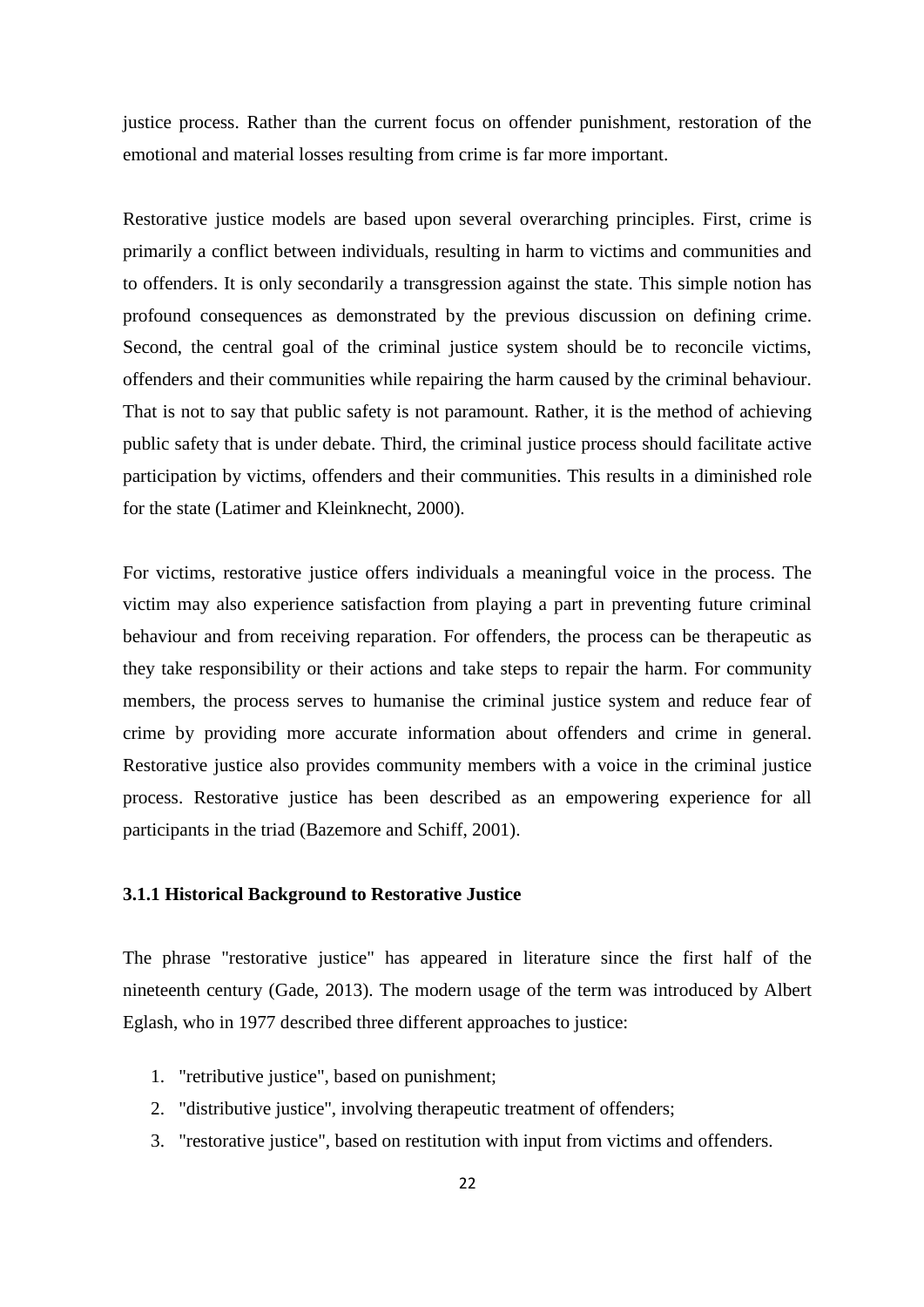justice process. Rather than the current focus on offender punishment, restoration of the emotional and material losses resulting from crime is far more important.

Restorative justice models are based upon several overarching principles. First, crime is primarily a conflict between individuals, resulting in harm to victims and communities and to offenders. It is only secondarily a transgression against the state. This simple notion has profound consequences as demonstrated by the previous discussion on defining crime. Second, the central goal of the criminal justice system should be to reconcile victims, offenders and their communities while repairing the harm caused by the criminal behaviour. That is not to say that public safety is not paramount. Rather, it is the method of achieving public safety that is under debate. Third, the criminal justice process should facilitate active participation by victims, offenders and their communities. This results in a diminished role for the state (Latimer and Kleinknecht, 2000).

For victims, restorative justice offers individuals a meaningful voice in the process. The victim may also experience satisfaction from playing a part in preventing future criminal behaviour and from receiving reparation. For offenders, the process can be therapeutic as they take responsibility or their actions and take steps to repair the harm. For community members, the process serves to humanise the criminal justice system and reduce fear of crime by providing more accurate information about offenders and crime in general. Restorative justice also provides community members with a voice in the criminal justice process. Restorative justice has been described as an empowering experience for all participants in the triad (Bazemore and Schiff, 2001).

### 3.1.1 Historical Background to Restorative Justice

The phrase "restorative justice" has appeared in literature since the first half of the nineteenth century (Gade, 2013). The modern usage of the term was introduced by Albert Eglash, who in 1977 described three different approaches to justice:

1. "retributive justice", based on punishment;
2. "distributive justice", involving therapeutic treatment of offenders;
3. "restorative justice", based on restitution with input from victims and offenders.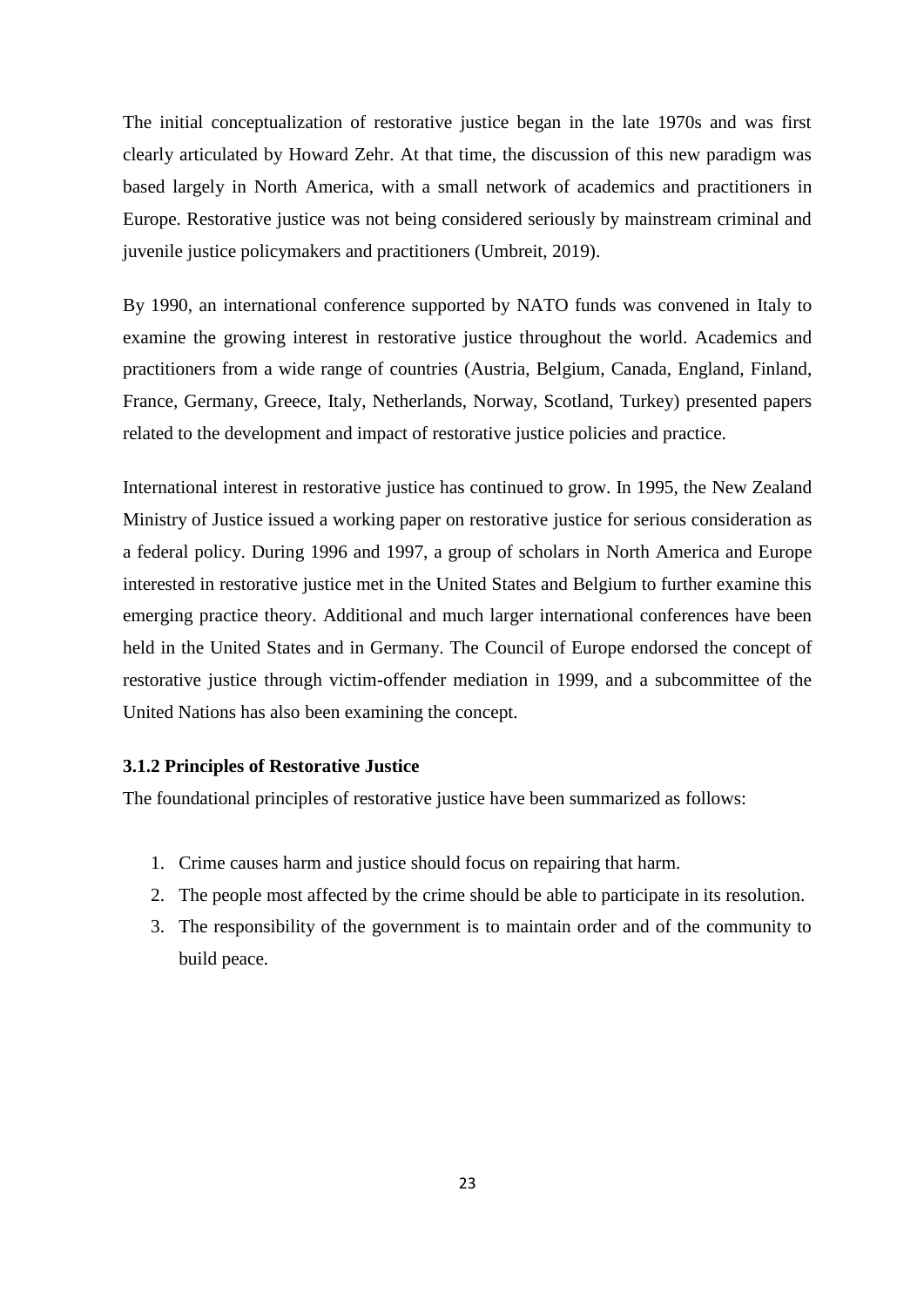The initial conceptualization of restorative justice began in the late 1970s and was first clearly articulated by Howard Zehr. At that time, the discussion of this new paradigm was based largely in North America, with a small network of academics and practitioners in Europe. Restorative justice was not being considered seriously by mainstream criminal and juvenile justice policymakers and practitioners (Umbreit, 2019).

By 1990, an international conference supported by NATO funds was convened in Italy to examine the growing interest in restorative justice throughout the world. Academics and practitioners from a wide range of countries (Austria, Belgium, Canada, England, Finland, France, Germany, Greece, Italy, Netherlands, Norway, Scotland, Turkey) presented papers related to the development and impact of restorative justice policies and practice.

International interest in restorative justice has continued to grow. In 1995, the New Zealand Ministry of Justice issued a working paper on restorative justice for serious consideration as a federal policy. During 1996 and 1997, a group of scholars in North America and Europe interested in restorative justice met in the United States and Belgium to further examine this emerging practice theory. Additional and much larger international conferences have been held in the United States and in Germany. The Council of Europe endorsed the concept of restorative justice through victim-offender mediation in 1999, and a subcommittee of the United Nations has also been examining the concept.

### 3.1.2 Principles of Restorative Justice

The foundational principles of restorative justice have been summarized as follows:

1. Crime causes harm and justice should focus on repairing that harm.
2. The people most affected by the crime should be able to participate in its resolution.
3. The responsibility of the government is to maintain order and of the community to build peace.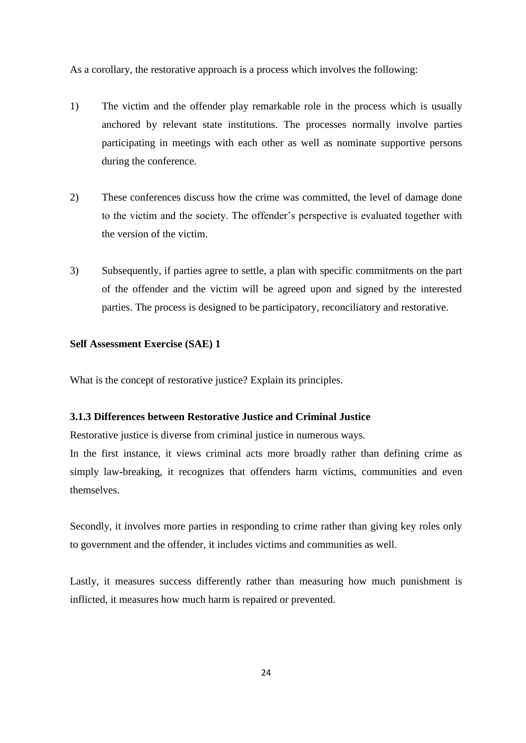As a corollary, the restorative approach is a process which involves the following:

1) The victim and the offender play remarkable role in the process which is usually anchored by relevant state institutions. The processes normally involve parties participating in meetings with each other as well as nominate supportive persons during the conference.

2) These conferences discuss how the crime was committed, the level of damage done to the victim and the society. The offender's perspective is evaluated together with the version of the victim.

3) Subsequently, if parties agree to settle, a plan with specific commitments on the part of the offender and the victim will be agreed upon and signed by the interested parties. The process is designed to be participatory, reconciliatory and restorative.

**Self Assessment Exercise (SAE) 1**

What is the concept of restorative justice? Explain its principles.

### 3.1.3 Differences between Restorative Justice and Criminal Justice

Restorative justice is diverse from criminal justice in numerous ways.

In the first instance, it views criminal acts more broadly rather than defining crime as simply law-breaking, it recognizes that offenders harm victims, communities and even themselves.

Secondly, it involves more parties in responding to crime rather than giving key roles only to government and the offender, it includes victims and communities as well.

Lastly, it measures success differently rather than measuring how much punishment is inflicted, it measures how much harm is repaired or prevented.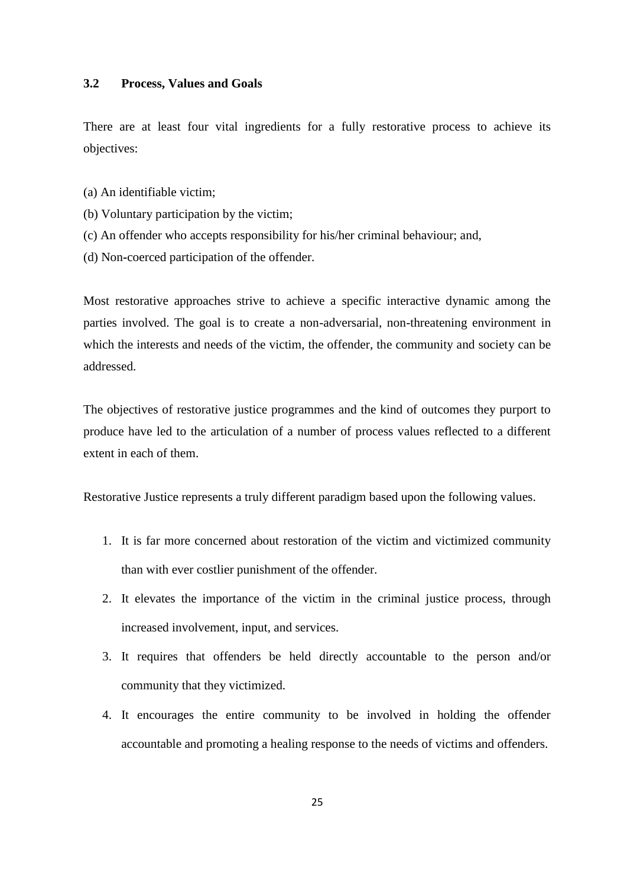### 3.2 Process, Values and Goals

There are at least four vital ingredients for a fully restorative process to achieve its objectives:

(a) An identifiable victim;
(b) Voluntary participation by the victim;
(c) An offender who accepts responsibility for his/her criminal behaviour; and,
(d) Non-coerced participation of the offender.

Most restorative approaches strive to achieve a specific interactive dynamic among the parties involved. The goal is to create a non-adversarial, non-threatening environment in which the interests and needs of the victim, the offender, the community and society can be addressed.

The objectives of restorative justice programmes and the kind of outcomes they purport to produce have led to the articulation of a number of process values reflected to a different extent in each of them.

Restorative Justice represents a truly different paradigm based upon the following values.

1. It is far more concerned about restoration of the victim and victimized community than with ever costlier punishment of the offender.
2. It elevates the importance of the victim in the criminal justice process, through increased involvement, input, and services.
3. It requires that offenders be held directly accountable to the person and/or community that they victimized.
4. It encourages the entire community to be involved in holding the offender accountable and promoting a healing response to the needs of victims and offenders.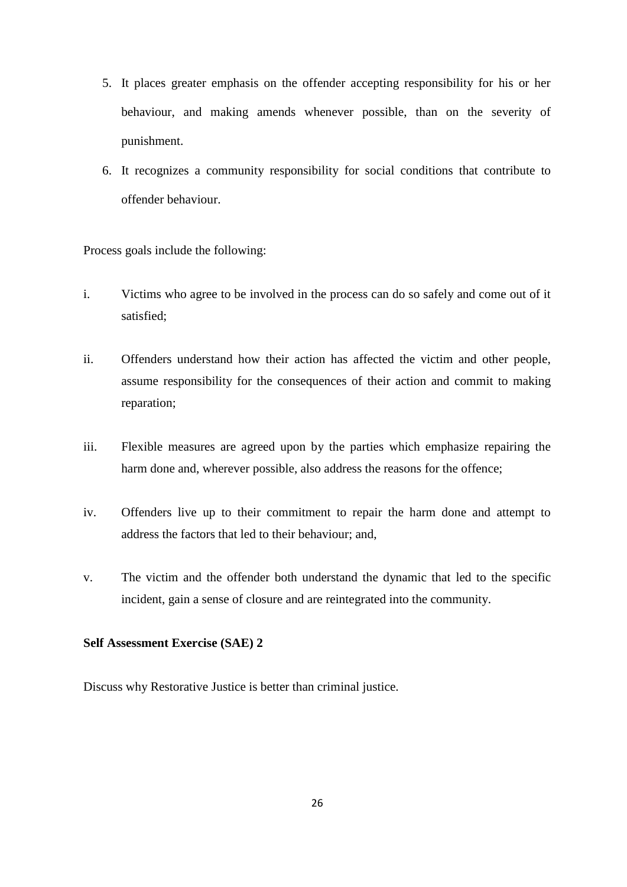5. It places greater emphasis on the offender accepting responsibility for his or her behaviour, and making amends whenever possible, than on the severity of punishment.
6. It recognizes a community responsibility for social conditions that contribute to offender behaviour.

Process goals include the following:

i. Victims who agree to be involved in the process can do so safely and come out of it satisfied;

ii. Offenders understand how their action has affected the victim and other people, assume responsibility for the consequences of their action and commit to making reparation;

iii. Flexible measures are agreed upon by the parties which emphasize repairing the harm done and, wherever possible, also address the reasons for the offence;

iv. Offenders live up to their commitment to repair the harm done and attempt to address the factors that led to their behaviour; and,

v. The victim and the offender both understand the dynamic that led to the specific incident, gain a sense of closure and are reintegrated into the community.

**Self Assessment Exercise (SAE) 2**

Discuss why Restorative Justice is better than criminal justice.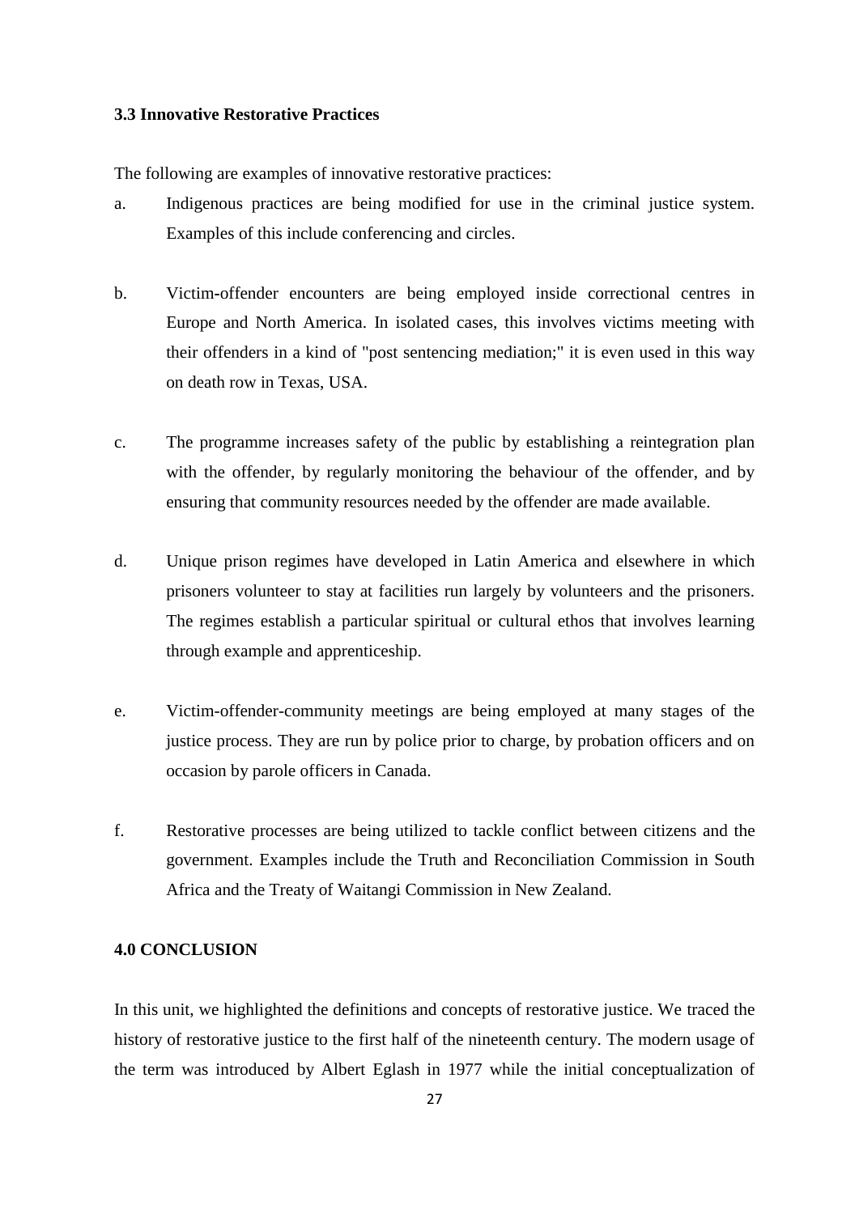### 3.3 Innovative Restorative Practices

The following are examples of innovative restorative practices:

a. Indigenous practices are being modified for use in the criminal justice system. Examples of this include conferencing and circles.

b. Victim-offender encounters are being employed inside correctional centres in Europe and North America. In isolated cases, this involves victims meeting with their offenders in a kind of "post sentencing mediation;" it is even used in this way on death row in Texas, USA.

c. The programme increases safety of the public by establishing a reintegration plan with the offender, by regularly monitoring the behaviour of the offender, and by ensuring that community resources needed by the offender are made available.

d. Unique prison regimes have developed in Latin America and elsewhere in which prisoners volunteer to stay at facilities run largely by volunteers and the prisoners. The regimes establish a particular spiritual or cultural ethos that involves learning through example and apprenticeship.

e. Victim-offender-community meetings are being employed at many stages of the justice process. They are run by police prior to charge, by probation officers and on occasion by parole officers in Canada.

f. Restorative processes are being utilized to tackle conflict between citizens and the government. Examples include the Truth and Reconciliation Commission in South Africa and the Treaty of Waitangi Commission in New Zealand.

## 4.0 CONCLUSION

In this unit, we highlighted the definitions and concepts of restorative justice. We traced the history of restorative justice to the first half of the nineteenth century. The modern usage of the term was introduced by Albert Eglash in 1977 while the initial conceptualization of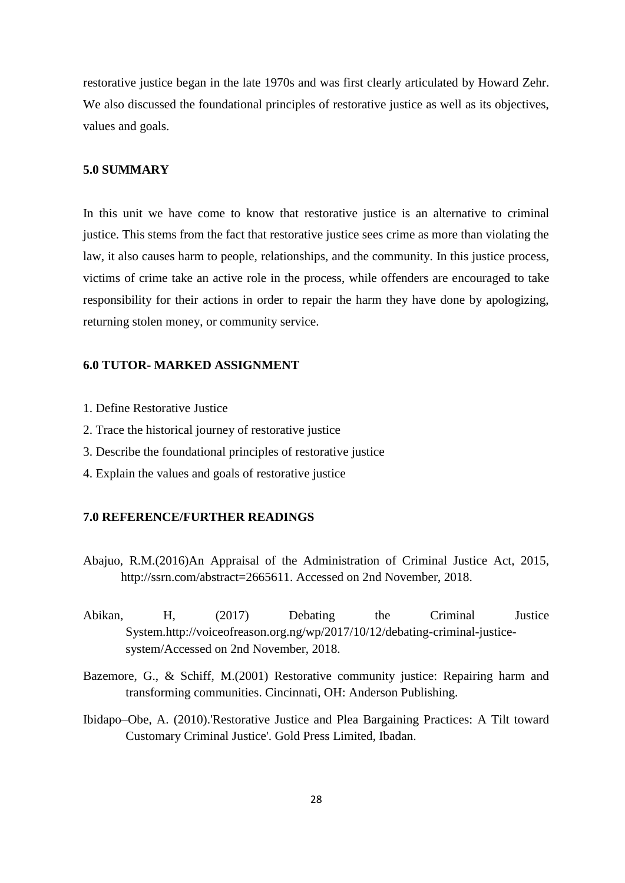restorative justice began in the late 1970s and was first clearly articulated by Howard Zehr. We also discussed the foundational principles of restorative justice as well as its objectives, values and goals.

## 5.0 SUMMARY

In this unit we have come to know that restorative justice is an alternative to criminal justice. This stems from the fact that restorative justice sees crime as more than violating the law, it also causes harm to people, relationships, and the community. In this justice process, victims of crime take an active role in the process, while offenders are encouraged to take responsibility for their actions in order to repair the harm they have done by apologizing, returning stolen money, or community service.

## 6.0 TUTOR- MARKED ASSIGNMENT

1. Define Restorative Justice
2. Trace the historical journey of restorative justice
3. Describe the foundational principles of restorative justice
4. Explain the values and goals of restorative justice

## 7.0 REFERENCE/FURTHER READINGS

Abajuo, R.M.(2016)An Appraisal of the Administration of Criminal Justice Act, 2015, http://ssrn.com/abstract=2665611. Accessed on 2nd November, 2018.

Abikan, H, (2017) Debating the Criminal Justice System.http://voiceofreason.org.ng/wp/2017/10/12/debating-criminal-justice-system/Accessed on 2nd November, 2018.

Bazemore, G., & Schiff, M.(2001) Restorative community justice: Repairing harm and transforming communities. Cincinnati, OH: Anderson Publishing.

Ibidapo–Obe, A. (2010).'Restorative Justice and Plea Bargaining Practices: A Tilt toward Customary Criminal Justice'. Gold Press Limited, Ibadan.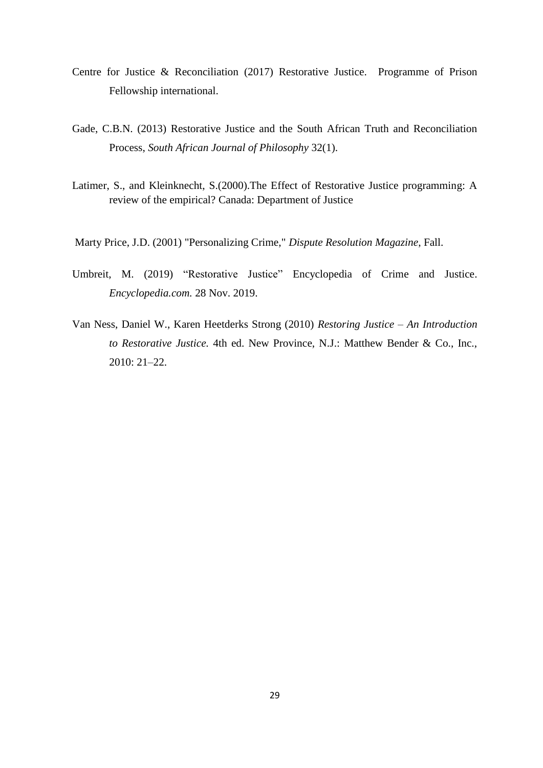Centre for Justice & Reconciliation (2017) Restorative Justice. Programme of Prison Fellowship international.

Gade, C.B.N. (2013) Restorative Justice and the South African Truth and Reconciliation Process, *South African Journal of Philosophy* 32(1).

Latimer, S., and Kleinknecht, S.(2000).The Effect of Restorative Justice programming: A review of the empirical? Canada: Department of Justice

Marty Price, J.D. (2001) "Personalizing Crime," *Dispute Resolution Magazine*, Fall.

Umbreit, M. (2019) "Restorative Justice" Encyclopedia of Crime and Justice. *Encyclopedia.com.* 28 Nov. 2019.

Van Ness, Daniel W., Karen Heetderks Strong (2010) *Restoring Justice – An Introduction to Restorative Justice.* 4th ed. New Province, N.J.: Matthew Bender & Co., Inc., 2010: 21–22.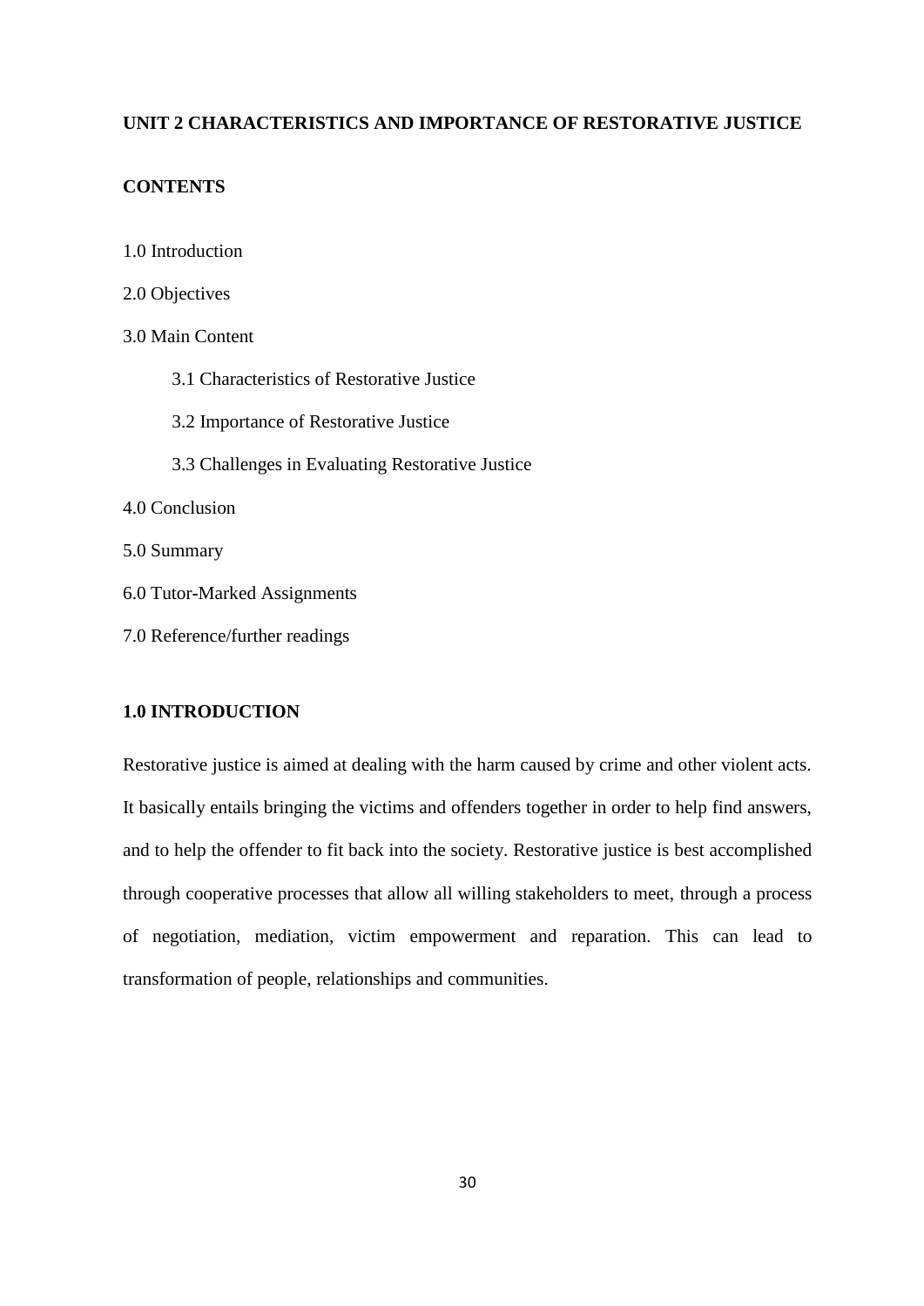## UNIT 2 CHARACTERISTICS AND IMPORTANCE OF RESTORATIVE JUSTICE

### CONTENTS

1.0 Introduction

2.0 Objectives

3.0 Main Content

- 3.1 Characteristics of Restorative Justice
- 3.2 Importance of Restorative Justice
- 3.3 Challenges in Evaluating Restorative Justice

4.0 Conclusion

5.0 Summary

6.0 Tutor-Marked Assignments

7.0 Reference/further readings

### 1.0 INTRODUCTION

Restorative justice is aimed at dealing with the harm caused by crime and other violent acts. It basically entails bringing the victims and offenders together in order to help find answers, and to help the offender to fit back into the society. Restorative justice is best accomplished through cooperative processes that allow all willing stakeholders to meet, through a process of negotiation, mediation, victim empowerment and reparation. This can lead to transformation of people, relationships and communities.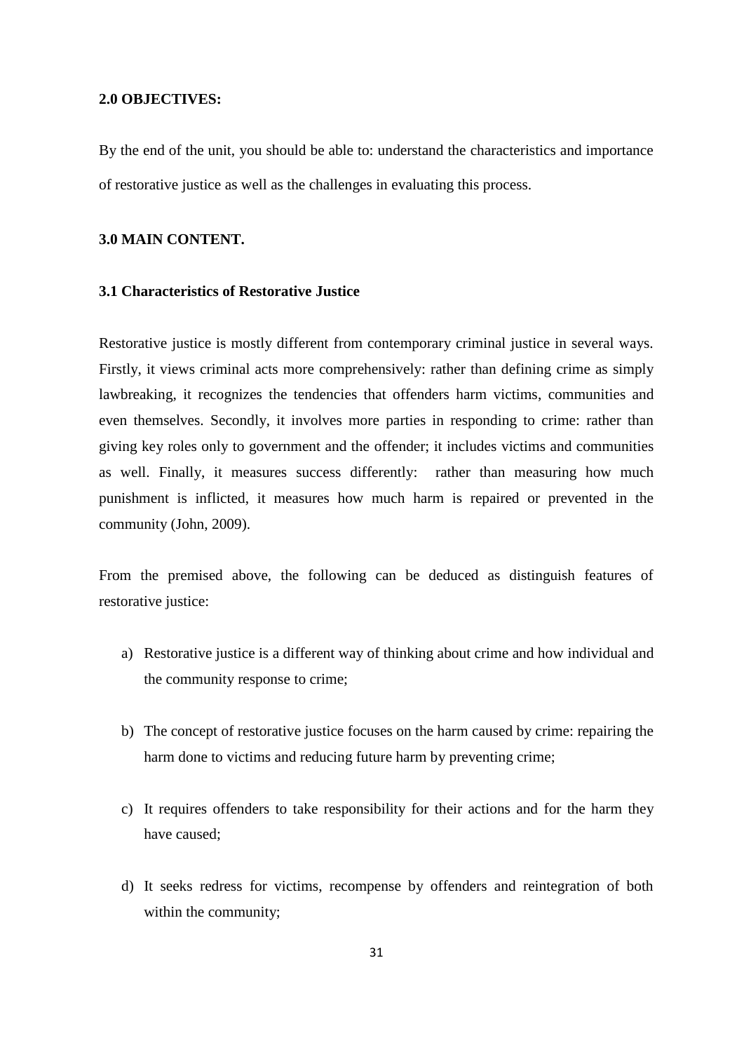## 2.0 OBJECTIVES:

By the end of the unit, you should be able to: understand the characteristics and importance of restorative justice as well as the challenges in evaluating this process.

## 3.0 MAIN CONTENT.

### 3.1 Characteristics of Restorative Justice

Restorative justice is mostly different from contemporary criminal justice in several ways. Firstly, it views criminal acts more comprehensively: rather than defining crime as simply lawbreaking, it recognizes the tendencies that offenders harm victims, communities and even themselves. Secondly, it involves more parties in responding to crime: rather than giving key roles only to government and the offender; it includes victims and communities as well. Finally, it measures success differently: rather than measuring how much punishment is inflicted, it measures how much harm is repaired or prevented in the community (John, 2009).

From the premised above, the following can be deduced as distinguish features of restorative justice:

a) Restorative justice is a different way of thinking about crime and how individual and the community response to crime;

b) The concept of restorative justice focuses on the harm caused by crime: repairing the harm done to victims and reducing future harm by preventing crime;

c) It requires offenders to take responsibility for their actions and for the harm they have caused;

d) It seeks redress for victims, recompense by offenders and reintegration of both within the community;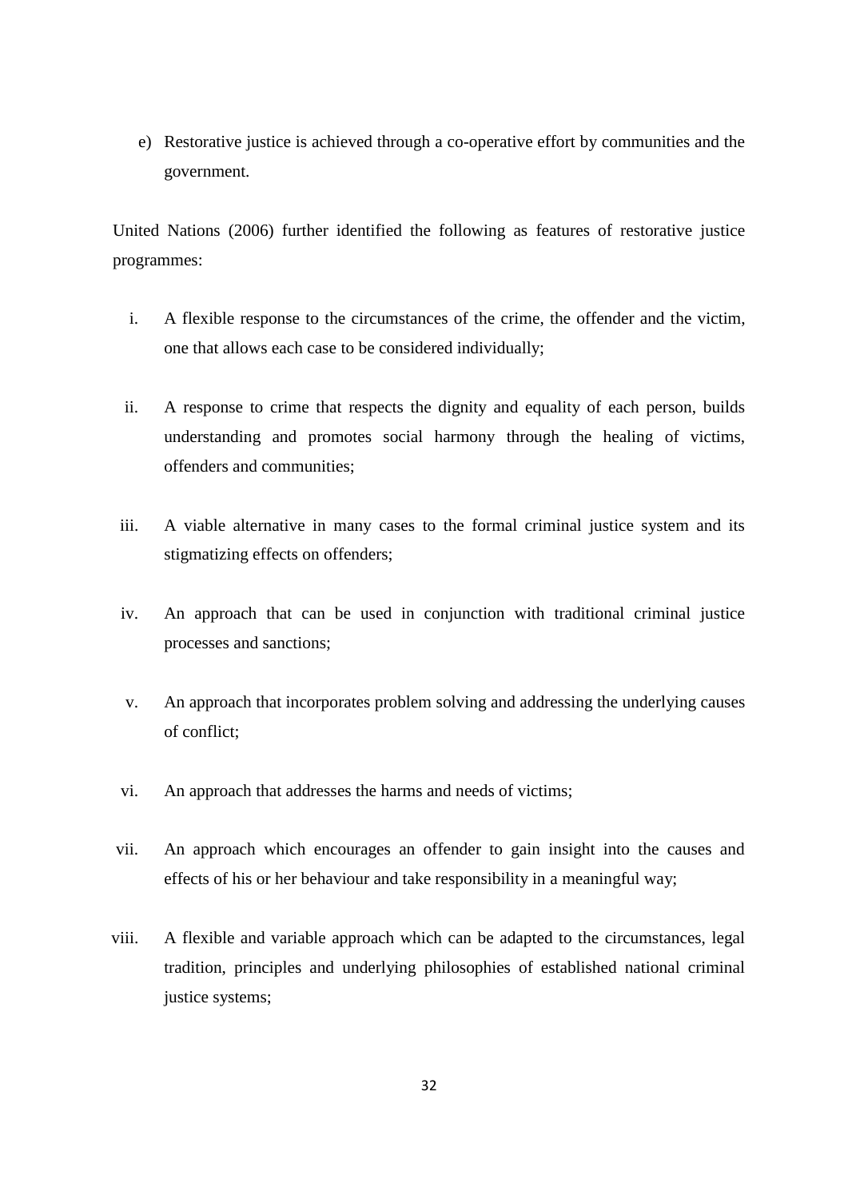e) Restorative justice is achieved through a co-operative effort by communities and the government.

United Nations (2006) further identified the following as features of restorative justice programmes:

i. A flexible response to the circumstances of the crime, the offender and the victim, one that allows each case to be considered individually;

ii. A response to crime that respects the dignity and equality of each person, builds understanding and promotes social harmony through the healing of victims, offenders and communities;

iii. A viable alternative in many cases to the formal criminal justice system and its stigmatizing effects on offenders;

iv. An approach that can be used in conjunction with traditional criminal justice processes and sanctions;

v. An approach that incorporates problem solving and addressing the underlying causes of conflict;

vi. An approach that addresses the harms and needs of victims;

vii. An approach which encourages an offender to gain insight into the causes and effects of his or her behaviour and take responsibility in a meaningful way;

viii. A flexible and variable approach which can be adapted to the circumstances, legal tradition, principles and underlying philosophies of established national criminal justice systems;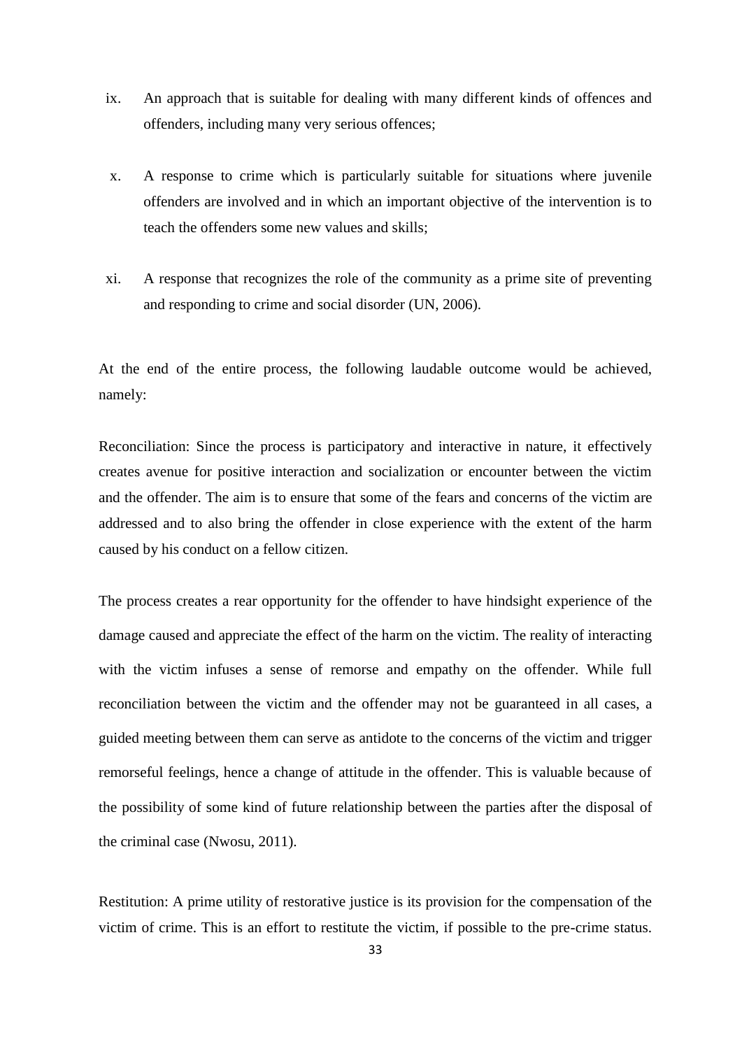ix. An approach that is suitable for dealing with many different kinds of offences and offenders, including many very serious offences;

x. A response to crime which is particularly suitable for situations where juvenile offenders are involved and in which an important objective of the intervention is to teach the offenders some new values and skills;

xi. A response that recognizes the role of the community as a prime site of preventing and responding to crime and social disorder (UN, 2006).

At the end of the entire process, the following laudable outcome would be achieved, namely:

Reconciliation: Since the process is participatory and interactive in nature, it effectively creates avenue for positive interaction and socialization or encounter between the victim and the offender. The aim is to ensure that some of the fears and concerns of the victim are addressed and to also bring the offender in close experience with the extent of the harm caused by his conduct on a fellow citizen.

The process creates a rear opportunity for the offender to have hindsight experience of the damage caused and appreciate the effect of the harm on the victim. The reality of interacting with the victim infuses a sense of remorse and empathy on the offender. While full reconciliation between the victim and the offender may not be guaranteed in all cases, a guided meeting between them can serve as antidote to the concerns of the victim and trigger remorseful feelings, hence a change of attitude in the offender. This is valuable because of the possibility of some kind of future relationship between the parties after the disposal of the criminal case (Nwosu, 2011).

Restitution: A prime utility of restorative justice is its provision for the compensation of the victim of crime. This is an effort to restitute the victim, if possible to the pre-crime status.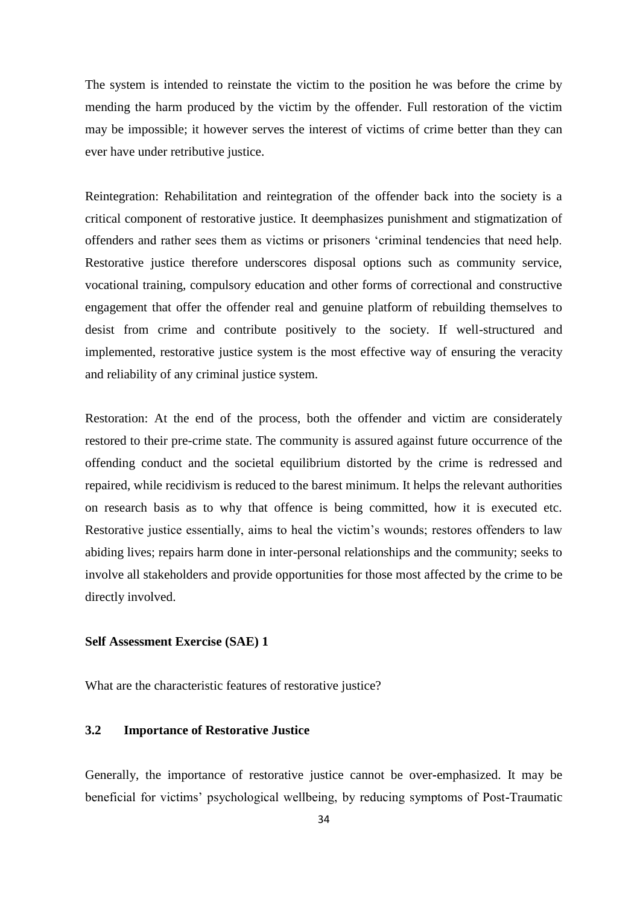The system is intended to reinstate the victim to the position he was before the crime by mending the harm produced by the victim by the offender. Full restoration of the victim may be impossible; it however serves the interest of victims of crime better than they can ever have under retributive justice.

Reintegration: Rehabilitation and reintegration of the offender back into the society is a critical component of restorative justice. It deemphasizes punishment and stigmatization of offenders and rather sees them as victims or prisoners 'criminal tendencies that need help. Restorative justice therefore underscores disposal options such as community service, vocational training, compulsory education and other forms of correctional and constructive engagement that offer the offender real and genuine platform of rebuilding themselves to desist from crime and contribute positively to the society. If well-structured and implemented, restorative justice system is the most effective way of ensuring the veracity and reliability of any criminal justice system.

Restoration: At the end of the process, both the offender and victim are considerately restored to their pre-crime state. The community is assured against future occurrence of the offending conduct and the societal equilibrium distorted by the crime is redressed and repaired, while recidivism is reduced to the barest minimum. It helps the relevant authorities on research basis as to why that offence is being committed, how it is executed etc. Restorative justice essentially, aims to heal the victim's wounds; restores offenders to law abiding lives; repairs harm done in inter-personal relationships and the community; seeks to involve all stakeholders and provide opportunities for those most affected by the crime to be directly involved.

**Self Assessment Exercise (SAE) 1**

What are the characteristic features of restorative justice?

### 3.2 Importance of Restorative Justice

Generally, the importance of restorative justice cannot be over-emphasized. It may be beneficial for victims' psychological wellbeing, by reducing symptoms of Post-Traumatic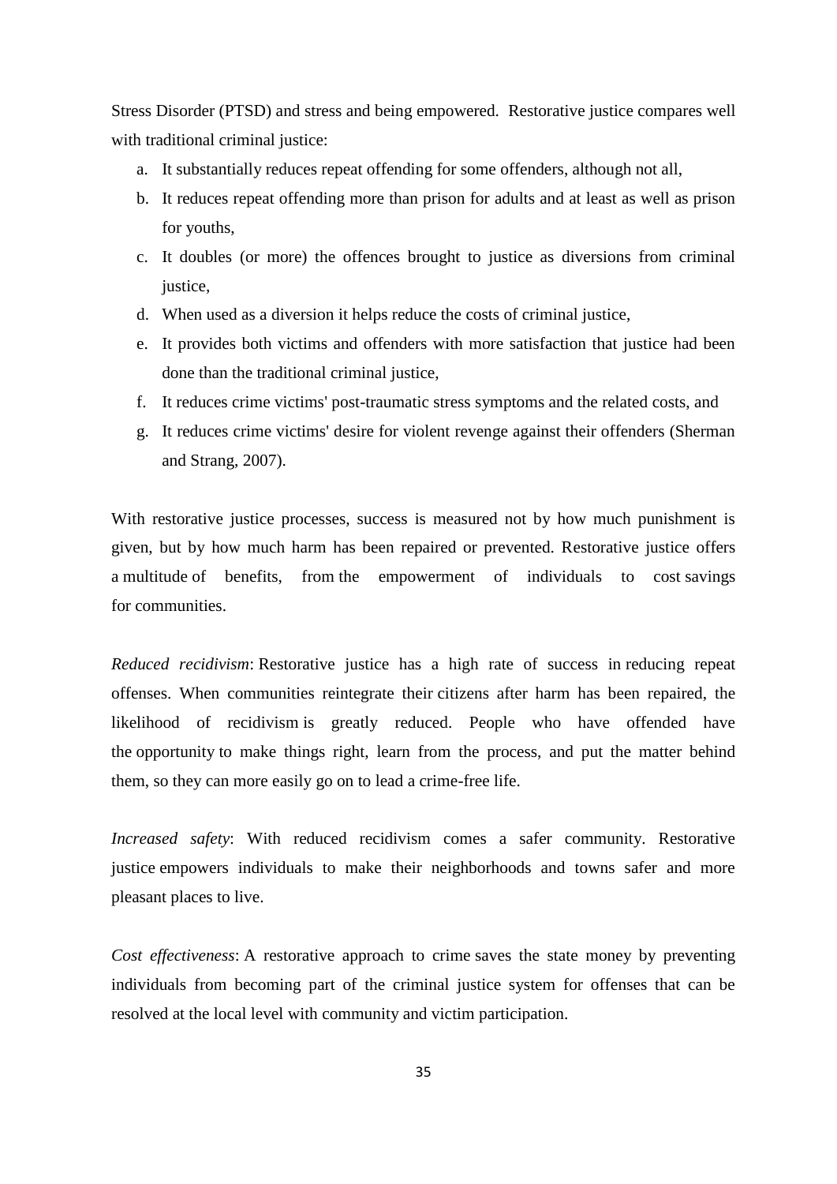Stress Disorder (PTSD) and stress and being empowered. Restorative justice compares well with traditional criminal justice:

a. It substantially reduces repeat offending for some offenders, although not all,
b. It reduces repeat offending more than prison for adults and at least as well as prison for youths,
c. It doubles (or more) the offences brought to justice as diversions from criminal justice,
d. When used as a diversion it helps reduce the costs of criminal justice,
e. It provides both victims and offenders with more satisfaction that justice had been done than the traditional criminal justice,
f. It reduces crime victims' post-traumatic stress symptoms and the related costs, and
g. It reduces crime victims' desire for violent revenge against their offenders (Sherman and Strang, 2007).

With restorative justice processes, success is measured not by how much punishment is given, but by how much harm has been repaired or prevented. Restorative justice offers a multitude of benefits, from the empowerment of individuals to cost savings for communities.

*Reduced recidivism*: Restorative justice has a high rate of success in reducing repeat offenses. When communities reintegrate their citizens after harm has been repaired, the likelihood of recidivism is greatly reduced. People who have offended have the opportunity to make things right, learn from the process, and put the matter behind them, so they can more easily go on to lead a crime-free life.

*Increased safety*: With reduced recidivism comes a safer community. Restorative justice empowers individuals to make their neighborhoods and towns safer and more pleasant places to live.

*Cost effectiveness*: A restorative approach to crime saves the state money by preventing individuals from becoming part of the criminal justice system for offenses that can be resolved at the local level with community and victim participation.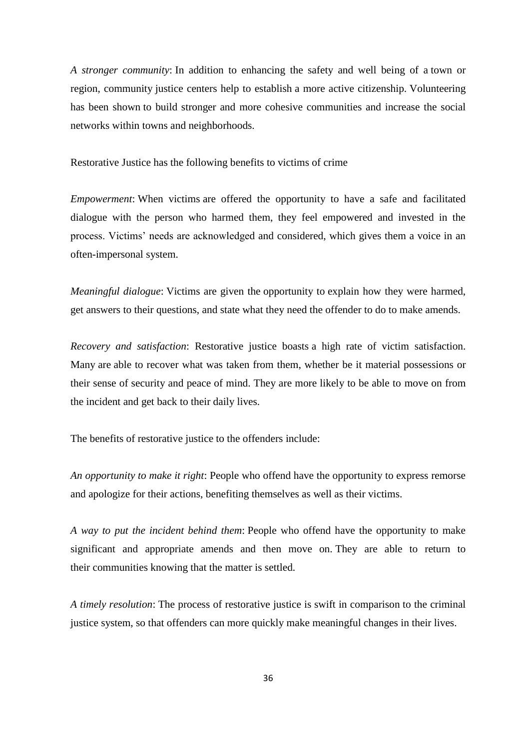*A stronger community*: In addition to enhancing the safety and well being of a town or region, community justice centers help to establish a more active citizenship. Volunteering has been shown to build stronger and more cohesive communities and increase the social networks within towns and neighborhoods.

Restorative Justice has the following benefits to victims of crime

*Empowerment*: When victims are offered the opportunity to have a safe and facilitated dialogue with the person who harmed them, they feel empowered and invested in the process. Victims' needs are acknowledged and considered, which gives them a voice in an often-impersonal system.

*Meaningful dialogue*: Victims are given the opportunity to explain how they were harmed, get answers to their questions, and state what they need the offender to do to make amends.

*Recovery and satisfaction*: Restorative justice boasts a high rate of victim satisfaction. Many are able to recover what was taken from them, whether be it material possessions or their sense of security and peace of mind. They are more likely to be able to move on from the incident and get back to their daily lives.

The benefits of restorative justice to the offenders include:

*An opportunity to make it right*: People who offend have the opportunity to express remorse and apologize for their actions, benefiting themselves as well as their victims.

*A way to put the incident behind them*: People who offend have the opportunity to make significant and appropriate amends and then move on. They are able to return to their communities knowing that the matter is settled.

*A timely resolution*: The process of restorative justice is swift in comparison to the criminal justice system, so that offenders can more quickly make meaningful changes in their lives.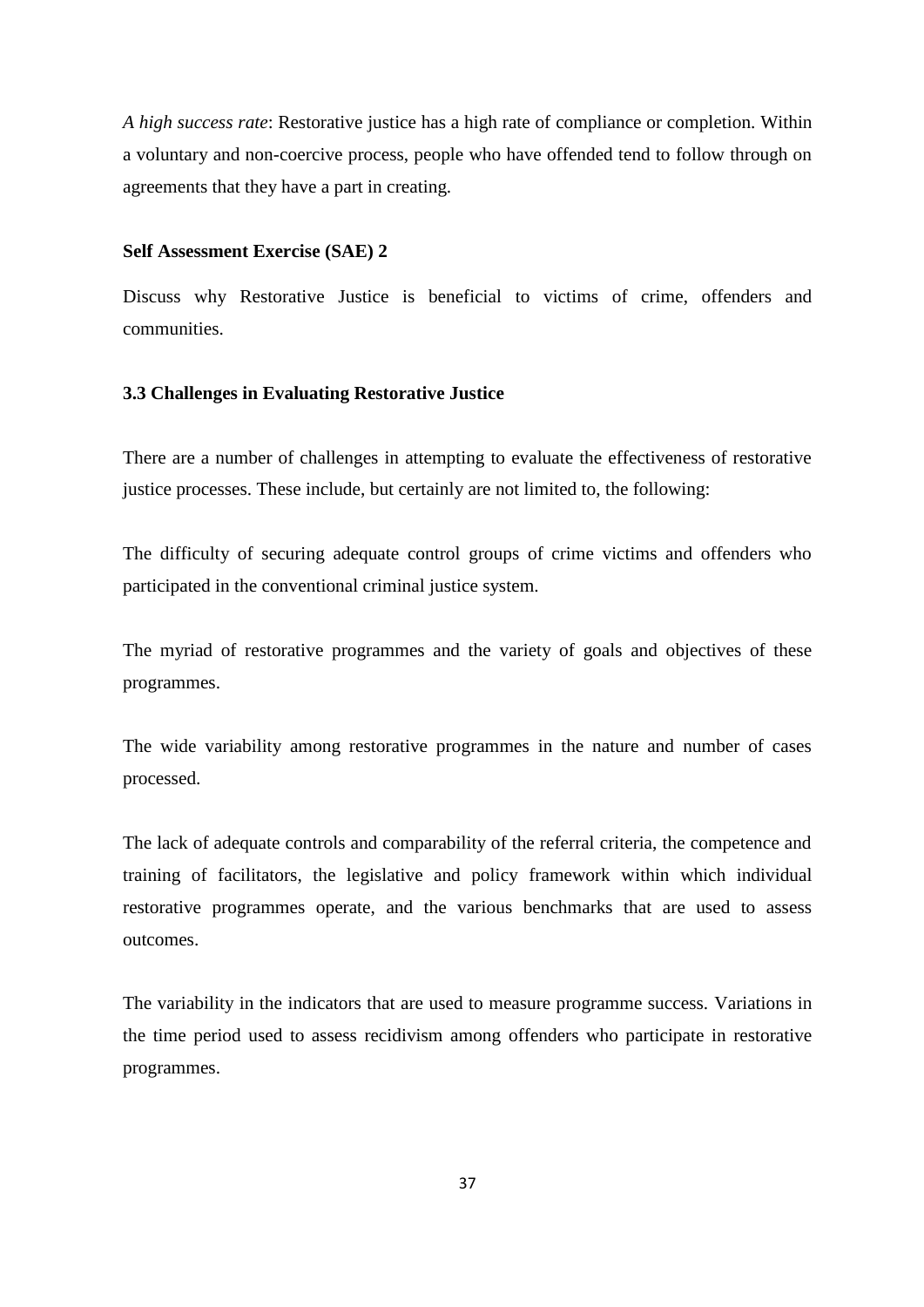*A high success rate*: Restorative justice has a high rate of compliance or completion. Within a voluntary and non-coercive process, people who have offended tend to follow through on agreements that they have a part in creating.

**Self Assessment Exercise (SAE) 2**

Discuss why Restorative Justice is beneficial to victims of crime, offenders and communities.

### 3.3 Challenges in Evaluating Restorative Justice

There are a number of challenges in attempting to evaluate the effectiveness of restorative justice processes. These include, but certainly are not limited to, the following:

The difficulty of securing adequate control groups of crime victims and offenders who participated in the conventional criminal justice system.

The myriad of restorative programmes and the variety of goals and objectives of these programmes.

The wide variability among restorative programmes in the nature and number of cases processed.

The lack of adequate controls and comparability of the referral criteria, the competence and training of facilitators, the legislative and policy framework within which individual restorative programmes operate, and the various benchmarks that are used to assess outcomes.

The variability in the indicators that are used to measure programme success. Variations in the time period used to assess recidivism among offenders who participate in restorative programmes.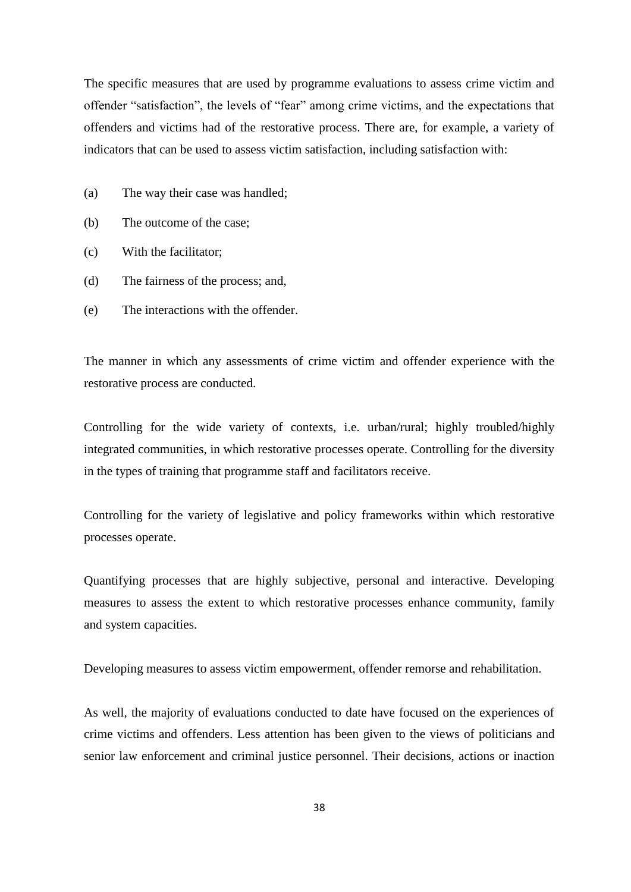The specific measures that are used by programme evaluations to assess crime victim and offender "satisfaction", the levels of "fear" among crime victims, and the expectations that offenders and victims had of the restorative process. There are, for example, a variety of indicators that can be used to assess victim satisfaction, including satisfaction with:

(a) The way their case was handled;

(b) The outcome of the case;

(c) With the facilitator;

(d) The fairness of the process; and,

(e) The interactions with the offender.

The manner in which any assessments of crime victim and offender experience with the restorative process are conducted.

Controlling for the wide variety of contexts, i.e. urban/rural; highly troubled/highly integrated communities, in which restorative processes operate. Controlling for the diversity in the types of training that programme staff and facilitators receive.

Controlling for the variety of legislative and policy frameworks within which restorative processes operate.

Quantifying processes that are highly subjective, personal and interactive. Developing measures to assess the extent to which restorative processes enhance community, family and system capacities.

Developing measures to assess victim empowerment, offender remorse and rehabilitation.

As well, the majority of evaluations conducted to date have focused on the experiences of crime victims and offenders. Less attention has been given to the views of politicians and senior law enforcement and criminal justice personnel. Their decisions, actions or inaction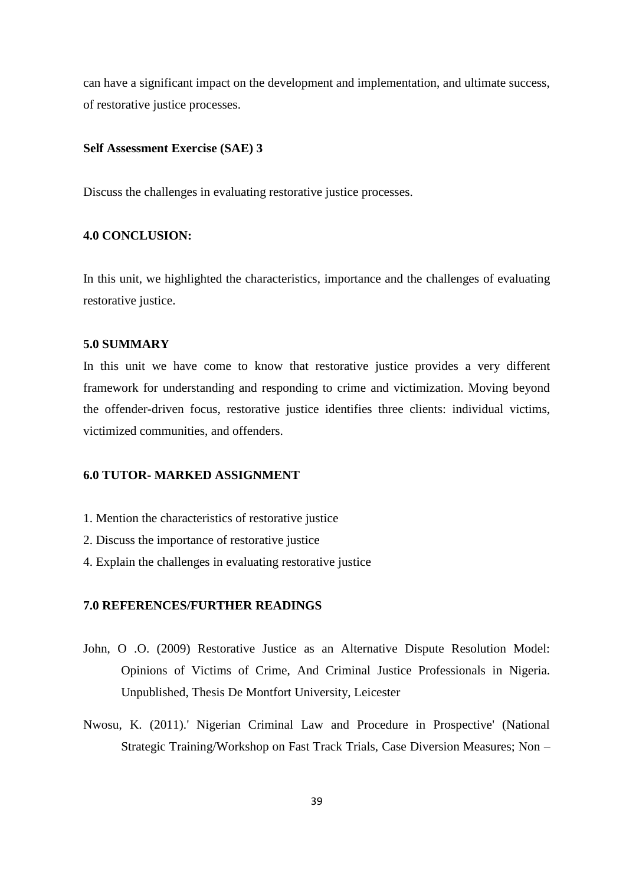can have a significant impact on the development and implementation, and ultimate success, of restorative justice processes.

**Self Assessment Exercise (SAE) 3**

Discuss the challenges in evaluating restorative justice processes.

## 4.0 CONCLUSION:

In this unit, we highlighted the characteristics, importance and the challenges of evaluating restorative justice.

## 5.0 SUMMARY

In this unit we have come to know that restorative justice provides a very different framework for understanding and responding to crime and victimization. Moving beyond the offender-driven focus, restorative justice identifies three clients: individual victims, victimized communities, and offenders.

## 6.0 TUTOR- MARKED ASSIGNMENT

1. Mention the characteristics of restorative justice
2. Discuss the importance of restorative justice
4. Explain the challenges in evaluating restorative justice

## 7.0 REFERENCES/FURTHER READINGS

John, O .O. (2009) Restorative Justice as an Alternative Dispute Resolution Model: Opinions of Victims of Crime, And Criminal Justice Professionals in Nigeria. Unpublished, Thesis De Montfort University, Leicester

Nwosu, K. (2011).' Nigerian Criminal Law and Procedure in Prospective' (National Strategic Training/Workshop on Fast Track Trials, Case Diversion Measures; Non –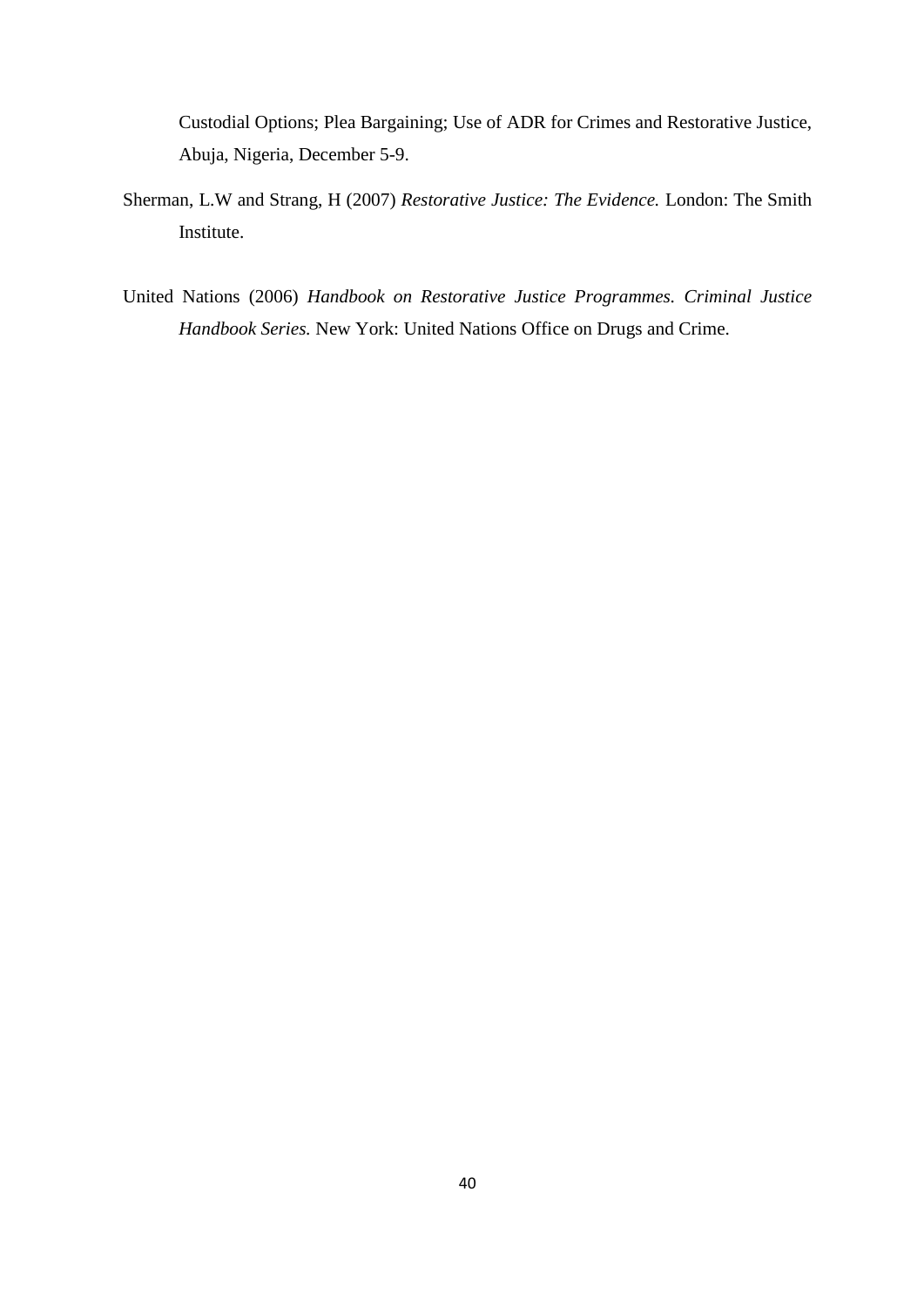Custodial Options; Plea Bargaining; Use of ADR for Crimes and Restorative Justice, Abuja, Nigeria, December 5-9.

Sherman, L.W and Strang, H (2007) *Restorative Justice: The Evidence.* London: The Smith Institute.

United Nations (2006) *Handbook on Restorative Justice Programmes. Criminal Justice Handbook Series.* New York: United Nations Office on Drugs and Crime.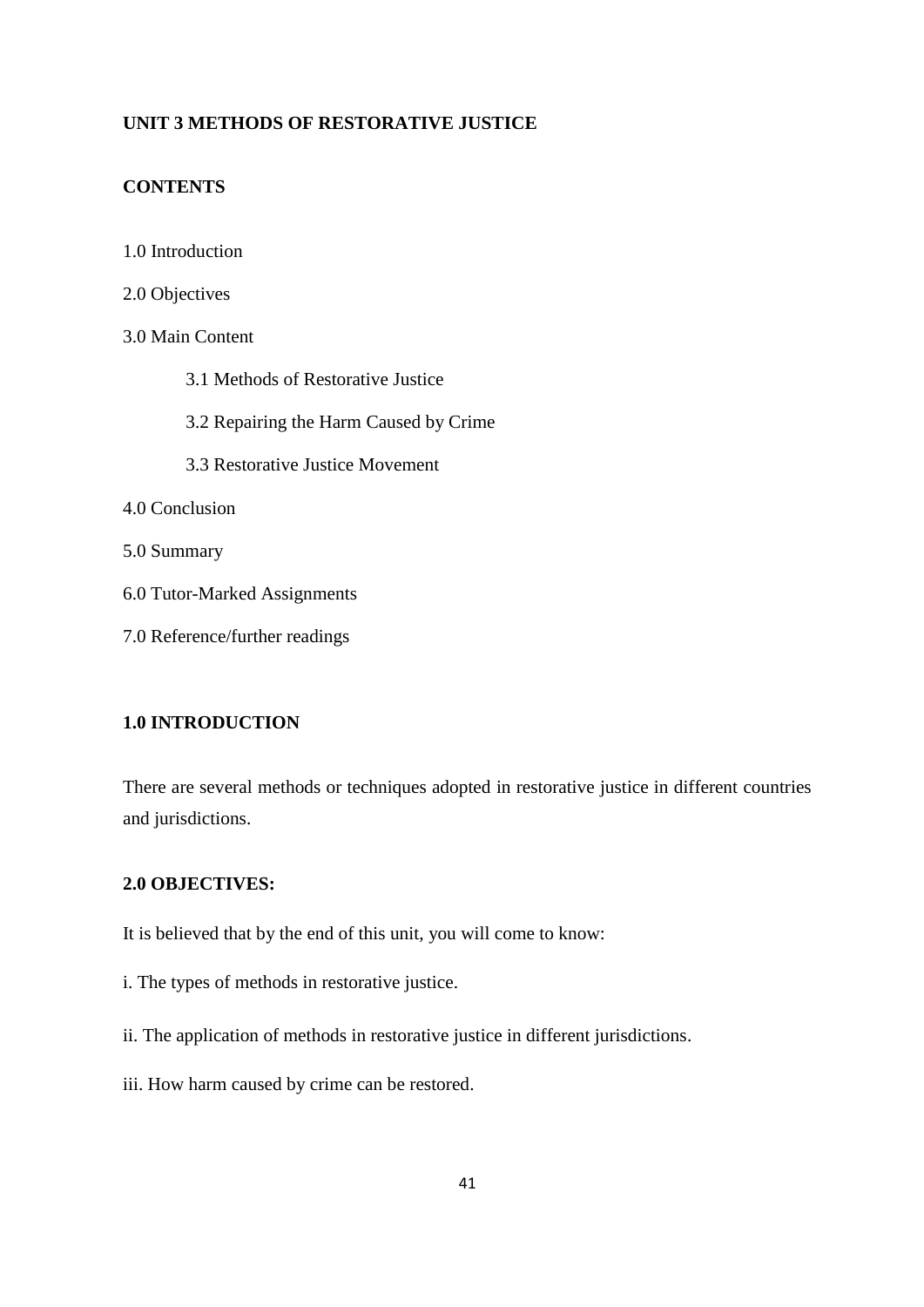## UNIT 3 METHODS OF RESTORATIVE JUSTICE

**CONTENTS**

1.0 Introduction

2.0 Objectives

3.0 Main Content

- 3.1 Methods of Restorative Justice
- 3.2 Repairing the Harm Caused by Crime
- 3.3 Restorative Justice Movement

4.0 Conclusion

5.0 Summary

6.0 Tutor-Marked Assignments

7.0 Reference/further readings

### 1.0 INTRODUCTION

There are several methods or techniques adopted in restorative justice in different countries and jurisdictions.

### 2.0 OBJECTIVES:

It is believed that by the end of this unit, you will come to know:

i. The types of methods in restorative justice.

ii. The application of methods in restorative justice in different jurisdictions.

iii. How harm caused by crime can be restored.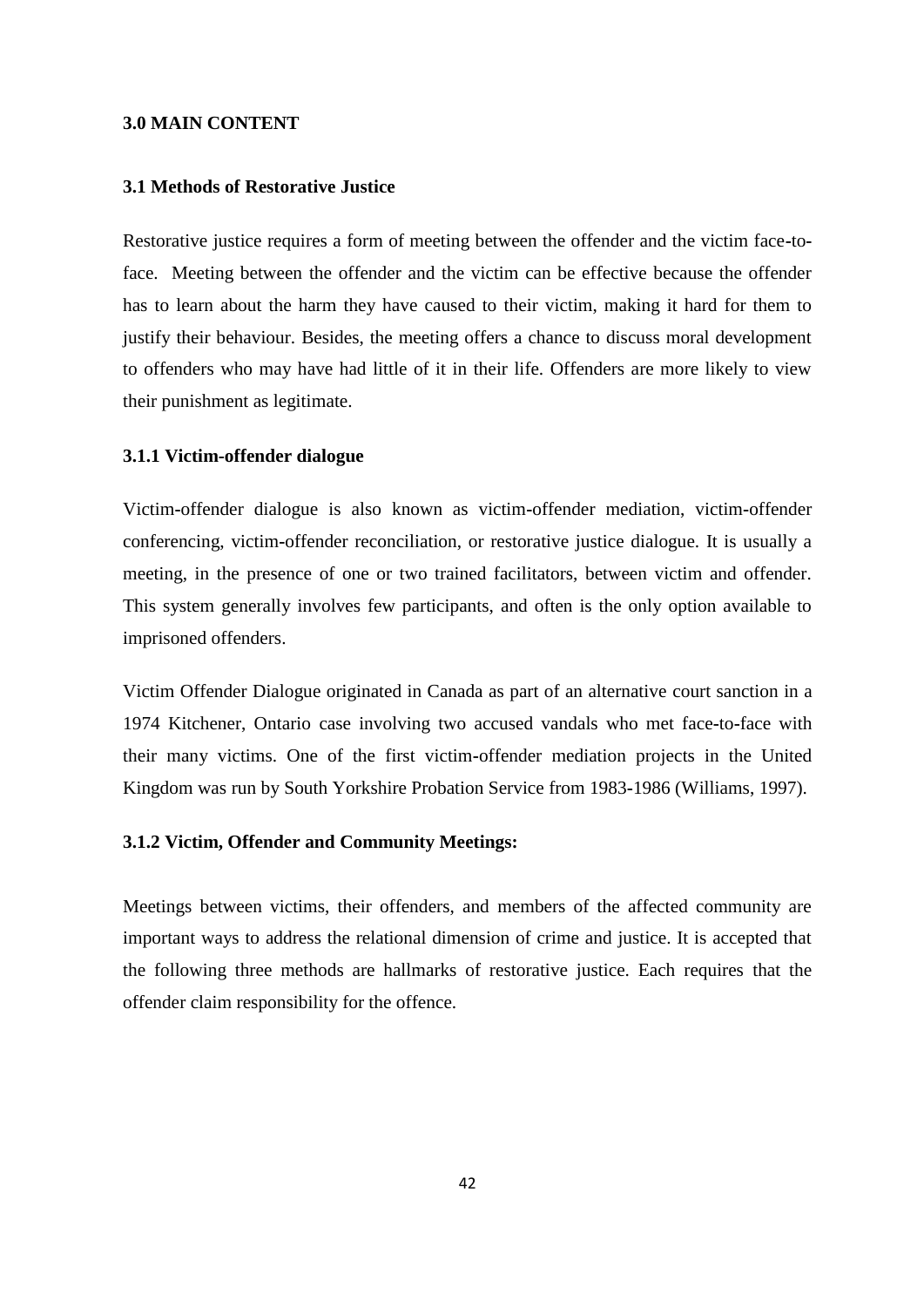## 3.0 MAIN CONTENT

### 3.1 Methods of Restorative Justice

Restorative justice requires a form of meeting between the offender and the victim face-to-face. Meeting between the offender and the victim can be effective because the offender has to learn about the harm they have caused to their victim, making it hard for them to justify their behaviour. Besides, the meeting offers a chance to discuss moral development to offenders who may have had little of it in their life. Offenders are more likely to view their punishment as legitimate.

#### 3.1.1 Victim-offender dialogue

Victim-offender dialogue is also known as victim-offender mediation, victim-offender conferencing, victim-offender reconciliation, or restorative justice dialogue. It is usually a meeting, in the presence of one or two trained facilitators, between victim and offender. This system generally involves few participants, and often is the only option available to imprisoned offenders.

Victim Offender Dialogue originated in Canada as part of an alternative court sanction in a 1974 Kitchener, Ontario case involving two accused vandals who met face-to-face with their many victims. One of the first victim-offender mediation projects in the United Kingdom was run by South Yorkshire Probation Service from 1983-1986 (Williams, 1997).

#### 3.1.2 Victim, Offender and Community Meetings:

Meetings between victims, their offenders, and members of the affected community are important ways to address the relational dimension of crime and justice. It is accepted that the following three methods are hallmarks of restorative justice. Each requires that the offender claim responsibility for the offence.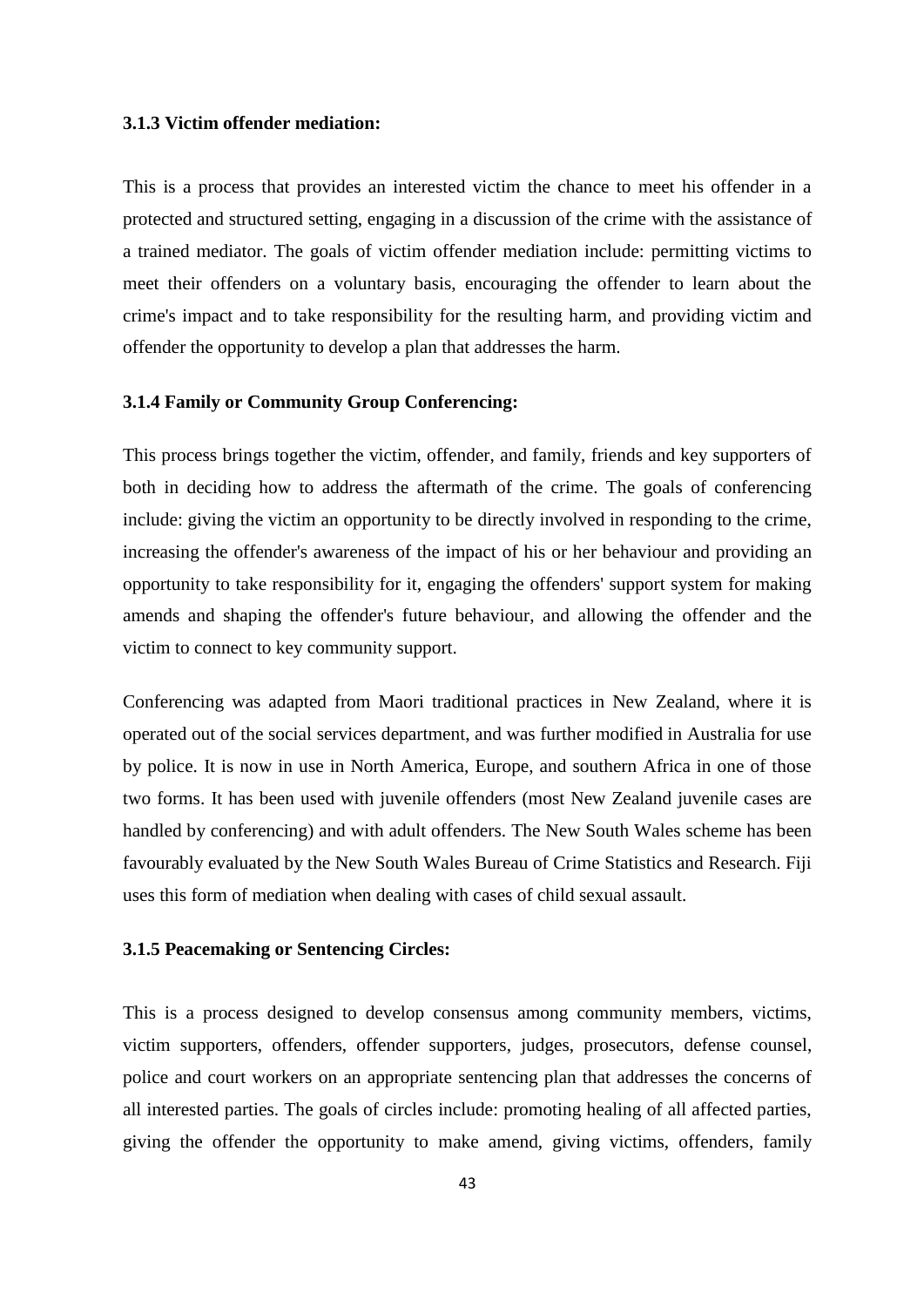#### 3.1.3 Victim offender mediation:

This is a process that provides an interested victim the chance to meet his offender in a protected and structured setting, engaging in a discussion of the crime with the assistance of a trained mediator. The goals of victim offender mediation include: permitting victims to meet their offenders on a voluntary basis, encouraging the offender to learn about the crime's impact and to take responsibility for the resulting harm, and providing victim and offender the opportunity to develop a plan that addresses the harm.

#### 3.1.4 Family or Community Group Conferencing:

This process brings together the victim, offender, and family, friends and key supporters of both in deciding how to address the aftermath of the crime. The goals of conferencing include: giving the victim an opportunity to be directly involved in responding to the crime, increasing the offender's awareness of the impact of his or her behaviour and providing an opportunity to take responsibility for it, engaging the offenders' support system for making amends and shaping the offender's future behaviour, and allowing the offender and the victim to connect to key community support.

Conferencing was adapted from Maori traditional practices in New Zealand, where it is operated out of the social services department, and was further modified in Australia for use by police. It is now in use in North America, Europe, and southern Africa in one of those two forms. It has been used with juvenile offenders (most New Zealand juvenile cases are handled by conferencing) and with adult offenders. The New South Wales scheme has been favourably evaluated by the New South Wales Bureau of Crime Statistics and Research. Fiji uses this form of mediation when dealing with cases of child sexual assault.

#### 3.1.5 Peacemaking or Sentencing Circles:

This is a process designed to develop consensus among community members, victims, victim supporters, offenders, offender supporters, judges, prosecutors, defense counsel, police and court workers on an appropriate sentencing plan that addresses the concerns of all interested parties. The goals of circles include: promoting healing of all affected parties, giving the offender the opportunity to make amend, giving victims, offenders, family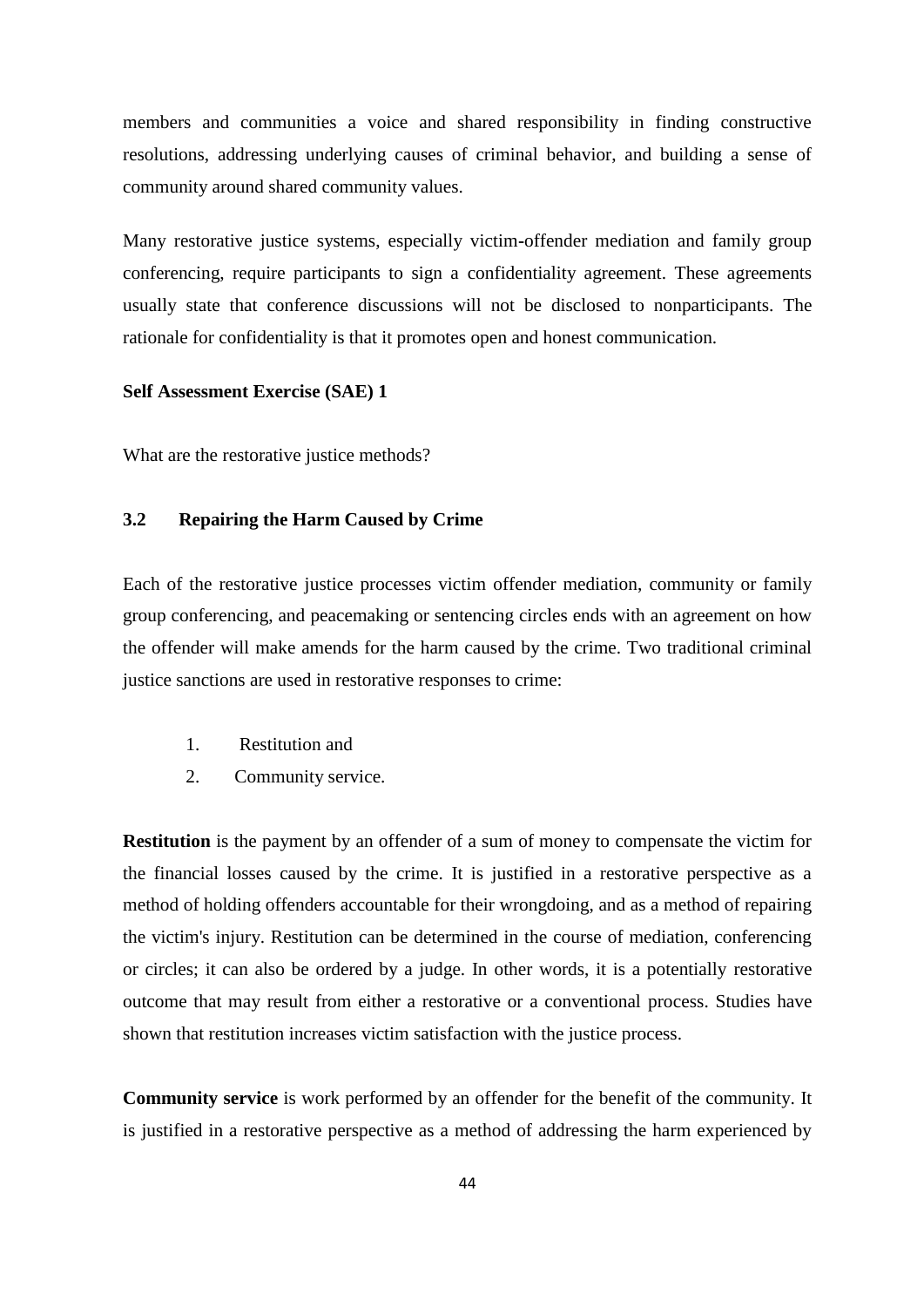members and communities a voice and shared responsibility in finding constructive resolutions, addressing underlying causes of criminal behavior, and building a sense of community around shared community values.

Many restorative justice systems, especially victim-offender mediation and family group conferencing, require participants to sign a confidentiality agreement. These agreements usually state that conference discussions will not be disclosed to nonparticipants. The rationale for confidentiality is that it promotes open and honest communication.

**Self Assessment Exercise (SAE) 1**

What are the restorative justice methods?

### 3.2 Repairing the Harm Caused by Crime

Each of the restorative justice processes victim offender mediation, community or family group conferencing, and peacemaking or sentencing circles ends with an agreement on how the offender will make amends for the harm caused by the crime. Two traditional criminal justice sanctions are used in restorative responses to crime:

1. Restitution and
2. Community service.

**Restitution** is the payment by an offender of a sum of money to compensate the victim for the financial losses caused by the crime. It is justified in a restorative perspective as a method of holding offenders accountable for their wrongdoing, and as a method of repairing the victim's injury. Restitution can be determined in the course of mediation, conferencing or circles; it can also be ordered by a judge. In other words, it is a potentially restorative outcome that may result from either a restorative or a conventional process. Studies have shown that restitution increases victim satisfaction with the justice process.

**Community service** is work performed by an offender for the benefit of the community. It is justified in a restorative perspective as a method of addressing the harm experienced by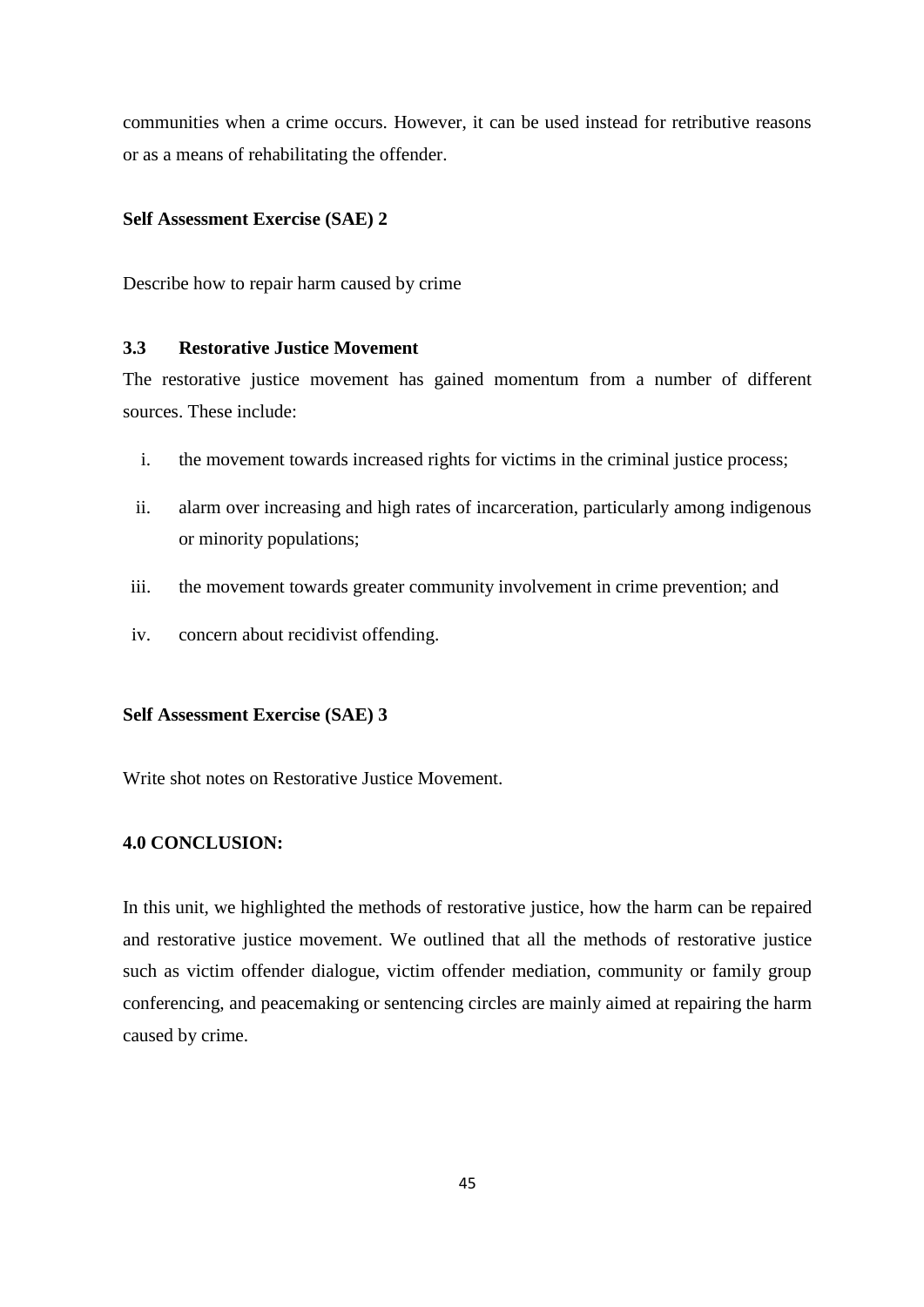communities when a crime occurs. However, it can be used instead for retributive reasons or as a means of rehabilitating the offender.

**Self Assessment Exercise (SAE) 2**

Describe how to repair harm caused by crime

### 3.3 Restorative Justice Movement

The restorative justice movement has gained momentum from a number of different sources. These include:

i. the movement towards increased rights for victims in the criminal justice process;

ii. alarm over increasing and high rates of incarceration, particularly among indigenous or minority populations;

iii. the movement towards greater community involvement in crime prevention; and

iv. concern about recidivist offending.

**Self Assessment Exercise (SAE) 3**

Write shot notes on Restorative Justice Movement.

## 4.0 CONCLUSION:

In this unit, we highlighted the methods of restorative justice, how the harm can be repaired and restorative justice movement. We outlined that all the methods of restorative justice such as victim offender dialogue, victim offender mediation, community or family group conferencing, and peacemaking or sentencing circles are mainly aimed at repairing the harm caused by crime.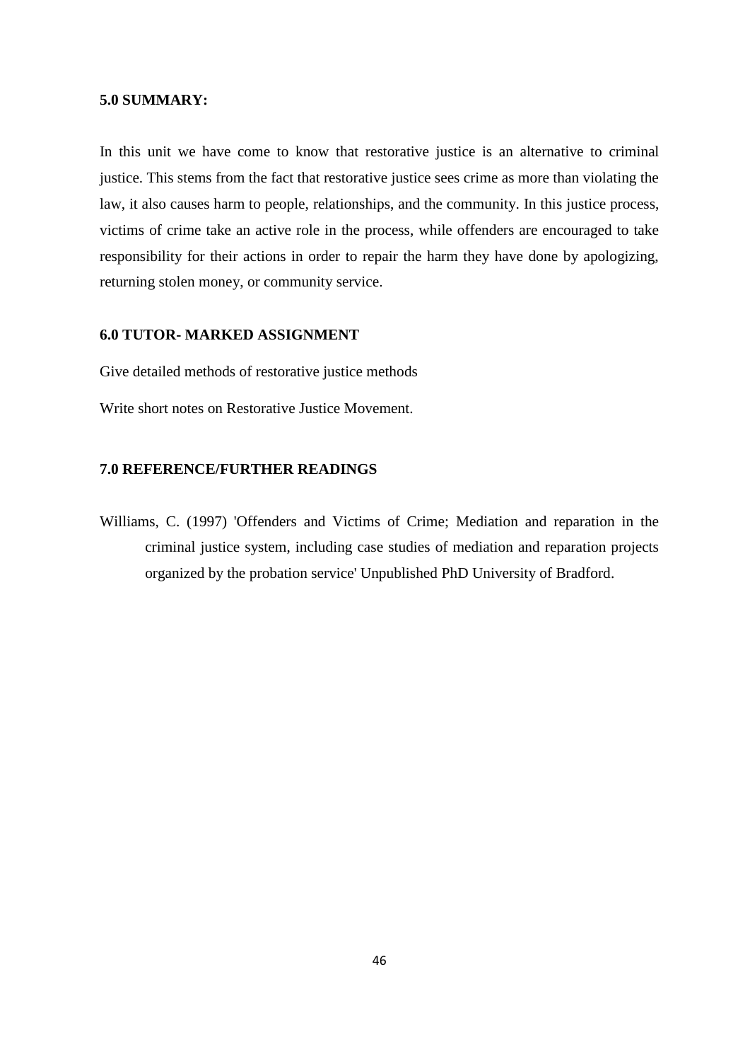### 5.0 SUMMARY:

In this unit we have come to know that restorative justice is an alternative to criminal justice. This stems from the fact that restorative justice sees crime as more than violating the law, it also causes harm to people, relationships, and the community. In this justice process, victims of crime take an active role in the process, while offenders are encouraged to take responsibility for their actions in order to repair the harm they have done by apologizing, returning stolen money, or community service.

### 6.0 TUTOR- MARKED ASSIGNMENT

Give detailed methods of restorative justice methods

Write short notes on Restorative Justice Movement.

### 7.0 REFERENCE/FURTHER READINGS

Williams, C. (1997) 'Offenders and Victims of Crime; Mediation and reparation in the criminal justice system, including case studies of mediation and reparation projects organized by the probation service' Unpublished PhD University of Bradford.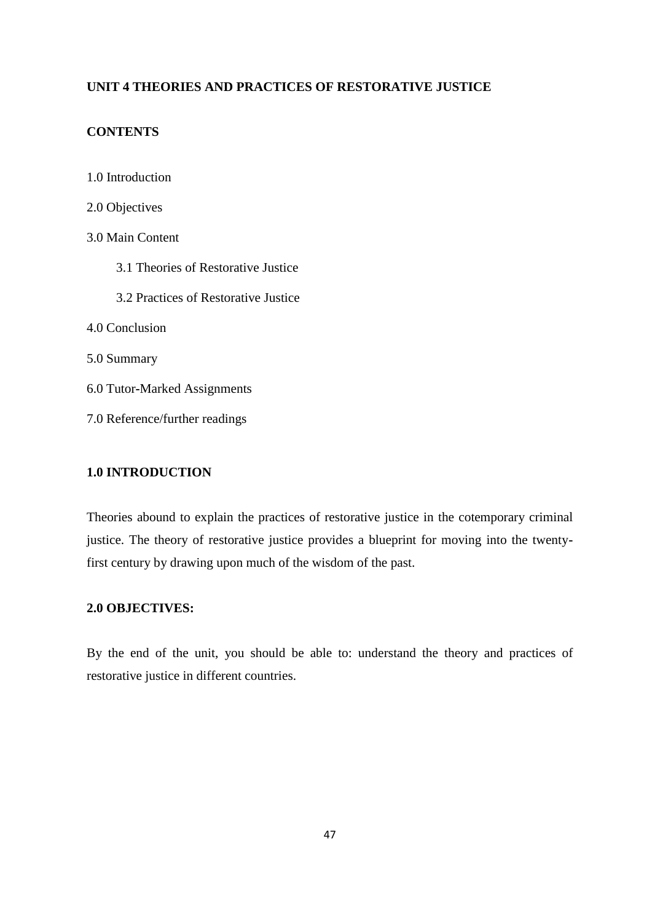## UNIT 4 THEORIES AND PRACTICES OF RESTORATIVE JUSTICE

### CONTENTS

1.0 Introduction

2.0 Objectives

3.0 Main Content

- 3.1 Theories of Restorative Justice
- 3.2 Practices of Restorative Justice

4.0 Conclusion

5.0 Summary

6.0 Tutor-Marked Assignments

7.0 Reference/further readings

### 1.0 INTRODUCTION

Theories abound to explain the practices of restorative justice in the cotemporary criminal justice. The theory of restorative justice provides a blueprint for moving into the twenty-first century by drawing upon much of the wisdom of the past.

### 2.0 OBJECTIVES:

By the end of the unit, you should be able to: understand the theory and practices of restorative justice in different countries.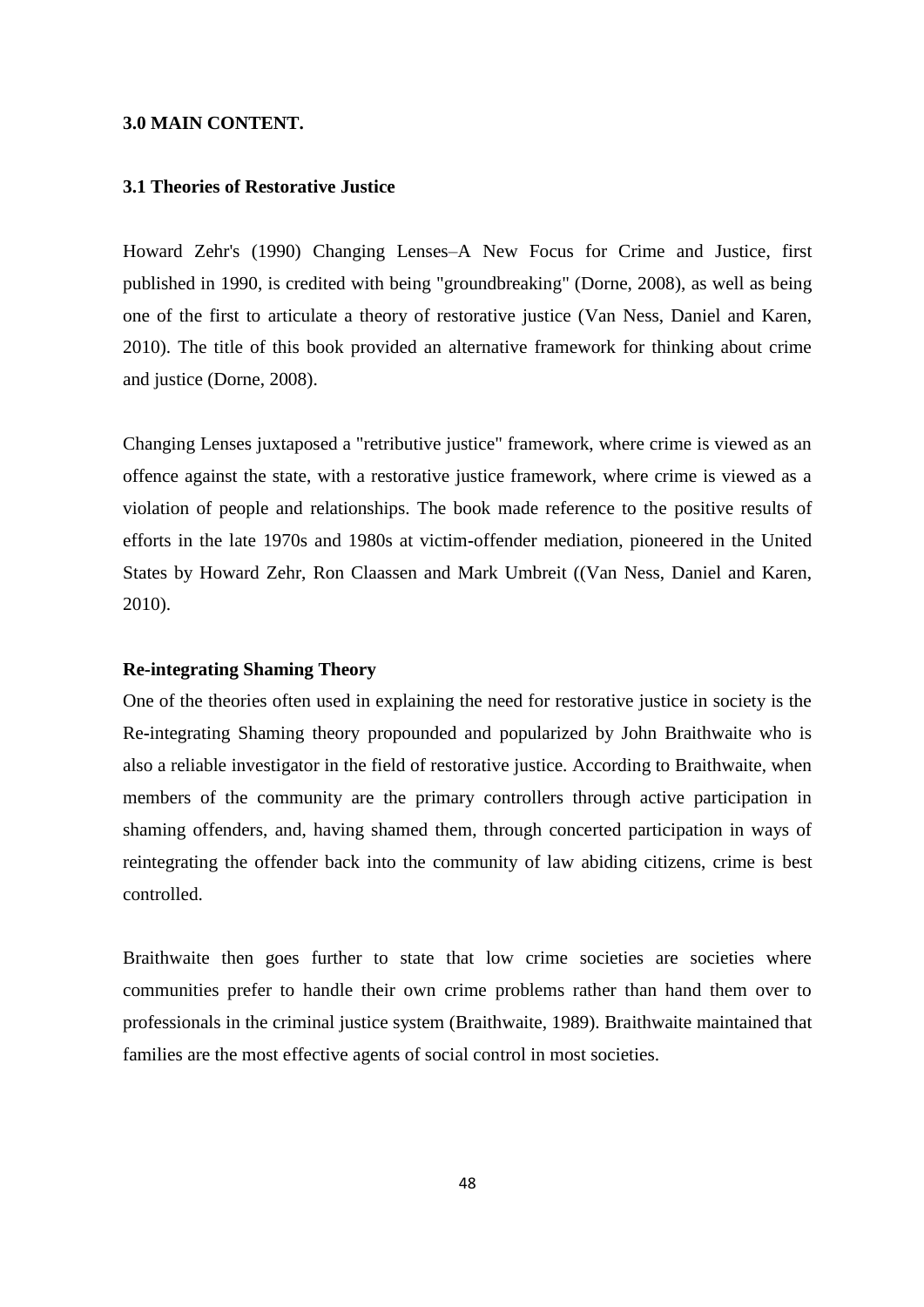## 3.0 MAIN CONTENT.

### 3.1 Theories of Restorative Justice

Howard Zehr's (1990) Changing Lenses–A New Focus for Crime and Justice, first published in 1990, is credited with being "groundbreaking" (Dorne, 2008), as well as being one of the first to articulate a theory of restorative justice (Van Ness, Daniel and Karen, 2010). The title of this book provided an alternative framework for thinking about crime and justice (Dorne, 2008).

Changing Lenses juxtaposed a "retributive justice" framework, where crime is viewed as an offence against the state, with a restorative justice framework, where crime is viewed as a violation of people and relationships. The book made reference to the positive results of efforts in the late 1970s and 1980s at victim-offender mediation, pioneered in the United States by Howard Zehr, Ron Claassen and Mark Umbreit ((Van Ness, Daniel and Karen, 2010).

**Re-integrating Shaming Theory**

One of the theories often used in explaining the need for restorative justice in society is the Re-integrating Shaming theory propounded and popularized by John Braithwaite who is also a reliable investigator in the field of restorative justice. According to Braithwaite, when members of the community are the primary controllers through active participation in shaming offenders, and, having shamed them, through concerted participation in ways of reintegrating the offender back into the community of law abiding citizens, crime is best controlled.

Braithwaite then goes further to state that low crime societies are societies where communities prefer to handle their own crime problems rather than hand them over to professionals in the criminal justice system (Braithwaite, 1989). Braithwaite maintained that families are the most effective agents of social control in most societies.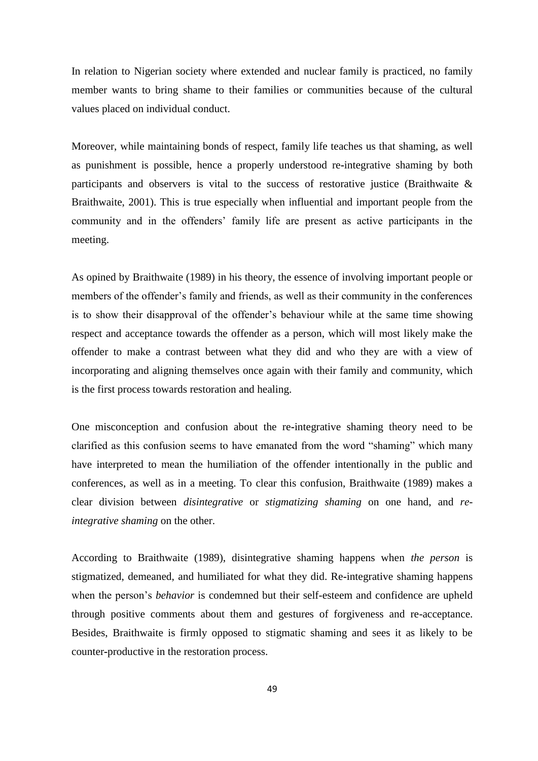In relation to Nigerian society where extended and nuclear family is practiced, no family member wants to bring shame to their families or communities because of the cultural values placed on individual conduct.

Moreover, while maintaining bonds of respect, family life teaches us that shaming, as well as punishment is possible, hence a properly understood re-integrative shaming by both participants and observers is vital to the success of restorative justice (Braithwaite & Braithwaite, 2001). This is true especially when influential and important people from the community and in the offenders' family life are present as active participants in the meeting.

As opined by Braithwaite (1989) in his theory, the essence of involving important people or members of the offender's family and friends, as well as their community in the conferences is to show their disapproval of the offender's behaviour while at the same time showing respect and acceptance towards the offender as a person, which will most likely make the offender to make a contrast between what they did and who they are with a view of incorporating and aligning themselves once again with their family and community, which is the first process towards restoration and healing.

One misconception and confusion about the re-integrative shaming theory need to be clarified as this confusion seems to have emanated from the word "shaming" which many have interpreted to mean the humiliation of the offender intentionally in the public and conferences, as well as in a meeting. To clear this confusion, Braithwaite (1989) makes a clear division between *disintegrative* or *stigmatizing shaming* on one hand, and *re-integrative shaming* on the other.

According to Braithwaite (1989), disintegrative shaming happens when *the person* is stigmatized, demeaned, and humiliated for what they did. Re-integrative shaming happens when the person's *behavior* is condemned but their self-esteem and confidence are upheld through positive comments about them and gestures of forgiveness and re-acceptance. Besides, Braithwaite is firmly opposed to stigmatic shaming and sees it as likely to be counter-productive in the restoration process.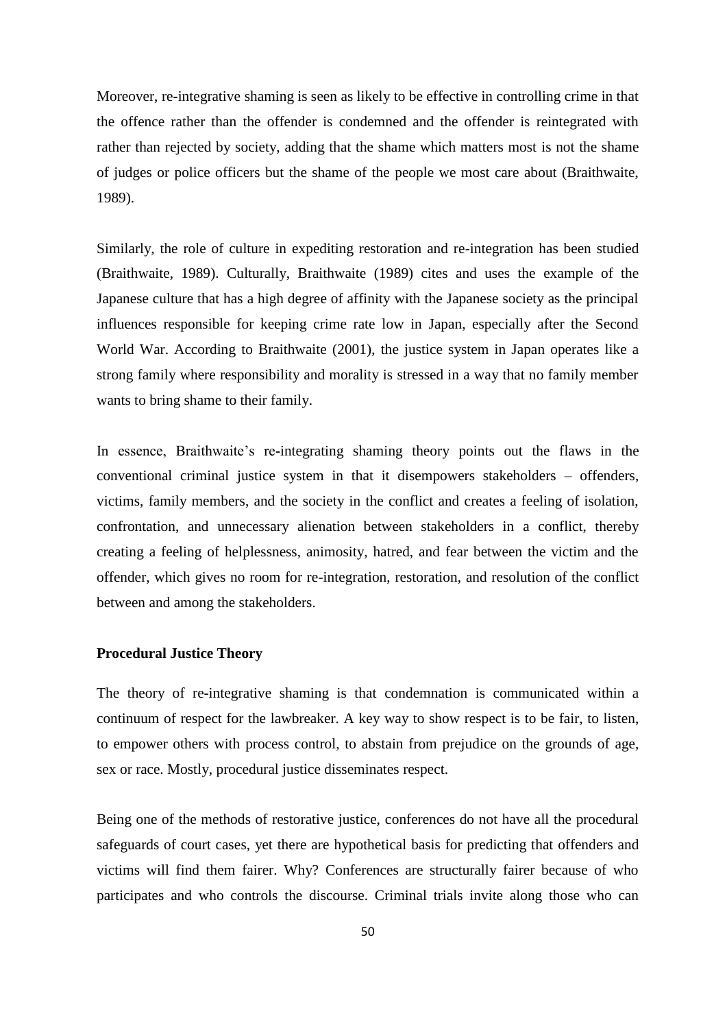Moreover, re-integrative shaming is seen as likely to be effective in controlling crime in that the offence rather than the offender is condemned and the offender is reintegrated with rather than rejected by society, adding that the shame which matters most is not the shame of judges or police officers but the shame of the people we most care about (Braithwaite, 1989).

Similarly, the role of culture in expediting restoration and re-integration has been studied (Braithwaite, 1989). Culturally, Braithwaite (1989) cites and uses the example of the Japanese culture that has a high degree of affinity with the Japanese society as the principal influences responsible for keeping crime rate low in Japan, especially after the Second World War. According to Braithwaite (2001), the justice system in Japan operates like a strong family where responsibility and morality is stressed in a way that no family member wants to bring shame to their family.

In essence, Braithwaite's re-integrating shaming theory points out the flaws in the conventional criminal justice system in that it disempowers stakeholders – offenders, victims, family members, and the society in the conflict and creates a feeling of isolation, confrontation, and unnecessary alienation between stakeholders in a conflict, thereby creating a feeling of helplessness, animosity, hatred, and fear between the victim and the offender, which gives no room for re-integration, restoration, and resolution of the conflict between and among the stakeholders.

**Procedural Justice Theory**

The theory of re-integrative shaming is that condemnation is communicated within a continuum of respect for the lawbreaker. A key way to show respect is to be fair, to listen, to empower others with process control, to abstain from prejudice on the grounds of age, sex or race. Mostly, procedural justice disseminates respect.

Being one of the methods of restorative justice, conferences do not have all the procedural safeguards of court cases, yet there are hypothetical basis for predicting that offenders and victims will find them fairer. Why? Conferences are structurally fairer because of who participates and who controls the discourse. Criminal trials invite along those who can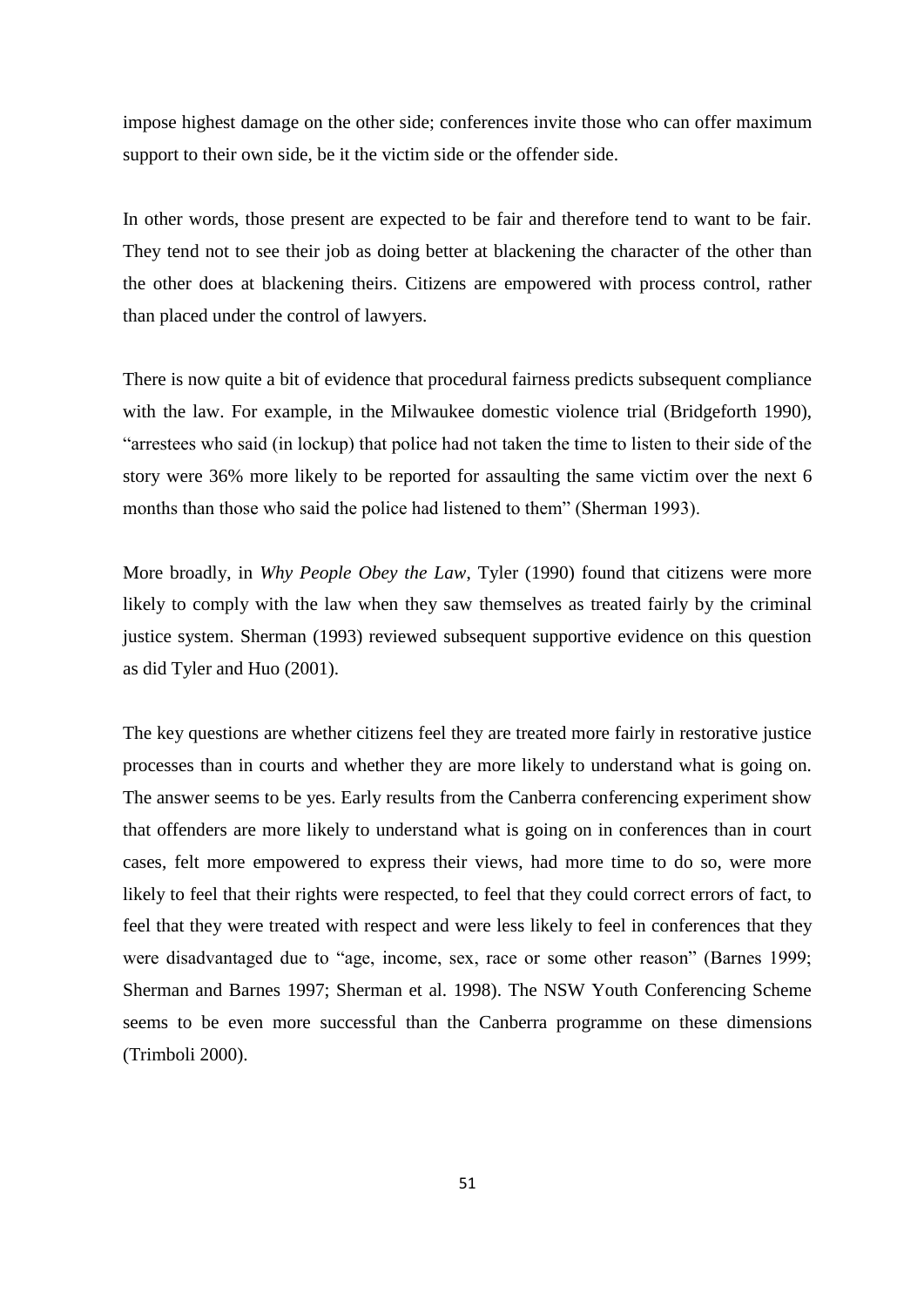impose highest damage on the other side; conferences invite those who can offer maximum support to their own side, be it the victim side or the offender side.

In other words, those present are expected to be fair and therefore tend to want to be fair. They tend not to see their job as doing better at blackening the character of the other than the other does at blackening theirs. Citizens are empowered with process control, rather than placed under the control of lawyers.

There is now quite a bit of evidence that procedural fairness predicts subsequent compliance with the law. For example, in the Milwaukee domestic violence trial (Bridgeforth 1990), "arrestees who said (in lockup) that police had not taken the time to listen to their side of the story were 36% more likely to be reported for assaulting the same victim over the next 6 months than those who said the police had listened to them" (Sherman 1993).

More broadly, in *Why People Obey the Law*, Tyler (1990) found that citizens were more likely to comply with the law when they saw themselves as treated fairly by the criminal justice system. Sherman (1993) reviewed subsequent supportive evidence on this question as did Tyler and Huo (2001).

The key questions are whether citizens feel they are treated more fairly in restorative justice processes than in courts and whether they are more likely to understand what is going on. The answer seems to be yes. Early results from the Canberra conferencing experiment show that offenders are more likely to understand what is going on in conferences than in court cases, felt more empowered to express their views, had more time to do so, were more likely to feel that their rights were respected, to feel that they could correct errors of fact, to feel that they were treated with respect and were less likely to feel in conferences that they were disadvantaged due to "age, income, sex, race or some other reason" (Barnes 1999; Sherman and Barnes 1997; Sherman et al. 1998). The NSW Youth Conferencing Scheme seems to be even more successful than the Canberra programme on these dimensions (Trimboli 2000).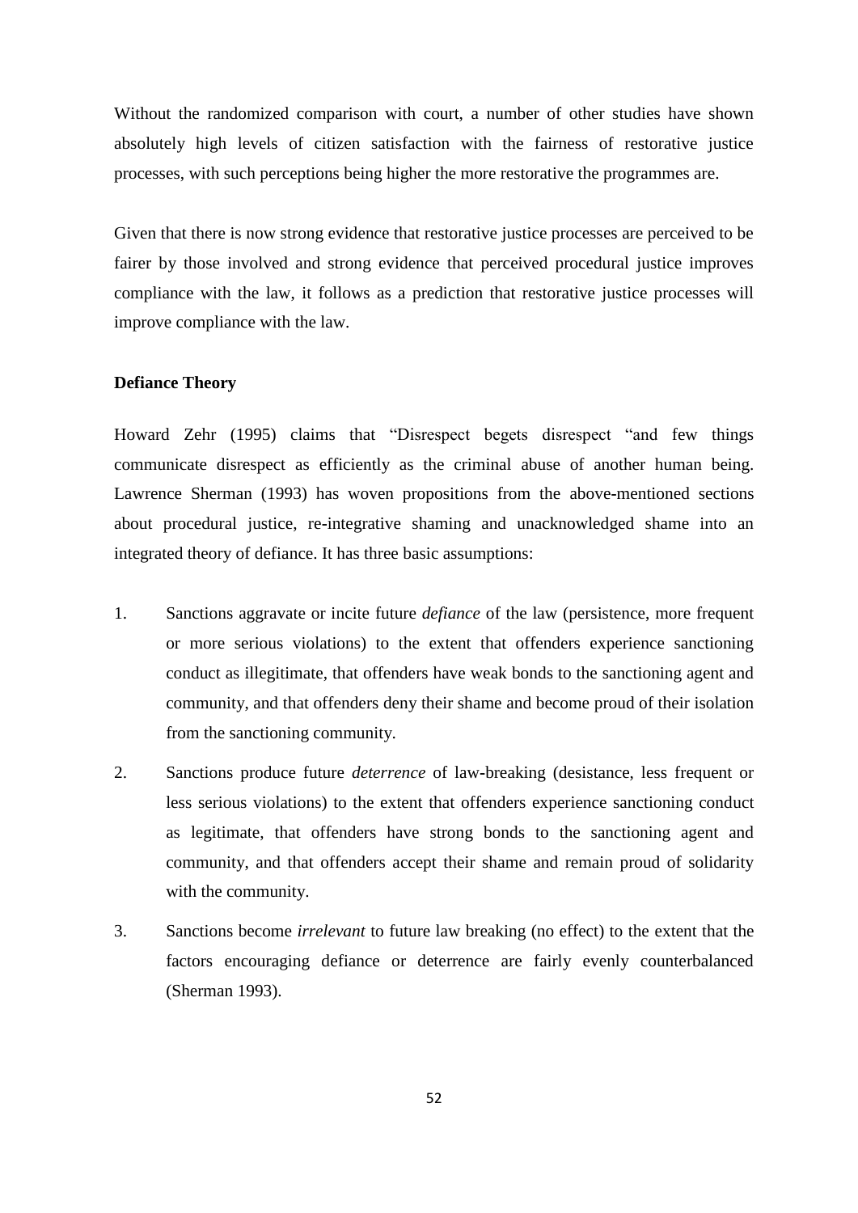Without the randomized comparison with court, a number of other studies have shown absolutely high levels of citizen satisfaction with the fairness of restorative justice processes, with such perceptions being higher the more restorative the programmes are.

Given that there is now strong evidence that restorative justice processes are perceived to be fairer by those involved and strong evidence that perceived procedural justice improves compliance with the law, it follows as a prediction that restorative justice processes will improve compliance with the law.

**Defiance Theory**

Howard Zehr (1995) claims that "Disrespect begets disrespect "and few things communicate disrespect as efficiently as the criminal abuse of another human being. Lawrence Sherman (1993) has woven propositions from the above-mentioned sections about procedural justice, re-integrative shaming and unacknowledged shame into an integrated theory of defiance. It has three basic assumptions:

1. Sanctions aggravate or incite future *defiance* of the law (persistence, more frequent or more serious violations) to the extent that offenders experience sanctioning conduct as illegitimate, that offenders have weak bonds to the sanctioning agent and community, and that offenders deny their shame and become proud of their isolation from the sanctioning community.
2. Sanctions produce future *deterrence* of law-breaking (desistance, less frequent or less serious violations) to the extent that offenders experience sanctioning conduct as legitimate, that offenders have strong bonds to the sanctioning agent and community, and that offenders accept their shame and remain proud of solidarity with the community.
3. Sanctions become *irrelevant* to future law breaking (no effect) to the extent that the factors encouraging defiance or deterrence are fairly evenly counterbalanced (Sherman 1993).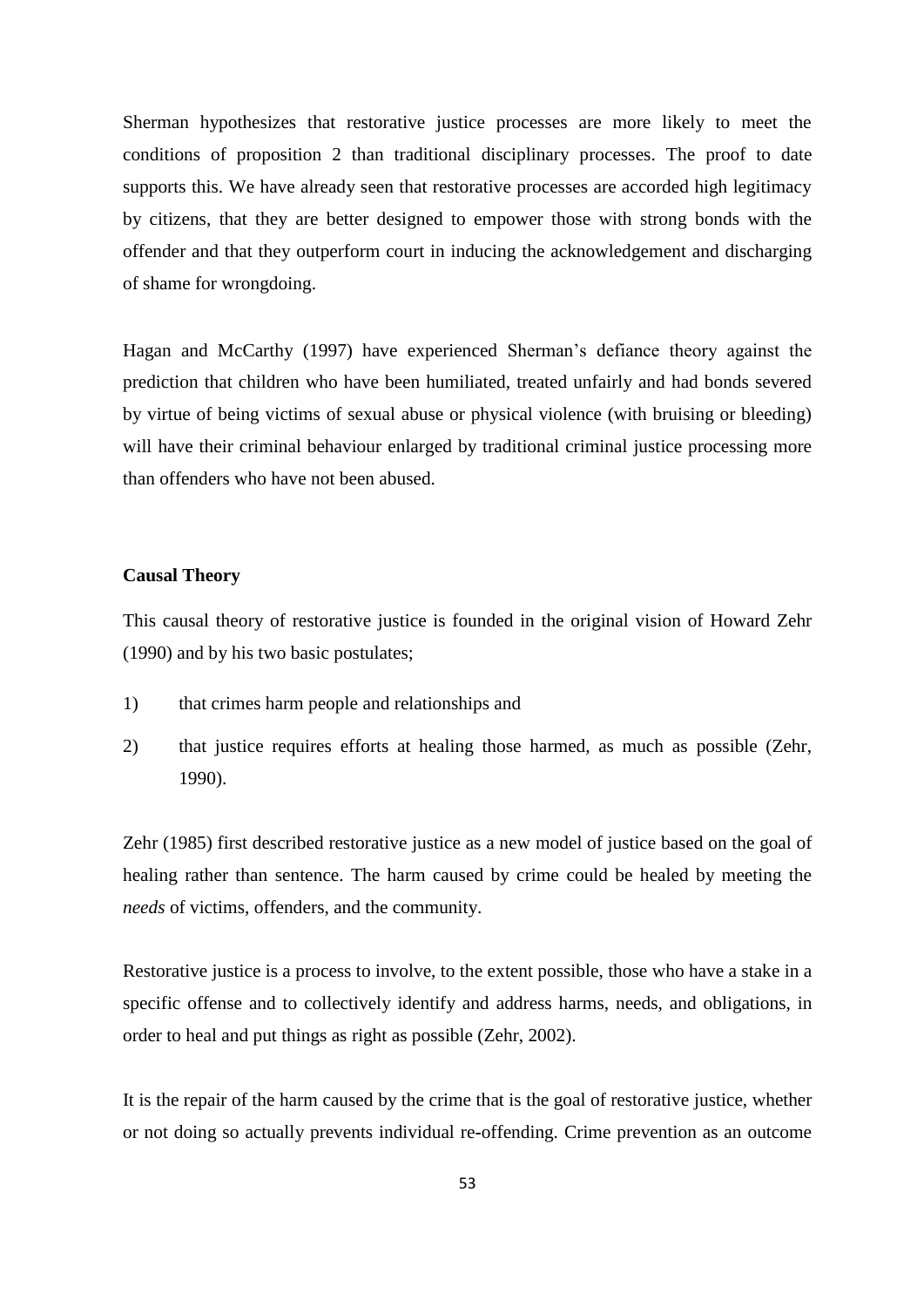Sherman hypothesizes that restorative justice processes are more likely to meet the conditions of proposition 2 than traditional disciplinary processes. The proof to date supports this. We have already seen that restorative processes are accorded high legitimacy by citizens, that they are better designed to empower those with strong bonds with the offender and that they outperform court in inducing the acknowledgement and discharging of shame for wrongdoing.

Hagan and McCarthy (1997) have experienced Sherman's defiance theory against the prediction that children who have been humiliated, treated unfairly and had bonds severed by virtue of being victims of sexual abuse or physical violence (with bruising or bleeding) will have their criminal behaviour enlarged by traditional criminal justice processing more than offenders who have not been abused.

**Causal Theory**

This causal theory of restorative justice is founded in the original vision of Howard Zehr (1990) and by his two basic postulates;

1) that crimes harm people and relationships and
2) that justice requires efforts at healing those harmed, as much as possible (Zehr, 1990).

Zehr (1985) first described restorative justice as a new model of justice based on the goal of healing rather than sentence. The harm caused by crime could be healed by meeting the *needs* of victims, offenders, and the community.

Restorative justice is a process to involve, to the extent possible, those who have a stake in a specific offense and to collectively identify and address harms, needs, and obligations, in order to heal and put things as right as possible (Zehr, 2002).

It is the repair of the harm caused by the crime that is the goal of restorative justice, whether or not doing so actually prevents individual re-offending. Crime prevention as an outcome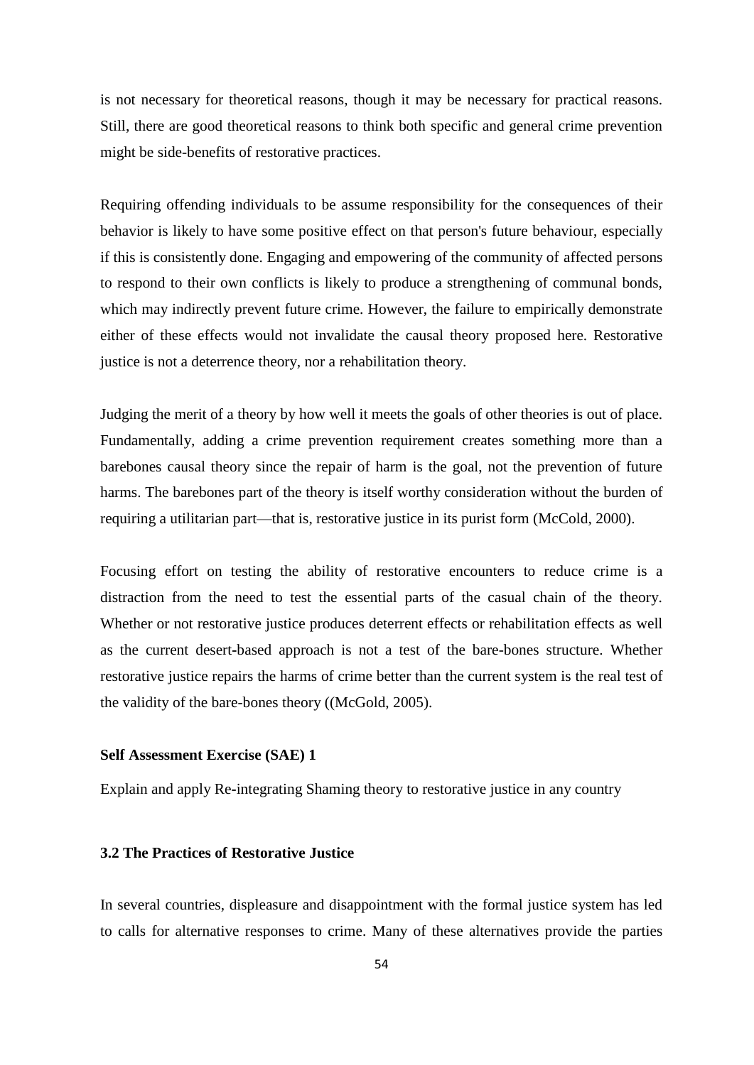is not necessary for theoretical reasons, though it may be necessary for practical reasons. Still, there are good theoretical reasons to think both specific and general crime prevention might be side-benefits of restorative practices.

Requiring offending individuals to be assume responsibility for the consequences of their behavior is likely to have some positive effect on that person's future behaviour, especially if this is consistently done. Engaging and empowering of the community of affected persons to respond to their own conflicts is likely to produce a strengthening of communal bonds, which may indirectly prevent future crime. However, the failure to empirically demonstrate either of these effects would not invalidate the causal theory proposed here. Restorative justice is not a deterrence theory, nor a rehabilitation theory.

Judging the merit of a theory by how well it meets the goals of other theories is out of place. Fundamentally, adding a crime prevention requirement creates something more than a barebones causal theory since the repair of harm is the goal, not the prevention of future harms. The barebones part of the theory is itself worthy consideration without the burden of requiring a utilitarian part—that is, restorative justice in its purist form (McCold, 2000).

Focusing effort on testing the ability of restorative encounters to reduce crime is a distraction from the need to test the essential parts of the casual chain of the theory. Whether or not restorative justice produces deterrent effects or rehabilitation effects as well as the current desert-based approach is not a test of the bare-bones structure. Whether restorative justice repairs the harms of crime better than the current system is the real test of the validity of the bare-bones theory ((McGold, 2005).

**Self Assessment Exercise (SAE) 1**

Explain and apply Re-integrating Shaming theory to restorative justice in any country

### 3.2 The Practices of Restorative Justice

In several countries, displeasure and disappointment with the formal justice system has led to calls for alternative responses to crime. Many of these alternatives provide the parties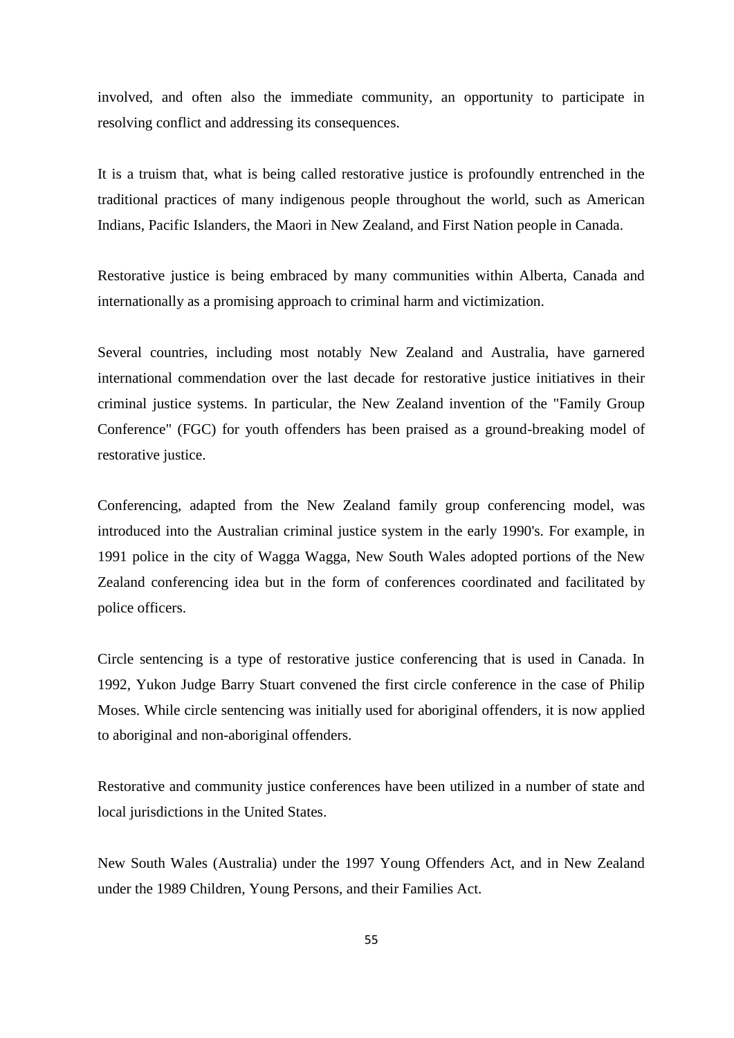involved, and often also the immediate community, an opportunity to participate in resolving conflict and addressing its consequences.

It is a truism that, what is being called restorative justice is profoundly entrenched in the traditional practices of many indigenous people throughout the world, such as American Indians, Pacific Islanders, the Maori in New Zealand, and First Nation people in Canada.

Restorative justice is being embraced by many communities within Alberta, Canada and internationally as a promising approach to criminal harm and victimization.

Several countries, including most notably New Zealand and Australia, have garnered international commendation over the last decade for restorative justice initiatives in their criminal justice systems. In particular, the New Zealand invention of the "Family Group Conference" (FGC) for youth offenders has been praised as a ground-breaking model of restorative justice.

Conferencing, adapted from the New Zealand family group conferencing model, was introduced into the Australian criminal justice system in the early 1990's. For example, in 1991 police in the city of Wagga Wagga, New South Wales adopted portions of the New Zealand conferencing idea but in the form of conferences coordinated and facilitated by police officers.

Circle sentencing is a type of restorative justice conferencing that is used in Canada. In 1992, Yukon Judge Barry Stuart convened the first circle conference in the case of Philip Moses. While circle sentencing was initially used for aboriginal offenders, it is now applied to aboriginal and non-aboriginal offenders.

Restorative and community justice conferences have been utilized in a number of state and local jurisdictions in the United States.

New South Wales (Australia) under the 1997 Young Offenders Act, and in New Zealand under the 1989 Children, Young Persons, and their Families Act.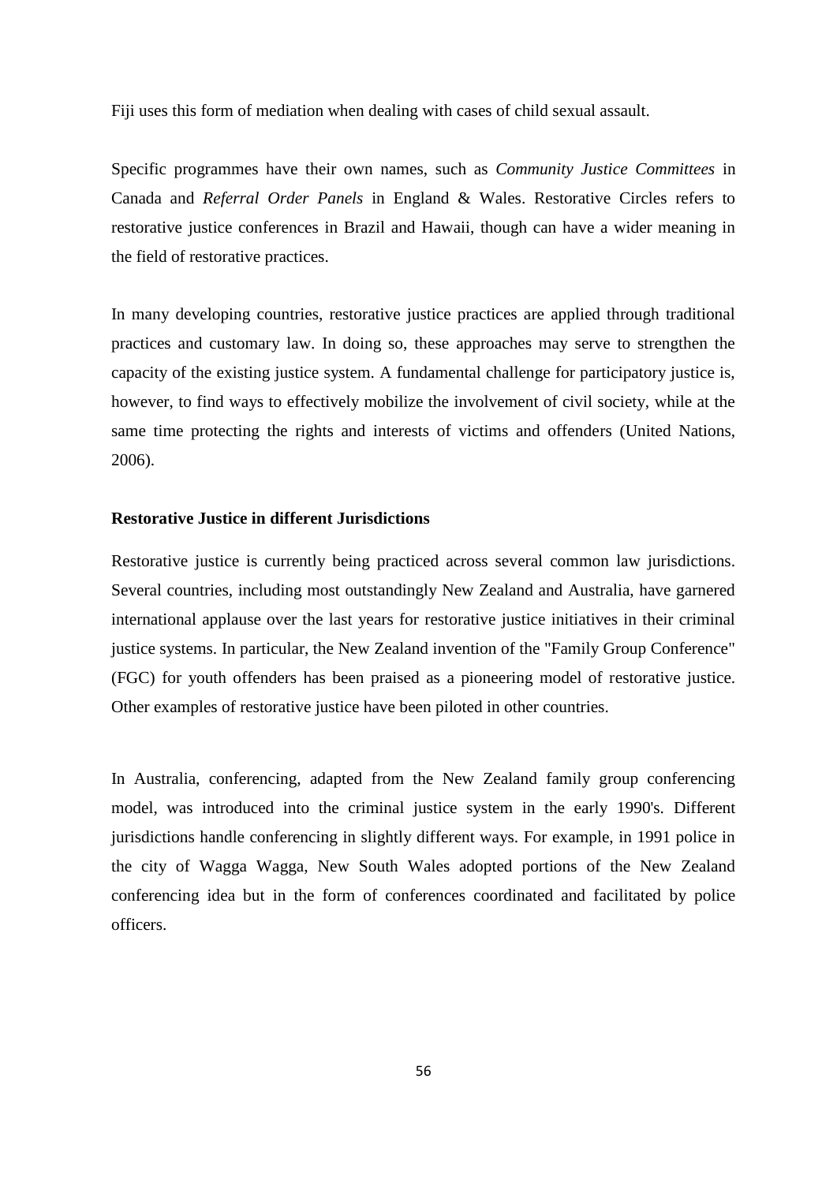Fiji uses this form of mediation when dealing with cases of child sexual assault.

Specific programmes have their own names, such as *Community Justice Committees* in Canada and *Referral Order Panels* in England & Wales. Restorative Circles refers to restorative justice conferences in Brazil and Hawaii, though can have a wider meaning in the field of restorative practices.

In many developing countries, restorative justice practices are applied through traditional practices and customary law. In doing so, these approaches may serve to strengthen the capacity of the existing justice system. A fundamental challenge for participatory justice is, however, to find ways to effectively mobilize the involvement of civil society, while at the same time protecting the rights and interests of victims and offenders (United Nations, 2006).

**Restorative Justice in different Jurisdictions**

Restorative justice is currently being practiced across several common law jurisdictions. Several countries, including most outstandingly New Zealand and Australia, have garnered international applause over the last years for restorative justice initiatives in their criminal justice systems. In particular, the New Zealand invention of the "Family Group Conference" (FGC) for youth offenders has been praised as a pioneering model of restorative justice. Other examples of restorative justice have been piloted in other countries.

In Australia, conferencing, adapted from the New Zealand family group conferencing model, was introduced into the criminal justice system in the early 1990's. Different jurisdictions handle conferencing in slightly different ways. For example, in 1991 police in the city of Wagga Wagga, New South Wales adopted portions of the New Zealand conferencing idea but in the form of conferences coordinated and facilitated by police officers.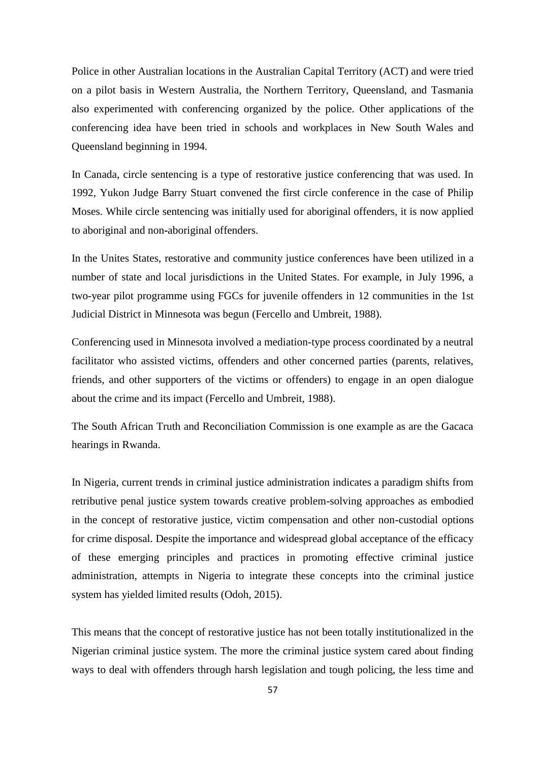Police in other Australian locations in the Australian Capital Territory (ACT) and were tried on a pilot basis in Western Australia, the Northern Territory, Queensland, and Tasmania also experimented with conferencing organized by the police. Other applications of the conferencing idea have been tried in schools and workplaces in New South Wales and Queensland beginning in 1994.

In Canada, circle sentencing is a type of restorative justice conferencing that was used. In 1992, Yukon Judge Barry Stuart convened the first circle conference in the case of Philip Moses. While circle sentencing was initially used for aboriginal offenders, it is now applied to aboriginal and non-aboriginal offenders.

In the Unites States, restorative and community justice conferences have been utilized in a number of state and local jurisdictions in the United States. For example, in July 1996, a two-year pilot programme using FGCs for juvenile offenders in 12 communities in the 1st Judicial District in Minnesota was begun (Fercello and Umbreit, 1988).

Conferencing used in Minnesota involved a mediation-type process coordinated by a neutral facilitator who assisted victims, offenders and other concerned parties (parents, relatives, friends, and other supporters of the victims or offenders) to engage in an open dialogue about the crime and its impact (Fercello and Umbreit, 1988).

The South African Truth and Reconciliation Commission is one example as are the Gacaca hearings in Rwanda.

In Nigeria, current trends in criminal justice administration indicates a paradigm shifts from retributive penal justice system towards creative problem-solving approaches as embodied in the concept of restorative justice, victim compensation and other non-custodial options for crime disposal. Despite the importance and widespread global acceptance of the efficacy of these emerging principles and practices in promoting effective criminal justice administration, attempts in Nigeria to integrate these concepts into the criminal justice system has yielded limited results (Odoh, 2015).

This means that the concept of restorative justice has not been totally institutionalized in the Nigerian criminal justice system. The more the criminal justice system cared about finding ways to deal with offenders through harsh legislation and tough policing, the less time and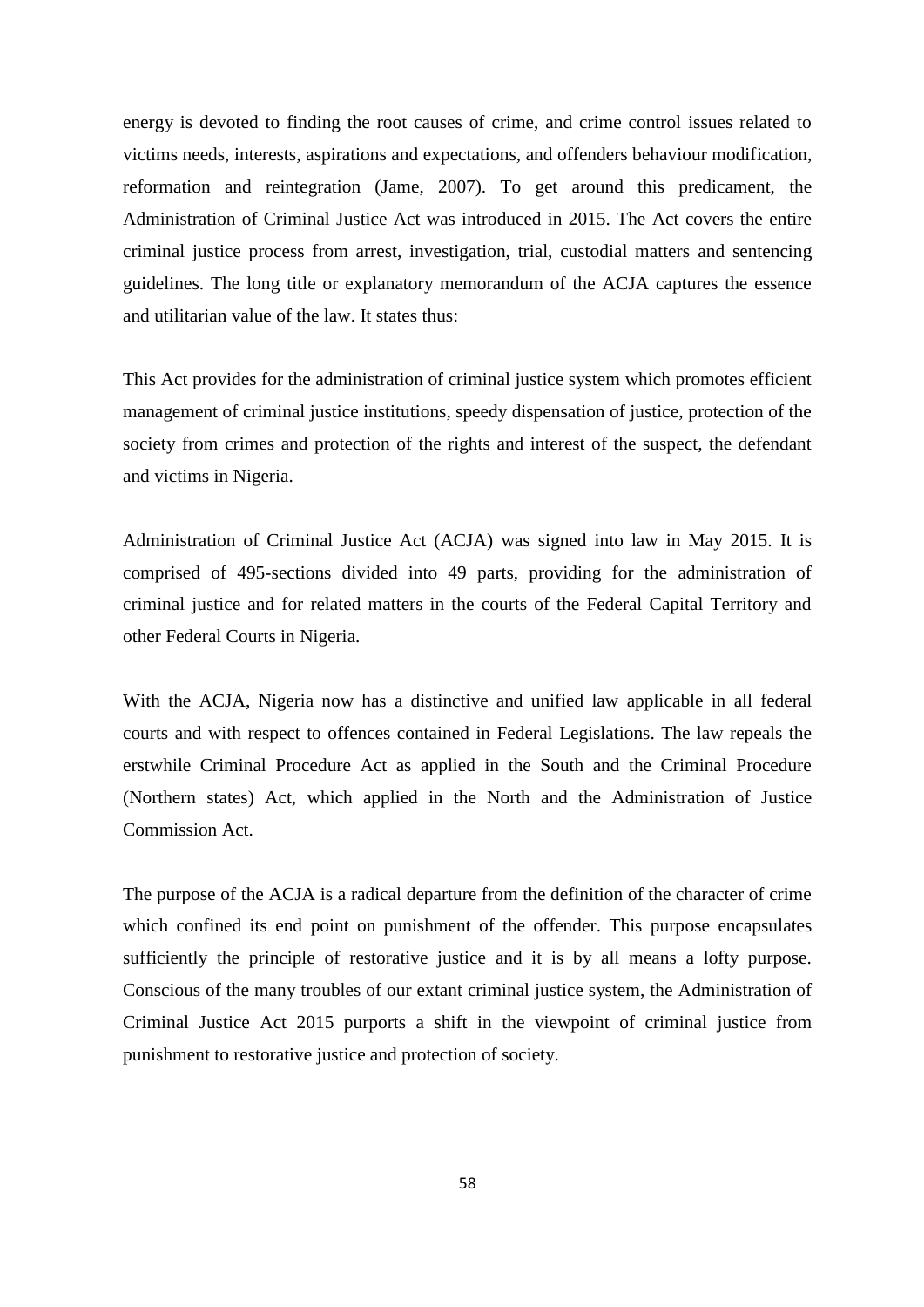energy is devoted to finding the root causes of crime, and crime control issues related to victims needs, interests, aspirations and expectations, and offenders behaviour modification, reformation and reintegration (Jame, 2007). To get around this predicament, the Administration of Criminal Justice Act was introduced in 2015. The Act covers the entire criminal justice process from arrest, investigation, trial, custodial matters and sentencing guidelines. The long title or explanatory memorandum of the ACJA captures the essence and utilitarian value of the law. It states thus:

This Act provides for the administration of criminal justice system which promotes efficient management of criminal justice institutions, speedy dispensation of justice, protection of the society from crimes and protection of the rights and interest of the suspect, the defendant and victims in Nigeria.

Administration of Criminal Justice Act (ACJA) was signed into law in May 2015. It is comprised of 495-sections divided into 49 parts, providing for the administration of criminal justice and for related matters in the courts of the Federal Capital Territory and other Federal Courts in Nigeria.

With the ACJA, Nigeria now has a distinctive and unified law applicable in all federal courts and with respect to offences contained in Federal Legislations. The law repeals the erstwhile Criminal Procedure Act as applied in the South and the Criminal Procedure (Northern states) Act, which applied in the North and the Administration of Justice Commission Act.

The purpose of the ACJA is a radical departure from the definition of the character of crime which confined its end point on punishment of the offender. This purpose encapsulates sufficiently the principle of restorative justice and it is by all means a lofty purpose. Conscious of the many troubles of our extant criminal justice system, the Administration of Criminal Justice Act 2015 purports a shift in the viewpoint of criminal justice from punishment to restorative justice and protection of society.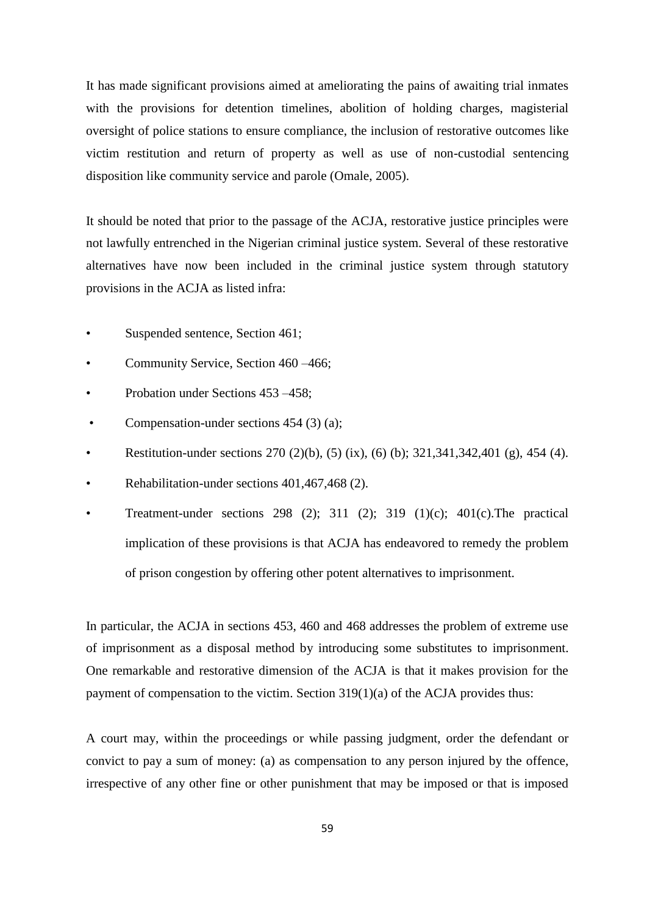It has made significant provisions aimed at ameliorating the pains of awaiting trial inmates with the provisions for detention timelines, abolition of holding charges, magisterial oversight of police stations to ensure compliance, the inclusion of restorative outcomes like victim restitution and return of property as well as use of non-custodial sentencing disposition like community service and parole (Omale, 2005).

It should be noted that prior to the passage of the ACJA, restorative justice principles were not lawfully entrenched in the Nigerian criminal justice system. Several of these restorative alternatives have now been included in the criminal justice system through statutory provisions in the ACJA as listed infra:

- Suspended sentence, Section 461;
- Community Service, Section 460 –466;
- Probation under Sections 453 –458;
- Compensation-under sections 454 (3) (a);
- Restitution-under sections 270 (2)(b), (5) (ix), (6) (b); 321,341,342,401 (g), 454 (4).
- Rehabilitation-under sections 401,467,468 (2).
- Treatment-under sections 298 (2); 311 (2); 319 (1)(c); 401(c).The practical implication of these provisions is that ACJA has endeavored to remedy the problem of prison congestion by offering other potent alternatives to imprisonment.

In particular, the ACJA in sections 453, 460 and 468 addresses the problem of extreme use of imprisonment as a disposal method by introducing some substitutes to imprisonment. One remarkable and restorative dimension of the ACJA is that it makes provision for the payment of compensation to the victim. Section 319(1)(a) of the ACJA provides thus:

A court may, within the proceedings or while passing judgment, order the defendant or convict to pay a sum of money: (a) as compensation to any person injured by the offence, irrespective of any other fine or other punishment that may be imposed or that is imposed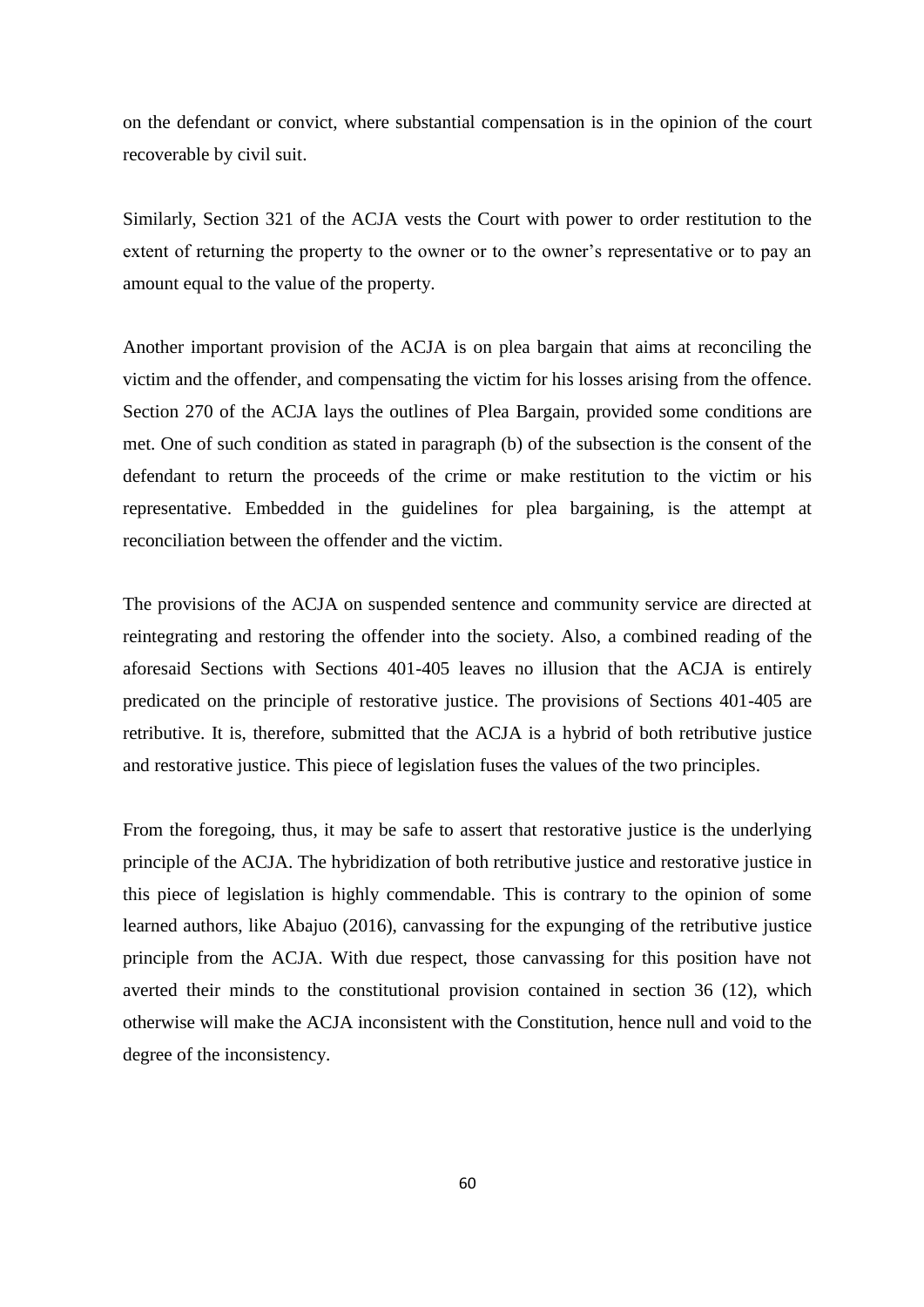on the defendant or convict, where substantial compensation is in the opinion of the court recoverable by civil suit.

Similarly, Section 321 of the ACJA vests the Court with power to order restitution to the extent of returning the property to the owner or to the owner's representative or to pay an amount equal to the value of the property.

Another important provision of the ACJA is on plea bargain that aims at reconciling the victim and the offender, and compensating the victim for his losses arising from the offence. Section 270 of the ACJA lays the outlines of Plea Bargain, provided some conditions are met. One of such condition as stated in paragraph (b) of the subsection is the consent of the defendant to return the proceeds of the crime or make restitution to the victim or his representative. Embedded in the guidelines for plea bargaining, is the attempt at reconciliation between the offender and the victim.

The provisions of the ACJA on suspended sentence and community service are directed at reintegrating and restoring the offender into the society. Also, a combined reading of the aforesaid Sections with Sections 401-405 leaves no illusion that the ACJA is entirely predicated on the principle of restorative justice. The provisions of Sections 401-405 are retributive. It is, therefore, submitted that the ACJA is a hybrid of both retributive justice and restorative justice. This piece of legislation fuses the values of the two principles.

From the foregoing, thus, it may be safe to assert that restorative justice is the underlying principle of the ACJA. The hybridization of both retributive justice and restorative justice in this piece of legislation is highly commendable. This is contrary to the opinion of some learned authors, like Abajuo (2016), canvassing for the expunging of the retributive justice principle from the ACJA. With due respect, those canvassing for this position have not averted their minds to the constitutional provision contained in section 36 (12), which otherwise will make the ACJA inconsistent with the Constitution, hence null and void to the degree of the inconsistency.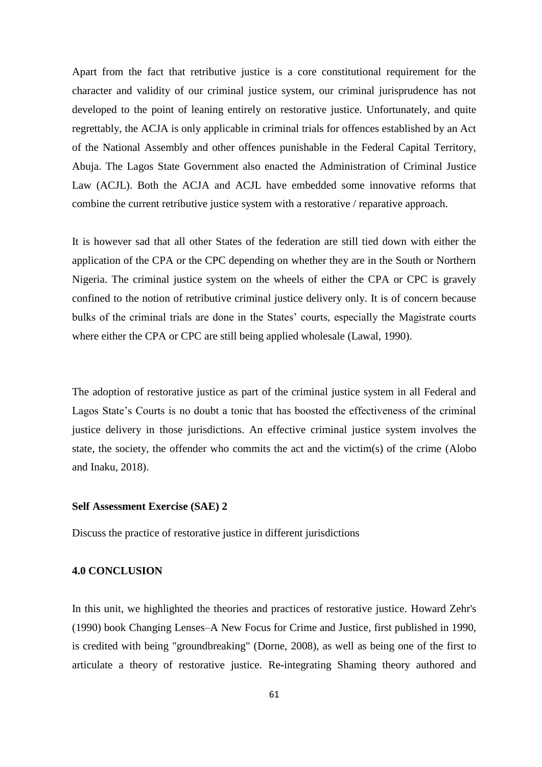Apart from the fact that retributive justice is a core constitutional requirement for the character and validity of our criminal justice system, our criminal jurisprudence has not developed to the point of leaning entirely on restorative justice. Unfortunately, and quite regrettably, the ACJA is only applicable in criminal trials for offences established by an Act of the National Assembly and other offences punishable in the Federal Capital Territory, Abuja. The Lagos State Government also enacted the Administration of Criminal Justice Law (ACJL). Both the ACJA and ACJL have embedded some innovative reforms that combine the current retributive justice system with a restorative / reparative approach.

It is however sad that all other States of the federation are still tied down with either the application of the CPA or the CPC depending on whether they are in the South or Northern Nigeria. The criminal justice system on the wheels of either the CPA or CPC is gravely confined to the notion of retributive criminal justice delivery only. It is of concern because bulks of the criminal trials are done in the States' courts, especially the Magistrate courts where either the CPA or CPC are still being applied wholesale (Lawal, 1990).

The adoption of restorative justice as part of the criminal justice system in all Federal and Lagos State's Courts is no doubt a tonic that has boosted the effectiveness of the criminal justice delivery in those jurisdictions. An effective criminal justice system involves the state, the society, the offender who commits the act and the victim(s) of the crime (Alobo and Inaku, 2018).

**Self Assessment Exercise (SAE) 2**

Discuss the practice of restorative justice in different jurisdictions

**4.0 CONCLUSION**

In this unit, we highlighted the theories and practices of restorative justice. Howard Zehr's (1990) book Changing Lenses–A New Focus for Crime and Justice, first published in 1990, is credited with being "groundbreaking" (Dorne, 2008), as well as being one of the first to articulate a theory of restorative justice. Re-integrating Shaming theory authored and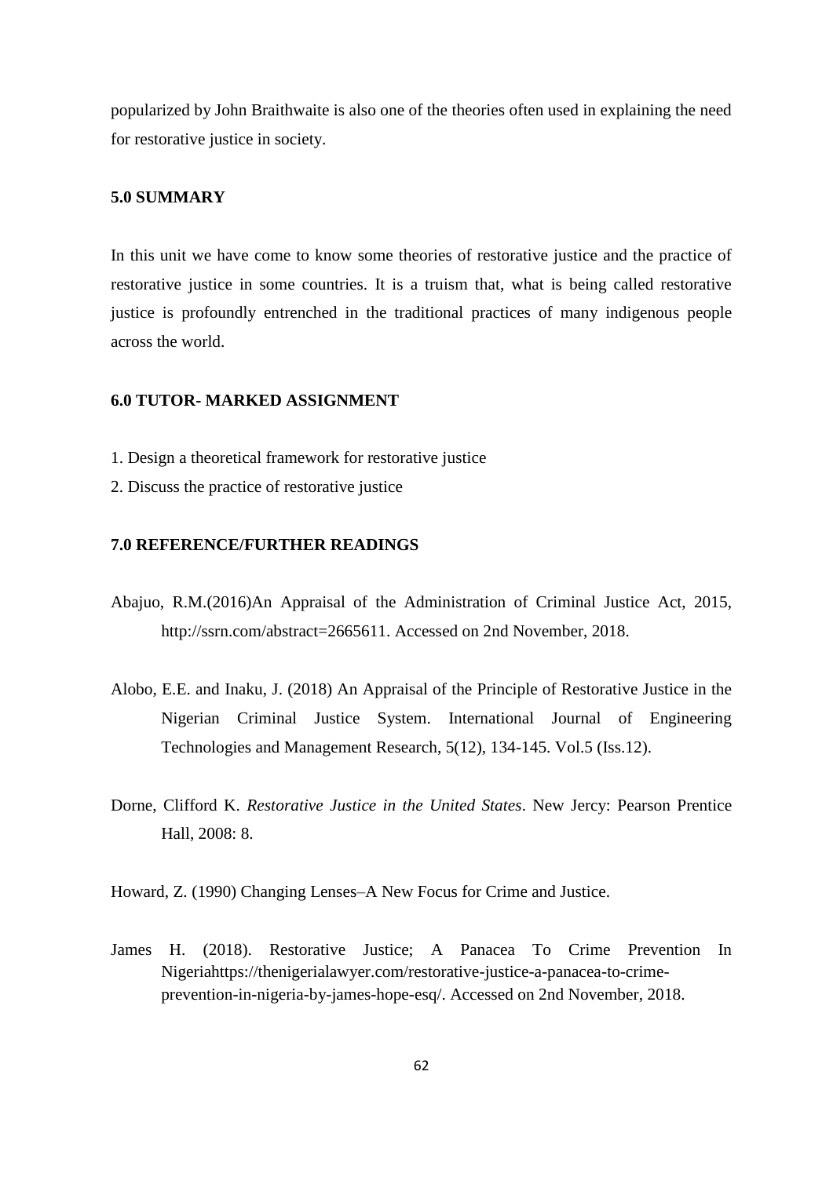popularized by John Braithwaite is also one of the theories often used in explaining the need for restorative justice in society.

## 5.0 SUMMARY

In this unit we have come to know some theories of restorative justice and the practice of restorative justice in some countries. It is a truism that, what is being called restorative justice is profoundly entrenched in the traditional practices of many indigenous people across the world.

## 6.0 TUTOR- MARKED ASSIGNMENT

1. Design a theoretical framework for restorative justice
2. Discuss the practice of restorative justice

## 7.0 REFERENCE/FURTHER READINGS

Abajuo, R.M.(2016)An Appraisal of the Administration of Criminal Justice Act, 2015, http://ssrn.com/abstract=2665611. Accessed on 2nd November, 2018.

Alobo, E.E. and Inaku, J. (2018) An Appraisal of the Principle of Restorative Justice in the Nigerian Criminal Justice System. International Journal of Engineering Technologies and Management Research, 5(12), 134-145. Vol.5 (Iss.12).

Dorne, Clifford K. *Restorative Justice in the United States*. New Jercy: Pearson Prentice Hall, 2008: 8.

Howard, Z. (1990) Changing Lenses–A New Focus for Crime and Justice.

James H. (2018). Restorative Justice; A Panacea To Crime Prevention In Nigeriahttps://thenigerialawyer.com/restorative-justice-a-panacea-to-crime-prevention-in-nigeria-by-james-hope-esq/. Accessed on 2nd November, 2018.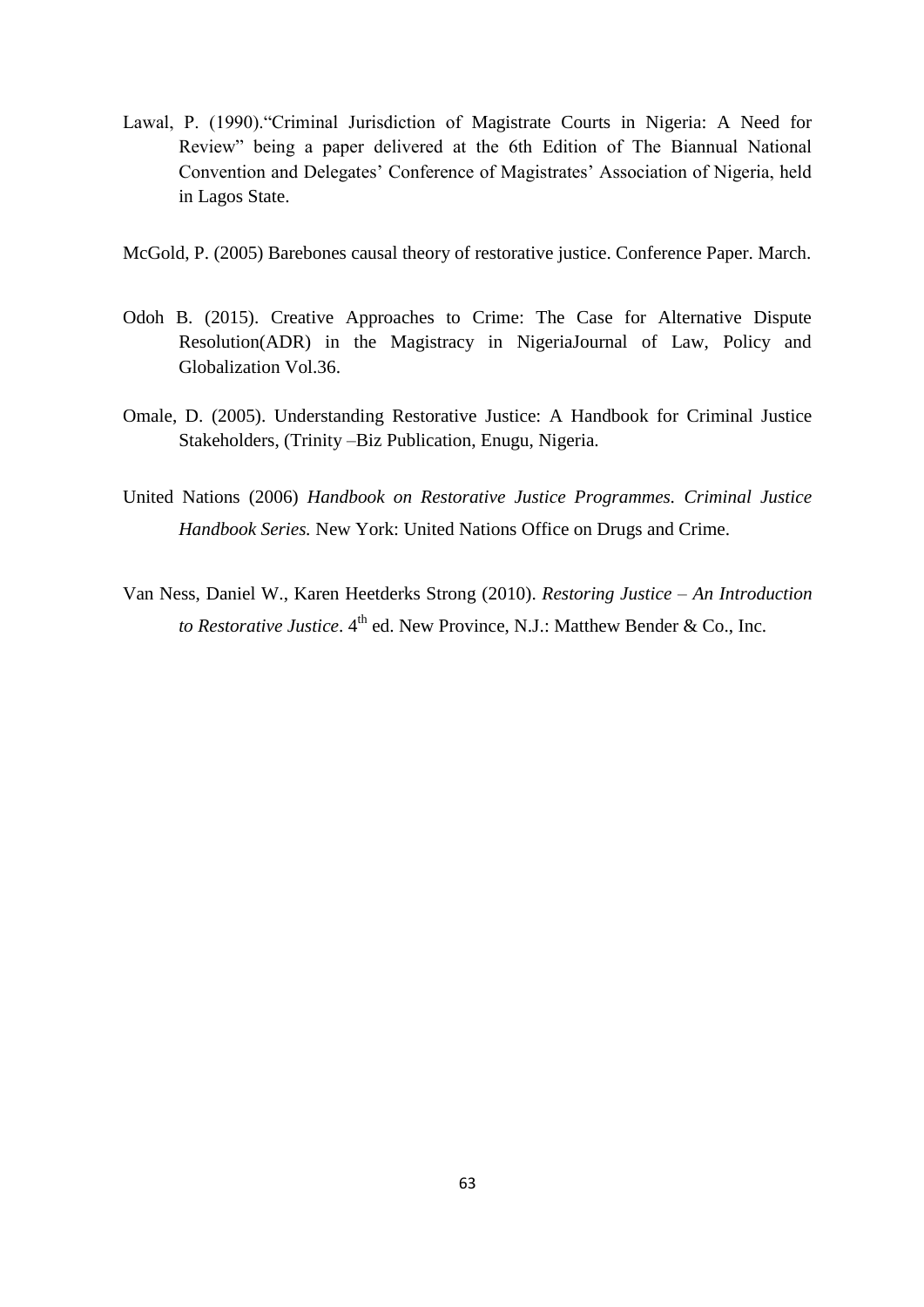Lawal, P. (1990)."Criminal Jurisdiction of Magistrate Courts in Nigeria: A Need for Review" being a paper delivered at the 6th Edition of The Biannual National Convention and Delegates' Conference of Magistrates' Association of Nigeria, held in Lagos State.

McGold, P. (2005) Barebones causal theory of restorative justice. Conference Paper. March.

Odoh B. (2015). Creative Approaches to Crime: The Case for Alternative Dispute Resolution(ADR) in the Magistracy in NigeriaJournal of Law, Policy and Globalization Vol.36.

Omale, D. (2005). Understanding Restorative Justice: A Handbook for Criminal Justice Stakeholders, (Trinity –Biz Publication, Enugu, Nigeria.

United Nations (2006) *Handbook on Restorative Justice Programmes. Criminal Justice Handbook Series.* New York: United Nations Office on Drugs and Crime.

Van Ness, Daniel W., Karen Heetderks Strong (2010). *Restoring Justice – An Introduction to Restorative Justice*. 4th ed. New Province, N.J.: Matthew Bender & Co., Inc.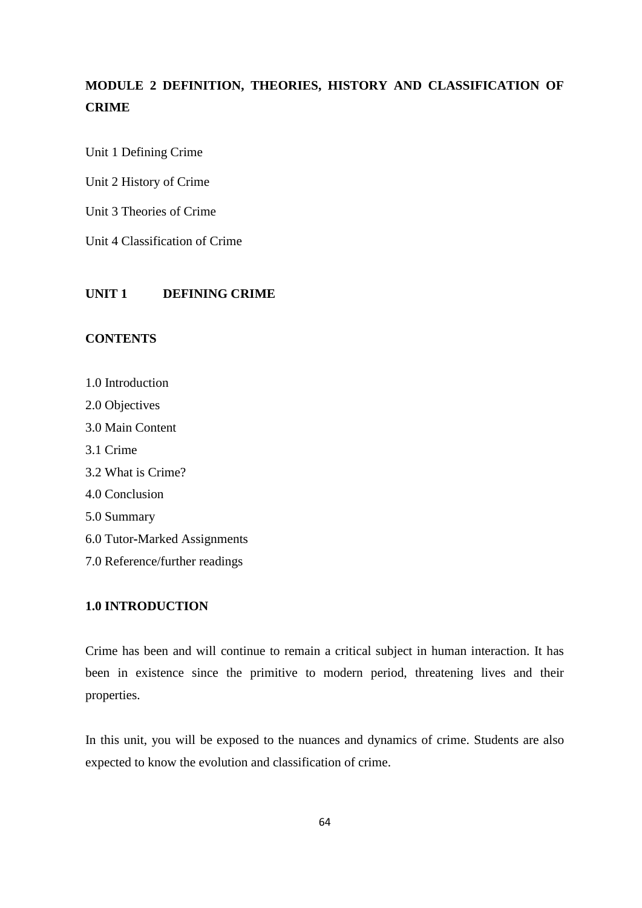# MODULE 2 DEFINITION, THEORIES, HISTORY AND CLASSIFICATION OF CRIME

Unit 1 Defining Crime

Unit 2 History of Crime

Unit 3 Theories of Crime

Unit 4 Classification of Crime

## UNIT 1 DEFINING CRIME

### CONTENTS

1.0 Introduction

2.0 Objectives

3.0 Main Content

3.1 Crime

3.2 What is Crime?

4.0 Conclusion

5.0 Summary

6.0 Tutor-Marked Assignments

7.0 Reference/further readings

### 1.0 INTRODUCTION

Crime has been and will continue to remain a critical subject in human interaction. It has been in existence since the primitive to modern period, threatening lives and their properties.

In this unit, you will be exposed to the nuances and dynamics of crime. Students are also expected to know the evolution and classification of crime.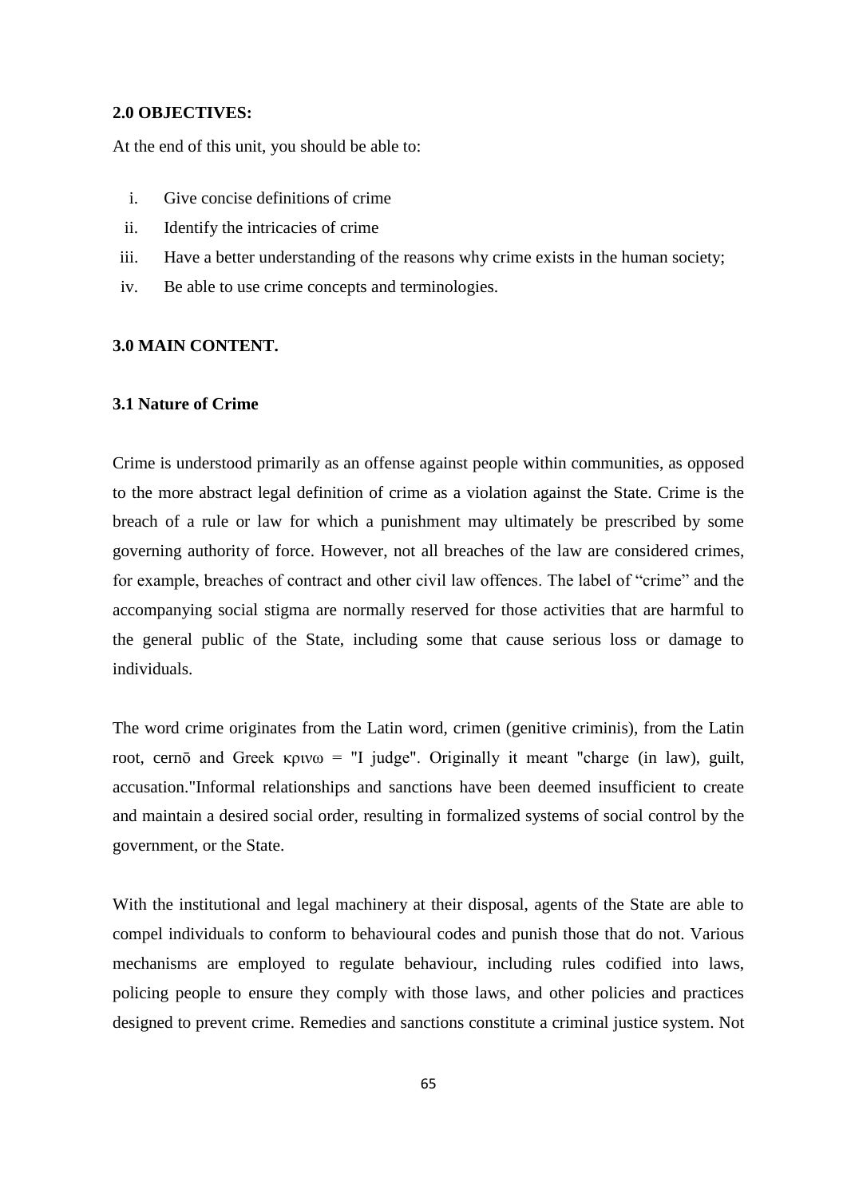**2.0 OBJECTIVES:**

At the end of this unit, you should be able to:

i. Give concise definitions of crime
ii. Identify the intricacies of crime
iii. Have a better understanding of the reasons why crime exists in the human society;
iv. Be able to use crime concepts and terminologies.

**3.0 MAIN CONTENT.**

**3.1 Nature of Crime**

Crime is understood primarily as an offense against people within communities, as opposed to the more abstract legal definition of crime as a violation against the State. Crime is the breach of a rule or law for which a punishment may ultimately be prescribed by some governing authority of force. However, not all breaches of the law are considered crimes, for example, breaches of contract and other civil law offences. The label of "crime" and the accompanying social stigma are normally reserved for those activities that are harmful to the general public of the State, including some that cause serious loss or damage to individuals.

The word crime originates from the Latin word, crimen (genitive criminis), from the Latin root, cernō and Greek κρινω = "I judge". Originally it meant "charge (in law), guilt, accusation."Informal relationships and sanctions have been deemed insufficient to create and maintain a desired social order, resulting in formalized systems of social control by the government, or the State.

With the institutional and legal machinery at their disposal, agents of the State are able to compel individuals to conform to behavioural codes and punish those that do not. Various mechanisms are employed to regulate behaviour, including rules codified into laws, policing people to ensure they comply with those laws, and other policies and practices designed to prevent crime. Remedies and sanctions constitute a criminal justice system. Not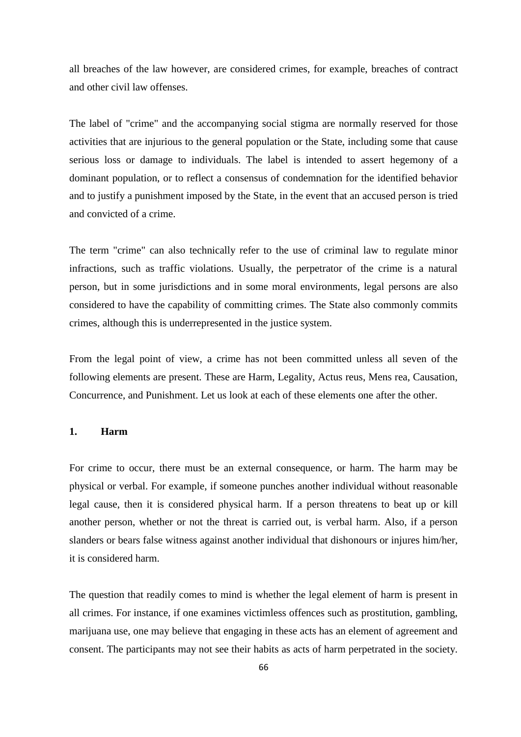all breaches of the law however, are considered crimes, for example, breaches of contract and other civil law offenses.

The label of "crime" and the accompanying social stigma are normally reserved for those activities that are injurious to the general population or the State, including some that cause serious loss or damage to individuals. The label is intended to assert hegemony of a dominant population, or to reflect a consensus of condemnation for the identified behavior and to justify a punishment imposed by the State, in the event that an accused person is tried and convicted of a crime.

The term "crime" can also technically refer to the use of criminal law to regulate minor infractions, such as traffic violations. Usually, the perpetrator of the crime is a natural person, but in some jurisdictions and in some moral environments, legal persons are also considered to have the capability of committing crimes. The State also commonly commits crimes, although this is underrepresented in the justice system.

From the legal point of view, a crime has not been committed unless all seven of the following elements are present. These are Harm, Legality, Actus reus, Mens rea, Causation, Concurrence, and Punishment. Let us look at each of these elements one after the other.

### 1. Harm

For crime to occur, there must be an external consequence, or harm. The harm may be physical or verbal. For example, if someone punches another individual without reasonable legal cause, then it is considered physical harm. If a person threatens to beat up or kill another person, whether or not the threat is carried out, is verbal harm. Also, if a person slanders or bears false witness against another individual that dishonours or injures him/her, it is considered harm.

The question that readily comes to mind is whether the legal element of harm is present in all crimes. For instance, if one examines victimless offences such as prostitution, gambling, marijuana use, one may believe that engaging in these acts has an element of agreement and consent. The participants may not see their habits as acts of harm perpetrated in the society.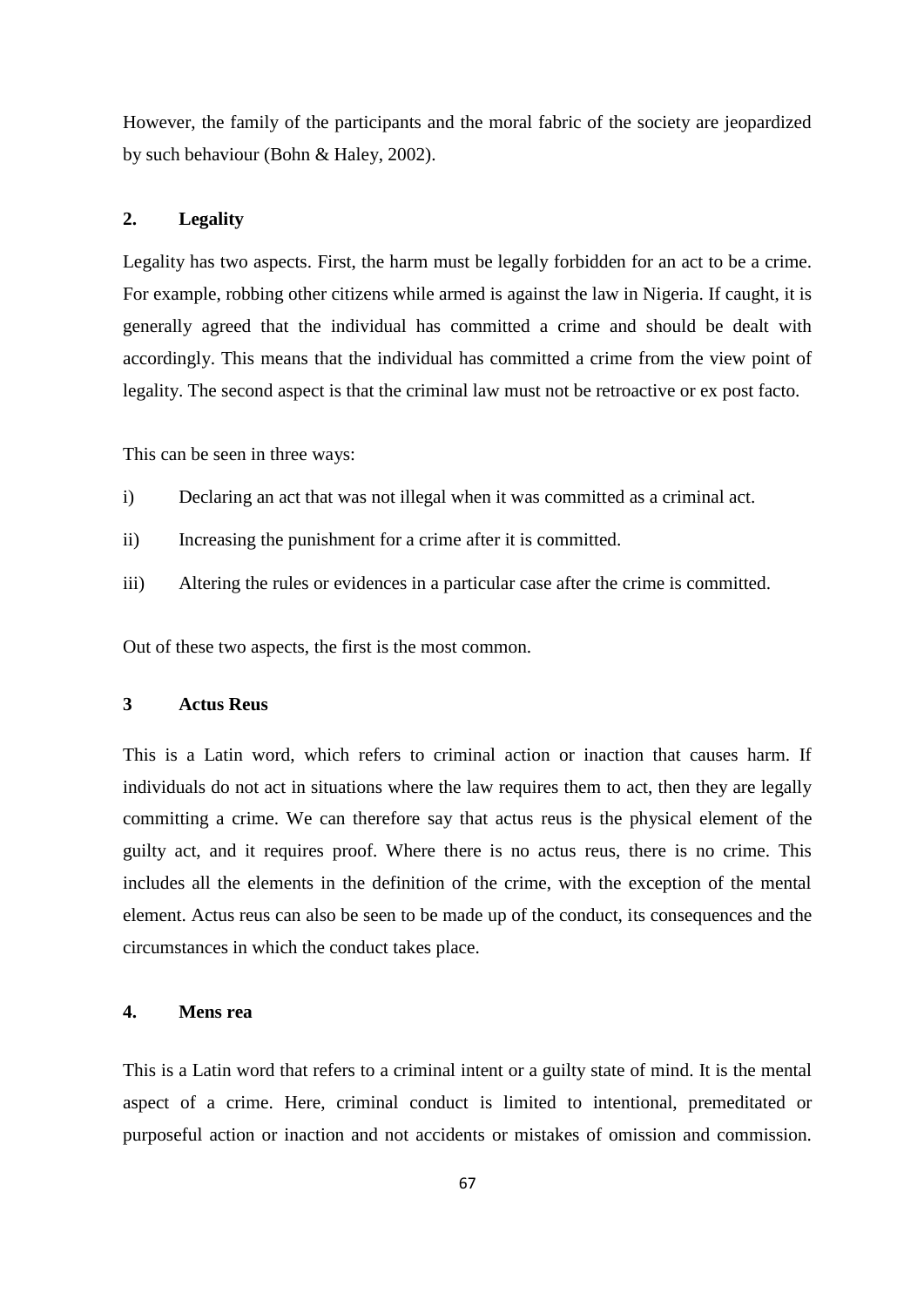However, the family of the participants and the moral fabric of the society are jeopardized by such behaviour (Bohn & Haley, 2002).

### 2. Legality

Legality has two aspects. First, the harm must be legally forbidden for an act to be a crime. For example, robbing other citizens while armed is against the law in Nigeria. If caught, it is generally agreed that the individual has committed a crime and should be dealt with accordingly. This means that the individual has committed a crime from the view point of legality. The second aspect is that the criminal law must not be retroactive or ex post facto.

This can be seen in three ways:

i) Declaring an act that was not illegal when it was committed as a criminal act.

ii) Increasing the punishment for a crime after it is committed.

iii) Altering the rules or evidences in a particular case after the crime is committed.

Out of these two aspects, the first is the most common.

### 3 Actus Reus

This is a Latin word, which refers to criminal action or inaction that causes harm. If individuals do not act in situations where the law requires them to act, then they are legally committing a crime. We can therefore say that actus reus is the physical element of the guilty act, and it requires proof. Where there is no actus reus, there is no crime. This includes all the elements in the definition of the crime, with the exception of the mental element. Actus reus can also be seen to be made up of the conduct, its consequences and the circumstances in which the conduct takes place.

### 4. Mens rea

This is a Latin word that refers to a criminal intent or a guilty state of mind. It is the mental aspect of a crime. Here, criminal conduct is limited to intentional, premeditated or purposeful action or inaction and not accidents or mistakes of omission and commission.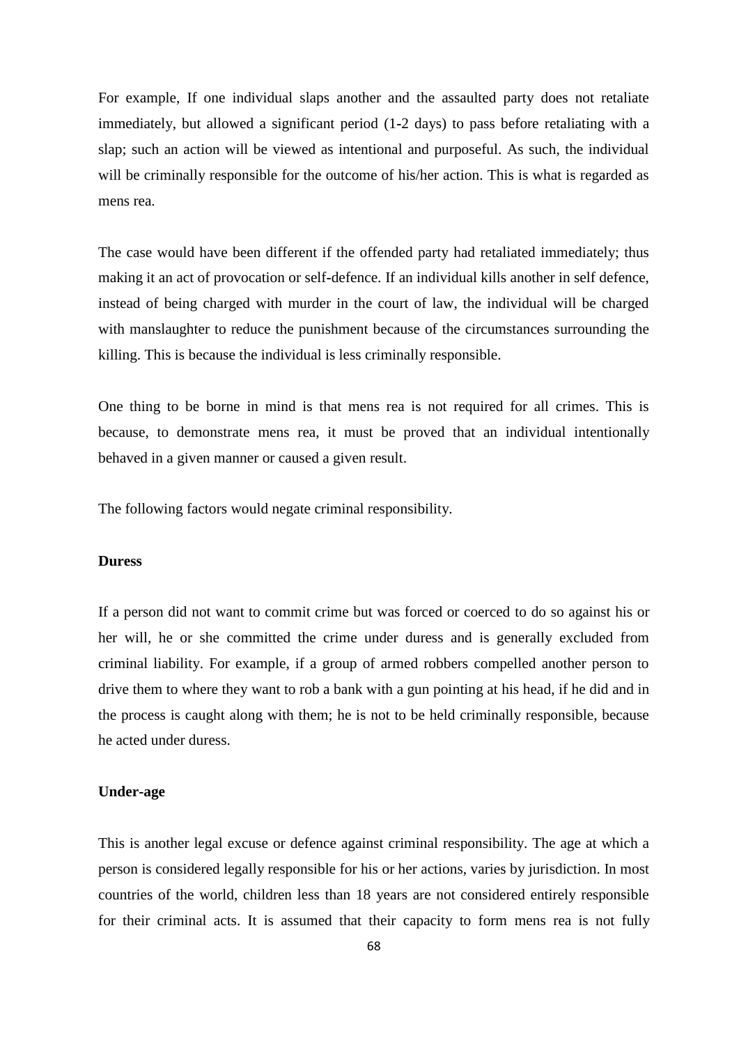For example, If one individual slaps another and the assaulted party does not retaliate immediately, but allowed a significant period (1-2 days) to pass before retaliating with a slap; such an action will be viewed as intentional and purposeful. As such, the individual will be criminally responsible for the outcome of his/her action. This is what is regarded as mens rea.

The case would have been different if the offended party had retaliated immediately; thus making it an act of provocation or self-defence. If an individual kills another in self defence, instead of being charged with murder in the court of law, the individual will be charged with manslaughter to reduce the punishment because of the circumstances surrounding the killing. This is because the individual is less criminally responsible.

One thing to be borne in mind is that mens rea is not required for all crimes. This is because, to demonstrate mens rea, it must be proved that an individual intentionally behaved in a given manner or caused a given result.

The following factors would negate criminal responsibility.

**Duress**

If a person did not want to commit crime but was forced or coerced to do so against his or her will, he or she committed the crime under duress and is generally excluded from criminal liability. For example, if a group of armed robbers compelled another person to drive them to where they want to rob a bank with a gun pointing at his head, if he did and in the process is caught along with them; he is not to be held criminally responsible, because he acted under duress.

**Under-age**

This is another legal excuse or defence against criminal responsibility. The age at which a person is considered legally responsible for his or her actions, varies by jurisdiction. In most countries of the world, children less than 18 years are not considered entirely responsible for their criminal acts. It is assumed that their capacity to form mens rea is not fully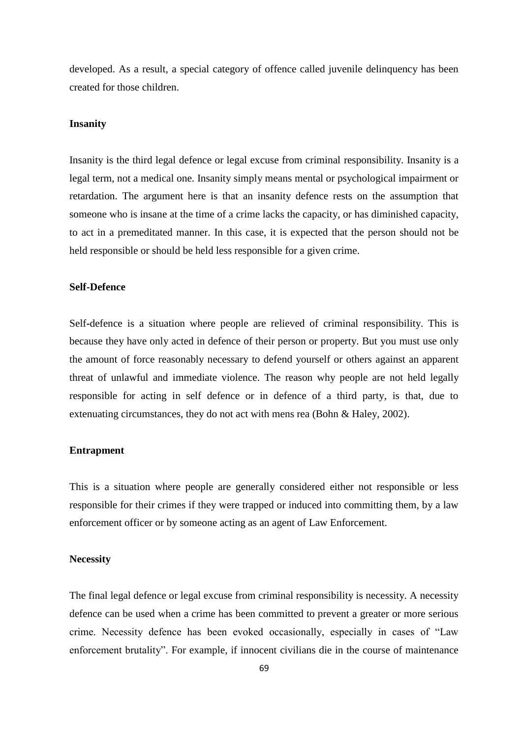developed. As a result, a special category of offence called juvenile delinquency has been created for those children.

**Insanity**

Insanity is the third legal defence or legal excuse from criminal responsibility. Insanity is a legal term, not a medical one. Insanity simply means mental or psychological impairment or retardation. The argument here is that an insanity defence rests on the assumption that someone who is insane at the time of a crime lacks the capacity, or has diminished capacity, to act in a premeditated manner. In this case, it is expected that the person should not be held responsible or should be held less responsible for a given crime.

**Self-Defence**

Self-defence is a situation where people are relieved of criminal responsibility. This is because they have only acted in defence of their person or property. But you must use only the amount of force reasonably necessary to defend yourself or others against an apparent threat of unlawful and immediate violence. The reason why people are not held legally responsible for acting in self defence or in defence of a third party, is that, due to extenuating circumstances, they do not act with mens rea (Bohn & Haley, 2002).

**Entrapment**

This is a situation where people are generally considered either not responsible or less responsible for their crimes if they were trapped or induced into committing them, by a law enforcement officer or by someone acting as an agent of Law Enforcement.

**Necessity**

The final legal defence or legal excuse from criminal responsibility is necessity. A necessity defence can be used when a crime has been committed to prevent a greater or more serious crime. Necessity defence has been evoked occasionally, especially in cases of "Law enforcement brutality". For example, if innocent civilians die in the course of maintenance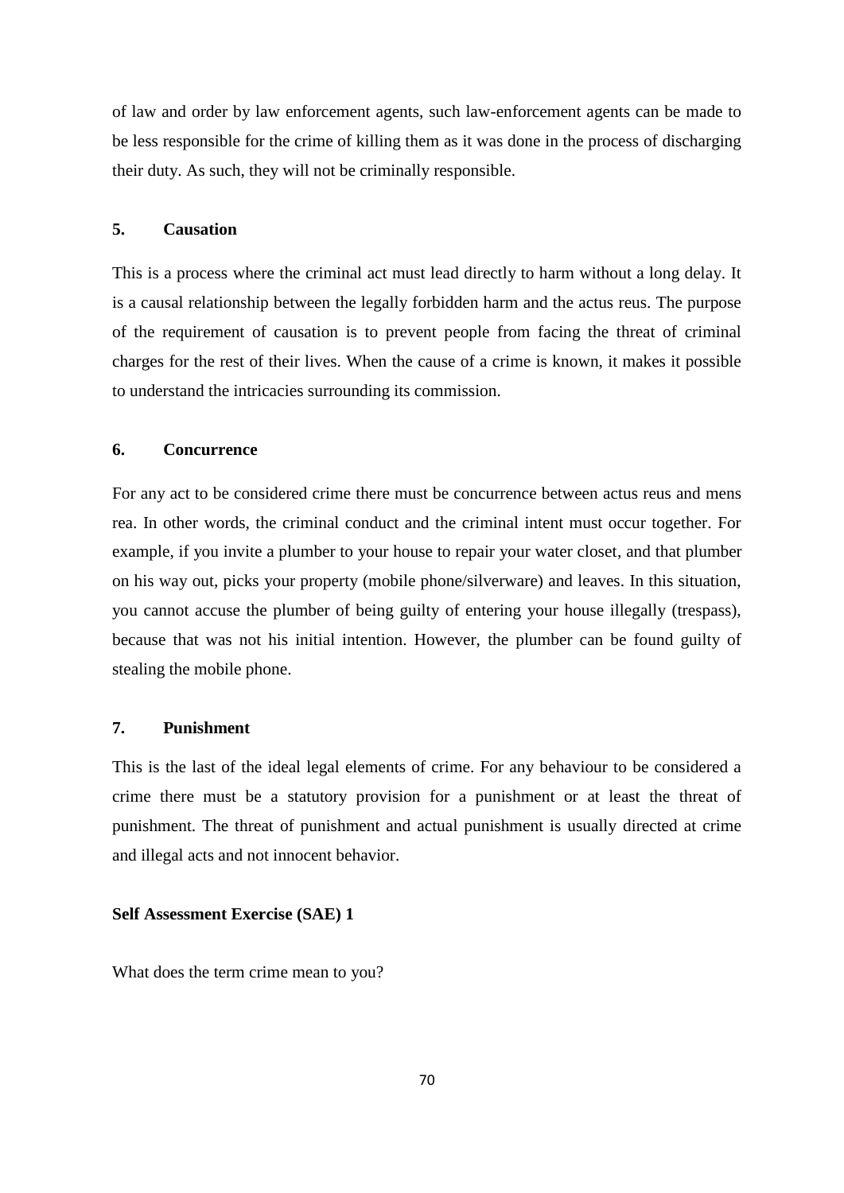of law and order by law enforcement agents, such law-enforcement agents can be made to be less responsible for the crime of killing them as it was done in the process of discharging their duty. As such, they will not be criminally responsible.

**5. Causation**

This is a process where the criminal act must lead directly to harm without a long delay. It is a causal relationship between the legally forbidden harm and the actus reus. The purpose of the requirement of causation is to prevent people from facing the threat of criminal charges for the rest of their lives. When the cause of a crime is known, it makes it possible to understand the intricacies surrounding its commission.

**6. Concurrence**

For any act to be considered crime there must be concurrence between actus reus and mens rea. In other words, the criminal conduct and the criminal intent must occur together. For example, if you invite a plumber to your house to repair your water closet, and that plumber on his way out, picks your property (mobile phone/silverware) and leaves. In this situation, you cannot accuse the plumber of being guilty of entering your house illegally (trespass), because that was not his initial intention. However, the plumber can be found guilty of stealing the mobile phone.

**7. Punishment**

This is the last of the ideal legal elements of crime. For any behaviour to be considered a crime there must be a statutory provision for a punishment or at least the threat of punishment. The threat of punishment and actual punishment is usually directed at crime and illegal acts and not innocent behavior.

**Self Assessment Exercise (SAE) 1**

What does the term crime mean to you?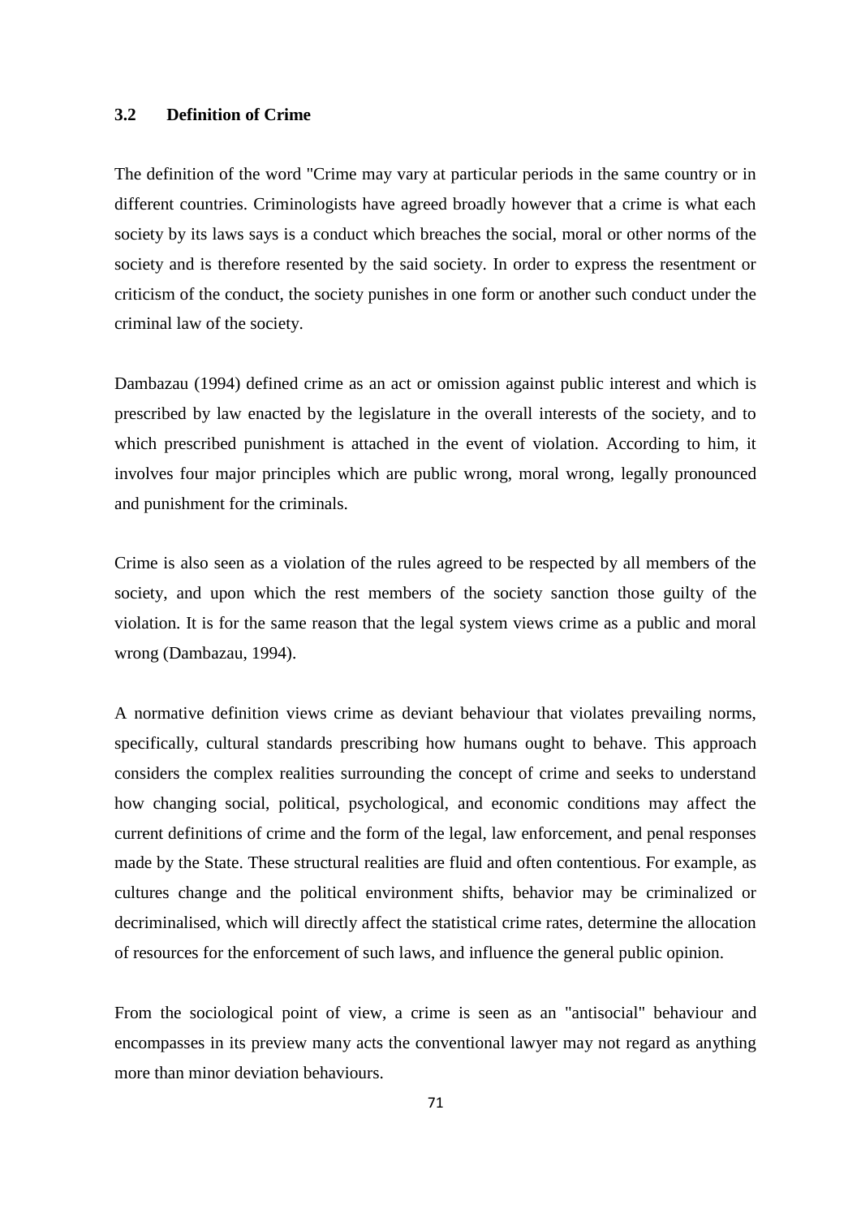### 3.2 Definition of Crime

The definition of the word "Crime may vary at particular periods in the same country or in different countries. Criminologists have agreed broadly however that a crime is what each society by its laws says is a conduct which breaches the social, moral or other norms of the society and is therefore resented by the said society. In order to express the resentment or criticism of the conduct, the society punishes in one form or another such conduct under the criminal law of the society.

Dambazau (1994) defined crime as an act or omission against public interest and which is prescribed by law enacted by the legislature in the overall interests of the society, and to which prescribed punishment is attached in the event of violation. According to him, it involves four major principles which are public wrong, moral wrong, legally pronounced and punishment for the criminals.

Crime is also seen as a violation of the rules agreed to be respected by all members of the society, and upon which the rest members of the society sanction those guilty of the violation. It is for the same reason that the legal system views crime as a public and moral wrong (Dambazau, 1994).

A normative definition views crime as deviant behaviour that violates prevailing norms, specifically, cultural standards prescribing how humans ought to behave. This approach considers the complex realities surrounding the concept of crime and seeks to understand how changing social, political, psychological, and economic conditions may affect the current definitions of crime and the form of the legal, law enforcement, and penal responses made by the State. These structural realities are fluid and often contentious. For example, as cultures change and the political environment shifts, behavior may be criminalized or decriminalised, which will directly affect the statistical crime rates, determine the allocation of resources for the enforcement of such laws, and influence the general public opinion.

From the sociological point of view, a crime is seen as an "antisocial" behaviour and encompasses in its preview many acts the conventional lawyer may not regard as anything more than minor deviation behaviours.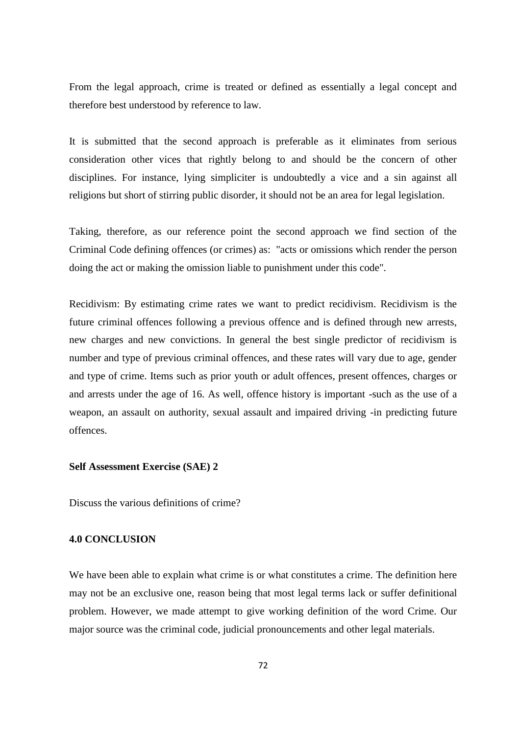From the legal approach, crime is treated or defined as essentially a legal concept and therefore best understood by reference to law.

It is submitted that the second approach is preferable as it eliminates from serious consideration other vices that rightly belong to and should be the concern of other disciplines. For instance, lying simpliciter is undoubtedly a vice and a sin against all religions but short of stirring public disorder, it should not be an area for legal legislation.

Taking, therefore, as our reference point the second approach we find section of the Criminal Code defining offences (or crimes) as: "acts or omissions which render the person doing the act or making the omission liable to punishment under this code".

Recidivism: By estimating crime rates we want to predict recidivism. Recidivism is the future criminal offences following a previous offence and is defined through new arrests, new charges and new convictions. In general the best single predictor of recidivism is number and type of previous criminal offences, and these rates will vary due to age, gender and type of crime. Items such as prior youth or adult offences, present offences, charges or and arrests under the age of 16. As well, offence history is important -such as the use of a weapon, an assault on authority, sexual assault and impaired driving -in predicting future offences.

**Self Assessment Exercise (SAE) 2**

Discuss the various definitions of crime?

**4.0 CONCLUSION**

We have been able to explain what crime is or what constitutes a crime. The definition here may not be an exclusive one, reason being that most legal terms lack or suffer definitional problem. However, we made attempt to give working definition of the word Crime. Our major source was the criminal code, judicial pronouncements and other legal materials.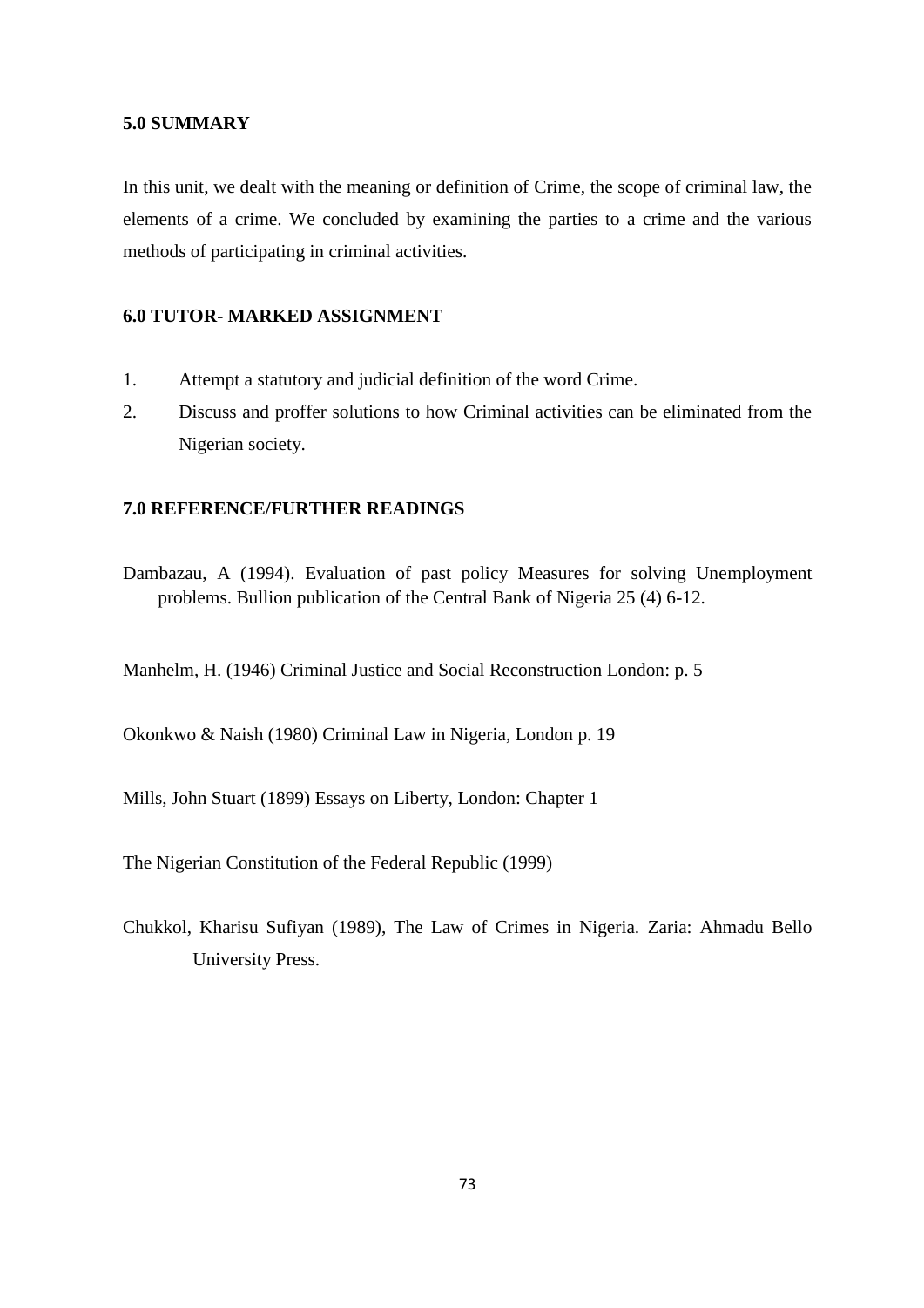## 5.0 SUMMARY

In this unit, we dealt with the meaning or definition of Crime, the scope of criminal law, the elements of a crime. We concluded by examining the parties to a crime and the various methods of participating in criminal activities.

## 6.0 TUTOR- MARKED ASSIGNMENT

1. Attempt a statutory and judicial definition of the word Crime.
2. Discuss and proffer solutions to how Criminal activities can be eliminated from the Nigerian society.

## 7.0 REFERENCE/FURTHER READINGS

Dambazau, A (1994). Evaluation of past policy Measures for solving Unemployment problems. Bullion publication of the Central Bank of Nigeria 25 (4) 6-12.

Manhelm, H. (1946) Criminal Justice and Social Reconstruction London: p. 5

Okonkwo & Naish (1980) Criminal Law in Nigeria, London p. 19

Mills, John Stuart (1899) Essays on Liberty, London: Chapter 1

The Nigerian Constitution of the Federal Republic (1999)

Chukkol, Kharisu Sufiyan (1989), The Law of Crimes in Nigeria. Zaria: Ahmadu Bello University Press.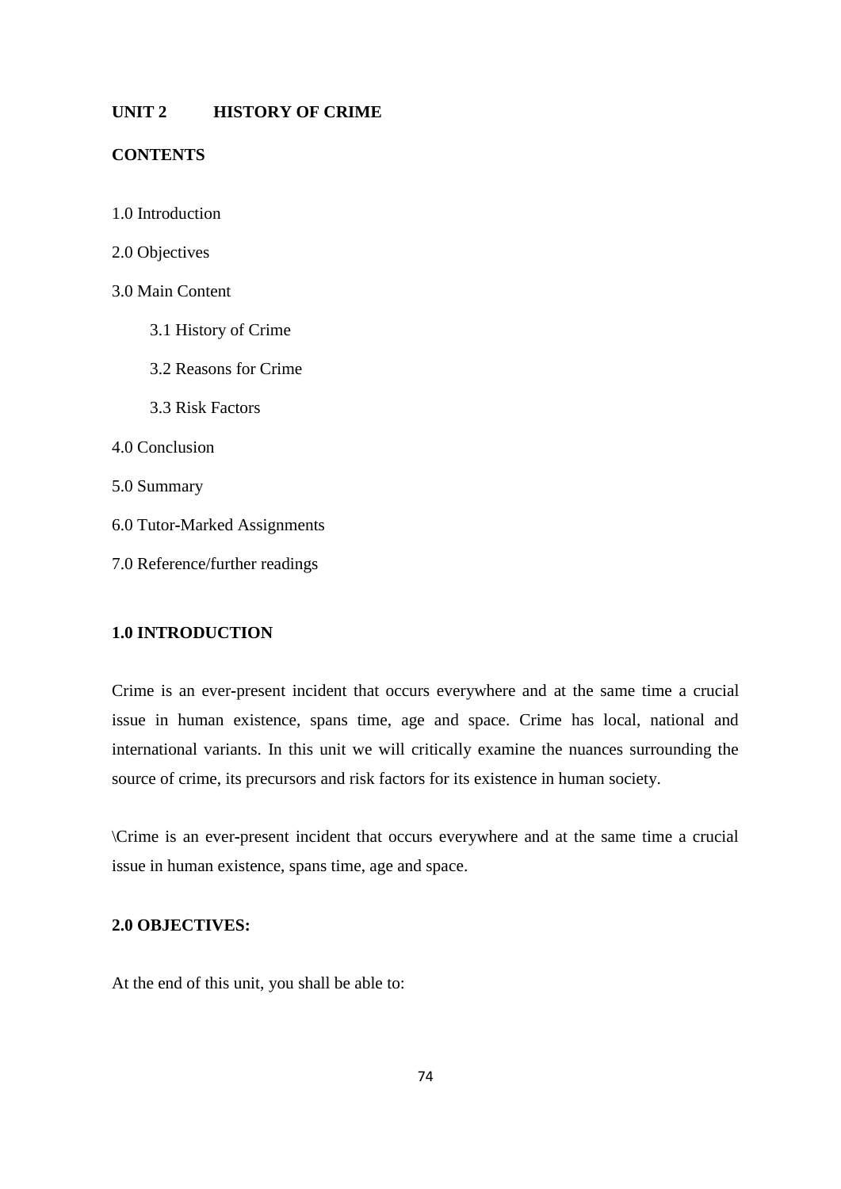## UNIT 2 HISTORY OF CRIME

**CONTENTS**

1.0 Introduction

2.0 Objectives

3.0 Main Content

- 3.1 History of Crime
- 3.2 Reasons for Crime
- 3.3 Risk Factors

4.0 Conclusion

5.0 Summary

6.0 Tutor-Marked Assignments

7.0 Reference/further readings

### 1.0 INTRODUCTION

Crime is an ever-present incident that occurs everywhere and at the same time a crucial issue in human existence, spans time, age and space. Crime has local, national and international variants. In this unit we will critically examine the nuances surrounding the source of crime, its precursors and risk factors for its existence in human society.

\Crime is an ever-present incident that occurs everywhere and at the same time a crucial issue in human existence, spans time, age and space.

### 2.0 OBJECTIVES:

At the end of this unit, you shall be able to: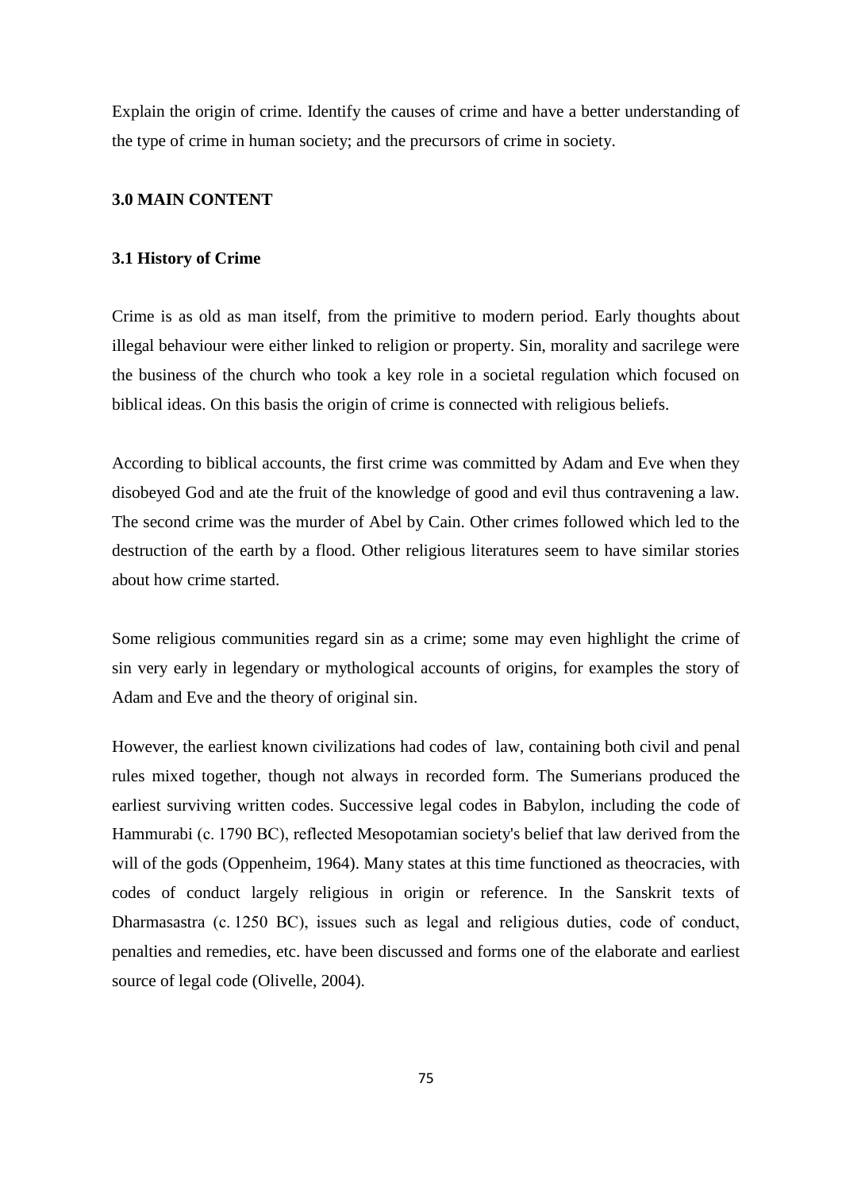Explain the origin of crime. Identify the causes of crime and have a better understanding of the type of crime in human society; and the precursors of crime in society.

## 3.0 MAIN CONTENT

### 3.1 History of Crime

Crime is as old as man itself, from the primitive to modern period. Early thoughts about illegal behaviour were either linked to religion or property. Sin, morality and sacrilege were the business of the church who took a key role in a societal regulation which focused on biblical ideas. On this basis the origin of crime is connected with religious beliefs.

According to biblical accounts, the first crime was committed by Adam and Eve when they disobeyed God and ate the fruit of the knowledge of good and evil thus contravening a law. The second crime was the murder of Abel by Cain. Other crimes followed which led to the destruction of the earth by a flood. Other religious literatures seem to have similar stories about how crime started.

Some religious communities regard sin as a crime; some may even highlight the crime of sin very early in legendary or mythological accounts of origins, for examples the story of Adam and Eve and the theory of original sin.

However, the earliest known civilizations had codes of law, containing both civil and penal rules mixed together, though not always in recorded form. The Sumerians produced the earliest surviving written codes. Successive legal codes in Babylon, including the code of Hammurabi (c. 1790 BC), reflected Mesopotamian society's belief that law derived from the will of the gods (Oppenheim, 1964). Many states at this time functioned as theocracies, with codes of conduct largely religious in origin or reference. In the Sanskrit texts of Dharmasastra (c. 1250 BC), issues such as legal and religious duties, code of conduct, penalties and remedies, etc. have been discussed and forms one of the elaborate and earliest source of legal code (Olivelle, 2004).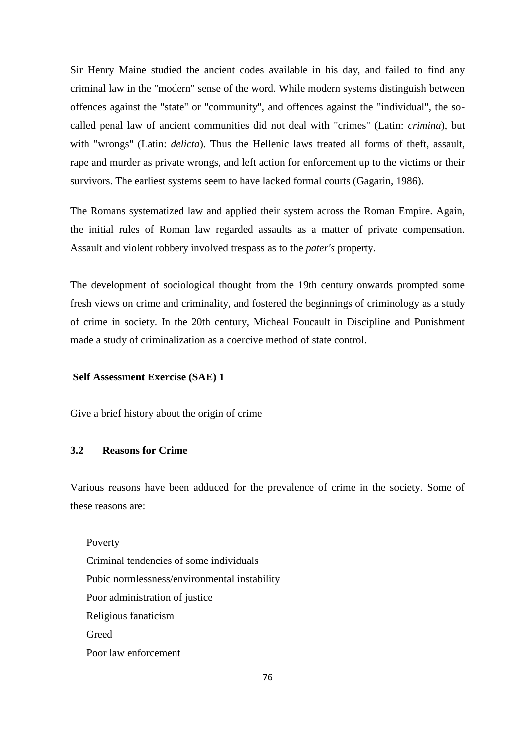Sir Henry Maine studied the ancient codes available in his day, and failed to find any criminal law in the "modern" sense of the word. While modern systems distinguish between offences against the "state" or "community", and offences against the "individual", the so-called penal law of ancient communities did not deal with "crimes" (Latin: *crimina*), but with "wrongs" (Latin: *delicta*). Thus the Hellenic laws treated all forms of theft, assault, rape and murder as private wrongs, and left action for enforcement up to the victims or their survivors. The earliest systems seem to have lacked formal courts (Gagarin, 1986).

The Romans systematized law and applied their system across the Roman Empire. Again, the initial rules of Roman law regarded assaults as a matter of private compensation. Assault and violent robbery involved trespass as to the *pater's* property.

The development of sociological thought from the 19th century onwards prompted some fresh views on crime and criminality, and fostered the beginnings of criminology as a study of crime in society. In the 20th century, Micheal Foucault in Discipline and Punishment made a study of criminalization as a coercive method of state control.

**Self Assessment Exercise (SAE) 1**

Give a brief history about the origin of crime

### 3.2 Reasons for Crime

Various reasons have been adduced for the prevalence of crime in the society. Some of these reasons are:

- Poverty
- Criminal tendencies of some individuals
- Pubic normlessness/environmental instability
- Poor administration of justice
- Religious fanaticism
- Greed
- Poor law enforcement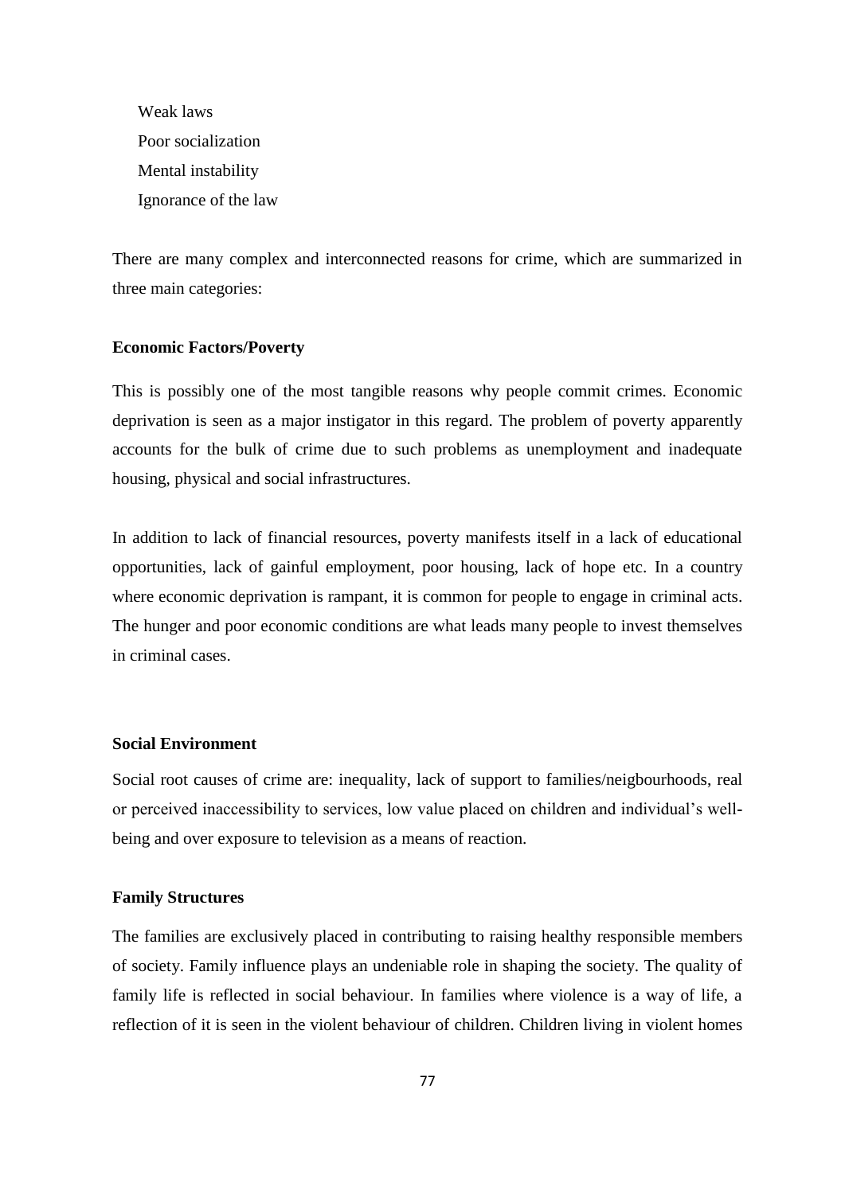- Weak laws
- Poor socialization
- Mental instability
- Ignorance of the law

There are many complex and interconnected reasons for crime, which are summarized in three main categories:

**Economic Factors/Poverty**

This is possibly one of the most tangible reasons why people commit crimes. Economic deprivation is seen as a major instigator in this regard. The problem of poverty apparently accounts for the bulk of crime due to such problems as unemployment and inadequate housing, physical and social infrastructures.

In addition to lack of financial resources, poverty manifests itself in a lack of educational opportunities, lack of gainful employment, poor housing, lack of hope etc. In a country where economic deprivation is rampant, it is common for people to engage in criminal acts. The hunger and poor economic conditions are what leads many people to invest themselves in criminal cases.

**Social Environment**

Social root causes of crime are: inequality, lack of support to families/neigbourhoods, real or perceived inaccessibility to services, low value placed on children and individual's well-being and over exposure to television as a means of reaction.

**Family Structures**

The families are exclusively placed in contributing to raising healthy responsible members of society. Family influence plays an undeniable role in shaping the society. The quality of family life is reflected in social behaviour. In families where violence is a way of life, a reflection of it is seen in the violent behaviour of children. Children living in violent homes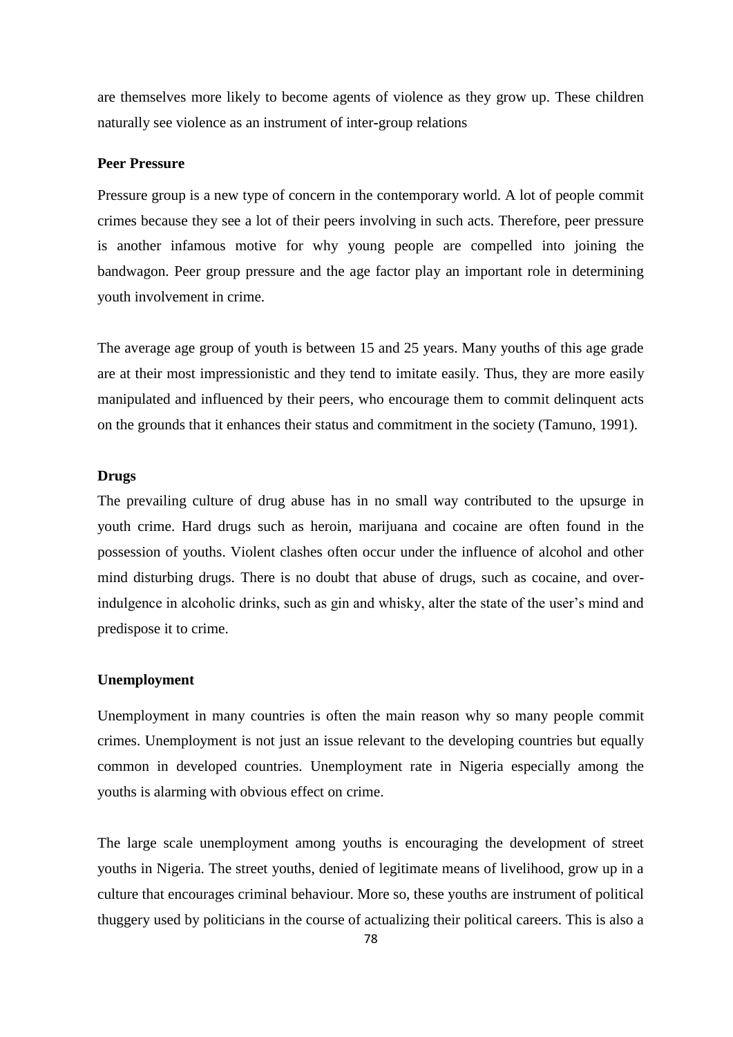are themselves more likely to become agents of violence as they grow up. These children naturally see violence as an instrument of inter-group relations

**Peer Pressure**

Pressure group is a new type of concern in the contemporary world. A lot of people commit crimes because they see a lot of their peers involving in such acts. Therefore, peer pressure is another infamous motive for why young people are compelled into joining the bandwagon. Peer group pressure and the age factor play an important role in determining youth involvement in crime.

The average age group of youth is between 15 and 25 years. Many youths of this age grade are at their most impressionistic and they tend to imitate easily. Thus, they are more easily manipulated and influenced by their peers, who encourage them to commit delinquent acts on the grounds that it enhances their status and commitment in the society (Tamuno, 1991).

**Drugs**

The prevailing culture of drug abuse has in no small way contributed to the upsurge in youth crime. Hard drugs such as heroin, marijuana and cocaine are often found in the possession of youths. Violent clashes often occur under the influence of alcohol and other mind disturbing drugs. There is no doubt that abuse of drugs, such as cocaine, and over-indulgence in alcoholic drinks, such as gin and whisky, alter the state of the user's mind and predispose it to crime.

**Unemployment**

Unemployment in many countries is often the main reason why so many people commit crimes. Unemployment is not just an issue relevant to the developing countries but equally common in developed countries. Unemployment rate in Nigeria especially among the youths is alarming with obvious effect on crime.

The large scale unemployment among youths is encouraging the development of street youths in Nigeria. The street youths, denied of legitimate means of livelihood, grow up in a culture that encourages criminal behaviour. More so, these youths are instrument of political thuggery used by politicians in the course of actualizing their political careers. This is also a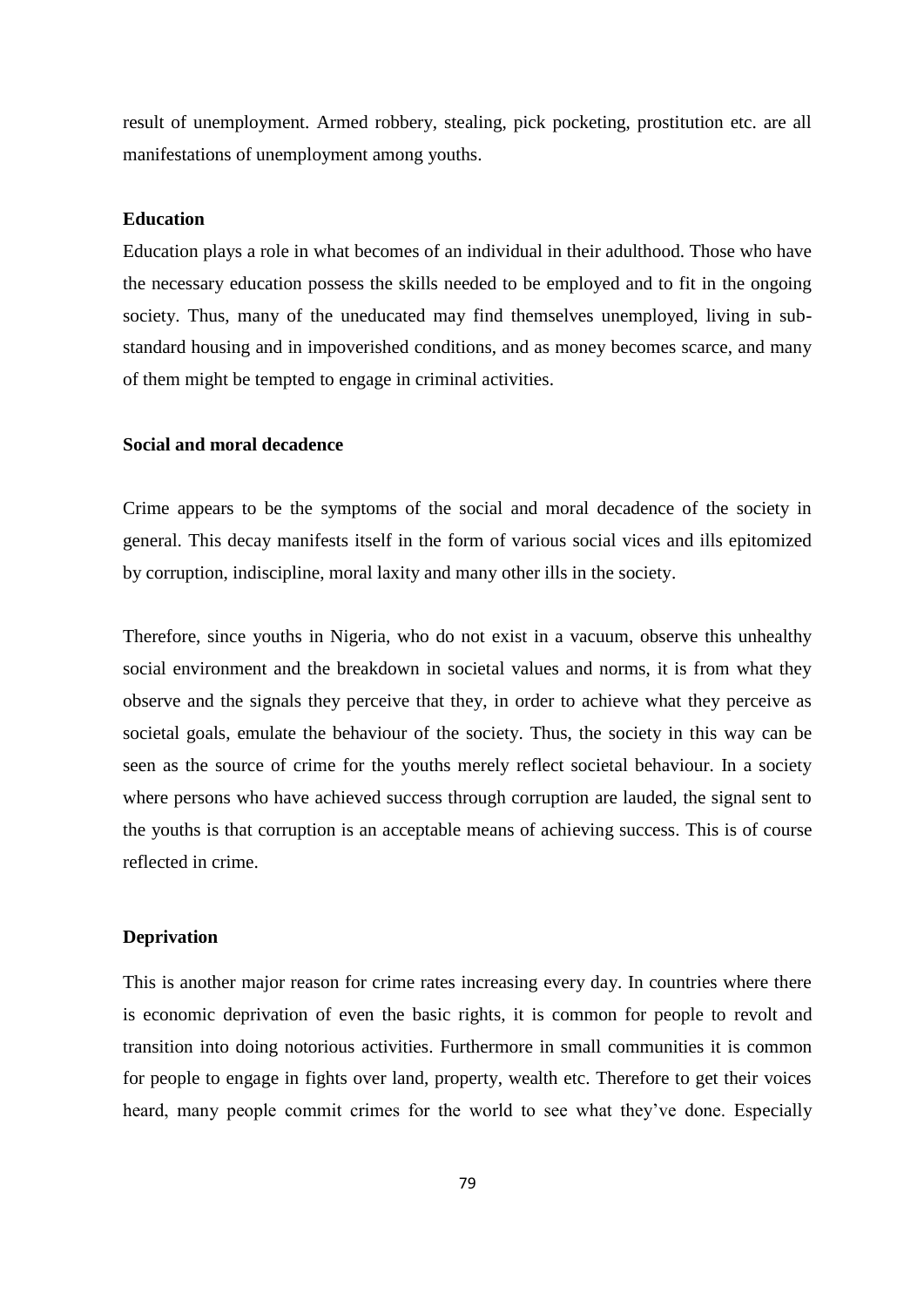result of unemployment. Armed robbery, stealing, pick pocketing, prostitution etc. are all manifestations of unemployment among youths.

### Education

Education plays a role in what becomes of an individual in their adulthood. Those who have the necessary education possess the skills needed to be employed and to fit in the ongoing society. Thus, many of the uneducated may find themselves unemployed, living in sub-standard housing and in impoverished conditions, and as money becomes scarce, and many of them might be tempted to engage in criminal activities.

### Social and moral decadence

Crime appears to be the symptoms of the social and moral decadence of the society in general. This decay manifests itself in the form of various social vices and ills epitomized by corruption, indiscipline, moral laxity and many other ills in the society.

Therefore, since youths in Nigeria, who do not exist in a vacuum, observe this unhealthy social environment and the breakdown in societal values and norms, it is from what they observe and the signals they perceive that they, in order to achieve what they perceive as societal goals, emulate the behaviour of the society. Thus, the society in this way can be seen as the source of crime for the youths merely reflect societal behaviour. In a society where persons who have achieved success through corruption are lauded, the signal sent to the youths is that corruption is an acceptable means of achieving success. This is of course reflected in crime.

### Deprivation

This is another major reason for crime rates increasing every day. In countries where there is economic deprivation of even the basic rights, it is common for people to revolt and transition into doing notorious activities. Furthermore in small communities it is common for people to engage in fights over land, property, wealth etc. Therefore to get their voices heard, many people commit crimes for the world to see what they've done. Especially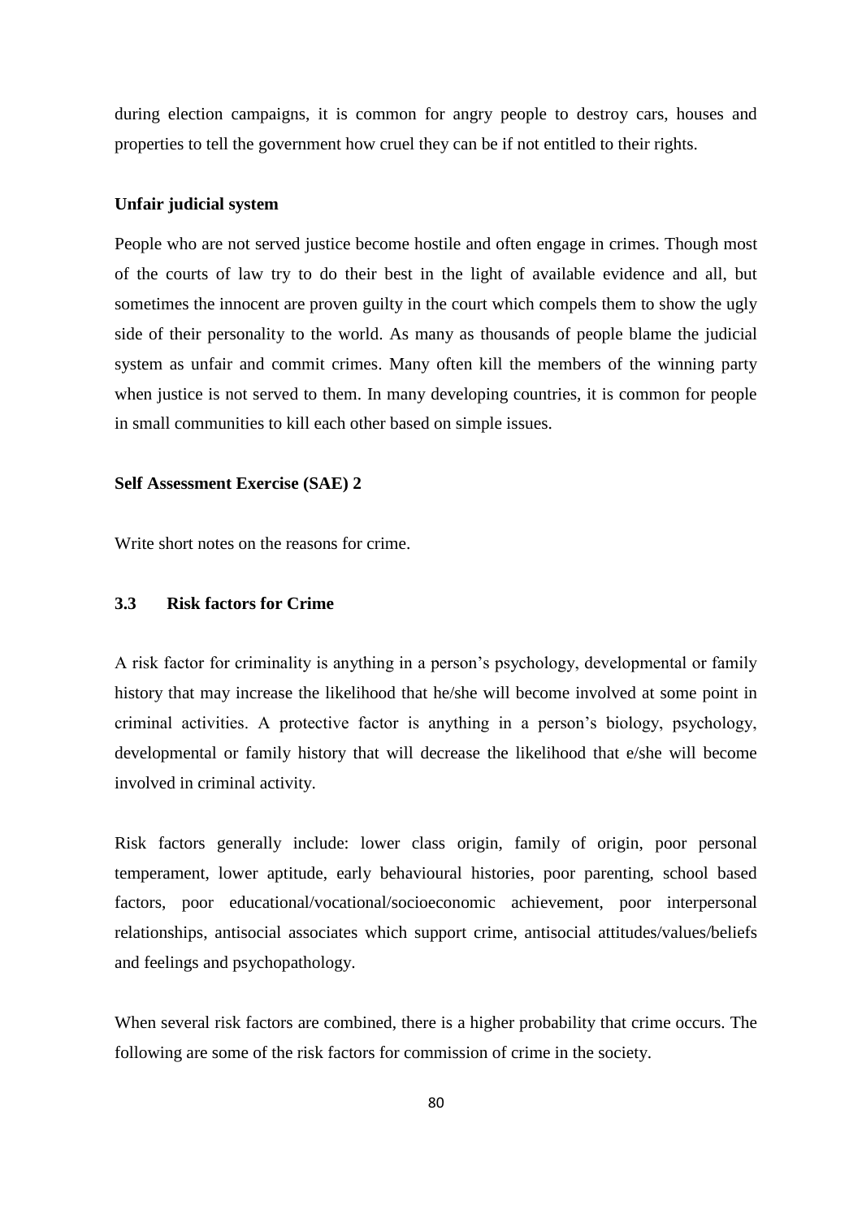during election campaigns, it is common for angry people to destroy cars, houses and properties to tell the government how cruel they can be if not entitled to their rights.

**Unfair judicial system**

People who are not served justice become hostile and often engage in crimes. Though most of the courts of law try to do their best in the light of available evidence and all, but sometimes the innocent are proven guilty in the court which compels them to show the ugly side of their personality to the world. As many as thousands of people blame the judicial system as unfair and commit crimes. Many often kill the members of the winning party when justice is not served to them. In many developing countries, it is common for people in small communities to kill each other based on simple issues.

**Self Assessment Exercise (SAE) 2**

Write short notes on the reasons for crime.

### 3.3 Risk factors for Crime

A risk factor for criminality is anything in a person's psychology, developmental or family history that may increase the likelihood that he/she will become involved at some point in criminal activities. A protective factor is anything in a person's biology, psychology, developmental or family history that will decrease the likelihood that e/she will become involved in criminal activity.

Risk factors generally include: lower class origin, family of origin, poor personal temperament, lower aptitude, early behavioural histories, poor parenting, school based factors, poor educational/vocational/socioeconomic achievement, poor interpersonal relationships, antisocial associates which support crime, antisocial attitudes/values/beliefs and feelings and psychopathology.

When several risk factors are combined, there is a higher probability that crime occurs. The following are some of the risk factors for commission of crime in the society.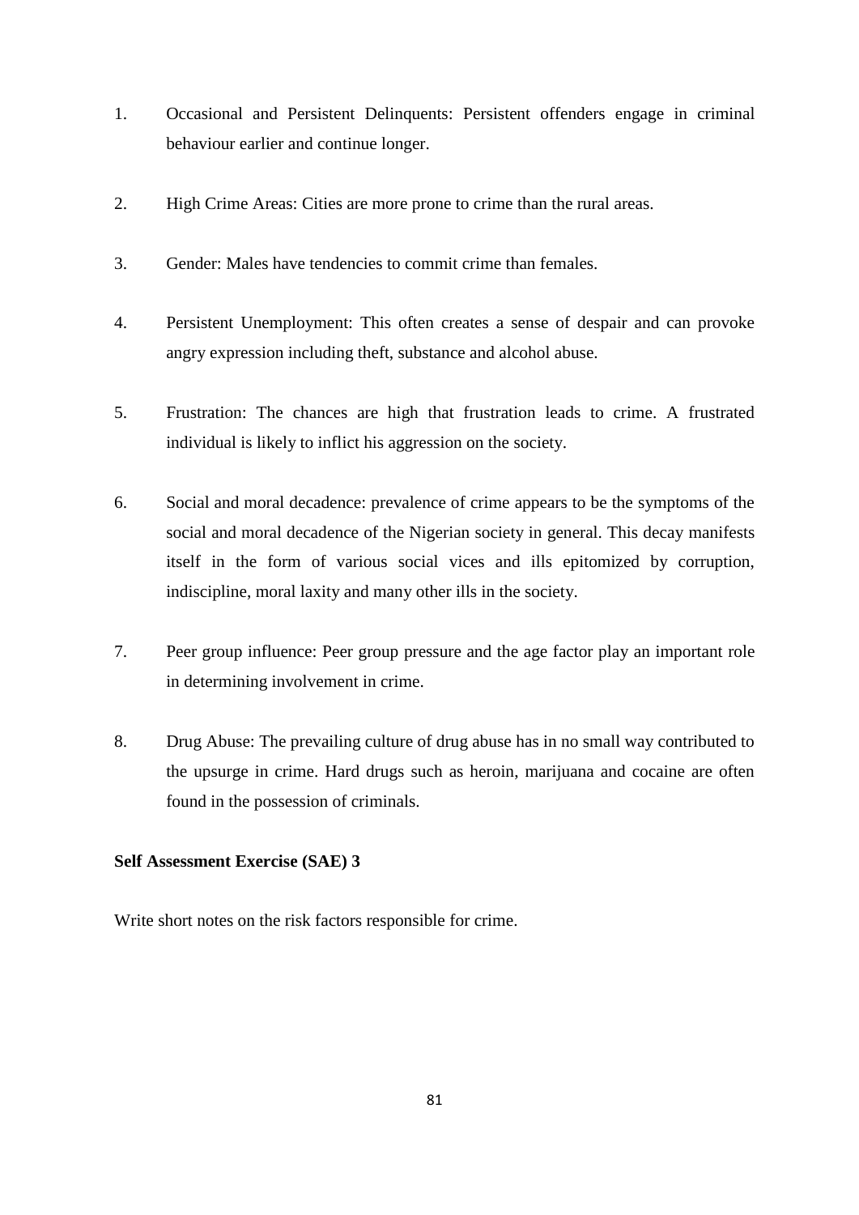1. Occasional and Persistent Delinquents: Persistent offenders engage in criminal behaviour earlier and continue longer.

2. High Crime Areas: Cities are more prone to crime than the rural areas.

3. Gender: Males have tendencies to commit crime than females.

4. Persistent Unemployment: This often creates a sense of despair and can provoke angry expression including theft, substance and alcohol abuse.

5. Frustration: The chances are high that frustration leads to crime. A frustrated individual is likely to inflict his aggression on the society.

6. Social and moral decadence: prevalence of crime appears to be the symptoms of the social and moral decadence of the Nigerian society in general. This decay manifests itself in the form of various social vices and ills epitomized by corruption, indiscipline, moral laxity and many other ills in the society.

7. Peer group influence: Peer group pressure and the age factor play an important role in determining involvement in crime.

8. Drug Abuse: The prevailing culture of drug abuse has in no small way contributed to the upsurge in crime. Hard drugs such as heroin, marijuana and cocaine are often found in the possession of criminals.

**Self Assessment Exercise (SAE) 3**

Write short notes on the risk factors responsible for crime.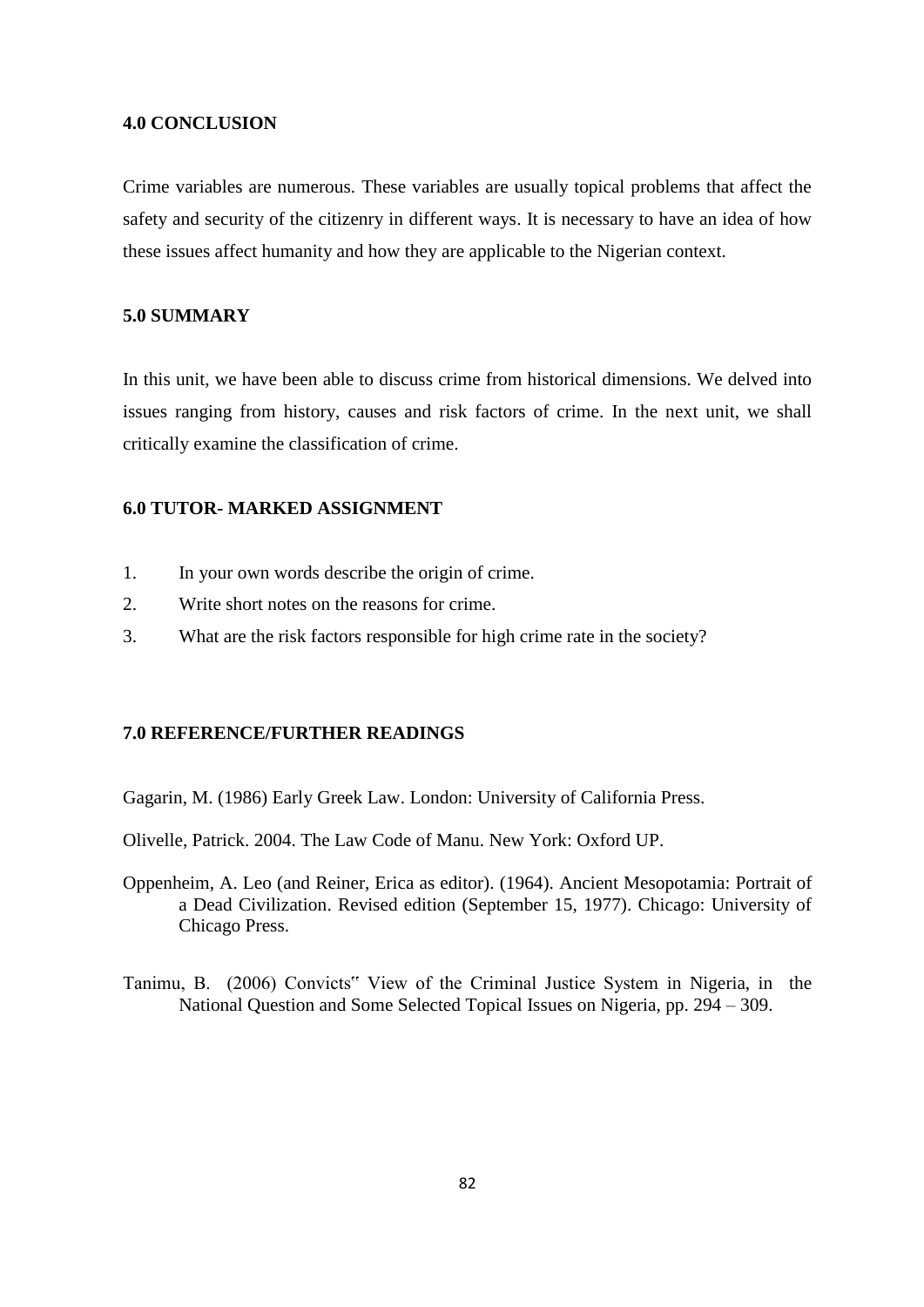## 4.0 CONCLUSION

Crime variables are numerous. These variables are usually topical problems that affect the safety and security of the citizenry in different ways. It is necessary to have an idea of how these issues affect humanity and how they are applicable to the Nigerian context.

## 5.0 SUMMARY

In this unit, we have been able to discuss crime from historical dimensions. We delved into issues ranging from history, causes and risk factors of crime. In the next unit, we shall critically examine the classification of crime.

## 6.0 TUTOR- MARKED ASSIGNMENT

1. In your own words describe the origin of crime.
2. Write short notes on the reasons for crime.
3. What are the risk factors responsible for high crime rate in the society?

## 7.0 REFERENCE/FURTHER READINGS

Gagarin, M. (1986) Early Greek Law. London: University of California Press.

Olivelle, Patrick. 2004. The Law Code of Manu. New York: Oxford UP.

Oppenheim, A. Leo (and Reiner, Erica as editor). (1964). Ancient Mesopotamia: Portrait of a Dead Civilization. Revised edition (September 15, 1977). Chicago: University of Chicago Press.

Tanimu, B. (2006) Convicts" View of the Criminal Justice System in Nigeria, in the National Question and Some Selected Topical Issues on Nigeria, pp. 294 – 309.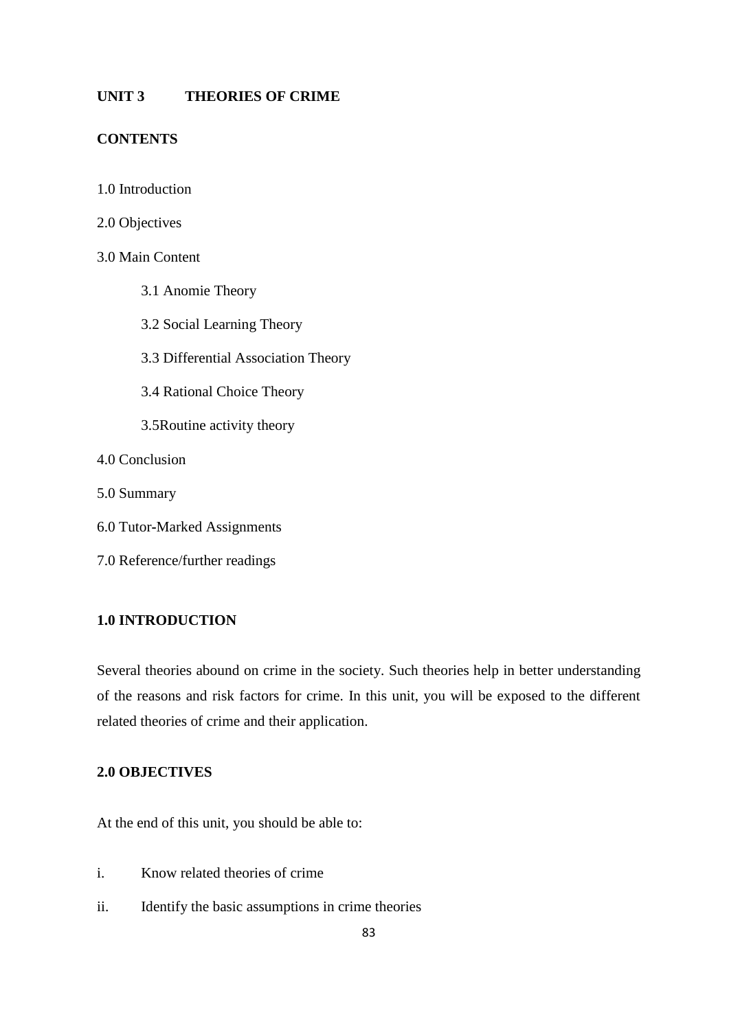## UNIT 3 THEORIES OF CRIME

### CONTENTS

1.0 Introduction

2.0 Objectives

3.0 Main Content

- 3.1 Anomie Theory
- 3.2 Social Learning Theory
- 3.3 Differential Association Theory
- 3.4 Rational Choice Theory
- 3.5Routine activity theory

4.0 Conclusion

5.0 Summary

6.0 Tutor-Marked Assignments

7.0 Reference/further readings

### 1.0 INTRODUCTION

Several theories abound on crime in the society. Such theories help in better understanding of the reasons and risk factors for crime. In this unit, you will be exposed to the different related theories of crime and their application.

### 2.0 OBJECTIVES

At the end of this unit, you should be able to:

i. Know related theories of crime

ii. Identify the basic assumptions in crime theories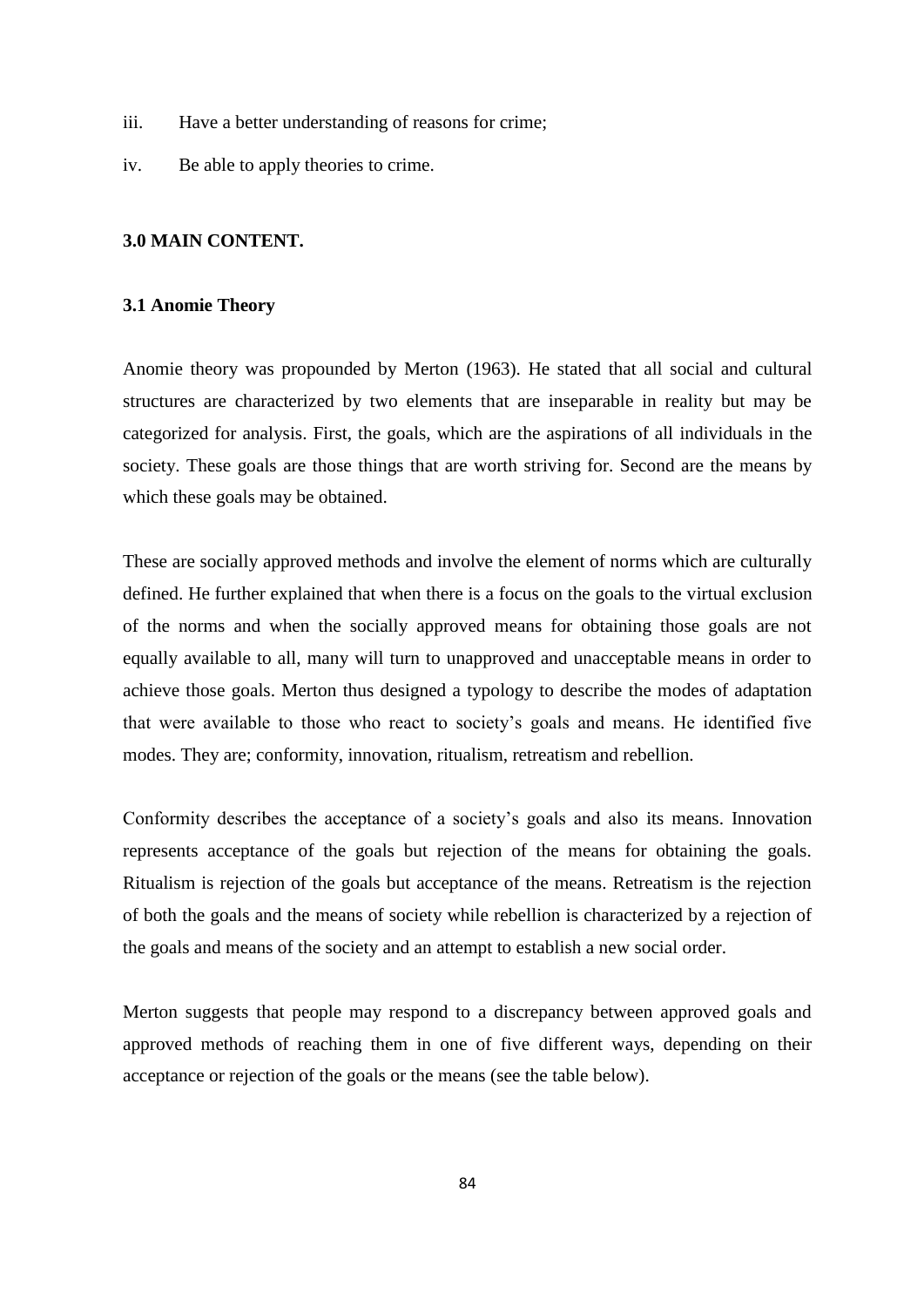iii. Have a better understanding of reasons for crime;

iv. Be able to apply theories to crime.

## 3.0 MAIN CONTENT.

### 3.1 Anomie Theory

Anomie theory was propounded by Merton (1963). He stated that all social and cultural structures are characterized by two elements that are inseparable in reality but may be categorized for analysis. First, the goals, which are the aspirations of all individuals in the society. These goals are those things that are worth striving for. Second are the means by which these goals may be obtained.

These are socially approved methods and involve the element of norms which are culturally defined. He further explained that when there is a focus on the goals to the virtual exclusion of the norms and when the socially approved means for obtaining those goals are not equally available to all, many will turn to unapproved and unacceptable means in order to achieve those goals. Merton thus designed a typology to describe the modes of adaptation that were available to those who react to society's goals and means. He identified five modes. They are; conformity, innovation, ritualism, retreatism and rebellion.

Conformity describes the acceptance of a society's goals and also its means. Innovation represents acceptance of the goals but rejection of the means for obtaining the goals. Ritualism is rejection of the goals but acceptance of the means. Retreatism is the rejection of both the goals and the means of society while rebellion is characterized by a rejection of the goals and means of the society and an attempt to establish a new social order.

Merton suggests that people may respond to a discrepancy between approved goals and approved methods of reaching them in one of five different ways, depending on their acceptance or rejection of the goals or the means (see the table below).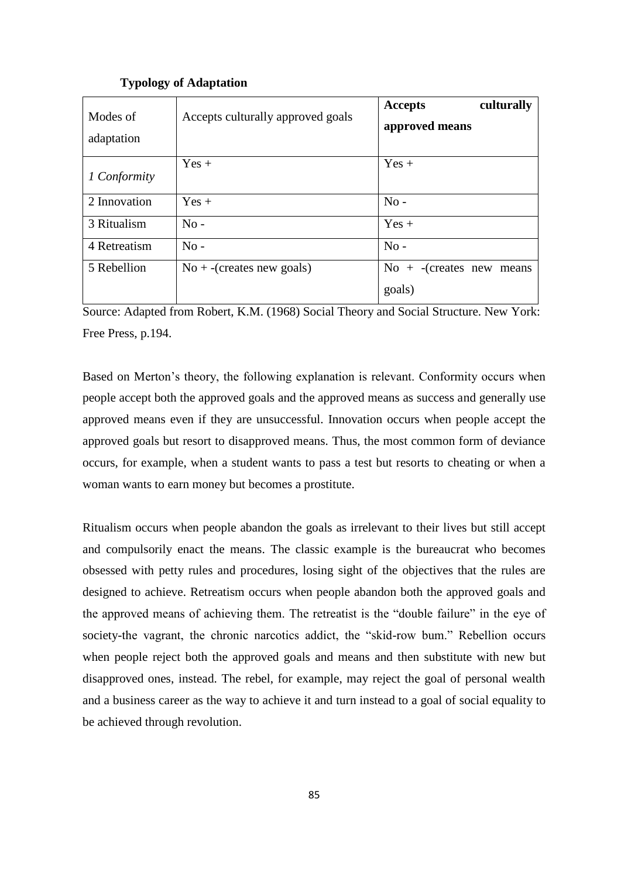**Typology of Adaptation**

| Modes of adaptation | Accepts culturally approved goals | **Accepts culturally approved means** |
|---|---|---|
| *1 Conformity* | Yes + | Yes + |
| 2 Innovation | Yes + | No - |
| 3 Ritualism | No - | Yes + |
| 4 Retreatism | No - | No - |
| 5 Rebellion | No + -(creates new goals) | No + -(creates new means goals) |

Source: Adapted from Robert, K.M. (1968) Social Theory and Social Structure. New York: Free Press, p.194.

Based on Merton's theory, the following explanation is relevant. Conformity occurs when people accept both the approved goals and the approved means as success and generally use approved means even if they are unsuccessful. Innovation occurs when people accept the approved goals but resort to disapproved means. Thus, the most common form of deviance occurs, for example, when a student wants to pass a test but resorts to cheating or when a woman wants to earn money but becomes a prostitute.

Ritualism occurs when people abandon the goals as irrelevant to their lives but still accept and compulsorily enact the means. The classic example is the bureaucrat who becomes obsessed with petty rules and procedures, losing sight of the objectives that the rules are designed to achieve. Retreatism occurs when people abandon both the approved goals and the approved means of achieving them. The retreatist is the "double failure" in the eye of society-the vagrant, the chronic narcotics addict, the "skid-row bum." Rebellion occurs when people reject both the approved goals and means and then substitute with new but disapproved ones, instead. The rebel, for example, may reject the goal of personal wealth and a business career as the way to achieve it and turn instead to a goal of social equality to be achieved through revolution.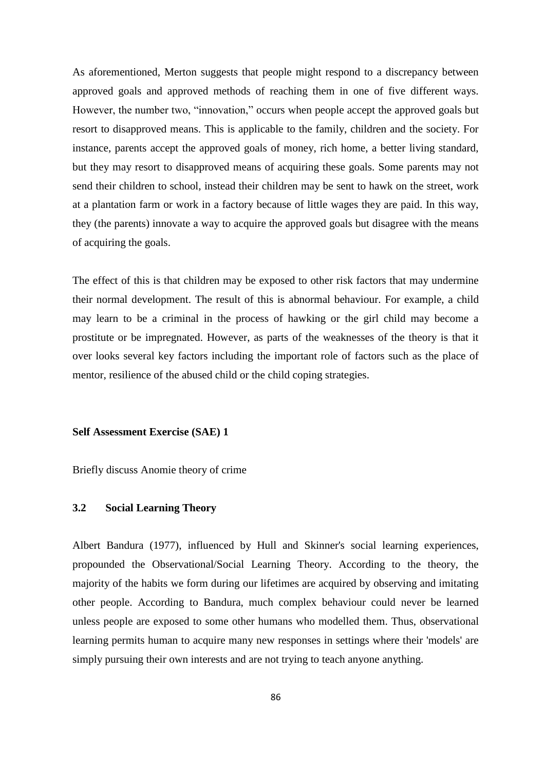As aforementioned, Merton suggests that people might respond to a discrepancy between approved goals and approved methods of reaching them in one of five different ways. However, the number two, "innovation," occurs when people accept the approved goals but resort to disapproved means. This is applicable to the family, children and the society. For instance, parents accept the approved goals of money, rich home, a better living standard, but they may resort to disapproved means of acquiring these goals. Some parents may not send their children to school, instead their children may be sent to hawk on the street, work at a plantation farm or work in a factory because of little wages they are paid. In this way, they (the parents) innovate a way to acquire the approved goals but disagree with the means of acquiring the goals.

The effect of this is that children may be exposed to other risk factors that may undermine their normal development. The result of this is abnormal behaviour. For example, a child may learn to be a criminal in the process of hawking or the girl child may become a prostitute or be impregnated. However, as parts of the weaknesses of the theory is that it over looks several key factors including the important role of factors such as the place of mentor, resilience of the abused child or the child coping strategies.

**Self Assessment Exercise (SAE) 1**

Briefly discuss Anomie theory of crime

### 3.2 Social Learning Theory

Albert Bandura (1977), influenced by Hull and Skinner's social learning experiences, propounded the Observational/Social Learning Theory. According to the theory, the majority of the habits we form during our lifetimes are acquired by observing and imitating other people. According to Bandura, much complex behaviour could never be learned unless people are exposed to some other humans who modelled them. Thus, observational learning permits human to acquire many new responses in settings where their 'models' are simply pursuing their own interests and are not trying to teach anyone anything.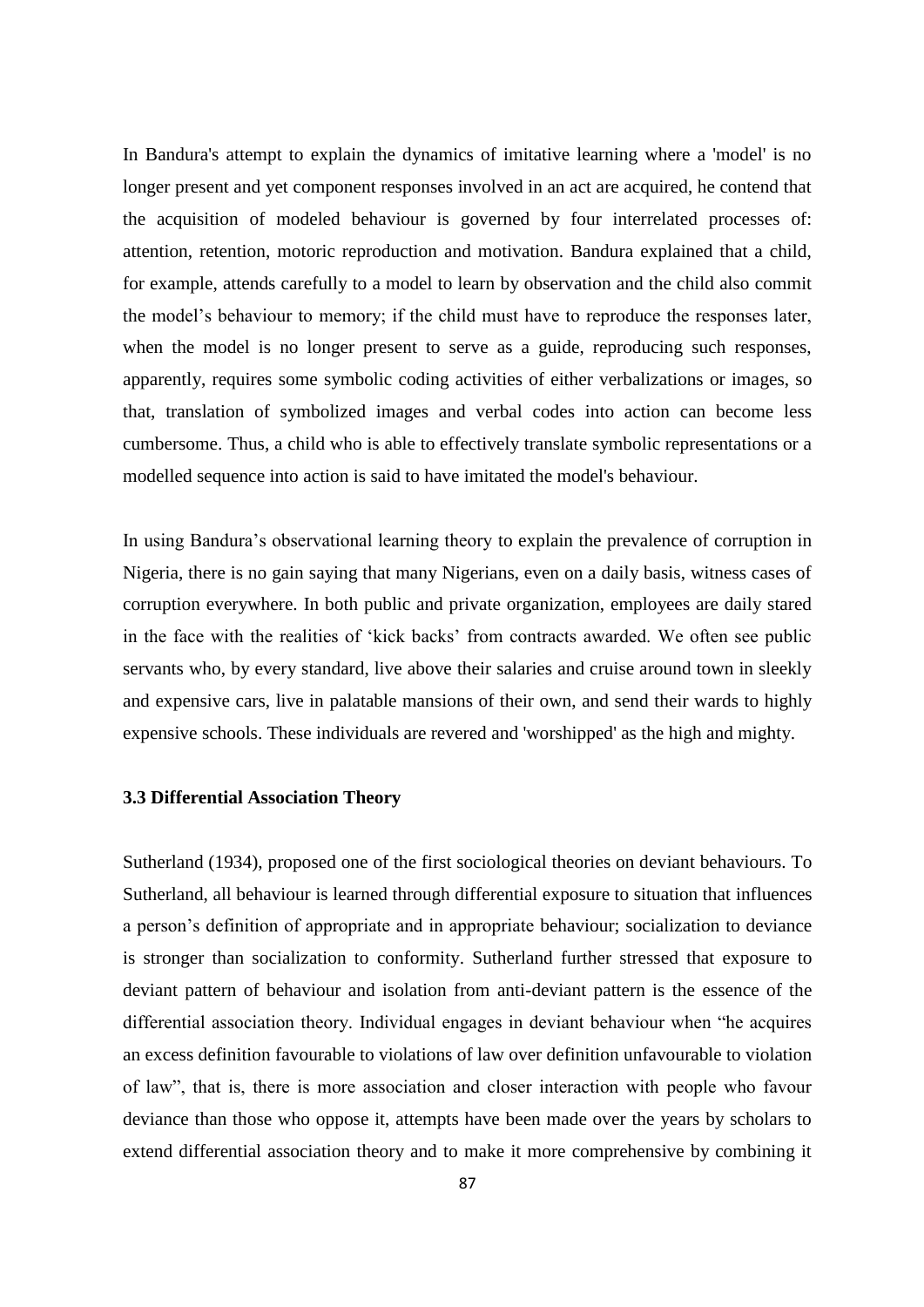In Bandura's attempt to explain the dynamics of imitative learning where a 'model' is no longer present and yet component responses involved in an act are acquired, he contend that the acquisition of modeled behaviour is governed by four interrelated processes of: attention, retention, motoric reproduction and motivation. Bandura explained that a child, for example, attends carefully to a model to learn by observation and the child also commit the model's behaviour to memory; if the child must have to reproduce the responses later, when the model is no longer present to serve as a guide, reproducing such responses, apparently, requires some symbolic coding activities of either verbalizations or images, so that, translation of symbolized images and verbal codes into action can become less cumbersome. Thus, a child who is able to effectively translate symbolic representations or a modelled sequence into action is said to have imitated the model's behaviour.

In using Bandura's observational learning theory to explain the prevalence of corruption in Nigeria, there is no gain saying that many Nigerians, even on a daily basis, witness cases of corruption everywhere. In both public and private organization, employees are daily stared in the face with the realities of 'kick backs' from contracts awarded. We often see public servants who, by every standard, live above their salaries and cruise around town in sleekly and expensive cars, live in palatable mansions of their own, and send their wards to highly expensive schools. These individuals are revered and 'worshipped' as the high and mighty.

### 3.3 Differential Association Theory

Sutherland (1934), proposed one of the first sociological theories on deviant behaviours. To Sutherland, all behaviour is learned through differential exposure to situation that influences a person's definition of appropriate and in appropriate behaviour; socialization to deviance is stronger than socialization to conformity. Sutherland further stressed that exposure to deviant pattern of behaviour and isolation from anti-deviant pattern is the essence of the differential association theory. Individual engages in deviant behaviour when "he acquires an excess definition favourable to violations of law over definition unfavourable to violation of law", that is, there is more association and closer interaction with people who favour deviance than those who oppose it, attempts have been made over the years by scholars to extend differential association theory and to make it more comprehensive by combining it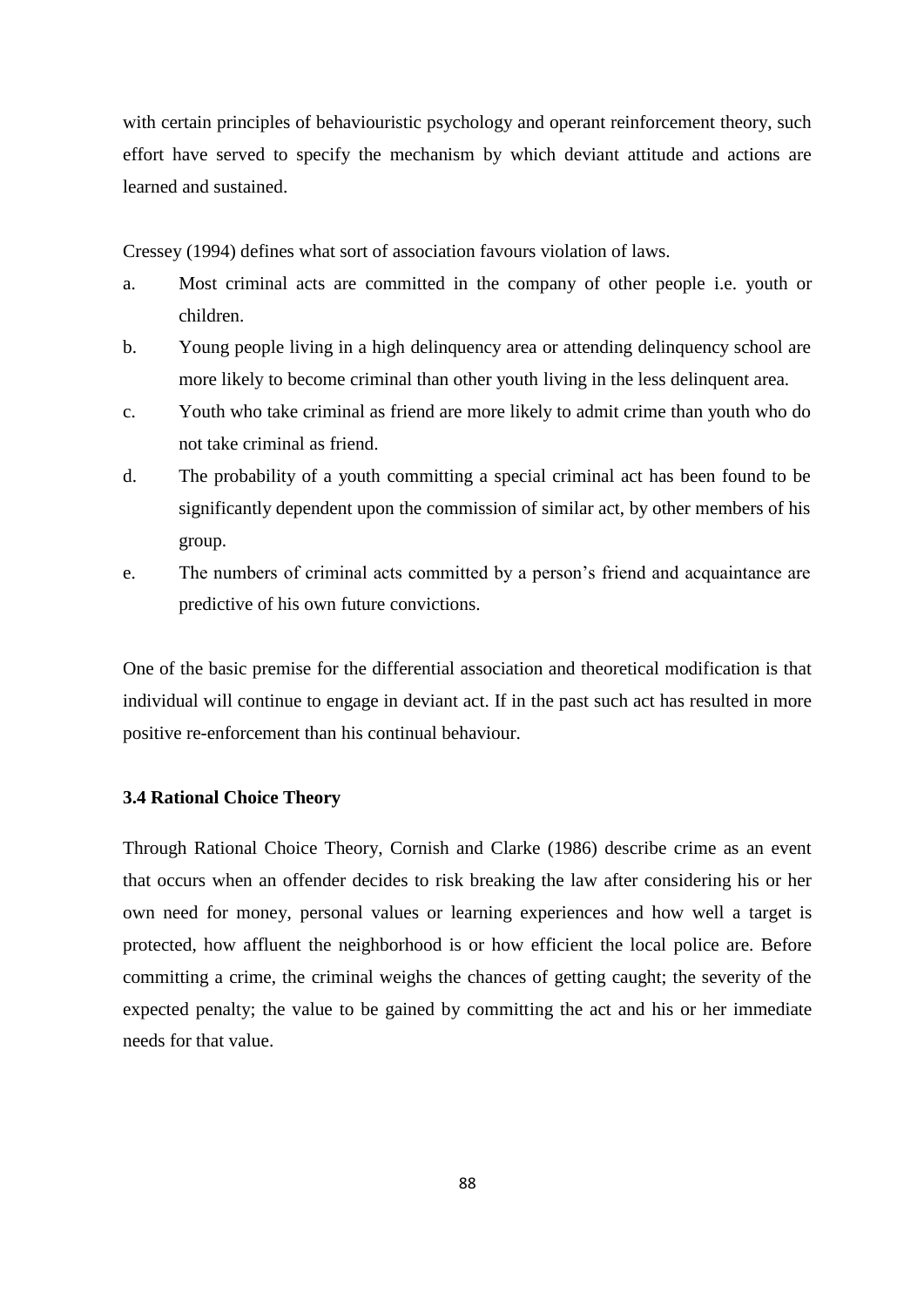with certain principles of behaviouristic psychology and operant reinforcement theory, such effort have served to specify the mechanism by which deviant attitude and actions are learned and sustained.

Cressey (1994) defines what sort of association favours violation of laws.

a. Most criminal acts are committed in the company of other people i.e. youth or children.
b. Young people living in a high delinquency area or attending delinquency school are more likely to become criminal than other youth living in the less delinquent area.
c. Youth who take criminal as friend are more likely to admit crime than youth who do not take criminal as friend.
d. The probability of a youth committing a special criminal act has been found to be significantly dependent upon the commission of similar act, by other members of his group.
e. The numbers of criminal acts committed by a person's friend and acquaintance are predictive of his own future convictions.

One of the basic premise for the differential association and theoretical modification is that individual will continue to engage in deviant act. If in the past such act has resulted in more positive re-enforcement than his continual behaviour.

### 3.4 Rational Choice Theory

Through Rational Choice Theory, Cornish and Clarke (1986) describe crime as an event that occurs when an offender decides to risk breaking the law after considering his or her own need for money, personal values or learning experiences and how well a target is protected, how affluent the neighborhood is or how efficient the local police are. Before committing a crime, the criminal weighs the chances of getting caught; the severity of the expected penalty; the value to be gained by committing the act and his or her immediate needs for that value.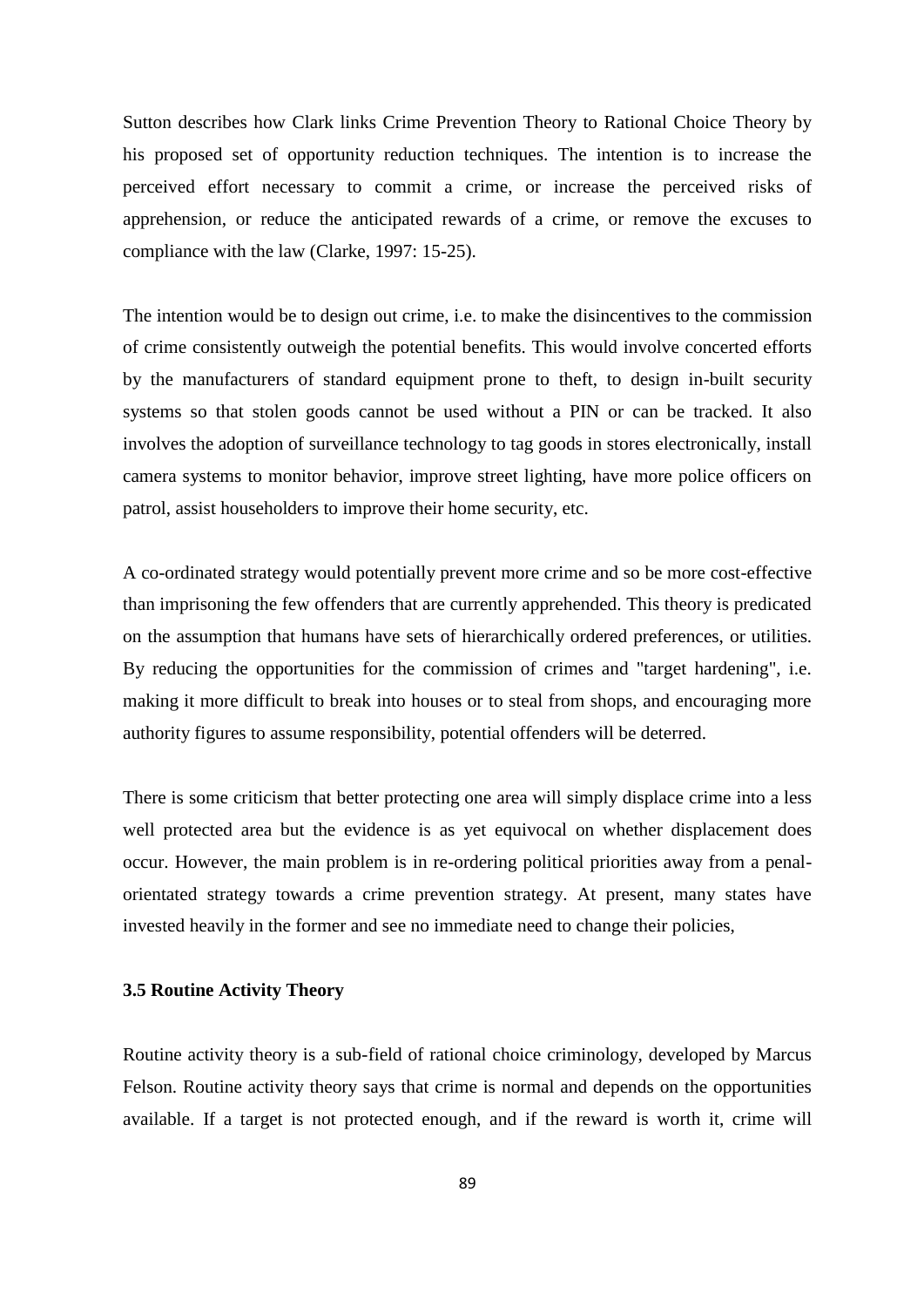Sutton describes how Clark links Crime Prevention Theory to Rational Choice Theory by his proposed set of opportunity reduction techniques. The intention is to increase the perceived effort necessary to commit a crime, or increase the perceived risks of apprehension, or reduce the anticipated rewards of a crime, or remove the excuses to compliance with the law (Clarke, 1997: 15-25).

The intention would be to design out crime, i.e. to make the disincentives to the commission of crime consistently outweigh the potential benefits. This would involve concerted efforts by the manufacturers of standard equipment prone to theft, to design in-built security systems so that stolen goods cannot be used without a PIN or can be tracked. It also involves the adoption of surveillance technology to tag goods in stores electronically, install camera systems to monitor behavior, improve street lighting, have more police officers on patrol, assist householders to improve their home security, etc.

A co-ordinated strategy would potentially prevent more crime and so be more cost-effective than imprisoning the few offenders that are currently apprehended. This theory is predicated on the assumption that humans have sets of hierarchically ordered preferences, or utilities. By reducing the opportunities for the commission of crimes and "target hardening", i.e. making it more difficult to break into houses or to steal from shops, and encouraging more authority figures to assume responsibility, potential offenders will be deterred.

There is some criticism that better protecting one area will simply displace crime into a less well protected area but the evidence is as yet equivocal on whether displacement does occur. However, the main problem is in re-ordering political priorities away from a penal-orientated strategy towards a crime prevention strategy. At present, many states have invested heavily in the former and see no immediate need to change their policies,

### 3.5 Routine Activity Theory

Routine activity theory is a sub-field of rational choice criminology, developed by Marcus Felson. Routine activity theory says that crime is normal and depends on the opportunities available. If a target is not protected enough, and if the reward is worth it, crime will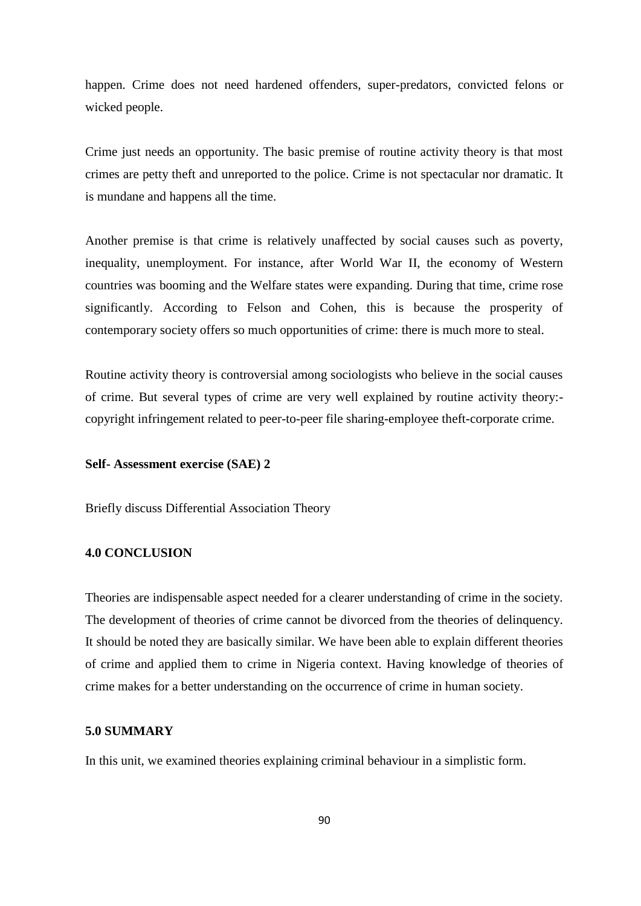happen. Crime does not need hardened offenders, super-predators, convicted felons or wicked people.

Crime just needs an opportunity. The basic premise of routine activity theory is that most crimes are petty theft and unreported to the police. Crime is not spectacular nor dramatic. It is mundane and happens all the time.

Another premise is that crime is relatively unaffected by social causes such as poverty, inequality, unemployment. For instance, after World War II, the economy of Western countries was booming and the Welfare states were expanding. During that time, crime rose significantly. According to Felson and Cohen, this is because the prosperity of contemporary society offers so much opportunities of crime: there is much more to steal.

Routine activity theory is controversial among sociologists who believe in the social causes of crime. But several types of crime are very well explained by routine activity theory:- copyright infringement related to peer-to-peer file sharing-employee theft-corporate crime.

**Self- Assessment exercise (SAE) 2**

Briefly discuss Differential Association Theory

## 4.0 CONCLUSION

Theories are indispensable aspect needed for a clearer understanding of crime in the society. The development of theories of crime cannot be divorced from the theories of delinquency. It should be noted they are basically similar. We have been able to explain different theories of crime and applied them to crime in Nigeria context. Having knowledge of theories of crime makes for a better understanding on the occurrence of crime in human society.

## 5.0 SUMMARY

In this unit, we examined theories explaining criminal behaviour in a simplistic form.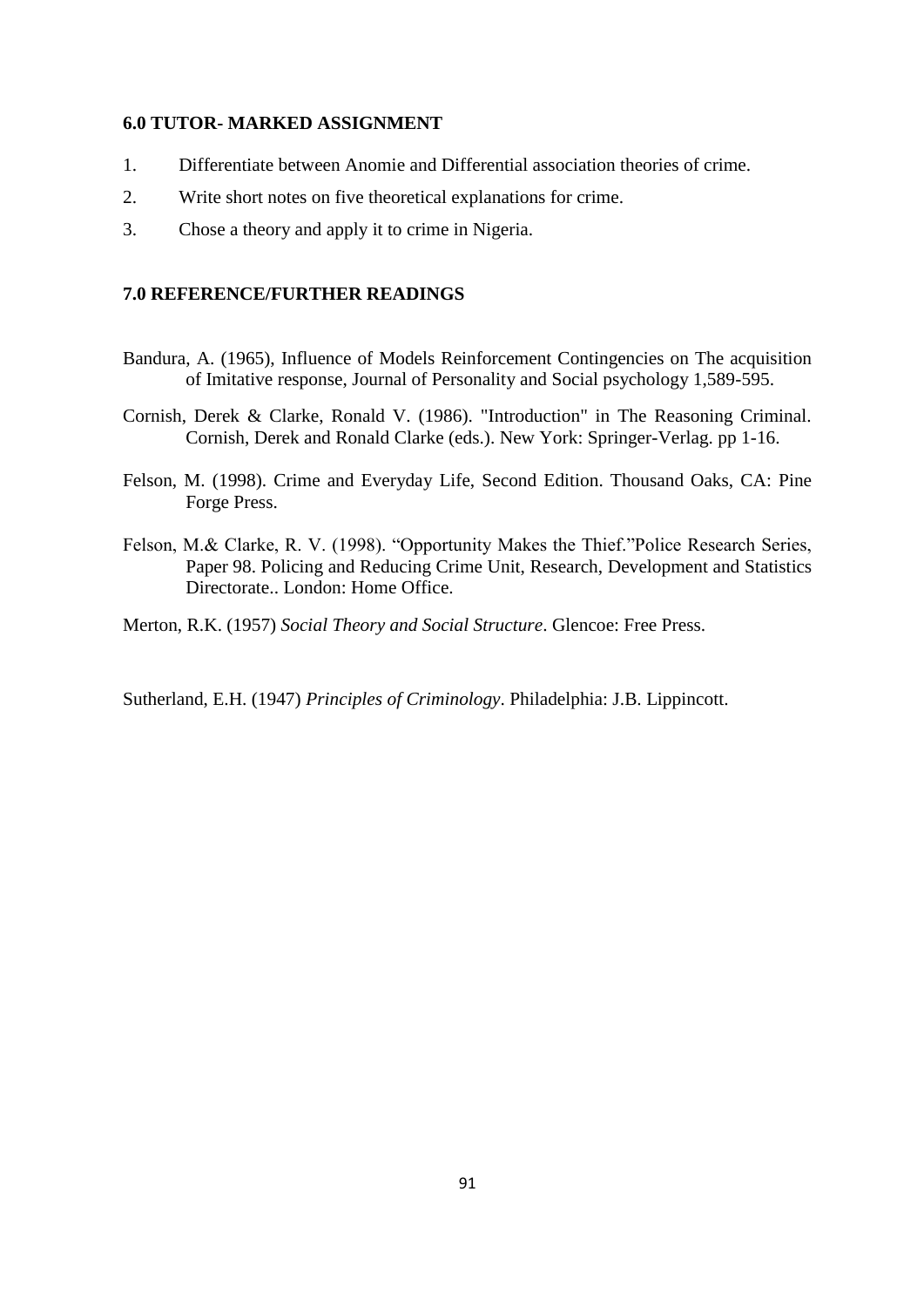### 6.0 TUTOR- MARKED ASSIGNMENT

1. Differentiate between Anomie and Differential association theories of crime.
2. Write short notes on five theoretical explanations for crime.
3. Chose a theory and apply it to crime in Nigeria.

### 7.0 REFERENCE/FURTHER READINGS

Bandura, A. (1965), Influence of Models Reinforcement Contingencies on The acquisition of Imitative response, Journal of Personality and Social psychology 1,589-595.

Cornish, Derek & Clarke, Ronald V. (1986). "Introduction" in The Reasoning Criminal. Cornish, Derek and Ronald Clarke (eds.). New York: Springer-Verlag. pp 1-16.

Felson, M. (1998). Crime and Everyday Life, Second Edition. Thousand Oaks, CA: Pine Forge Press.

Felson, M.& Clarke, R. V. (1998). "Opportunity Makes the Thief."Police Research Series, Paper 98. Policing and Reducing Crime Unit, Research, Development and Statistics Directorate.. London: Home Office.

Merton, R.K. (1957) *Social Theory and Social Structure*. Glencoe: Free Press.

Sutherland, E.H. (1947) *Principles of Criminology*. Philadelphia: J.B. Lippincott.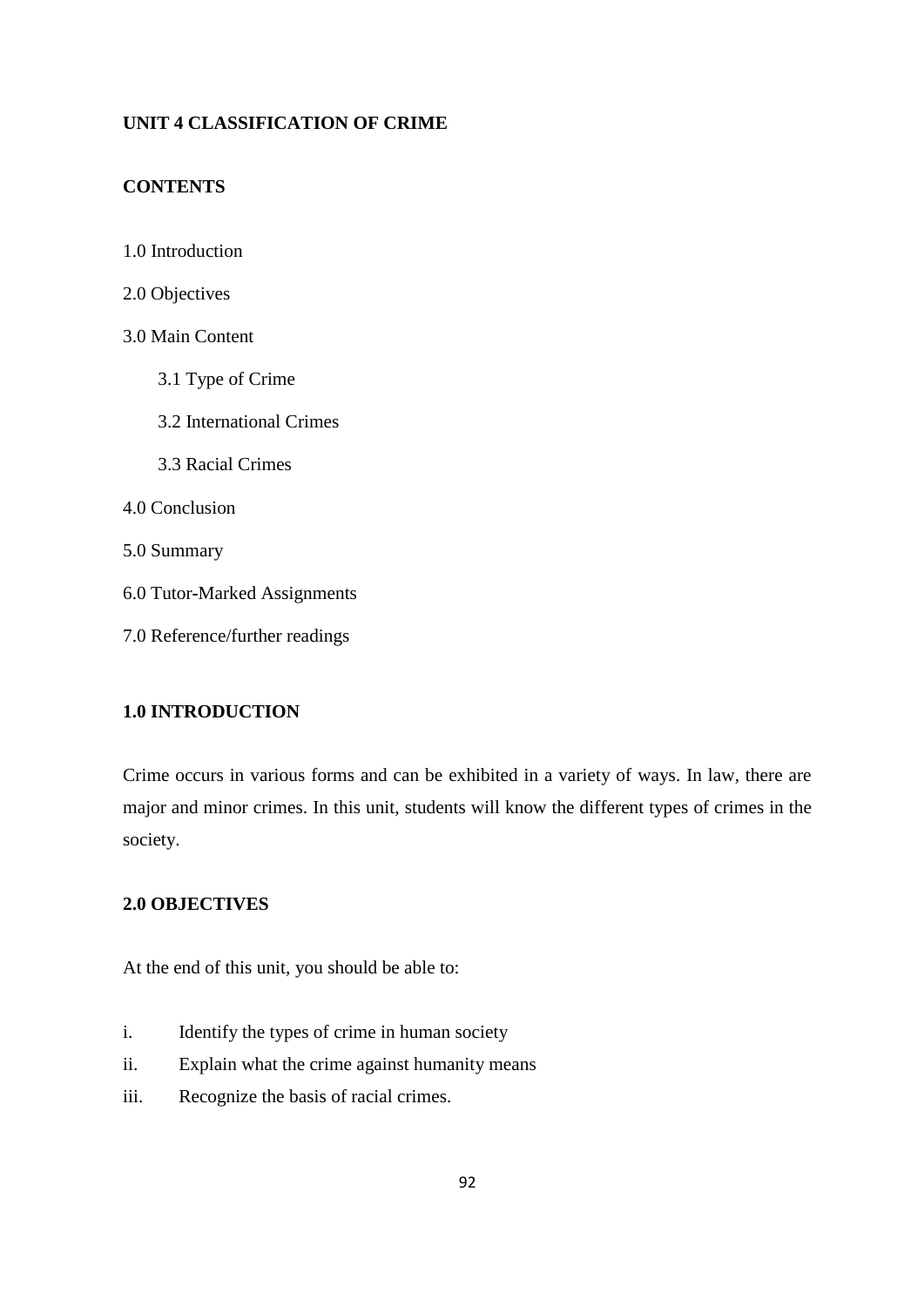## UNIT 4 CLASSIFICATION OF CRIME

### CONTENTS

1.0 Introduction

2.0 Objectives

3.0 Main Content

- 3.1 Type of Crime
- 3.2 International Crimes
- 3.3 Racial Crimes

4.0 Conclusion

5.0 Summary

6.0 Tutor-Marked Assignments

7.0 Reference/further readings

### 1.0 INTRODUCTION

Crime occurs in various forms and can be exhibited in a variety of ways. In law, there are major and minor crimes. In this unit, students will know the different types of crimes in the society.

### 2.0 OBJECTIVES

At the end of this unit, you should be able to:

i. Identify the types of crime in human society

ii. Explain what the crime against humanity means

iii. Recognize the basis of racial crimes.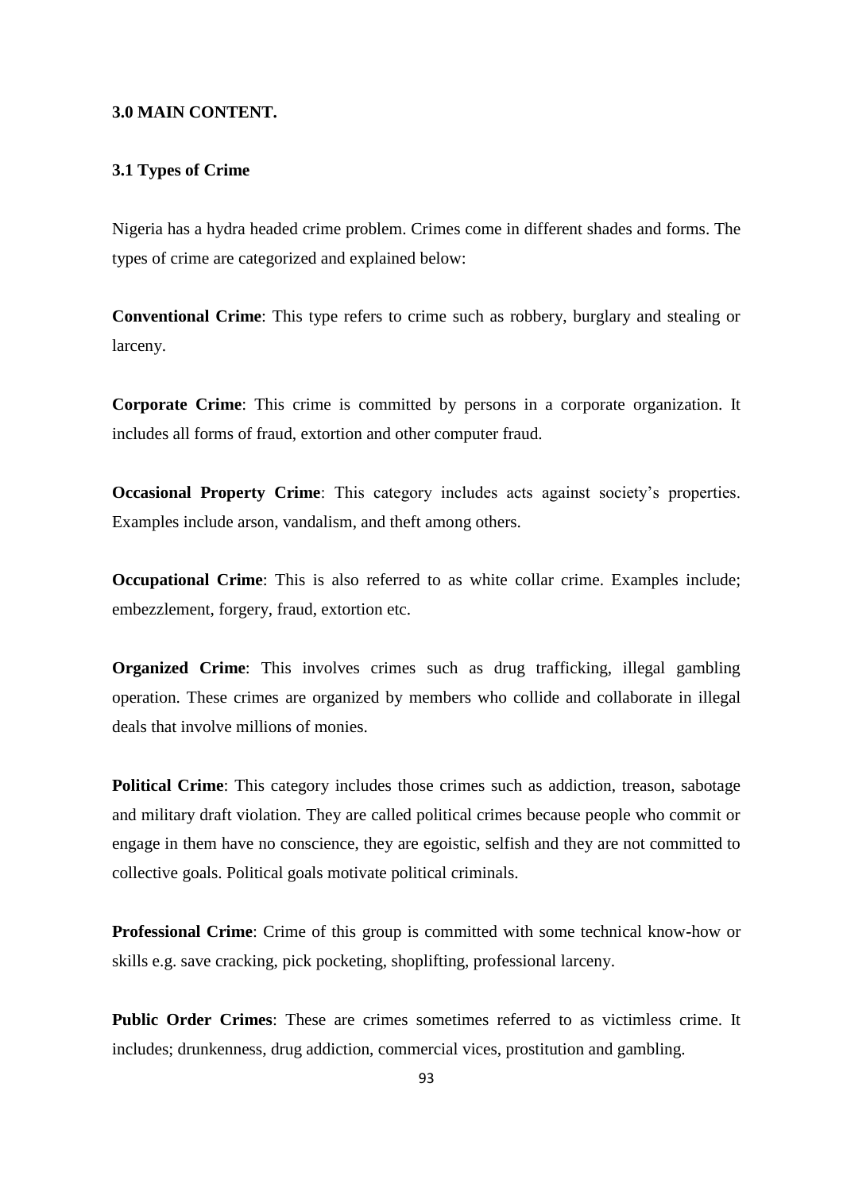## 3.0 MAIN CONTENT.

### 3.1 Types of Crime

Nigeria has a hydra headed crime problem. Crimes come in different shades and forms. The types of crime are categorized and explained below:

**Conventional Crime**: This type refers to crime such as robbery, burglary and stealing or larceny.

**Corporate Crime**: This crime is committed by persons in a corporate organization. It includes all forms of fraud, extortion and other computer fraud.

**Occasional Property Crime**: This category includes acts against society's properties. Examples include arson, vandalism, and theft among others.

**Occupational Crime**: This is also referred to as white collar crime. Examples include; embezzlement, forgery, fraud, extortion etc.

**Organized Crime**: This involves crimes such as drug trafficking, illegal gambling operation. These crimes are organized by members who collide and collaborate in illegal deals that involve millions of monies.

**Political Crime**: This category includes those crimes such as addiction, treason, sabotage and military draft violation. They are called political crimes because people who commit or engage in them have no conscience, they are egoistic, selfish and they are not committed to collective goals. Political goals motivate political criminals.

**Professional Crime**: Crime of this group is committed with some technical know-how or skills e.g. save cracking, pick pocketing, shoplifting, professional larceny.

**Public Order Crimes**: These are crimes sometimes referred to as victimless crime. It includes; drunkenness, drug addiction, commercial vices, prostitution and gambling.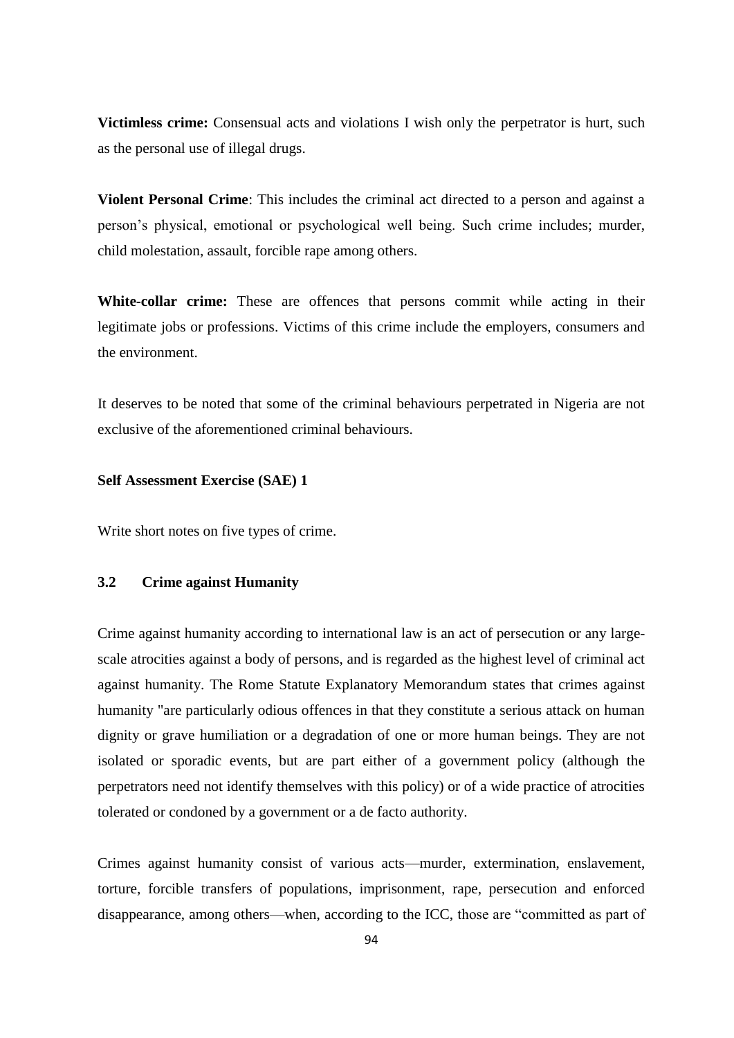**Victimless crime:** Consensual acts and violations I wish only the perpetrator is hurt, such as the personal use of illegal drugs.

**Violent Personal Crime**: This includes the criminal act directed to a person and against a person's physical, emotional or psychological well being. Such crime includes; murder, child molestation, assault, forcible rape among others.

**White-collar crime:** These are offences that persons commit while acting in their legitimate jobs or professions. Victims of this crime include the employers, consumers and the environment.

It deserves to be noted that some of the criminal behaviours perpetrated in Nigeria are not exclusive of the aforementioned criminal behaviours.

**Self Assessment Exercise (SAE) 1**

Write short notes on five types of crime.

### 3.2 Crime against Humanity

Crime against humanity according to international law is an act of persecution or any large-scale atrocities against a body of persons, and is regarded as the highest level of criminal act against humanity. The Rome Statute Explanatory Memorandum states that crimes against humanity "are particularly odious offences in that they constitute a serious attack on human dignity or grave humiliation or a degradation of one or more human beings. They are not isolated or sporadic events, but are part either of a government policy (although the perpetrators need not identify themselves with this policy) or of a wide practice of atrocities tolerated or condoned by a government or a de facto authority.

Crimes against humanity consist of various acts—murder, extermination, enslavement, torture, forcible transfers of populations, imprisonment, rape, persecution and enforced disappearance, among others—when, according to the ICC, those are "committed as part of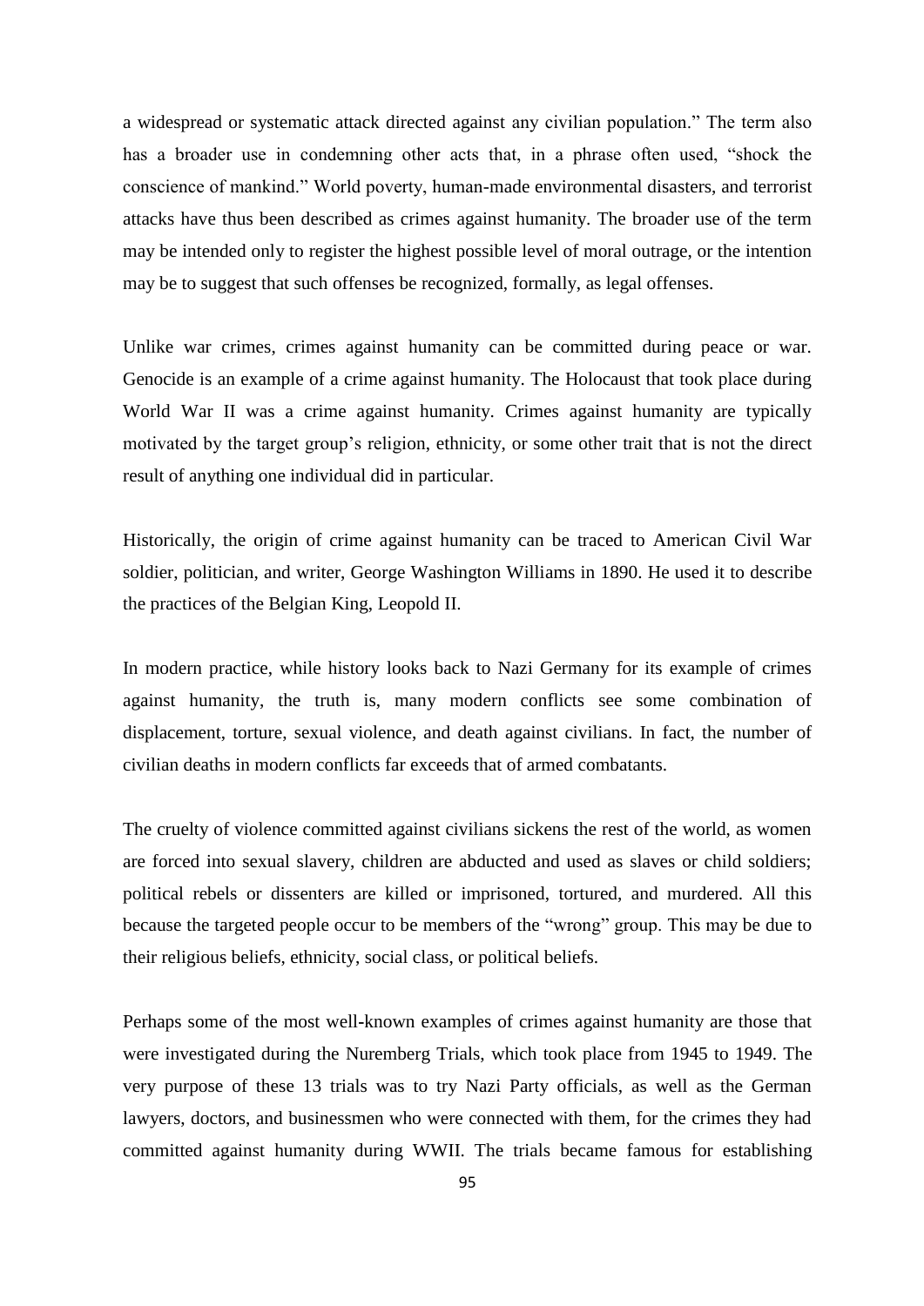a widespread or systematic attack directed against any civilian population." The term also has a broader use in condemning other acts that, in a phrase often used, "shock the conscience of mankind." World poverty, human-made environmental disasters, and terrorist attacks have thus been described as crimes against humanity. The broader use of the term may be intended only to register the highest possible level of moral outrage, or the intention may be to suggest that such offenses be recognized, formally, as legal offenses.

Unlike war crimes, crimes against humanity can be committed during peace or war. Genocide is an example of a crime against humanity. The Holocaust that took place during World War II was a crime against humanity. Crimes against humanity are typically motivated by the target group's religion, ethnicity, or some other trait that is not the direct result of anything one individual did in particular.

Historically, the origin of crime against humanity can be traced to American Civil War soldier, politician, and writer, George Washington Williams in 1890. He used it to describe the practices of the Belgian King, Leopold II.

In modern practice, while history looks back to Nazi Germany for its example of crimes against humanity, the truth is, many modern conflicts see some combination of displacement, torture, sexual violence, and death against civilians. In fact, the number of civilian deaths in modern conflicts far exceeds that of armed combatants.

The cruelty of violence committed against civilians sickens the rest of the world, as women are forced into sexual slavery, children are abducted and used as slaves or child soldiers; political rebels or dissenters are killed or imprisoned, tortured, and murdered. All this because the targeted people occur to be members of the "wrong" group. This may be due to their religious beliefs, ethnicity, social class, or political beliefs.

Perhaps some of the most well-known examples of crimes against humanity are those that were investigated during the Nuremberg Trials, which took place from 1945 to 1949. The very purpose of these 13 trials was to try Nazi Party officials, as well as the German lawyers, doctors, and businessmen who were connected with them, for the crimes they had committed against humanity during WWII. The trials became famous for establishing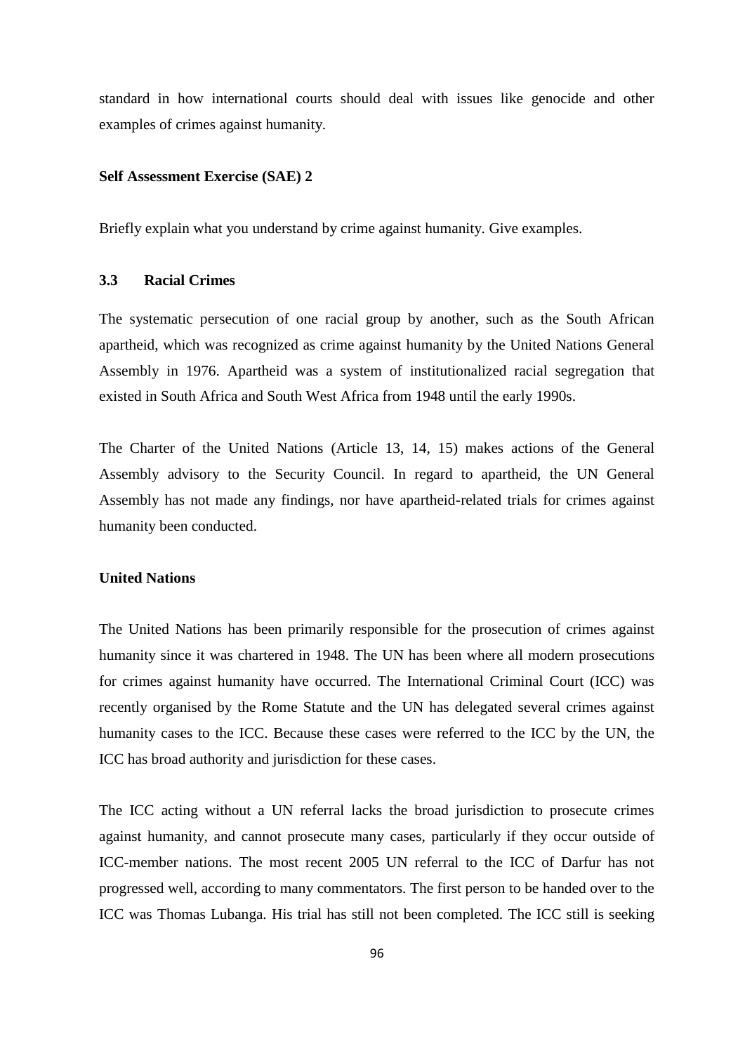standard in how international courts should deal with issues like genocide and other examples of crimes against humanity.

**Self Assessment Exercise (SAE) 2**

Briefly explain what you understand by crime against humanity. Give examples.

### 3.3 Racial Crimes

The systematic persecution of one racial group by another, such as the South African apartheid, which was recognized as crime against humanity by the United Nations General Assembly in 1976. Apartheid was a system of institutionalized racial segregation that existed in South Africa and South West Africa from 1948 until the early 1990s.

The Charter of the United Nations (Article 13, 14, 15) makes actions of the General Assembly advisory to the Security Council. In regard to apartheid, the UN General Assembly has not made any findings, nor have apartheid-related trials for crimes against humanity been conducted.

**United Nations**

The United Nations has been primarily responsible for the prosecution of crimes against humanity since it was chartered in 1948. The UN has been where all modern prosecutions for crimes against humanity have occurred. The International Criminal Court (ICC) was recently organised by the Rome Statute and the UN has delegated several crimes against humanity cases to the ICC. Because these cases were referred to the ICC by the UN, the ICC has broad authority and jurisdiction for these cases.

The ICC acting without a UN referral lacks the broad jurisdiction to prosecute crimes against humanity, and cannot prosecute many cases, particularly if they occur outside of ICC-member nations. The most recent 2005 UN referral to the ICC of Darfur has not progressed well, according to many commentators. The first person to be handed over to the ICC was Thomas Lubanga. His trial has still not been completed. The ICC still is seeking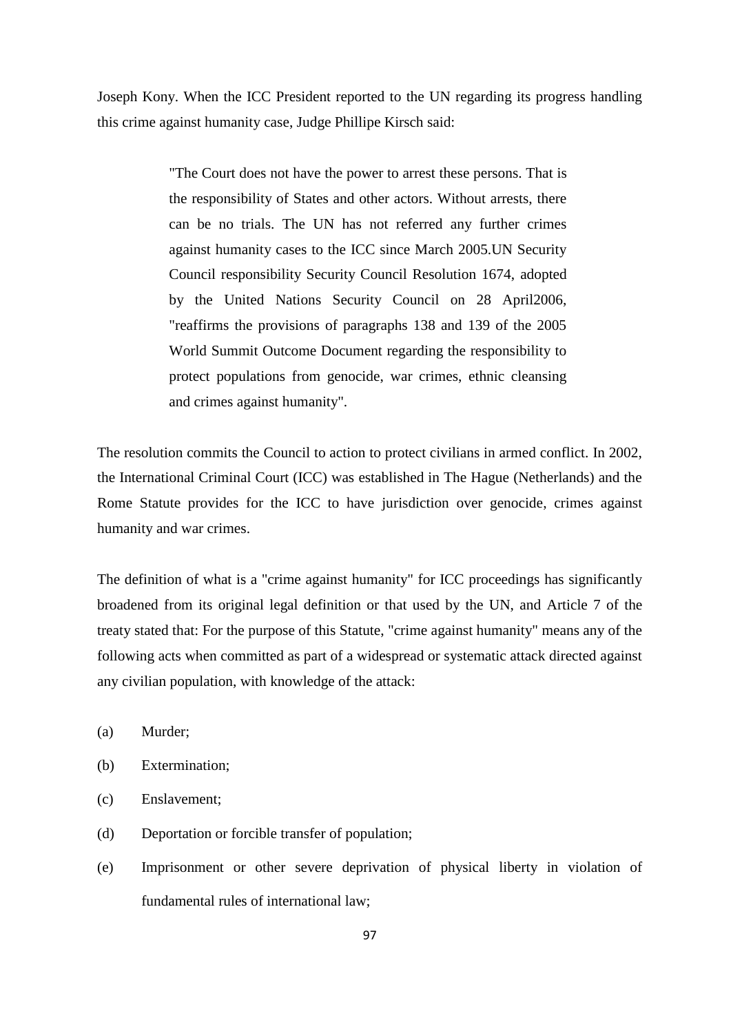Joseph Kony. When the ICC President reported to the UN regarding its progress handling this crime against humanity case, Judge Phillipe Kirsch said:

> "The Court does not have the power to arrest these persons. That is the responsibility of States and other actors. Without arrests, there can be no trials. The UN has not referred any further crimes against humanity cases to the ICC since March 2005.UN Security Council responsibility Security Council Resolution 1674, adopted by the United Nations Security Council on 28 April2006, "reaffirms the provisions of paragraphs 138 and 139 of the 2005 World Summit Outcome Document regarding the responsibility to protect populations from genocide, war crimes, ethnic cleansing and crimes against humanity".

The resolution commits the Council to action to protect civilians in armed conflict. In 2002, the International Criminal Court (ICC) was established in The Hague (Netherlands) and the Rome Statute provides for the ICC to have jurisdiction over genocide, crimes against humanity and war crimes.

The definition of what is a "crime against humanity" for ICC proceedings has significantly broadened from its original legal definition or that used by the UN, and Article 7 of the treaty stated that: For the purpose of this Statute, "crime against humanity" means any of the following acts when committed as part of a widespread or systematic attack directed against any civilian population, with knowledge of the attack:

(a) Murder;

(b) Extermination;

(c) Enslavement;

(d) Deportation or forcible transfer of population;

(e) Imprisonment or other severe deprivation of physical liberty in violation of fundamental rules of international law;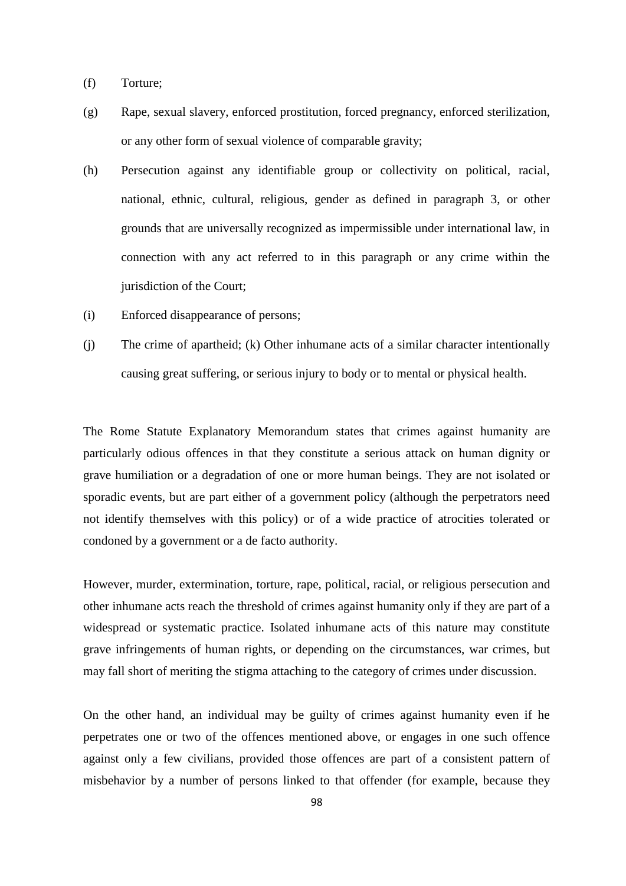(f) Torture;

(g) Rape, sexual slavery, enforced prostitution, forced pregnancy, enforced sterilization, or any other form of sexual violence of comparable gravity;

(h) Persecution against any identifiable group or collectivity on political, racial, national, ethnic, cultural, religious, gender as defined in paragraph 3, or other grounds that are universally recognized as impermissible under international law, in connection with any act referred to in this paragraph or any crime within the jurisdiction of the Court;

(i) Enforced disappearance of persons;

(j) The crime of apartheid; (k) Other inhumane acts of a similar character intentionally causing great suffering, or serious injury to body or to mental or physical health.

The Rome Statute Explanatory Memorandum states that crimes against humanity are particularly odious offences in that they constitute a serious attack on human dignity or grave humiliation or a degradation of one or more human beings. They are not isolated or sporadic events, but are part either of a government policy (although the perpetrators need not identify themselves with this policy) or of a wide practice of atrocities tolerated or condoned by a government or a de facto authority.

However, murder, extermination, torture, rape, political, racial, or religious persecution and other inhumane acts reach the threshold of crimes against humanity only if they are part of a widespread or systematic practice. Isolated inhumane acts of this nature may constitute grave infringements of human rights, or depending on the circumstances, war crimes, but may fall short of meriting the stigma attaching to the category of crimes under discussion.

On the other hand, an individual may be guilty of crimes against humanity even if he perpetrates one or two of the offences mentioned above, or engages in one such offence against only a few civilians, provided those offences are part of a consistent pattern of misbehavior by a number of persons linked to that offender (for example, because they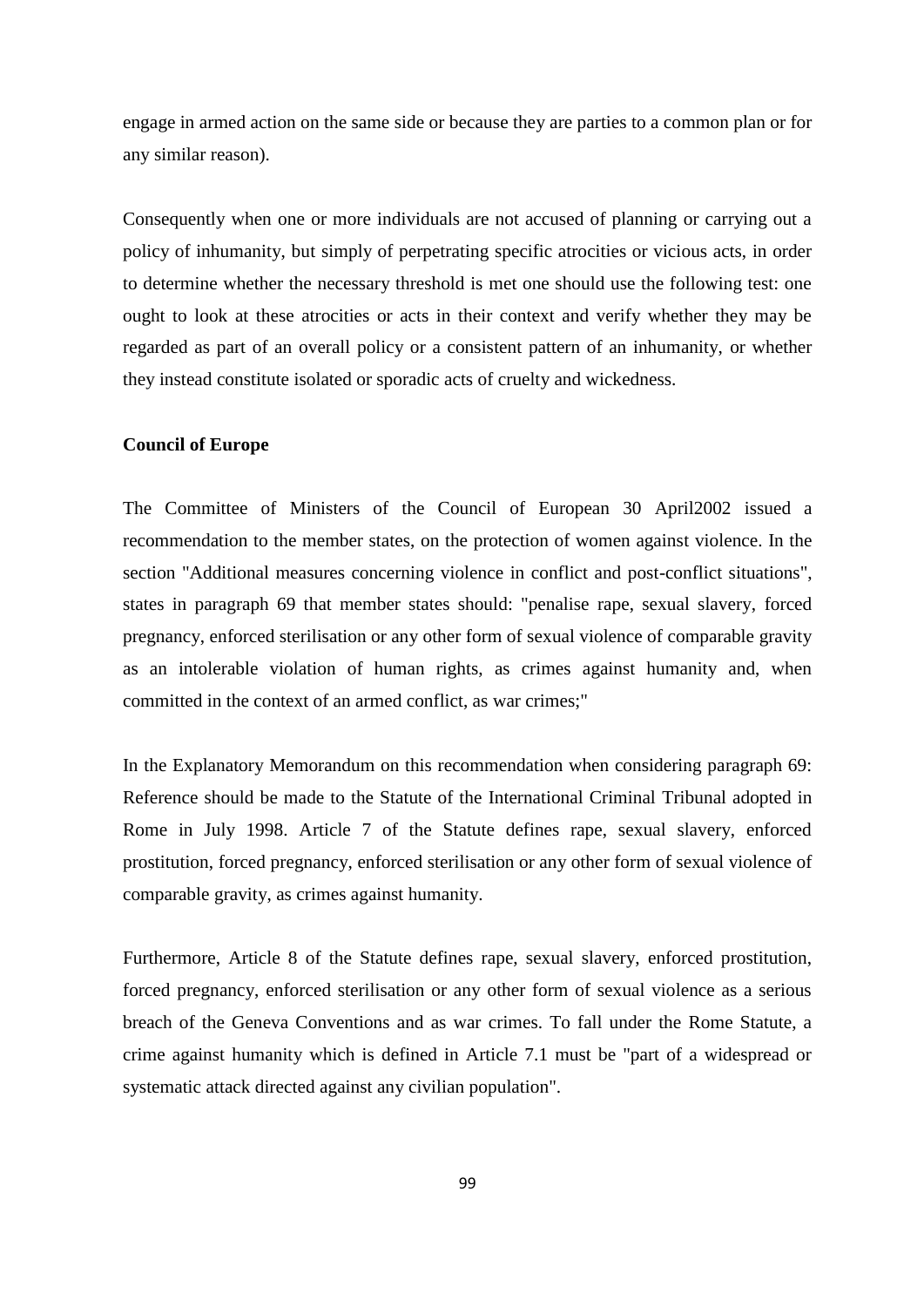engage in armed action on the same side or because they are parties to a common plan or for any similar reason).

Consequently when one or more individuals are not accused of planning or carrying out a policy of inhumanity, but simply of perpetrating specific atrocities or vicious acts, in order to determine whether the necessary threshold is met one should use the following test: one ought to look at these atrocities or acts in their context and verify whether they may be regarded as part of an overall policy or a consistent pattern of an inhumanity, or whether they instead constitute isolated or sporadic acts of cruelty and wickedness.

**Council of Europe**

The Committee of Ministers of the Council of European 30 April2002 issued a recommendation to the member states, on the protection of women against violence. In the section "Additional measures concerning violence in conflict and post-conflict situations", states in paragraph 69 that member states should: "penalise rape, sexual slavery, forced pregnancy, enforced sterilisation or any other form of sexual violence of comparable gravity as an intolerable violation of human rights, as crimes against humanity and, when committed in the context of an armed conflict, as war crimes;"

In the Explanatory Memorandum on this recommendation when considering paragraph 69: Reference should be made to the Statute of the International Criminal Tribunal adopted in Rome in July 1998. Article 7 of the Statute defines rape, sexual slavery, enforced prostitution, forced pregnancy, enforced sterilisation or any other form of sexual violence of comparable gravity, as crimes against humanity.

Furthermore, Article 8 of the Statute defines rape, sexual slavery, enforced prostitution, forced pregnancy, enforced sterilisation or any other form of sexual violence as a serious breach of the Geneva Conventions and as war crimes. To fall under the Rome Statute, a crime against humanity which is defined in Article 7.1 must be "part of a widespread or systematic attack directed against any civilian population".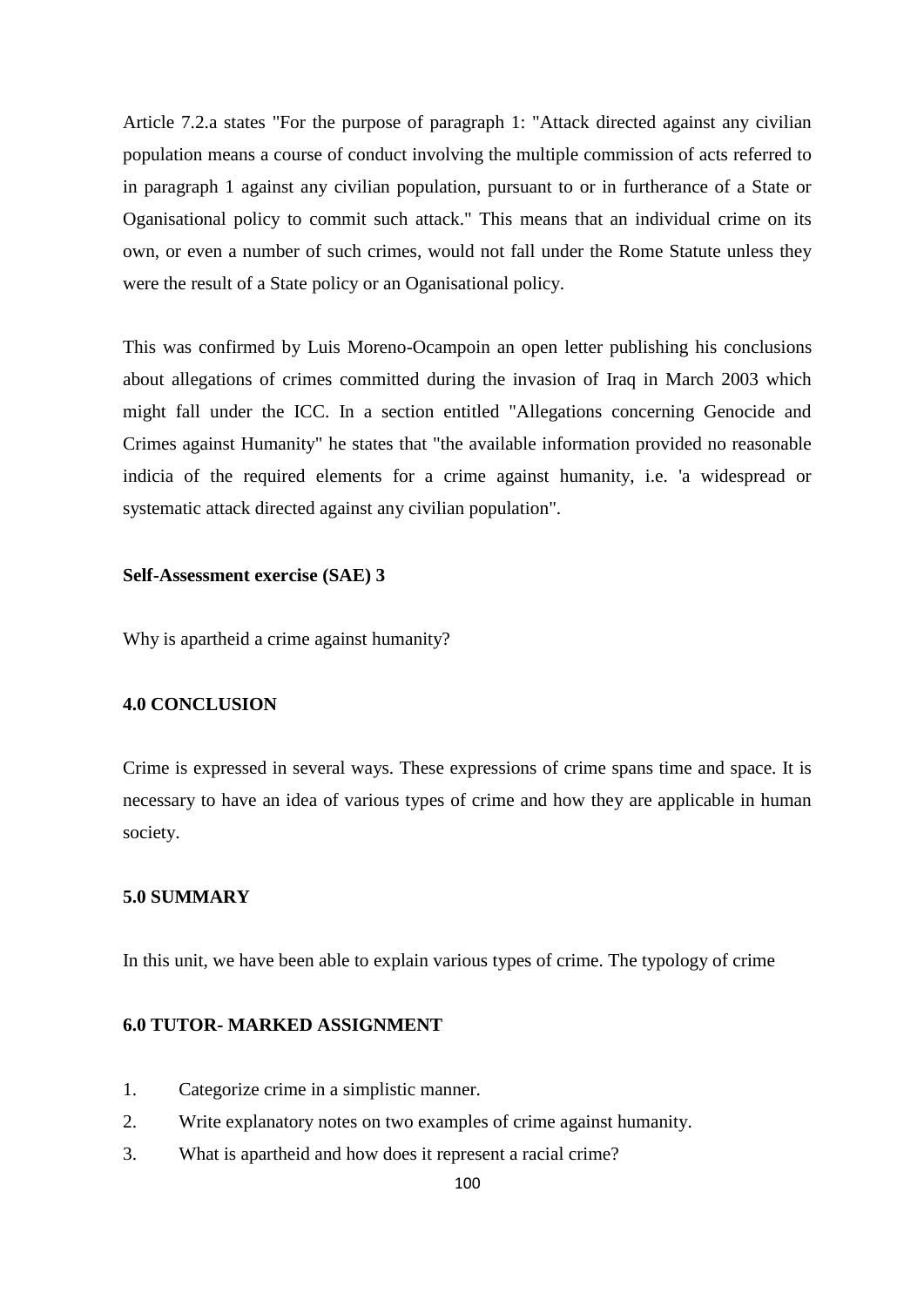Article 7.2.a states "For the purpose of paragraph 1: "Attack directed against any civilian population means a course of conduct involving the multiple commission of acts referred to in paragraph 1 against any civilian population, pursuant to or in furtherance of a State or Oganisational policy to commit such attack." This means that an individual crime on its own, or even a number of such crimes, would not fall under the Rome Statute unless they were the result of a State policy or an Oganisational policy.

This was confirmed by Luis Moreno-Ocampoin an open letter publishing his conclusions about allegations of crimes committed during the invasion of Iraq in March 2003 which might fall under the ICC. In a section entitled "Allegations concerning Genocide and Crimes against Humanity" he states that "the available information provided no reasonable indicia of the required elements for a crime against humanity, i.e. 'a widespread or systematic attack directed against any civilian population".

**Self-Assessment exercise (SAE) 3**

Why is apartheid a crime against humanity?

**4.0 CONCLUSION**

Crime is expressed in several ways. These expressions of crime spans time and space. It is necessary to have an idea of various types of crime and how they are applicable in human society.

**5.0 SUMMARY**

In this unit, we have been able to explain various types of crime. The typology of crime

**6.0 TUTOR- MARKED ASSIGNMENT**

1. Categorize crime in a simplistic manner.
2. Write explanatory notes on two examples of crime against humanity.
3. What is apartheid and how does it represent a racial crime?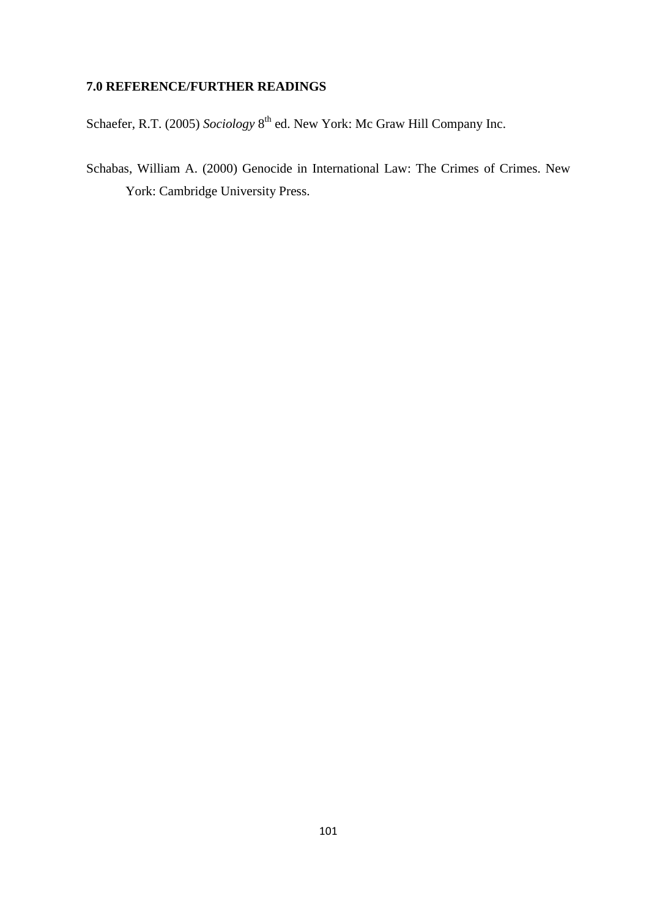## 7.0 REFERENCE/FURTHER READINGS

Schaefer, R.T. (2005) *Sociology* 8th ed. New York: Mc Graw Hill Company Inc.

Schabas, William A. (2000) Genocide in International Law: The Crimes of Crimes. New York: Cambridge University Press.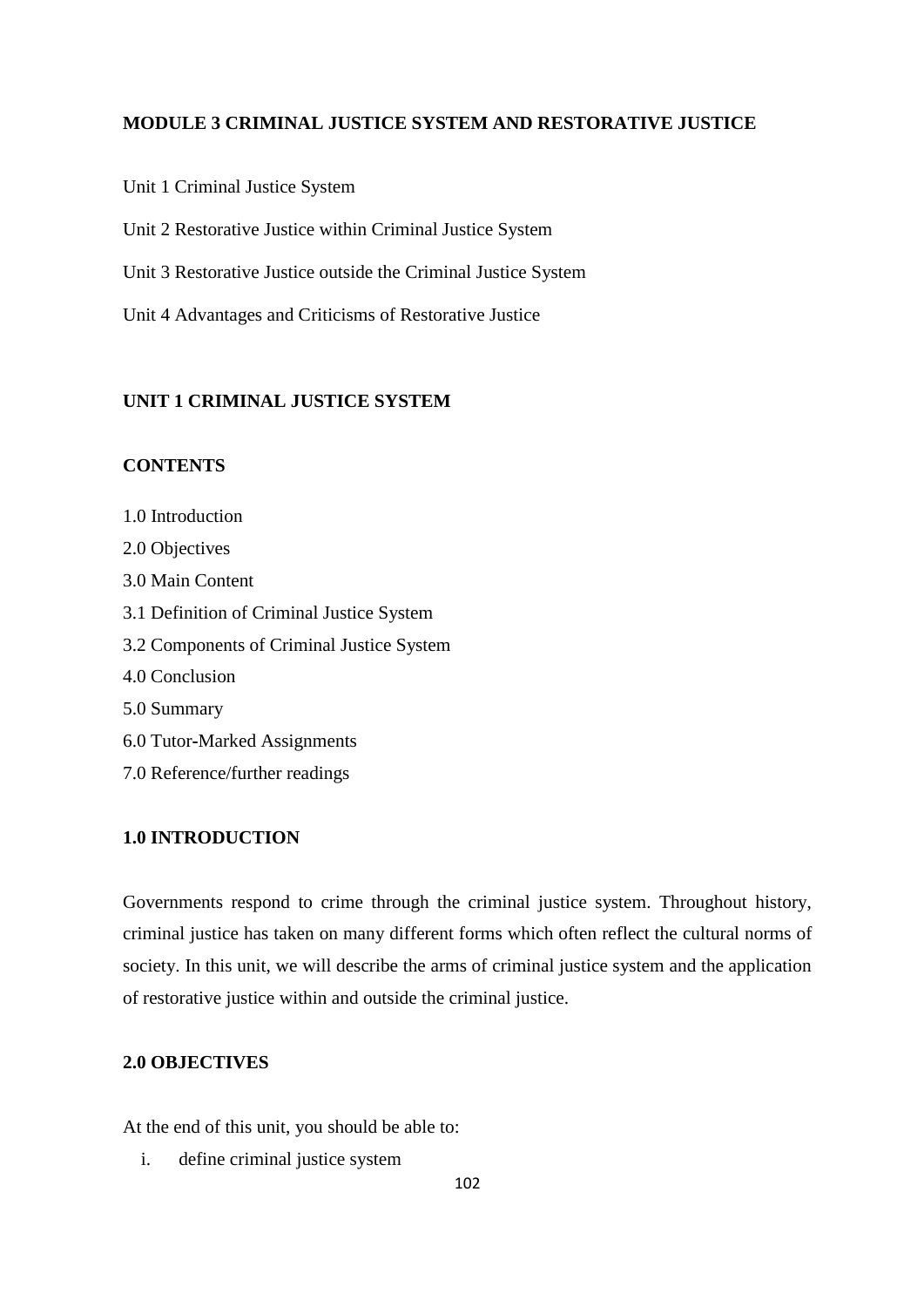**MODULE 3 CRIMINAL JUSTICE SYSTEM AND RESTORATIVE JUSTICE**

Unit 1 Criminal Justice System

Unit 2 Restorative Justice within Criminal Justice System

Unit 3 Restorative Justice outside the Criminal Justice System

Unit 4 Advantages and Criticisms of Restorative Justice

## UNIT 1 CRIMINAL JUSTICE SYSTEM

**CONTENTS**

1.0 Introduction

2.0 Objectives

3.0 Main Content

3.1 Definition of Criminal Justice System

3.2 Components of Criminal Justice System

4.0 Conclusion

5.0 Summary

6.0 Tutor-Marked Assignments

7.0 Reference/further readings

### 1.0 INTRODUCTION

Governments respond to crime through the criminal justice system. Throughout history, criminal justice has taken on many different forms which often reflect the cultural norms of society. In this unit, we will describe the arms of criminal justice system and the application of restorative justice within and outside the criminal justice.

### 2.0 OBJECTIVES

At the end of this unit, you should be able to:

i. define criminal justice system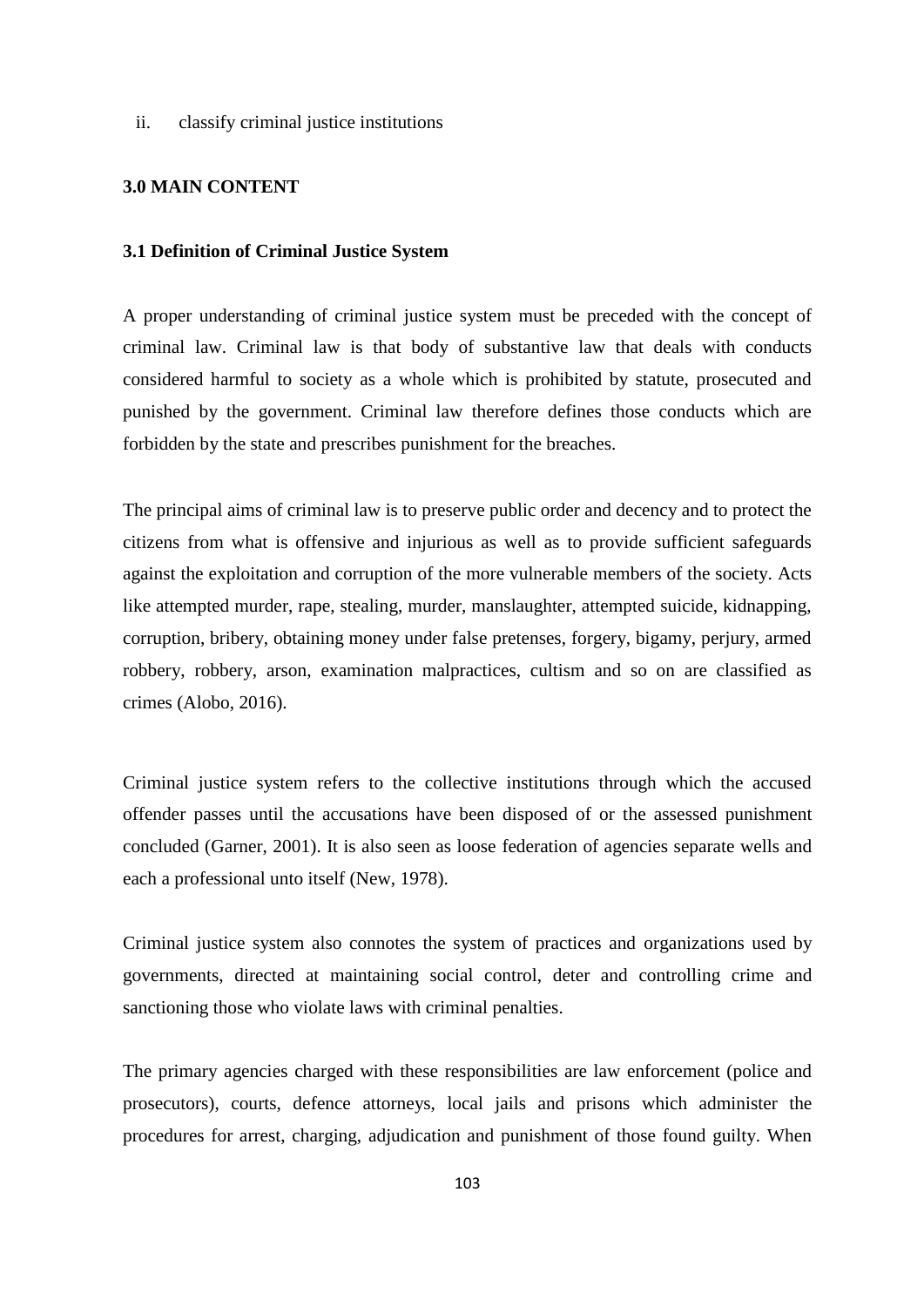ii. classify criminal justice institutions

## 3.0 MAIN CONTENT

### 3.1 Definition of Criminal Justice System

A proper understanding of criminal justice system must be preceded with the concept of criminal law. Criminal law is that body of substantive law that deals with conducts considered harmful to society as a whole which is prohibited by statute, prosecuted and punished by the government. Criminal law therefore defines those conducts which are forbidden by the state and prescribes punishment for the breaches.

The principal aims of criminal law is to preserve public order and decency and to protect the citizens from what is offensive and injurious as well as to provide sufficient safeguards against the exploitation and corruption of the more vulnerable members of the society. Acts like attempted murder, rape, stealing, murder, manslaughter, attempted suicide, kidnapping, corruption, bribery, obtaining money under false pretenses, forgery, bigamy, perjury, armed robbery, robbery, arson, examination malpractices, cultism and so on are classified as crimes (Alobo, 2016).

Criminal justice system refers to the collective institutions through which the accused offender passes until the accusations have been disposed of or the assessed punishment concluded (Garner, 2001). It is also seen as loose federation of agencies separate wells and each a professional unto itself (New, 1978).

Criminal justice system also connotes the system of practices and organizations used by governments, directed at maintaining social control, deter and controlling crime and sanctioning those who violate laws with criminal penalties.

The primary agencies charged with these responsibilities are law enforcement (police and prosecutors), courts, defence attorneys, local jails and prisons which administer the procedures for arrest, charging, adjudication and punishment of those found guilty. When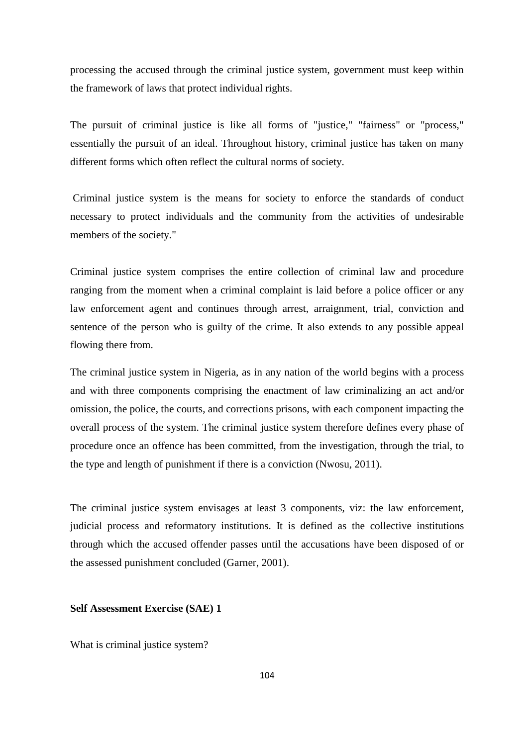processing the accused through the criminal justice system, government must keep within the framework of laws that protect individual rights.

The pursuit of criminal justice is like all forms of "justice," "fairness" or "process," essentially the pursuit of an ideal. Throughout history, criminal justice has taken on many different forms which often reflect the cultural norms of society.

Criminal justice system is the means for society to enforce the standards of conduct necessary to protect individuals and the community from the activities of undesirable members of the society."

Criminal justice system comprises the entire collection of criminal law and procedure ranging from the moment when a criminal complaint is laid before a police officer or any law enforcement agent and continues through arrest, arraignment, trial, conviction and sentence of the person who is guilty of the crime. It also extends to any possible appeal flowing there from.

The criminal justice system in Nigeria, as in any nation of the world begins with a process and with three components comprising the enactment of law criminalizing an act and/or omission, the police, the courts, and corrections prisons, with each component impacting the overall process of the system. The criminal justice system therefore defines every phase of procedure once an offence has been committed, from the investigation, through the trial, to the type and length of punishment if there is a conviction (Nwosu, 2011).

The criminal justice system envisages at least 3 components, viz: the law enforcement, judicial process and reformatory institutions. It is defined as the collective institutions through which the accused offender passes until the accusations have been disposed of or the assessed punishment concluded (Garner, 2001).

**Self Assessment Exercise (SAE) 1**

What is criminal justice system?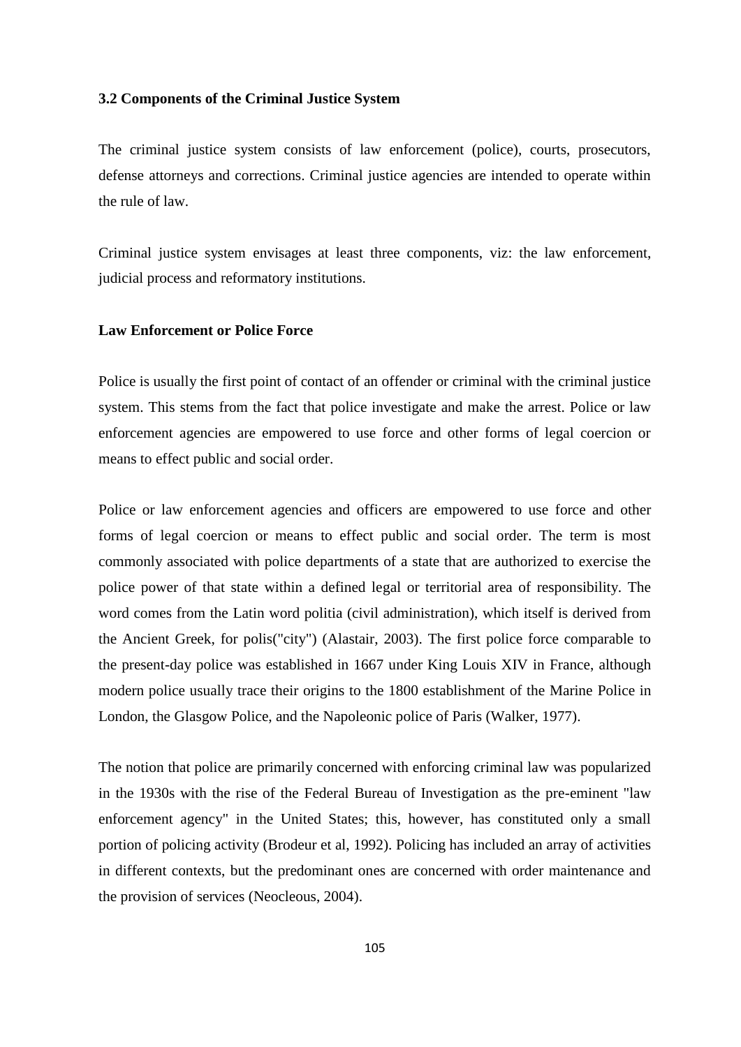### 3.2 Components of the Criminal Justice System

The criminal justice system consists of law enforcement (police), courts, prosecutors, defense attorneys and corrections. Criminal justice agencies are intended to operate within the rule of law.

Criminal justice system envisages at least three components, viz: the law enforcement, judicial process and reformatory institutions.

**Law Enforcement or Police Force**

Police is usually the first point of contact of an offender or criminal with the criminal justice system. This stems from the fact that police investigate and make the arrest. Police or law enforcement agencies are empowered to use force and other forms of legal coercion or means to effect public and social order.

Police or law enforcement agencies and officers are empowered to use force and other forms of legal coercion or means to effect public and social order. The term is most commonly associated with police departments of a state that are authorized to exercise the police power of that state within a defined legal or territorial area of responsibility. The word comes from the Latin word politia (civil administration), which itself is derived from the Ancient Greek, for polis("city") (Alastair, 2003). The first police force comparable to the present-day police was established in 1667 under King Louis XIV in France, although modern police usually trace their origins to the 1800 establishment of the Marine Police in London, the Glasgow Police, and the Napoleonic police of Paris (Walker, 1977).

The notion that police are primarily concerned with enforcing criminal law was popularized in the 1930s with the rise of the Federal Bureau of Investigation as the pre-eminent "law enforcement agency" in the United States; this, however, has constituted only a small portion of policing activity (Brodeur et al, 1992). Policing has included an array of activities in different contexts, but the predominant ones are concerned with order maintenance and the provision of services (Neocleous, 2004).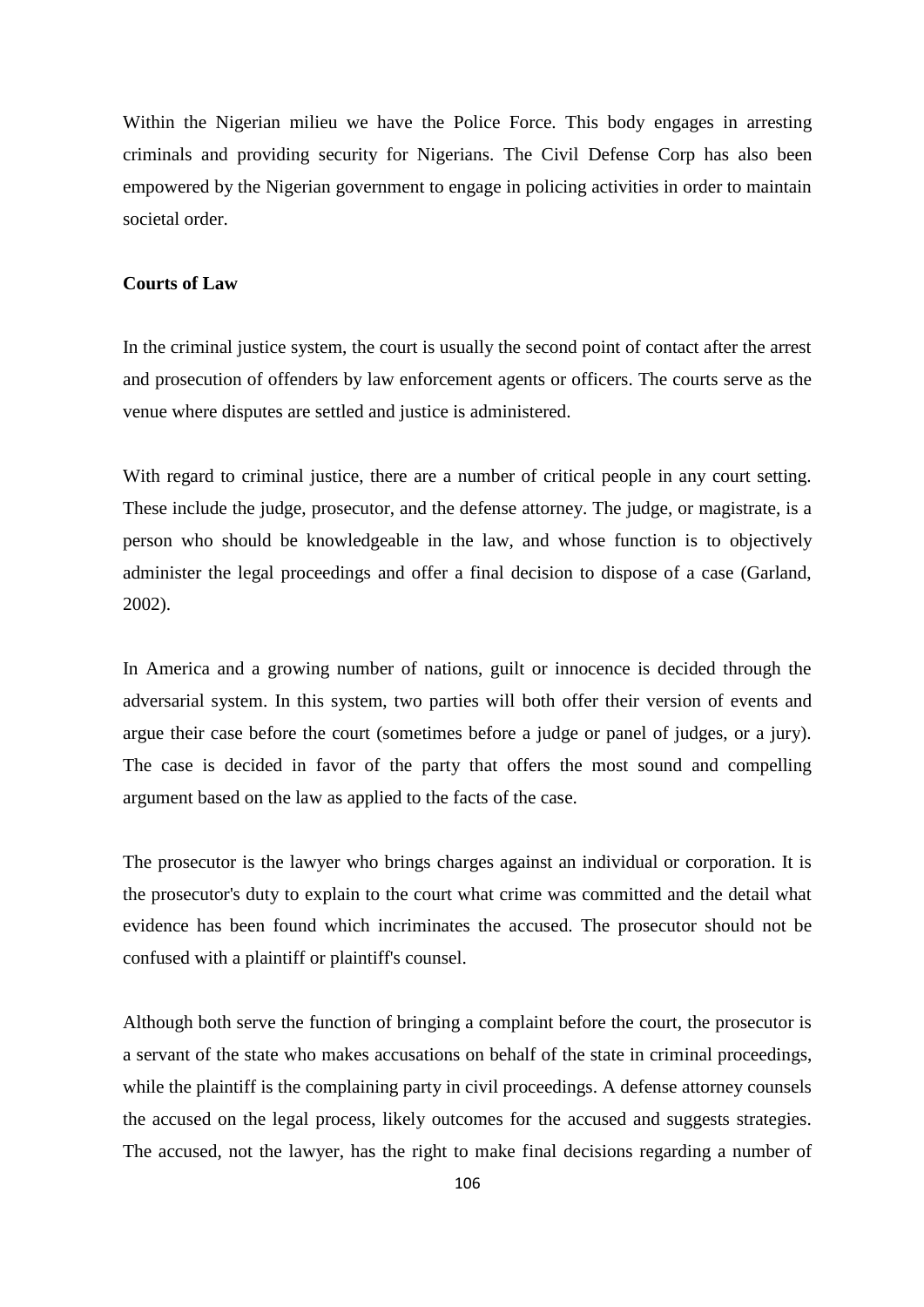Within the Nigerian milieu we have the Police Force. This body engages in arresting criminals and providing security for Nigerians. The Civil Defense Corp has also been empowered by the Nigerian government to engage in policing activities in order to maintain societal order.

**Courts of Law**

In the criminal justice system, the court is usually the second point of contact after the arrest and prosecution of offenders by law enforcement agents or officers. The courts serve as the venue where disputes are settled and justice is administered.

With regard to criminal justice, there are a number of critical people in any court setting. These include the judge, prosecutor, and the defense attorney. The judge, or magistrate, is a person who should be knowledgeable in the law, and whose function is to objectively administer the legal proceedings and offer a final decision to dispose of a case (Garland, 2002).

In America and a growing number of nations, guilt or innocence is decided through the adversarial system. In this system, two parties will both offer their version of events and argue their case before the court (sometimes before a judge or panel of judges, or a jury). The case is decided in favor of the party that offers the most sound and compelling argument based on the law as applied to the facts of the case.

The prosecutor is the lawyer who brings charges against an individual or corporation. It is the prosecutor's duty to explain to the court what crime was committed and the detail what evidence has been found which incriminates the accused. The prosecutor should not be confused with a plaintiff or plaintiff's counsel.

Although both serve the function of bringing a complaint before the court, the prosecutor is a servant of the state who makes accusations on behalf of the state in criminal proceedings, while the plaintiff is the complaining party in civil proceedings. A defense attorney counsels the accused on the legal process, likely outcomes for the accused and suggests strategies. The accused, not the lawyer, has the right to make final decisions regarding a number of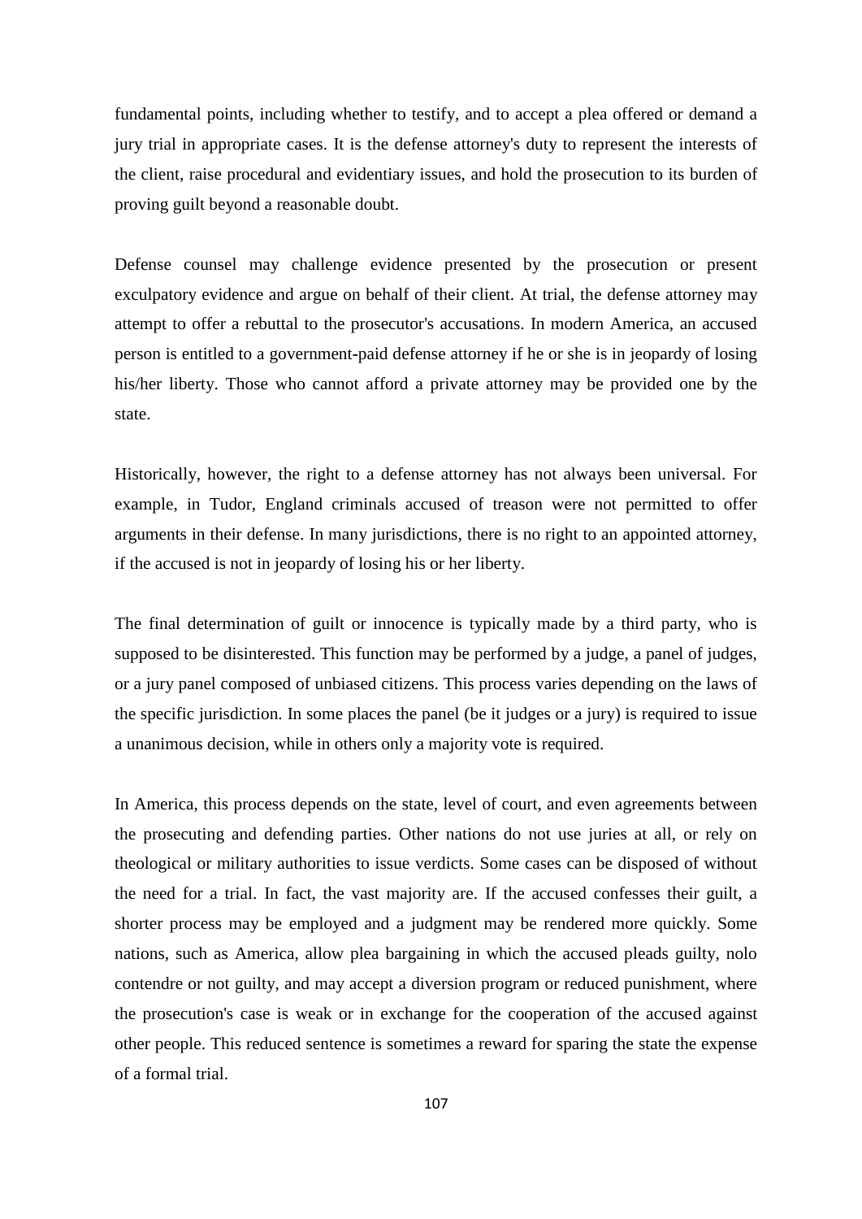fundamental points, including whether to testify, and to accept a plea offered or demand a jury trial in appropriate cases. It is the defense attorney's duty to represent the interests of the client, raise procedural and evidentiary issues, and hold the prosecution to its burden of proving guilt beyond a reasonable doubt.

Defense counsel may challenge evidence presented by the prosecution or present exculpatory evidence and argue on behalf of their client. At trial, the defense attorney may attempt to offer a rebuttal to the prosecutor's accusations. In modern America, an accused person is entitled to a government-paid defense attorney if he or she is in jeopardy of losing his/her liberty. Those who cannot afford a private attorney may be provided one by the state.

Historically, however, the right to a defense attorney has not always been universal. For example, in Tudor, England criminals accused of treason were not permitted to offer arguments in their defense. In many jurisdictions, there is no right to an appointed attorney, if the accused is not in jeopardy of losing his or her liberty.

The final determination of guilt or innocence is typically made by a third party, who is supposed to be disinterested. This function may be performed by a judge, a panel of judges, or a jury panel composed of unbiased citizens. This process varies depending on the laws of the specific jurisdiction. In some places the panel (be it judges or a jury) is required to issue a unanimous decision, while in others only a majority vote is required.

In America, this process depends on the state, level of court, and even agreements between the prosecuting and defending parties. Other nations do not use juries at all, or rely on theological or military authorities to issue verdicts. Some cases can be disposed of without the need for a trial. In fact, the vast majority are. If the accused confesses their guilt, a shorter process may be employed and a judgment may be rendered more quickly. Some nations, such as America, allow plea bargaining in which the accused pleads guilty, nolo contendre or not guilty, and may accept a diversion program or reduced punishment, where the prosecution's case is weak or in exchange for the cooperation of the accused against other people. This reduced sentence is sometimes a reward for sparing the state the expense of a formal trial.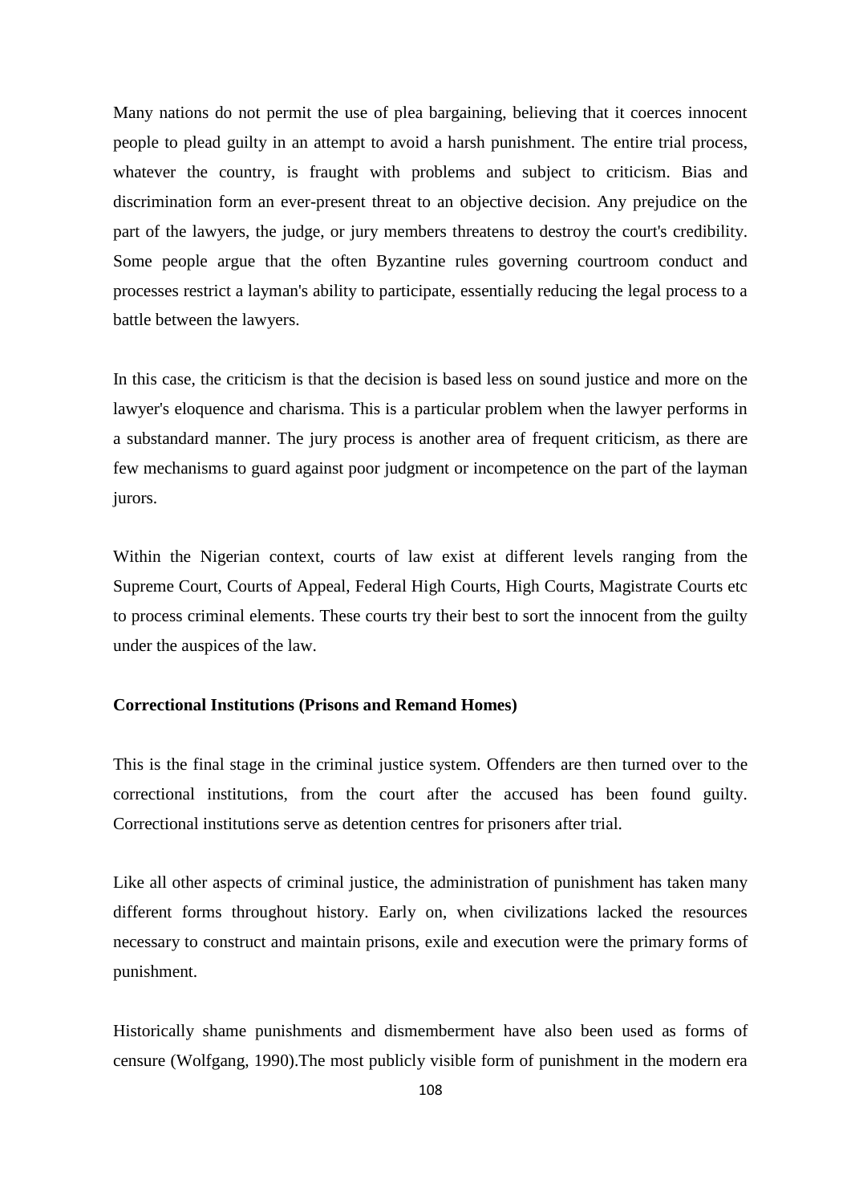Many nations do not permit the use of plea bargaining, believing that it coerces innocent people to plead guilty in an attempt to avoid a harsh punishment. The entire trial process, whatever the country, is fraught with problems and subject to criticism. Bias and discrimination form an ever-present threat to an objective decision. Any prejudice on the part of the lawyers, the judge, or jury members threatens to destroy the court's credibility. Some people argue that the often Byzantine rules governing courtroom conduct and processes restrict a layman's ability to participate, essentially reducing the legal process to a battle between the lawyers.

In this case, the criticism is that the decision is based less on sound justice and more on the lawyer's eloquence and charisma. This is a particular problem when the lawyer performs in a substandard manner. The jury process is another area of frequent criticism, as there are few mechanisms to guard against poor judgment or incompetence on the part of the layman jurors.

Within the Nigerian context, courts of law exist at different levels ranging from the Supreme Court, Courts of Appeal, Federal High Courts, High Courts, Magistrate Courts etc to process criminal elements. These courts try their best to sort the innocent from the guilty under the auspices of the law.

**Correctional Institutions (Prisons and Remand Homes)**

This is the final stage in the criminal justice system. Offenders are then turned over to the correctional institutions, from the court after the accused has been found guilty. Correctional institutions serve as detention centres for prisoners after trial.

Like all other aspects of criminal justice, the administration of punishment has taken many different forms throughout history. Early on, when civilizations lacked the resources necessary to construct and maintain prisons, exile and execution were the primary forms of punishment.

Historically shame punishments and dismemberment have also been used as forms of censure (Wolfgang, 1990).The most publicly visible form of punishment in the modern era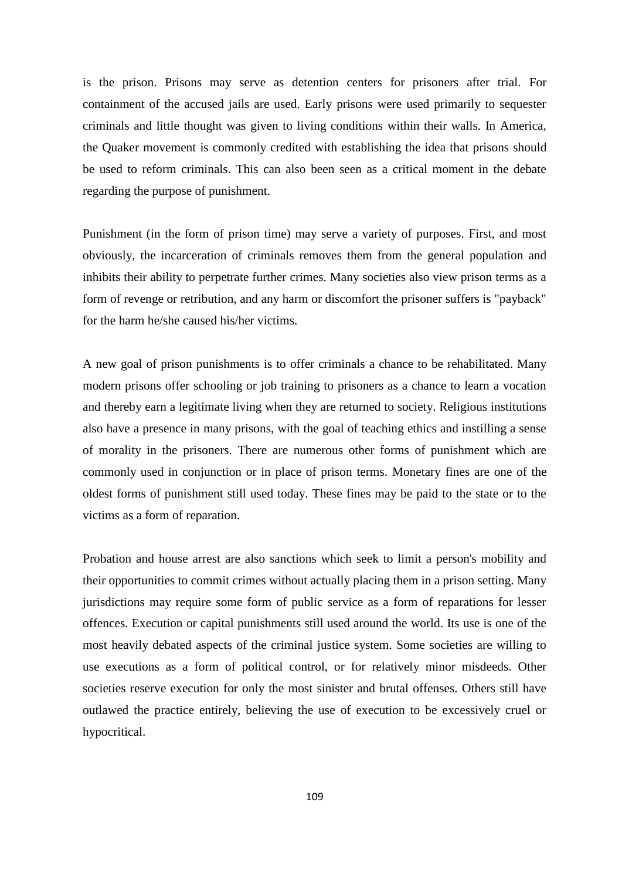is the prison. Prisons may serve as detention centers for prisoners after trial. For containment of the accused jails are used. Early prisons were used primarily to sequester criminals and little thought was given to living conditions within their walls. In America, the Quaker movement is commonly credited with establishing the idea that prisons should be used to reform criminals. This can also been seen as a critical moment in the debate regarding the purpose of punishment.

Punishment (in the form of prison time) may serve a variety of purposes. First, and most obviously, the incarceration of criminals removes them from the general population and inhibits their ability to perpetrate further crimes. Many societies also view prison terms as a form of revenge or retribution, and any harm or discomfort the prisoner suffers is "payback" for the harm he/she caused his/her victims.

A new goal of prison punishments is to offer criminals a chance to be rehabilitated. Many modern prisons offer schooling or job training to prisoners as a chance to learn a vocation and thereby earn a legitimate living when they are returned to society. Religious institutions also have a presence in many prisons, with the goal of teaching ethics and instilling a sense of morality in the prisoners. There are numerous other forms of punishment which are commonly used in conjunction or in place of prison terms. Monetary fines are one of the oldest forms of punishment still used today. These fines may be paid to the state or to the victims as a form of reparation.

Probation and house arrest are also sanctions which seek to limit a person's mobility and their opportunities to commit crimes without actually placing them in a prison setting. Many jurisdictions may require some form of public service as a form of reparations for lesser offences. Execution or capital punishments still used around the world. Its use is one of the most heavily debated aspects of the criminal justice system. Some societies are willing to use executions as a form of political control, or for relatively minor misdeeds. Other societies reserve execution for only the most sinister and brutal offenses. Others still have outlawed the practice entirely, believing the use of execution to be excessively cruel or hypocritical.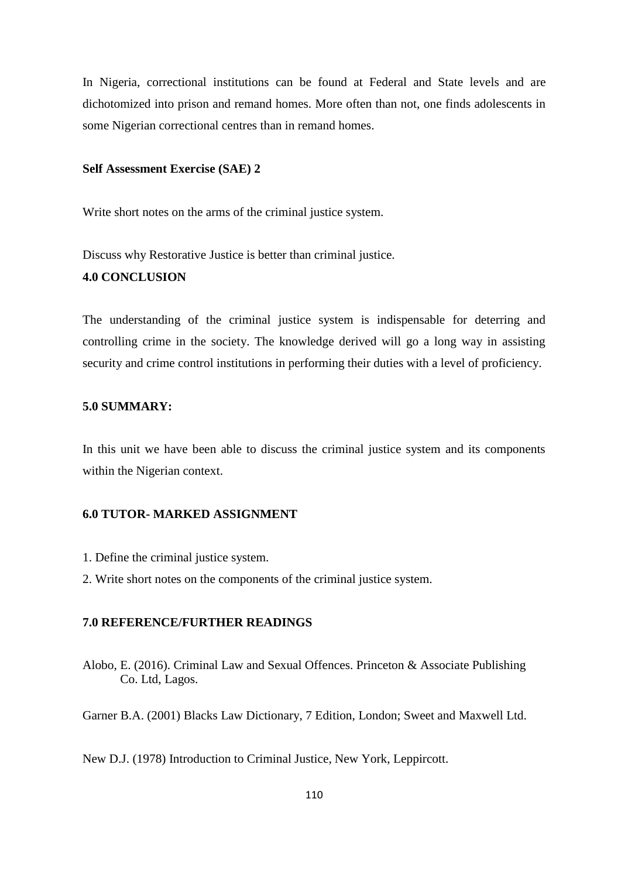In Nigeria, correctional institutions can be found at Federal and State levels and are dichotomized into prison and remand homes. More often than not, one finds adolescents in some Nigerian correctional centres than in remand homes.

**Self Assessment Exercise (SAE) 2**

Write short notes on the arms of the criminal justice system.

Discuss why Restorative Justice is better than criminal justice.

## 4.0 CONCLUSION

The understanding of the criminal justice system is indispensable for deterring and controlling crime in the society. The knowledge derived will go a long way in assisting security and crime control institutions in performing their duties with a level of proficiency.

## 5.0 SUMMARY:

In this unit we have been able to discuss the criminal justice system and its components within the Nigerian context.

## 6.0 TUTOR- MARKED ASSIGNMENT

1. Define the criminal justice system.
2. Write short notes on the components of the criminal justice system.

## 7.0 REFERENCE/FURTHER READINGS

Alobo, E. (2016). Criminal Law and Sexual Offences. Princeton & Associate Publishing Co. Ltd, Lagos.

Garner B.A. (2001) Blacks Law Dictionary, 7 Edition, London; Sweet and Maxwell Ltd.

New D.J. (1978) Introduction to Criminal Justice, New York, Leppircott.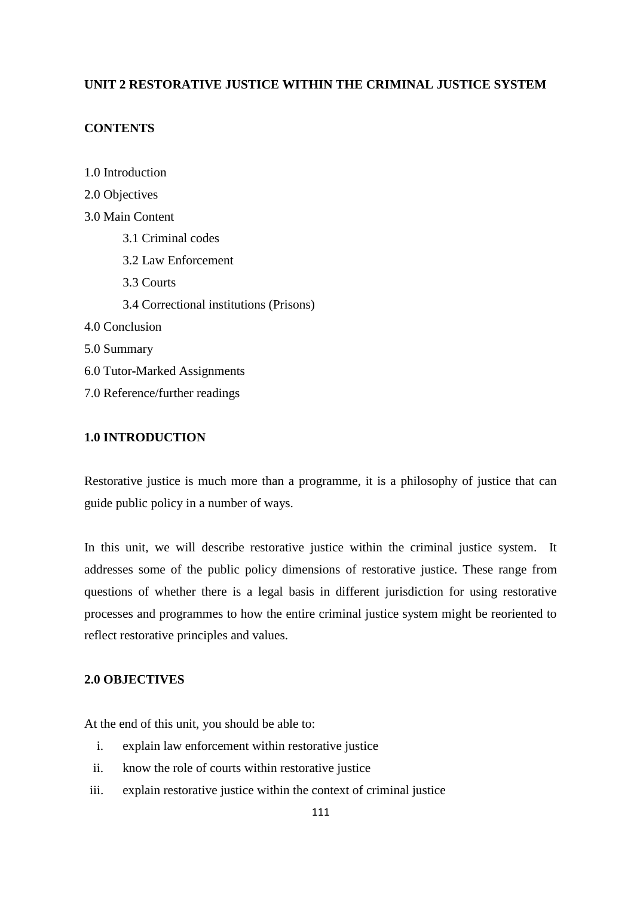## UNIT 2 RESTORATIVE JUSTICE WITHIN THE CRIMINAL JUSTICE SYSTEM

### CONTENTS

1.0 Introduction

2.0 Objectives

3.0 Main Content

- 3.1 Criminal codes
- 3.2 Law Enforcement
- 3.3 Courts
- 3.4 Correctional institutions (Prisons)

4.0 Conclusion

5.0 Summary

6.0 Tutor-Marked Assignments

7.0 Reference/further readings

### 1.0 INTRODUCTION

Restorative justice is much more than a programme, it is a philosophy of justice that can guide public policy in a number of ways.

In this unit, we will describe restorative justice within the criminal justice system. It addresses some of the public policy dimensions of restorative justice. These range from questions of whether there is a legal basis in different jurisdiction for using restorative processes and programmes to how the entire criminal justice system might be reoriented to reflect restorative principles and values.

### 2.0 OBJECTIVES

At the end of this unit, you should be able to:

i. explain law enforcement within restorative justice
ii. know the role of courts within restorative justice
iii. explain restorative justice within the context of criminal justice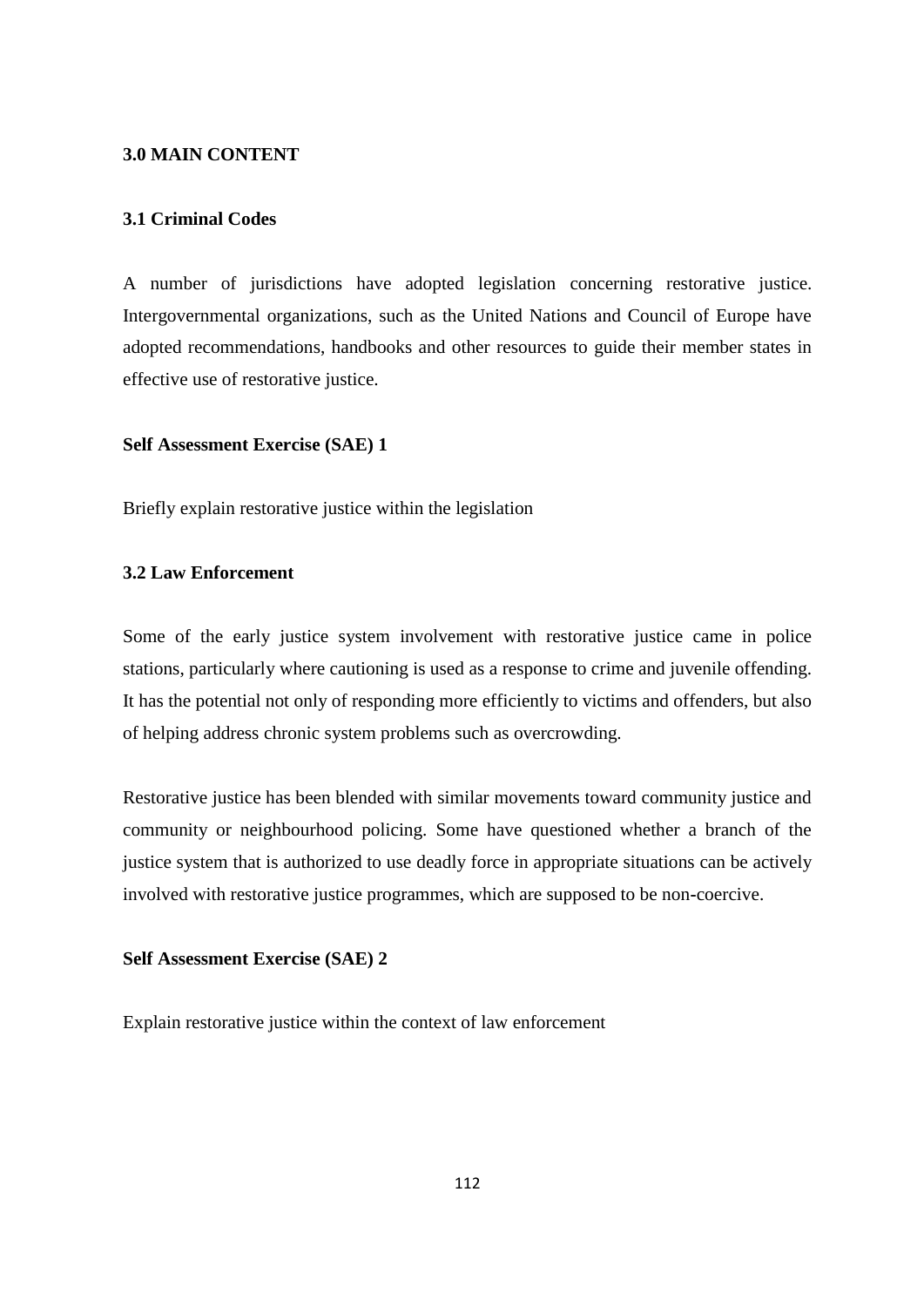## 3.0 MAIN CONTENT

### 3.1 Criminal Codes

A number of jurisdictions have adopted legislation concerning restorative justice. Intergovernmental organizations, such as the United Nations and Council of Europe have adopted recommendations, handbooks and other resources to guide their member states in effective use of restorative justice.

**Self Assessment Exercise (SAE) 1**

Briefly explain restorative justice within the legislation

### 3.2 Law Enforcement

Some of the early justice system involvement with restorative justice came in police stations, particularly where cautioning is used as a response to crime and juvenile offending. It has the potential not only of responding more efficiently to victims and offenders, but also of helping address chronic system problems such as overcrowding.

Restorative justice has been blended with similar movements toward community justice and community or neighbourhood policing. Some have questioned whether a branch of the justice system that is authorized to use deadly force in appropriate situations can be actively involved with restorative justice programmes, which are supposed to be non-coercive.

**Self Assessment Exercise (SAE) 2**

Explain restorative justice within the context of law enforcement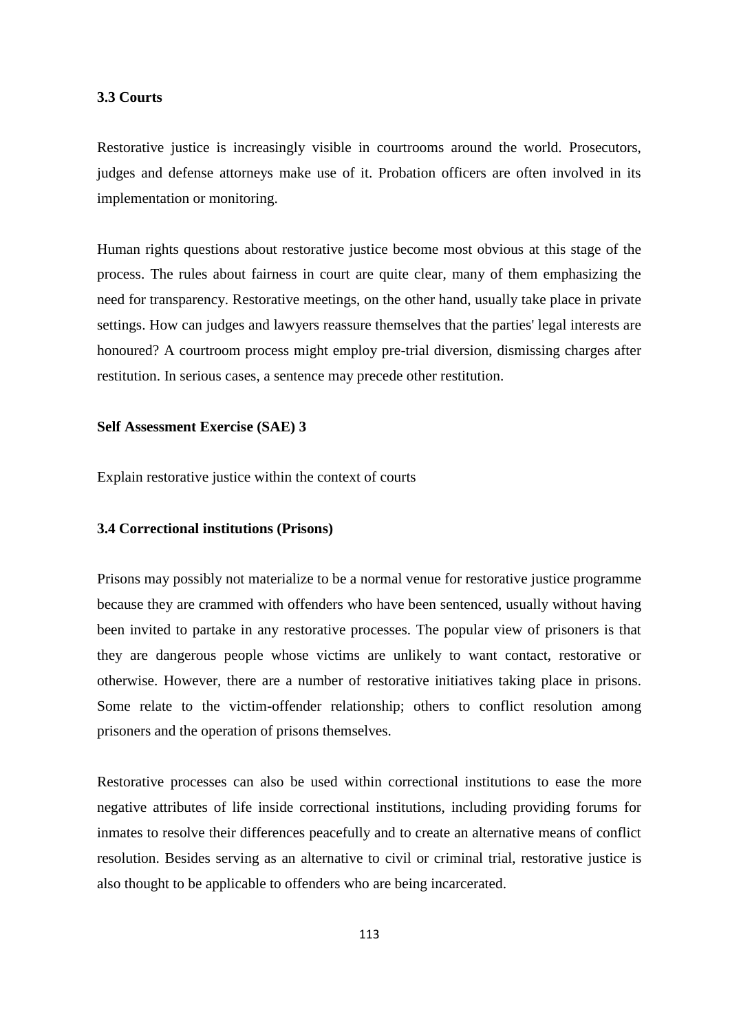### 3.3 Courts

Restorative justice is increasingly visible in courtrooms around the world. Prosecutors, judges and defense attorneys make use of it. Probation officers are often involved in its implementation or monitoring.

Human rights questions about restorative justice become most obvious at this stage of the process. The rules about fairness in court are quite clear, many of them emphasizing the need for transparency. Restorative meetings, on the other hand, usually take place in private settings. How can judges and lawyers reassure themselves that the parties' legal interests are honoured? A courtroom process might employ pre-trial diversion, dismissing charges after restitution. In serious cases, a sentence may precede other restitution.

**Self Assessment Exercise (SAE) 3**

Explain restorative justice within the context of courts

### 3.4 Correctional institutions (Prisons)

Prisons may possibly not materialize to be a normal venue for restorative justice programme because they are crammed with offenders who have been sentenced, usually without having been invited to partake in any restorative processes. The popular view of prisoners is that they are dangerous people whose victims are unlikely to want contact, restorative or otherwise. However, there are a number of restorative initiatives taking place in prisons. Some relate to the victim-offender relationship; others to conflict resolution among prisoners and the operation of prisons themselves.

Restorative processes can also be used within correctional institutions to ease the more negative attributes of life inside correctional institutions, including providing forums for inmates to resolve their differences peacefully and to create an alternative means of conflict resolution. Besides serving as an alternative to civil or criminal trial, restorative justice is also thought to be applicable to offenders who are being incarcerated.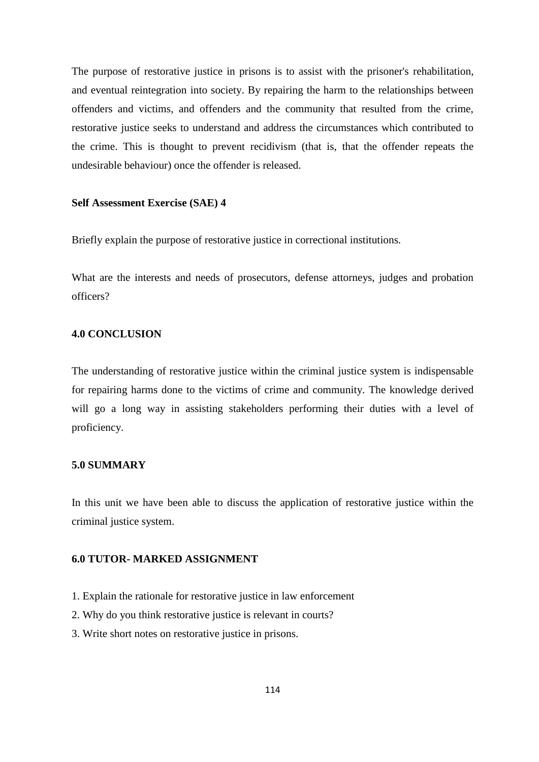The purpose of restorative justice in prisons is to assist with the prisoner's rehabilitation, and eventual reintegration into society. By repairing the harm to the relationships between offenders and victims, and offenders and the community that resulted from the crime, restorative justice seeks to understand and address the circumstances which contributed to the crime. This is thought to prevent recidivism (that is, that the offender repeats the undesirable behaviour) once the offender is released.

**Self Assessment Exercise (SAE) 4**

Briefly explain the purpose of restorative justice in correctional institutions.

What are the interests and needs of prosecutors, defense attorneys, judges and probation officers?

## 4.0 CONCLUSION

The understanding of restorative justice within the criminal justice system is indispensable for repairing harms done to the victims of crime and community. The knowledge derived will go a long way in assisting stakeholders performing their duties with a level of proficiency.

## 5.0 SUMMARY

In this unit we have been able to discuss the application of restorative justice within the criminal justice system.

## 6.0 TUTOR- MARKED ASSIGNMENT

1. Explain the rationale for restorative justice in law enforcement
2. Why do you think restorative justice is relevant in courts?
3. Write short notes on restorative justice in prisons.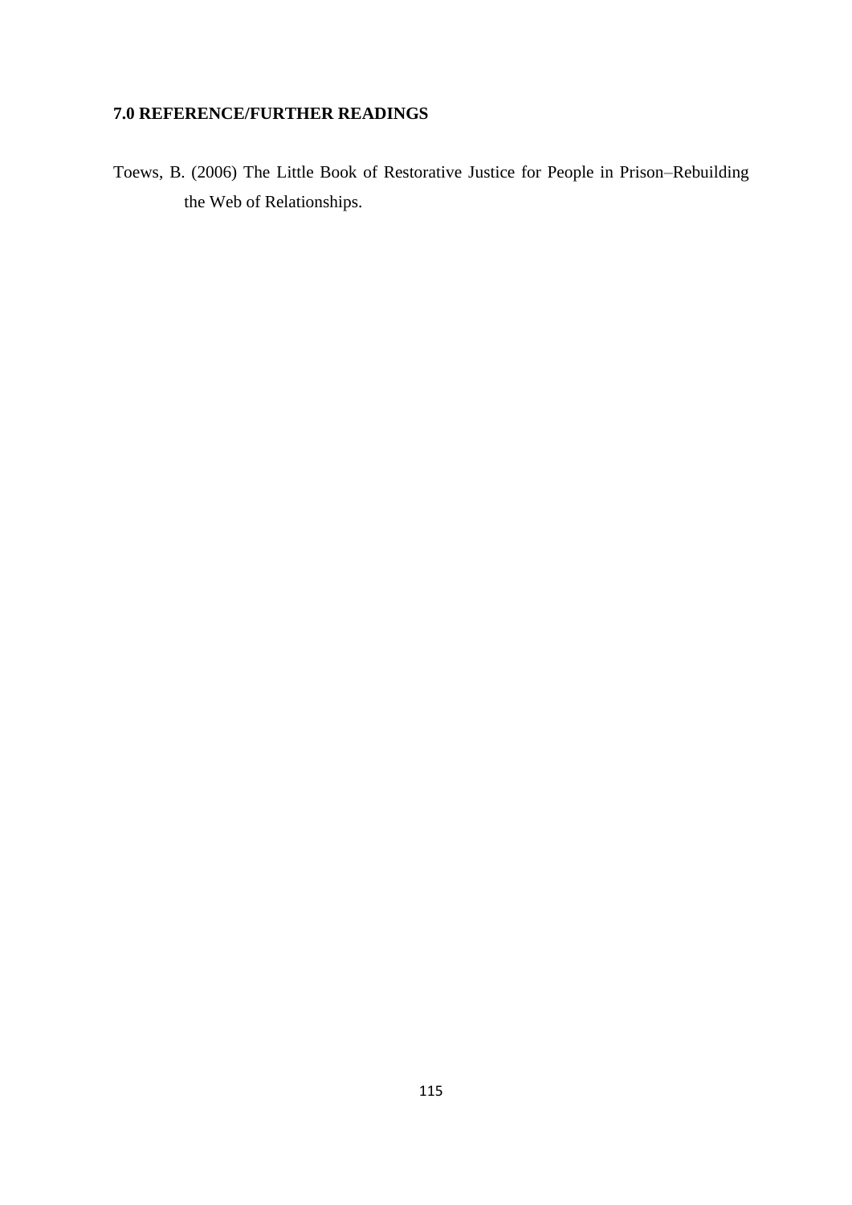## 7.0 REFERENCE/FURTHER READINGS

Toews, B. (2006) The Little Book of Restorative Justice for People in Prison–Rebuilding the Web of Relationships.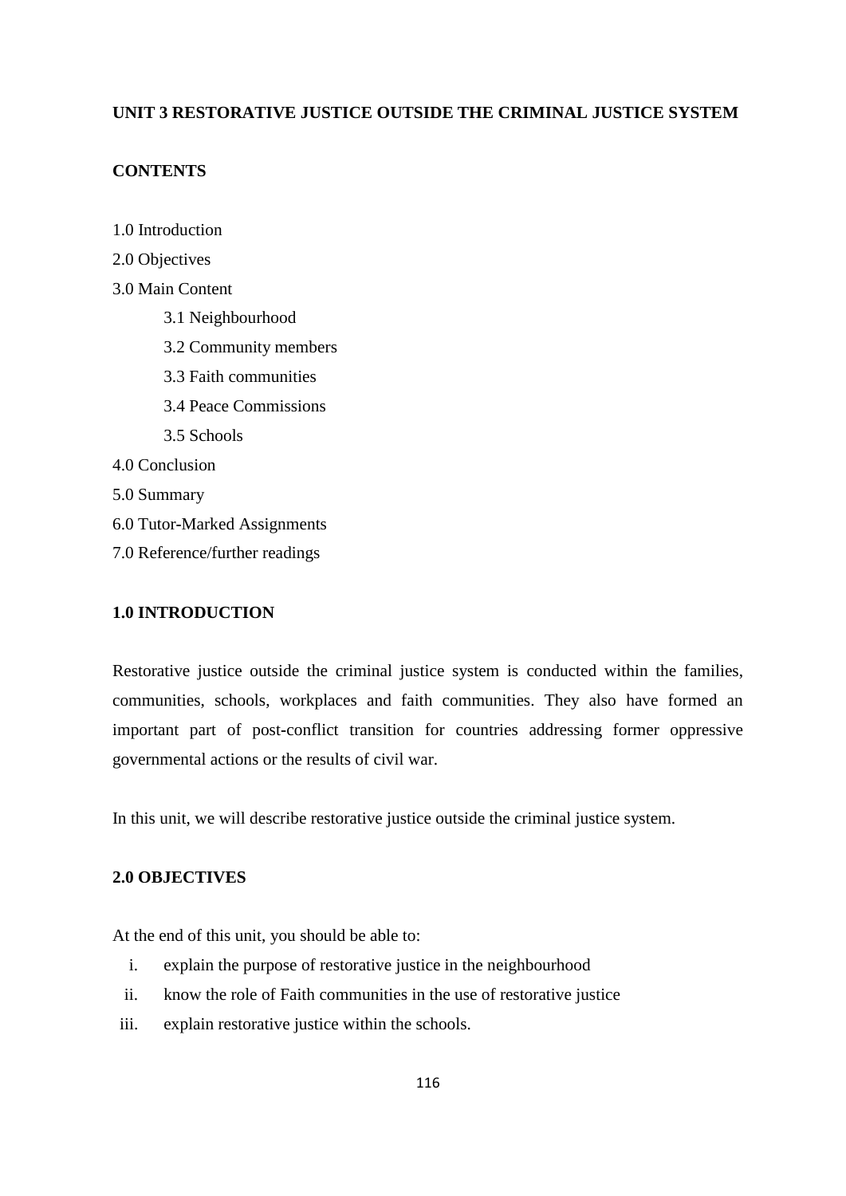## UNIT 3 RESTORATIVE JUSTICE OUTSIDE THE CRIMINAL JUSTICE SYSTEM

### CONTENTS

1.0 Introduction

2.0 Objectives

3.0 Main Content

- 3.1 Neighbourhood
- 3.2 Community members
- 3.3 Faith communities
- 3.4 Peace Commissions
- 3.5 Schools

4.0 Conclusion

5.0 Summary

6.0 Tutor-Marked Assignments

7.0 Reference/further readings

### 1.0 INTRODUCTION

Restorative justice outside the criminal justice system is conducted within the families, communities, schools, workplaces and faith communities. They also have formed an important part of post-conflict transition for countries addressing former oppressive governmental actions or the results of civil war.

In this unit, we will describe restorative justice outside the criminal justice system.

### 2.0 OBJECTIVES

At the end of this unit, you should be able to:

i. explain the purpose of restorative justice in the neighbourhood
ii. know the role of Faith communities in the use of restorative justice
iii. explain restorative justice within the schools.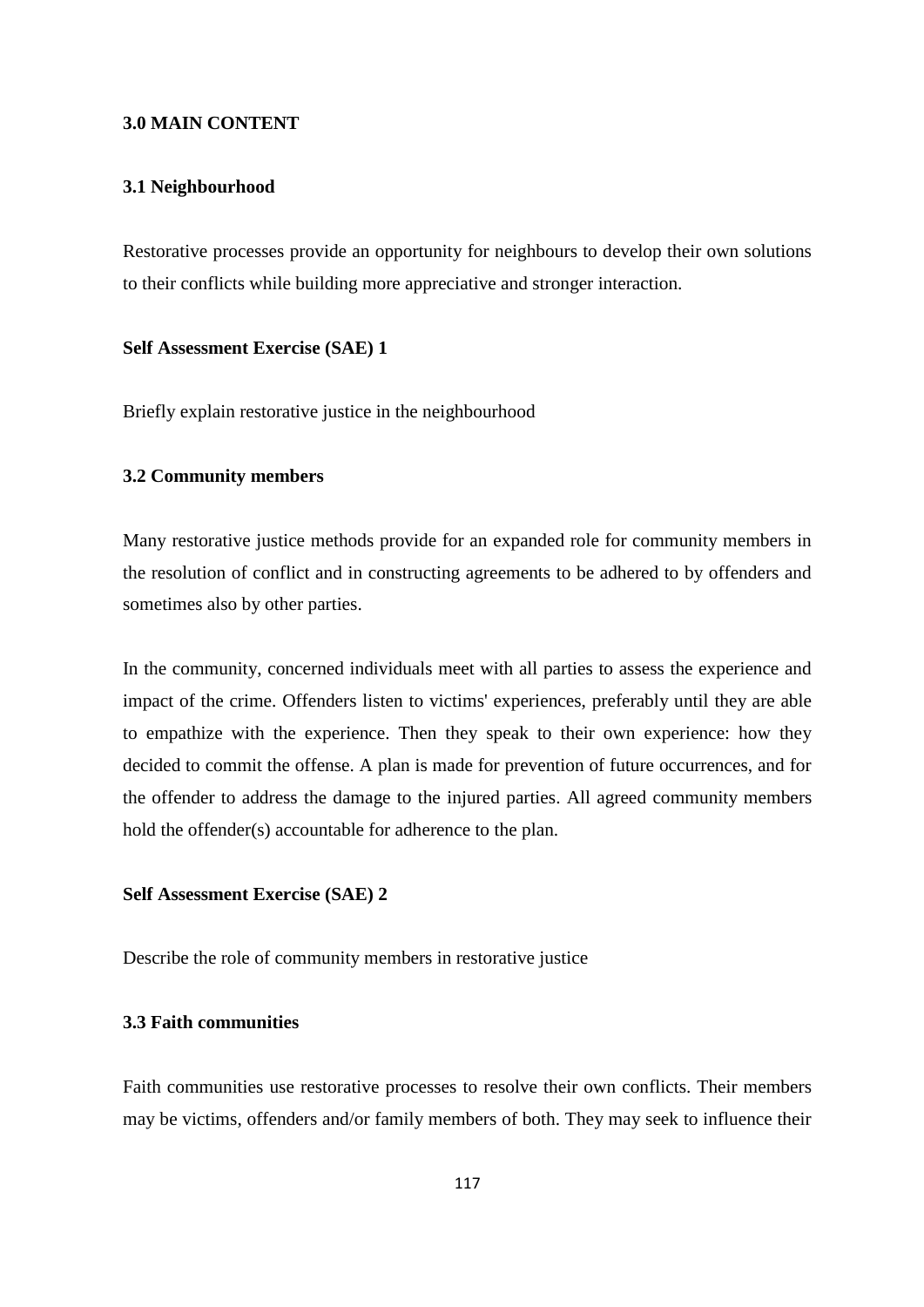## 3.0 MAIN CONTENT

### 3.1 Neighbourhood

Restorative processes provide an opportunity for neighbours to develop their own solutions to their conflicts while building more appreciative and stronger interaction.

**Self Assessment Exercise (SAE) 1**

Briefly explain restorative justice in the neighbourhood

### 3.2 Community members

Many restorative justice methods provide for an expanded role for community members in the resolution of conflict and in constructing agreements to be adhered to by offenders and sometimes also by other parties.

In the community, concerned individuals meet with all parties to assess the experience and impact of the crime. Offenders listen to victims' experiences, preferably until they are able to empathize with the experience. Then they speak to their own experience: how they decided to commit the offense. A plan is made for prevention of future occurrences, and for the offender to address the damage to the injured parties. All agreed community members hold the offender(s) accountable for adherence to the plan.

**Self Assessment Exercise (SAE) 2**

Describe the role of community members in restorative justice

### 3.3 Faith communities

Faith communities use restorative processes to resolve their own conflicts. Their members may be victims, offenders and/or family members of both. They may seek to influence their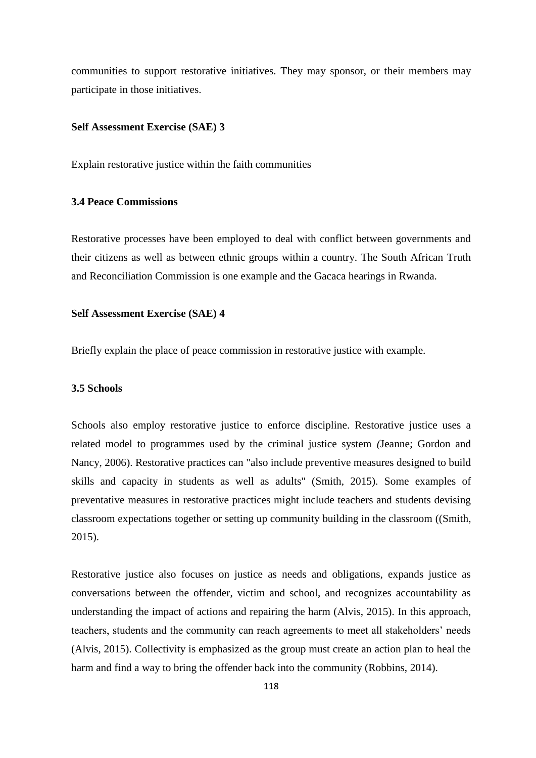communities to support restorative initiatives. They may sponsor, or their members may participate in those initiatives.

**Self Assessment Exercise (SAE) 3**

Explain restorative justice within the faith communities

### 3.4 Peace Commissions

Restorative processes have been employed to deal with conflict between governments and their citizens as well as between ethnic groups within a country. The South African Truth and Reconciliation Commission is one example and the Gacaca hearings in Rwanda.

**Self Assessment Exercise (SAE) 4**

Briefly explain the place of peace commission in restorative justice with example.

### 3.5 Schools

Schools also employ restorative justice to enforce discipline. Restorative justice uses a related model to programmes used by the criminal justice system *(*Jeanne; Gordon and Nancy, 2006). Restorative practices can "also include preventive measures designed to build skills and capacity in students as well as adults" (Smith, 2015). Some examples of preventative measures in restorative practices might include teachers and students devising classroom expectations together or setting up community building in the classroom ((Smith, 2015).

Restorative justice also focuses on justice as needs and obligations, expands justice as conversations between the offender, victim and school, and recognizes accountability as understanding the impact of actions and repairing the harm (Alvis, 2015). In this approach, teachers, students and the community can reach agreements to meet all stakeholders' needs (Alvis, 2015). Collectivity is emphasized as the group must create an action plan to heal the harm and find a way to bring the offender back into the community (Robbins, 2014).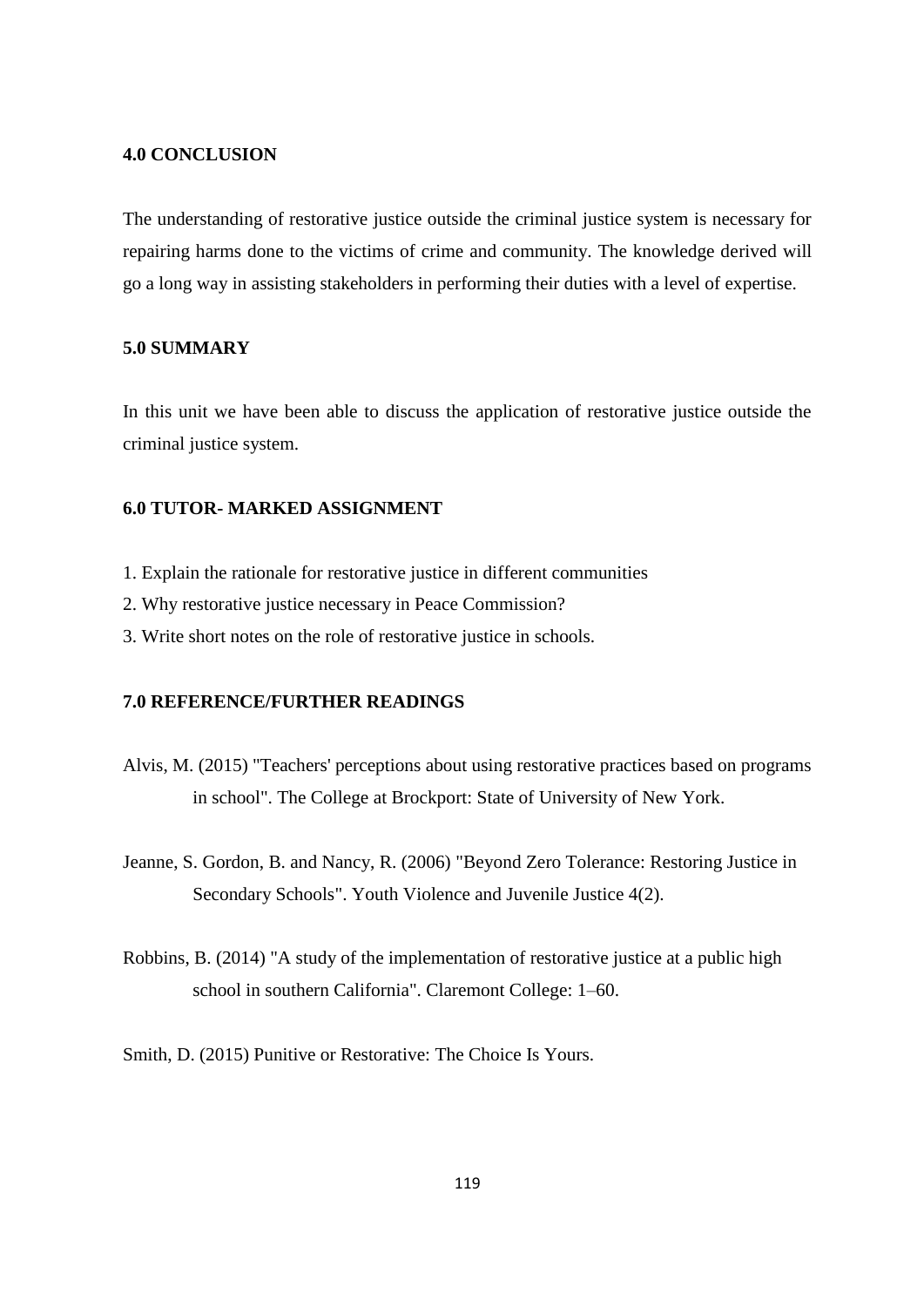## 4.0 CONCLUSION

The understanding of restorative justice outside the criminal justice system is necessary for repairing harms done to the victims of crime and community. The knowledge derived will go a long way in assisting stakeholders in performing their duties with a level of expertise.

## 5.0 SUMMARY

In this unit we have been able to discuss the application of restorative justice outside the criminal justice system.

## 6.0 TUTOR- MARKED ASSIGNMENT

1. Explain the rationale for restorative justice in different communities
2. Why restorative justice necessary in Peace Commission?
3. Write short notes on the role of restorative justice in schools.

## 7.0 REFERENCE/FURTHER READINGS

Alvis, M. (2015) "Teachers' perceptions about using restorative practices based on programs in school". The College at Brockport: State of University of New York.

Jeanne, S. Gordon, B. and Nancy, R. (2006) "Beyond Zero Tolerance: Restoring Justice in Secondary Schools". Youth Violence and Juvenile Justice 4(2).

Robbins, B. (2014) "A study of the implementation of restorative justice at a public high school in southern California". Claremont College: 1–60.

Smith, D. (2015) Punitive or Restorative: The Choice Is Yours.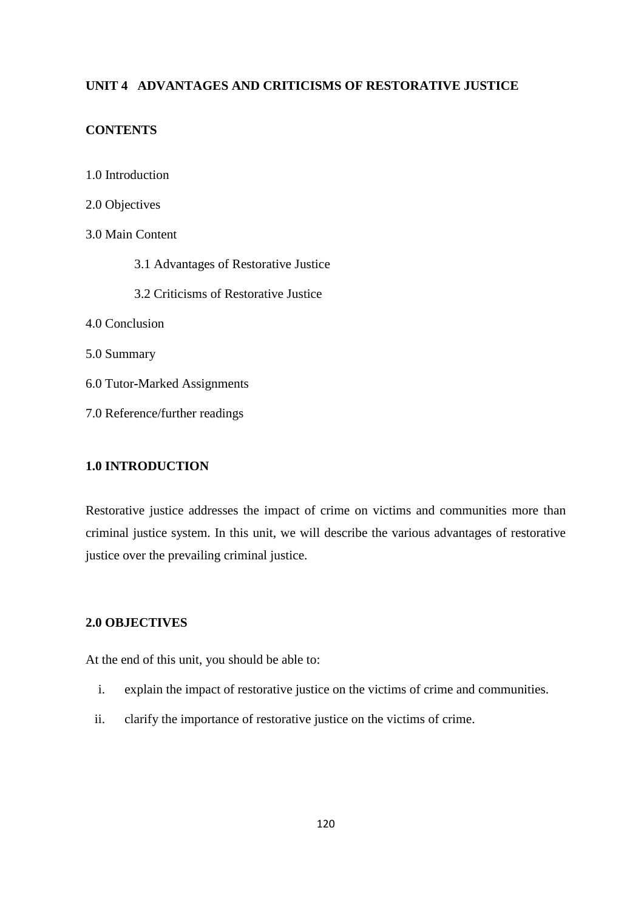## UNIT 4 ADVANTAGES AND CRITICISMS OF RESTORATIVE JUSTICE

### CONTENTS

1.0 Introduction

2.0 Objectives

3.0 Main Content

- 3.1 Advantages of Restorative Justice
- 3.2 Criticisms of Restorative Justice

4.0 Conclusion

5.0 Summary

6.0 Tutor-Marked Assignments

7.0 Reference/further readings

### 1.0 INTRODUCTION

Restorative justice addresses the impact of crime on victims and communities more than criminal justice system. In this unit, we will describe the various advantages of restorative justice over the prevailing criminal justice.

### 2.0 OBJECTIVES

At the end of this unit, you should be able to:

i. explain the impact of restorative justice on the victims of crime and communities.

ii. clarify the importance of restorative justice on the victims of crime.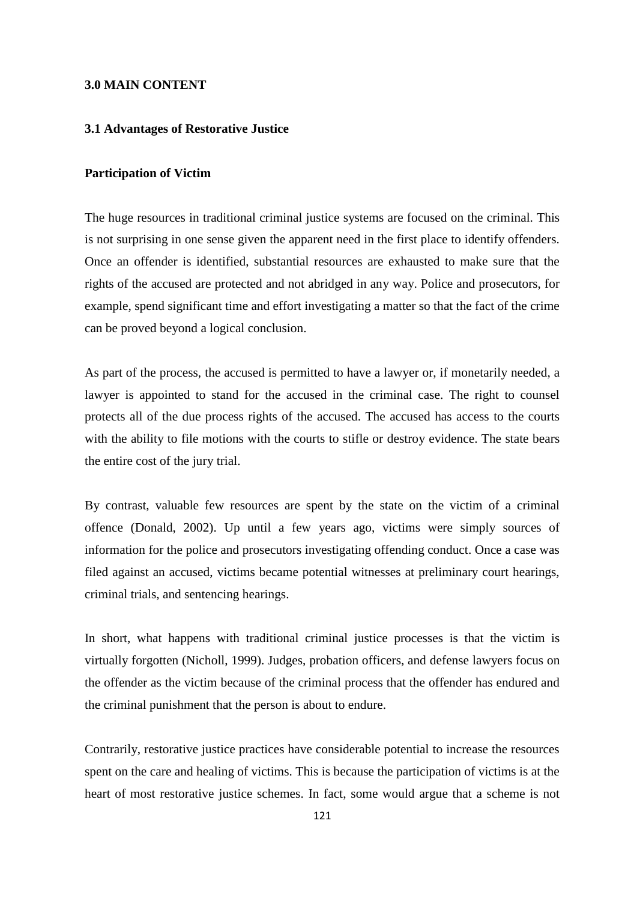## 3.0 MAIN CONTENT

### 3.1 Advantages of Restorative Justice

**Participation of Victim**

The huge resources in traditional criminal justice systems are focused on the criminal. This is not surprising in one sense given the apparent need in the first place to identify offenders. Once an offender is identified, substantial resources are exhausted to make sure that the rights of the accused are protected and not abridged in any way. Police and prosecutors, for example, spend significant time and effort investigating a matter so that the fact of the crime can be proved beyond a logical conclusion.

As part of the process, the accused is permitted to have a lawyer or, if monetarily needed, a lawyer is appointed to stand for the accused in the criminal case. The right to counsel protects all of the due process rights of the accused. The accused has access to the courts with the ability to file motions with the courts to stifle or destroy evidence. The state bears the entire cost of the jury trial.

By contrast, valuable few resources are spent by the state on the victim of a criminal offence (Donald, 2002). Up until a few years ago, victims were simply sources of information for the police and prosecutors investigating offending conduct. Once a case was filed against an accused, victims became potential witnesses at preliminary court hearings, criminal trials, and sentencing hearings.

In short, what happens with traditional criminal justice processes is that the victim is virtually forgotten (Nicholl, 1999). Judges, probation officers, and defense lawyers focus on the offender as the victim because of the criminal process that the offender has endured and the criminal punishment that the person is about to endure.

Contrarily, restorative justice practices have considerable potential to increase the resources spent on the care and healing of victims. This is because the participation of victims is at the heart of most restorative justice schemes. In fact, some would argue that a scheme is not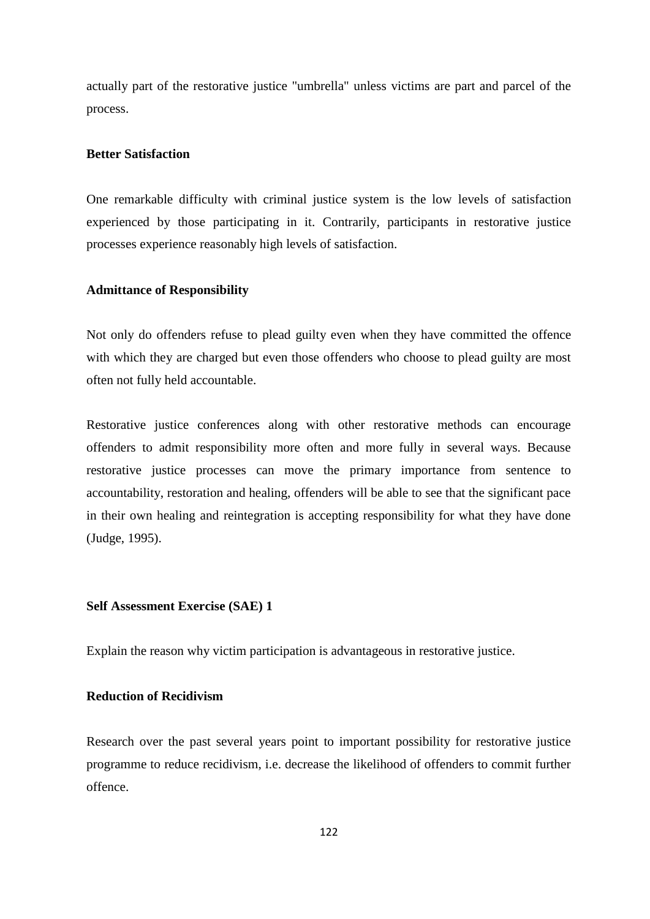actually part of the restorative justice "umbrella" unless victims are part and parcel of the process.

**Better Satisfaction**

One remarkable difficulty with criminal justice system is the low levels of satisfaction experienced by those participating in it. Contrarily, participants in restorative justice processes experience reasonably high levels of satisfaction.

**Admittance of Responsibility**

Not only do offenders refuse to plead guilty even when they have committed the offence with which they are charged but even those offenders who choose to plead guilty are most often not fully held accountable.

Restorative justice conferences along with other restorative methods can encourage offenders to admit responsibility more often and more fully in several ways. Because restorative justice processes can move the primary importance from sentence to accountability, restoration and healing, offenders will be able to see that the significant pace in their own healing and reintegration is accepting responsibility for what they have done (Judge, 1995).

**Self Assessment Exercise (SAE) 1**

Explain the reason why victim participation is advantageous in restorative justice.

**Reduction of Recidivism**

Research over the past several years point to important possibility for restorative justice programme to reduce recidivism, i.e. decrease the likelihood of offenders to commit further offence.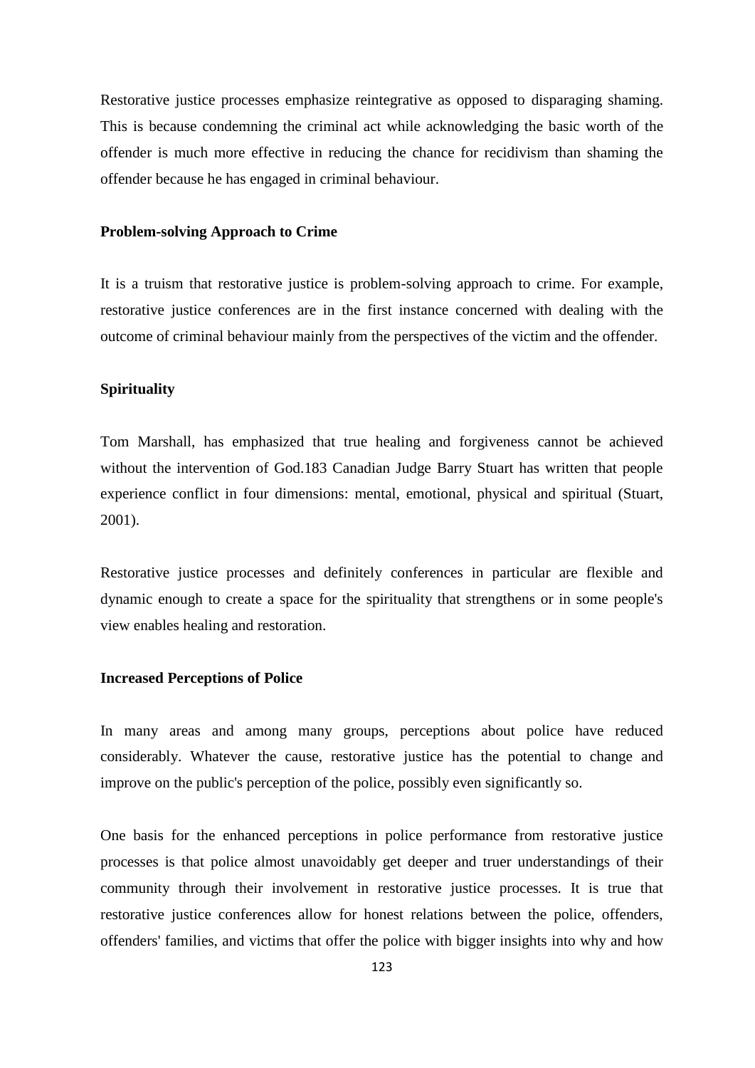Restorative justice processes emphasize reintegrative as opposed to disparaging shaming. This is because condemning the criminal act while acknowledging the basic worth of the offender is much more effective in reducing the chance for recidivism than shaming the offender because he has engaged in criminal behaviour.

**Problem-solving Approach to Crime**

It is a truism that restorative justice is problem-solving approach to crime. For example, restorative justice conferences are in the first instance concerned with dealing with the outcome of criminal behaviour mainly from the perspectives of the victim and the offender.

**Spirituality**

Tom Marshall, has emphasized that true healing and forgiveness cannot be achieved without the intervention of God.183 Canadian Judge Barry Stuart has written that people experience conflict in four dimensions: mental, emotional, physical and spiritual (Stuart, 2001).

Restorative justice processes and definitely conferences in particular are flexible and dynamic enough to create a space for the spirituality that strengthens or in some people's view enables healing and restoration.

**Increased Perceptions of Police**

In many areas and among many groups, perceptions about police have reduced considerably. Whatever the cause, restorative justice has the potential to change and improve on the public's perception of the police, possibly even significantly so.

One basis for the enhanced perceptions in police performance from restorative justice processes is that police almost unavoidably get deeper and truer understandings of their community through their involvement in restorative justice processes. It is true that restorative justice conferences allow for honest relations between the police, offenders, offenders' families, and victims that offer the police with bigger insights into why and how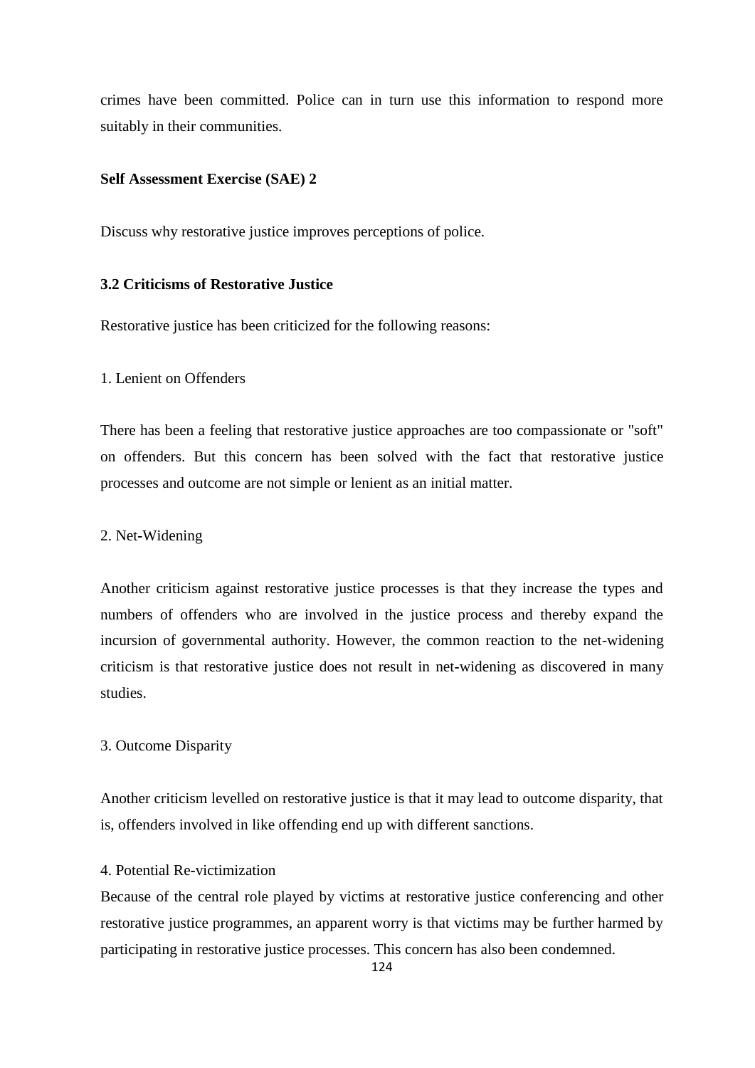crimes have been committed. Police can in turn use this information to respond more suitably in their communities.

**Self Assessment Exercise (SAE) 2**

Discuss why restorative justice improves perceptions of police.

### 3.2 Criticisms of Restorative Justice

Restorative justice has been criticized for the following reasons:

1. Lenient on Offenders

There has been a feeling that restorative justice approaches are too compassionate or "soft" on offenders. But this concern has been solved with the fact that restorative justice processes and outcome are not simple or lenient as an initial matter.

2. Net-Widening

Another criticism against restorative justice processes is that they increase the types and numbers of offenders who are involved in the justice process and thereby expand the incursion of governmental authority. However, the common reaction to the net-widening criticism is that restorative justice does not result in net-widening as discovered in many studies.

3. Outcome Disparity

Another criticism levelled on restorative justice is that it may lead to outcome disparity, that is, offenders involved in like offending end up with different sanctions.

4. Potential Re-victimization

Because of the central role played by victims at restorative justice conferencing and other restorative justice programmes, an apparent worry is that victims may be further harmed by participating in restorative justice processes. This concern has also been condemned.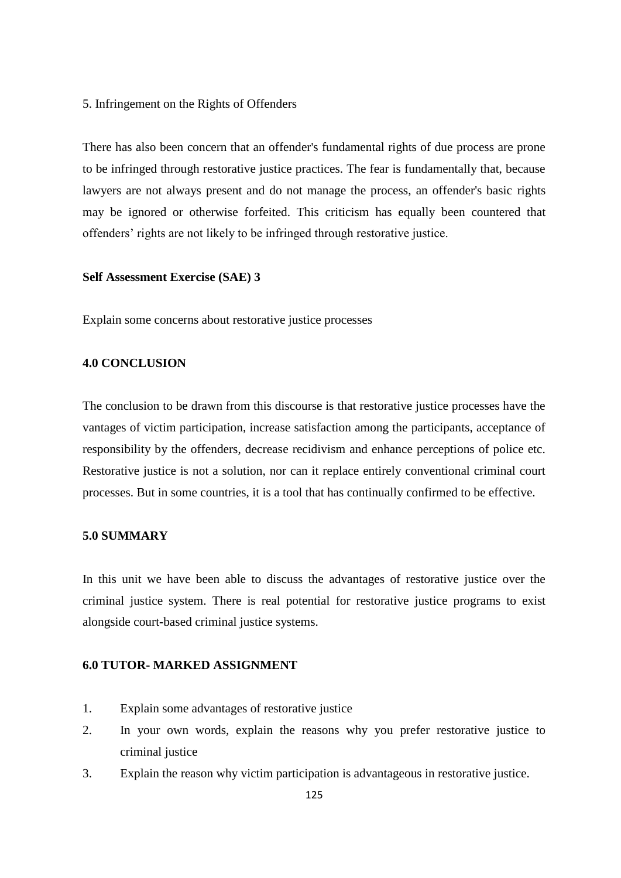5. Infringement on the Rights of Offenders

There has also been concern that an offender's fundamental rights of due process are prone to be infringed through restorative justice practices. The fear is fundamentally that, because lawyers are not always present and do not manage the process, an offender's basic rights may be ignored or otherwise forfeited. This criticism has equally been countered that offenders' rights are not likely to be infringed through restorative justice.

**Self Assessment Exercise (SAE) 3**

Explain some concerns about restorative justice processes

## 4.0 CONCLUSION

The conclusion to be drawn from this discourse is that restorative justice processes have the vantages of victim participation, increase satisfaction among the participants, acceptance of responsibility by the offenders, decrease recidivism and enhance perceptions of police etc. Restorative justice is not a solution, nor can it replace entirely conventional criminal court processes. But in some countries, it is a tool that has continually confirmed to be effective.

## 5.0 SUMMARY

In this unit we have been able to discuss the advantages of restorative justice over the criminal justice system. There is real potential for restorative justice programs to exist alongside court-based criminal justice systems.

## 6.0 TUTOR- MARKED ASSIGNMENT

1. Explain some advantages of restorative justice
2. In your own words, explain the reasons why you prefer restorative justice to criminal justice
3. Explain the reason why victim participation is advantageous in restorative justice.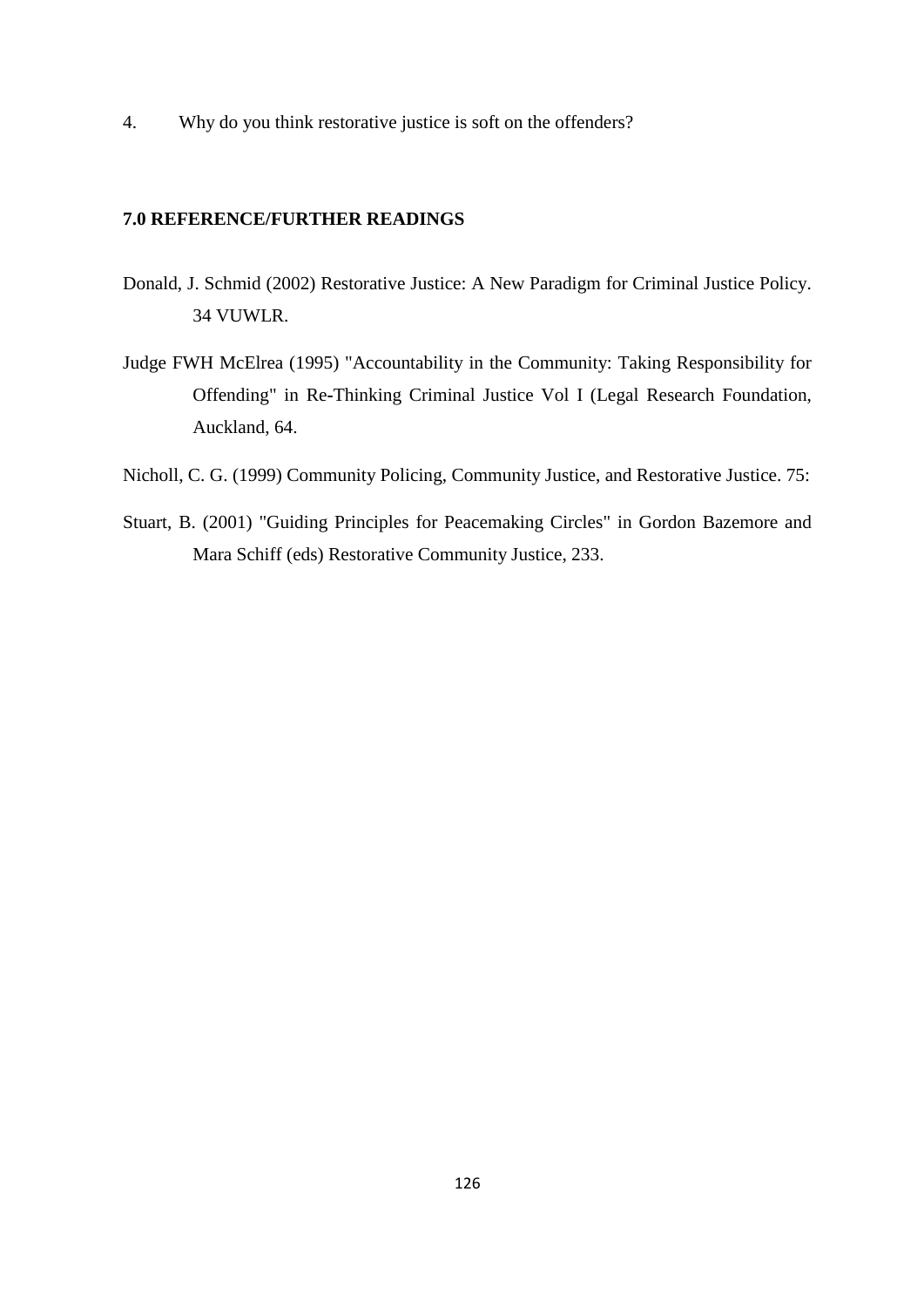4. Why do you think restorative justice is soft on the offenders?

## 7.0 REFERENCE/FURTHER READINGS

Donald, J. Schmid (2002) Restorative Justice: A New Paradigm for Criminal Justice Policy. 34 VUWLR.

Judge FWH McElrea (1995) "Accountability in the Community: Taking Responsibility for Offending" in Re-Thinking Criminal Justice Vol I (Legal Research Foundation, Auckland, 64.

Nicholl, C. G. (1999) Community Policing, Community Justice, and Restorative Justice. 75:

Stuart, B. (2001) "Guiding Principles for Peacemaking Circles" in Gordon Bazemore and Mara Schiff (eds) Restorative Community Justice, 233.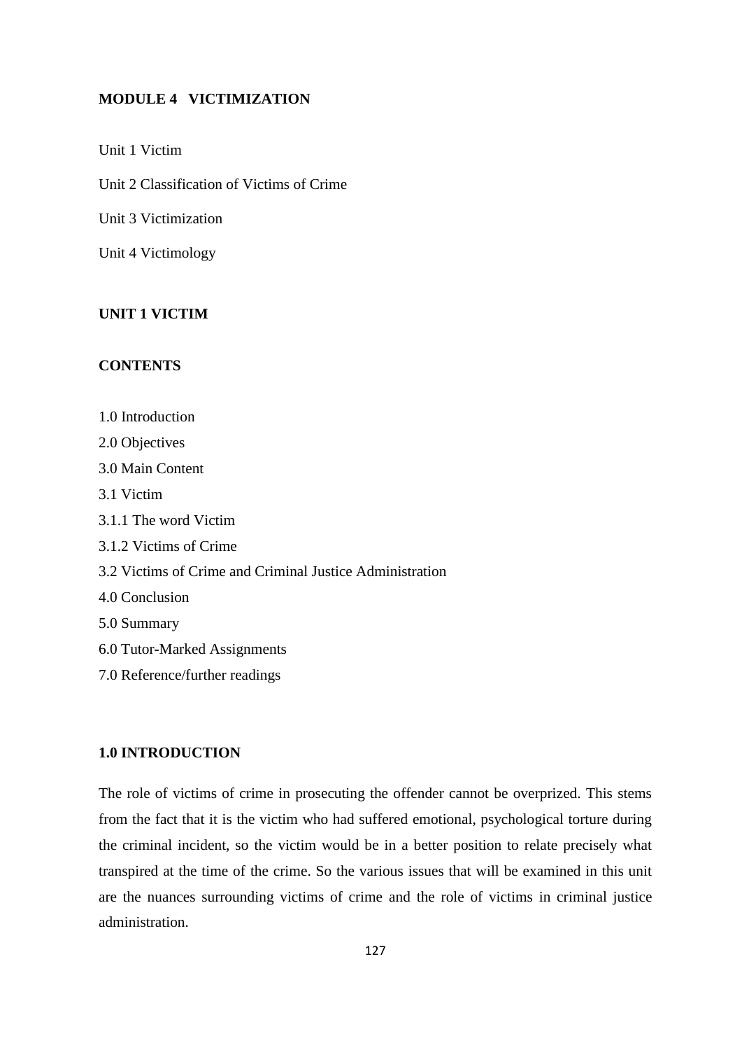## MODULE 4 VICTIMIZATION

Unit 1 Victim

Unit 2 Classification of Victims of Crime

Unit 3 Victimization

Unit 4 Victimology

## UNIT 1 VICTIM

### CONTENTS

1.0 Introduction
2.0 Objectives
3.0 Main Content
3.1 Victim
3.1.1 The word Victim
3.1.2 Victims of Crime
3.2 Victims of Crime and Criminal Justice Administration
4.0 Conclusion
5.0 Summary
6.0 Tutor-Marked Assignments
7.0 Reference/further readings

### 1.0 INTRODUCTION

The role of victims of crime in prosecuting the offender cannot be overprized. This stems from the fact that it is the victim who had suffered emotional, psychological torture during the criminal incident, so the victim would be in a better position to relate precisely what transpired at the time of the crime. So the various issues that will be examined in this unit are the nuances surrounding victims of crime and the role of victims in criminal justice administration.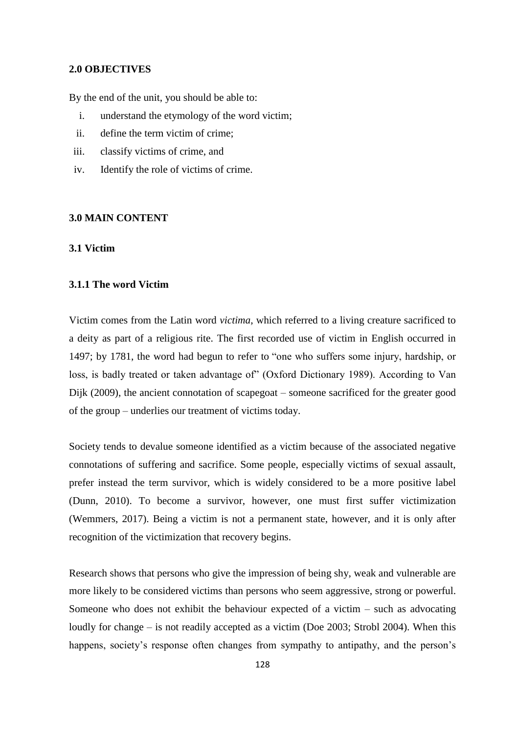## 2.0 OBJECTIVES

By the end of the unit, you should be able to:

i. understand the etymology of the word victim;
ii. define the term victim of crime;
iii. classify victims of crime, and
iv. Identify the role of victims of crime.

## 3.0 MAIN CONTENT

### 3.1 Victim

#### 3.1.1 The word Victim

Victim comes from the Latin word *victima*, which referred to a living creature sacrificed to a deity as part of a religious rite. The first recorded use of victim in English occurred in 1497; by 1781, the word had begun to refer to "one who suffers some injury, hardship, or loss, is badly treated or taken advantage of" (Oxford Dictionary 1989). According to Van Dijk (2009), the ancient connotation of scapegoat – someone sacrificed for the greater good of the group – underlies our treatment of victims today.

Society tends to devalue someone identified as a victim because of the associated negative connotations of suffering and sacrifice. Some people, especially victims of sexual assault, prefer instead the term survivor, which is widely considered to be a more positive label (Dunn, 2010). To become a survivor, however, one must first suffer victimization (Wemmers, 2017). Being a victim is not a permanent state, however, and it is only after recognition of the victimization that recovery begins.

Research shows that persons who give the impression of being shy, weak and vulnerable are more likely to be considered victims than persons who seem aggressive, strong or powerful. Someone who does not exhibit the behaviour expected of a victim – such as advocating loudly for change – is not readily accepted as a victim (Doe 2003; Strobl 2004). When this happens, society's response often changes from sympathy to antipathy, and the person's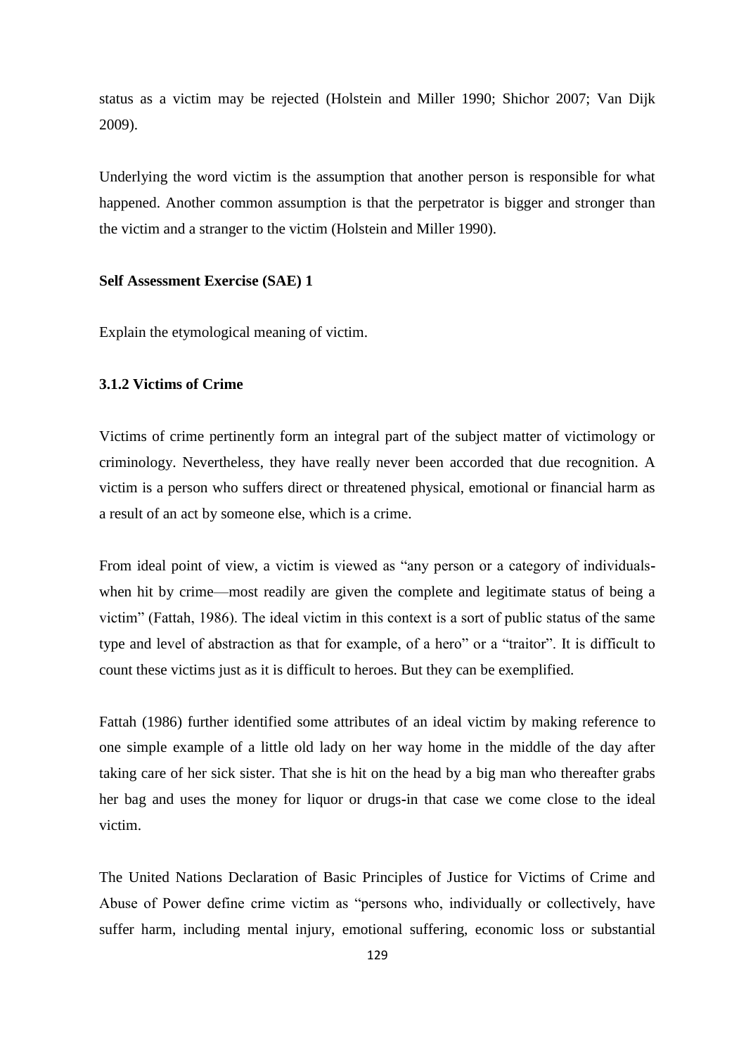status as a victim may be rejected (Holstein and Miller 1990; Shichor 2007; Van Dijk 2009).

Underlying the word victim is the assumption that another person is responsible for what happened. Another common assumption is that the perpetrator is bigger and stronger than the victim and a stranger to the victim (Holstein and Miller 1990).

**Self Assessment Exercise (SAE) 1**

Explain the etymological meaning of victim.

### 3.1.2 Victims of Crime

Victims of crime pertinently form an integral part of the subject matter of victimology or criminology. Nevertheless, they have really never been accorded that due recognition. A victim is a person who suffers direct or threatened physical, emotional or financial harm as a result of an act by someone else, which is a crime.

From ideal point of view, a victim is viewed as "any person or a category of individuals- when hit by crime—most readily are given the complete and legitimate status of being a victim" (Fattah, 1986). The ideal victim in this context is a sort of public status of the same type and level of abstraction as that for example, of a hero" or a "traitor". It is difficult to count these victims just as it is difficult to heroes. But they can be exemplified.

Fattah (1986) further identified some attributes of an ideal victim by making reference to one simple example of a little old lady on her way home in the middle of the day after taking care of her sick sister. That she is hit on the head by a big man who thereafter grabs her bag and uses the money for liquor or drugs-in that case we come close to the ideal victim.

The United Nations Declaration of Basic Principles of Justice for Victims of Crime and Abuse of Power define crime victim as "persons who, individually or collectively, have suffer harm, including mental injury, emotional suffering, economic loss or substantial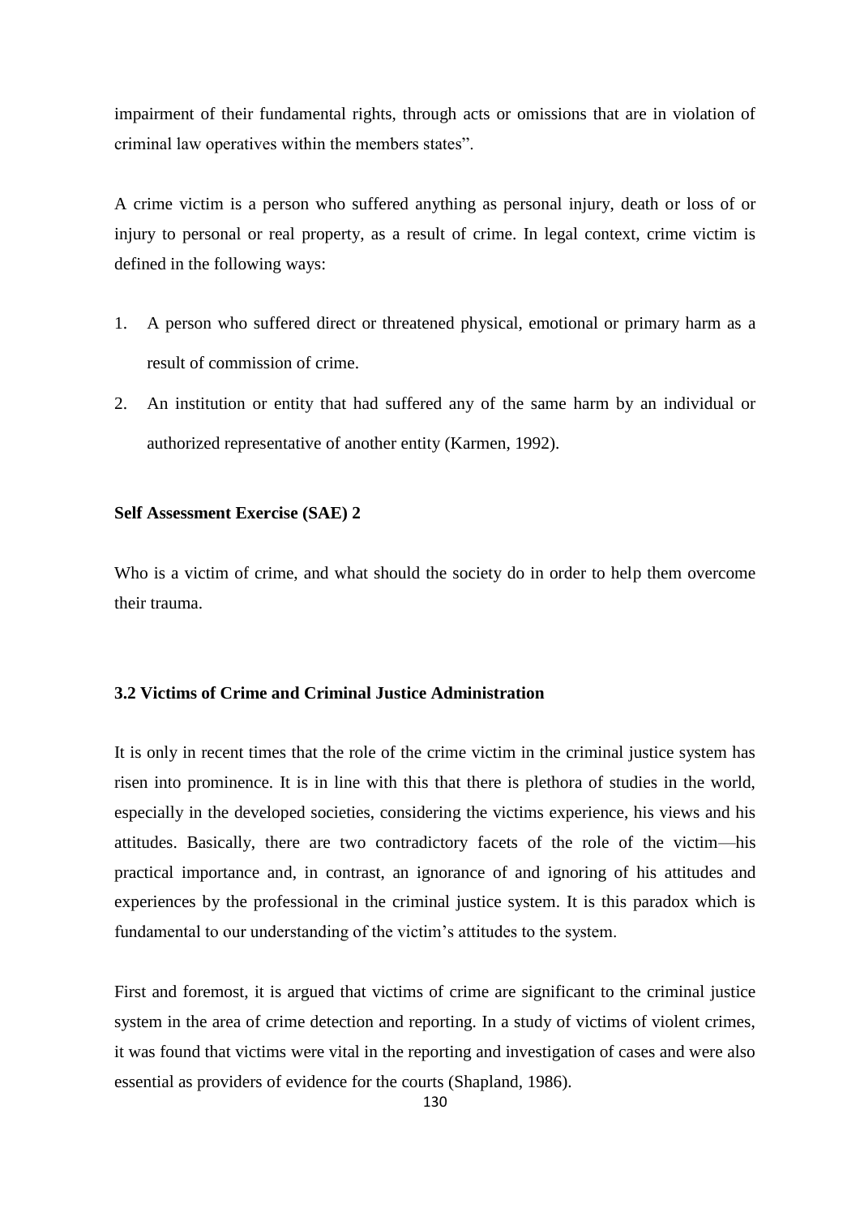impairment of their fundamental rights, through acts or omissions that are in violation of criminal law operatives within the members states".

A crime victim is a person who suffered anything as personal injury, death or loss of or injury to personal or real property, as a result of crime. In legal context, crime victim is defined in the following ways:

1. A person who suffered direct or threatened physical, emotional or primary harm as a result of commission of crime.
2. An institution or entity that had suffered any of the same harm by an individual or authorized representative of another entity (Karmen, 1992).

**Self Assessment Exercise (SAE) 2**

Who is a victim of crime, and what should the society do in order to help them overcome their trauma.

### 3.2 Victims of Crime and Criminal Justice Administration

It is only in recent times that the role of the crime victim in the criminal justice system has risen into prominence. It is in line with this that there is plethora of studies in the world, especially in the developed societies, considering the victims experience, his views and his attitudes. Basically, there are two contradictory facets of the role of the victim—his practical importance and, in contrast, an ignorance of and ignoring of his attitudes and experiences by the professional in the criminal justice system. It is this paradox which is fundamental to our understanding of the victim's attitudes to the system.

First and foremost, it is argued that victims of crime are significant to the criminal justice system in the area of crime detection and reporting. In a study of victims of violent crimes, it was found that victims were vital in the reporting and investigation of cases and were also essential as providers of evidence for the courts (Shapland, 1986).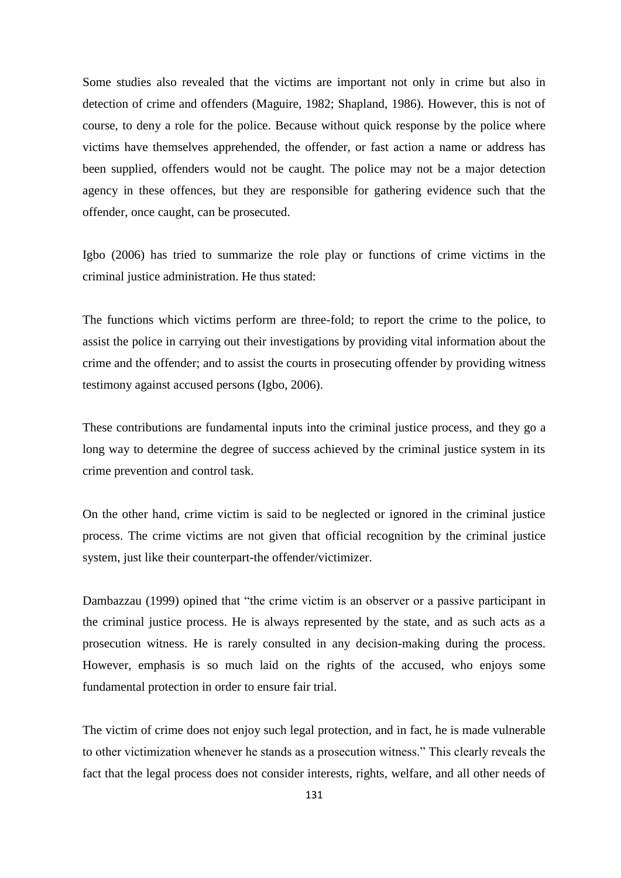Some studies also revealed that the victims are important not only in crime but also in detection of crime and offenders (Maguire, 1982; Shapland, 1986). However, this is not of course, to deny a role for the police. Because without quick response by the police where victims have themselves apprehended, the offender, or fast action a name or address has been supplied, offenders would not be caught. The police may not be a major detection agency in these offences, but they are responsible for gathering evidence such that the offender, once caught, can be prosecuted.

Igbo (2006) has tried to summarize the role play or functions of crime victims in the criminal justice administration. He thus stated:

The functions which victims perform are three-fold; to report the crime to the police, to assist the police in carrying out their investigations by providing vital information about the crime and the offender; and to assist the courts in prosecuting offender by providing witness testimony against accused persons (Igbo, 2006).

These contributions are fundamental inputs into the criminal justice process, and they go a long way to determine the degree of success achieved by the criminal justice system in its crime prevention and control task.

On the other hand, crime victim is said to be neglected or ignored in the criminal justice process. The crime victims are not given that official recognition by the criminal justice system, just like their counterpart-the offender/victimizer.

Dambazzau (1999) opined that "the crime victim is an observer or a passive participant in the criminal justice process. He is always represented by the state, and as such acts as a prosecution witness. He is rarely consulted in any decision-making during the process. However, emphasis is so much laid on the rights of the accused, who enjoys some fundamental protection in order to ensure fair trial.

The victim of crime does not enjoy such legal protection, and in fact, he is made vulnerable to other victimization whenever he stands as a prosecution witness." This clearly reveals the fact that the legal process does not consider interests, rights, welfare, and all other needs of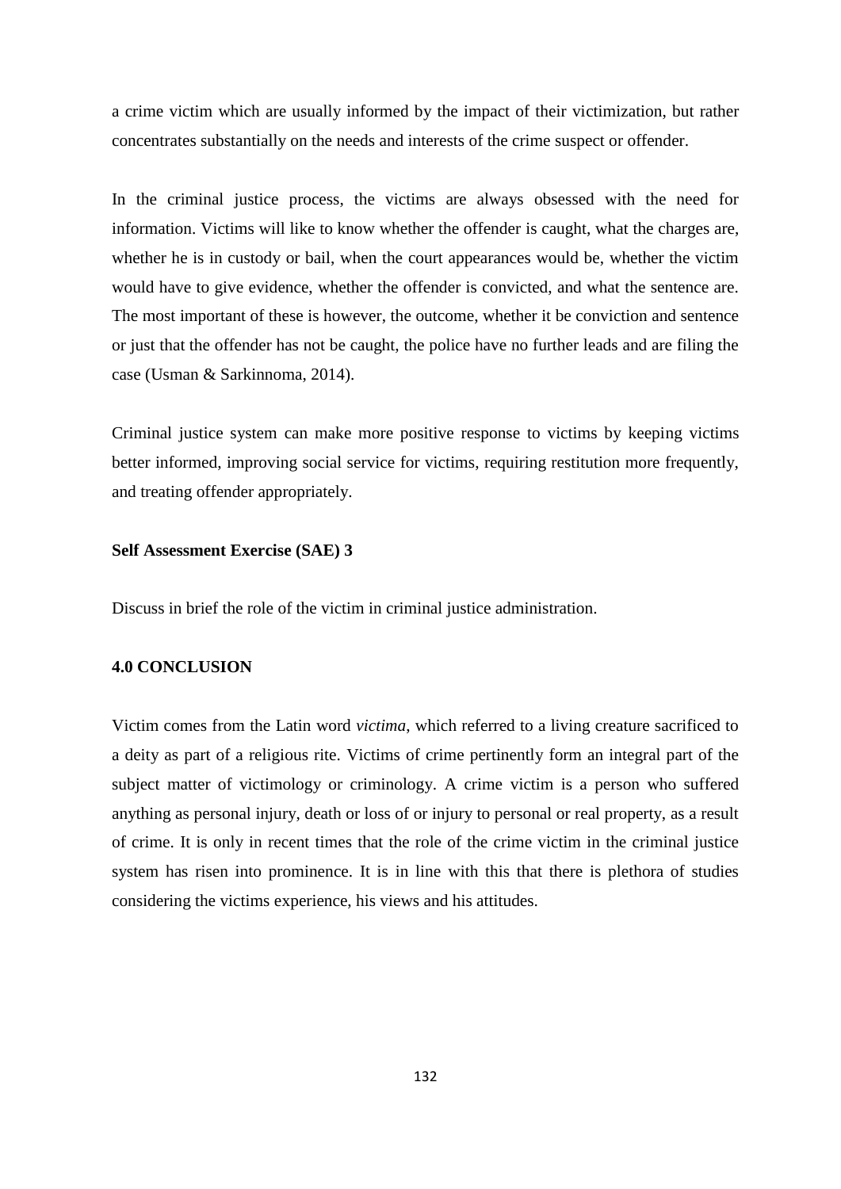a crime victim which are usually informed by the impact of their victimization, but rather concentrates substantially on the needs and interests of the crime suspect or offender.

In the criminal justice process, the victims are always obsessed with the need for information. Victims will like to know whether the offender is caught, what the charges are, whether he is in custody or bail, when the court appearances would be, whether the victim would have to give evidence, whether the offender is convicted, and what the sentence are. The most important of these is however, the outcome, whether it be conviction and sentence or just that the offender has not be caught, the police have no further leads and are filing the case (Usman & Sarkinnoma, 2014).

Criminal justice system can make more positive response to victims by keeping victims better informed, improving social service for victims, requiring restitution more frequently, and treating offender appropriately.

**Self Assessment Exercise (SAE) 3**

Discuss in brief the role of the victim in criminal justice administration.

**4.0 CONCLUSION**

Victim comes from the Latin word *victima*, which referred to a living creature sacrificed to a deity as part of a religious rite. Victims of crime pertinently form an integral part of the subject matter of victimology or criminology. A crime victim is a person who suffered anything as personal injury, death or loss of or injury to personal or real property, as a result of crime. It is only in recent times that the role of the crime victim in the criminal justice system has risen into prominence. It is in line with this that there is plethora of studies considering the victims experience, his views and his attitudes.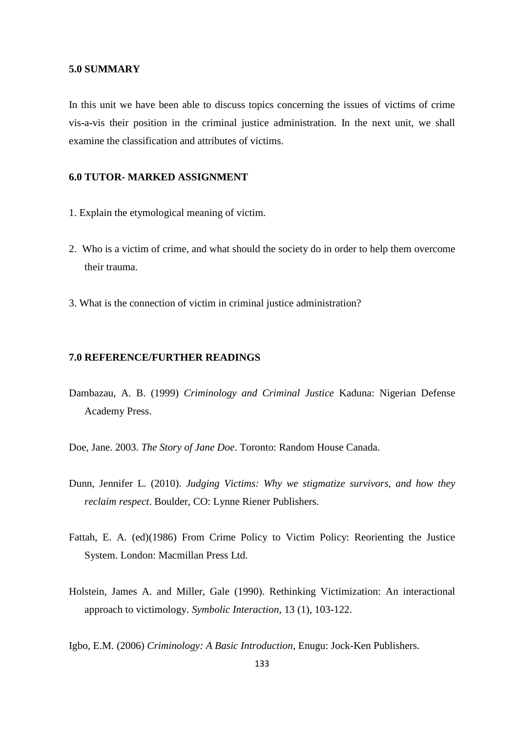## 5.0 SUMMARY

In this unit we have been able to discuss topics concerning the issues of victims of crime vis-a-vis their position in the criminal justice administration. In the next unit, we shall examine the classification and attributes of victims.

## 6.0 TUTOR- MARKED ASSIGNMENT

1. Explain the etymological meaning of victim.

2. Who is a victim of crime, and what should the society do in order to help them overcome their trauma.

3. What is the connection of victim in criminal justice administration?

## 7.0 REFERENCE/FURTHER READINGS

Dambazau, A. B. (1999) *Criminology and Criminal Justice* Kaduna: Nigerian Defense Academy Press.

Doe, Jane. 2003. *The Story of Jane Doe*. Toronto: Random House Canada.

Dunn, Jennifer L. (2010). *Judging Victims: Why we stigmatize survivors, and how they reclaim respect*. Boulder, CO: Lynne Riener Publishers.

Fattah, E. A. (ed)(1986) From Crime Policy to Victim Policy: Reorienting the Justice System. London: Macmillan Press Ltd.

Holstein, James A. and Miller, Gale (1990). Rethinking Victimization: An interactional approach to victimology. *Symbolic Interaction*, 13 (1), 103-122.

Igbo, E.M. (2006) *Criminology: A Basic Introduction*, Enugu: Jock-Ken Publishers.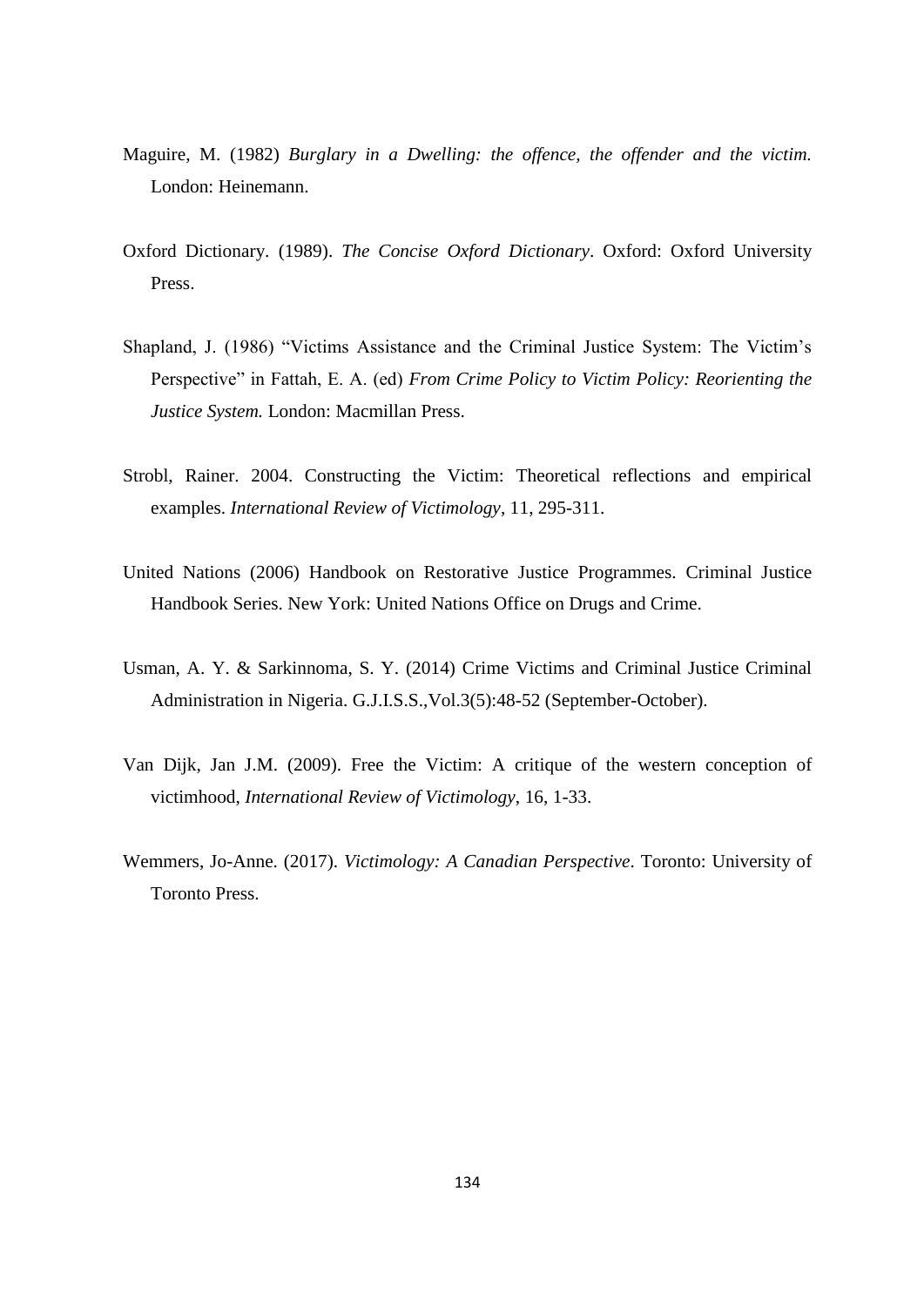Maguire, M. (1982) *Burglary in a Dwelling: the offence, the offender and the victim.* London: Heinemann.

Oxford Dictionary. (1989). *The Concise Oxford Dictionary*. Oxford: Oxford University Press.

Shapland, J. (1986) "Victims Assistance and the Criminal Justice System: The Victim's Perspective" in Fattah, E. A. (ed) *From Crime Policy to Victim Policy: Reorienting the Justice System.* London: Macmillan Press.

Strobl, Rainer. 2004. Constructing the Victim: Theoretical reflections and empirical examples. *International Review of Victimology*, 11, 295-311.

United Nations (2006) Handbook on Restorative Justice Programmes. Criminal Justice Handbook Series. New York: United Nations Office on Drugs and Crime.

Usman, A. Y. & Sarkinnoma, S. Y. (2014) Crime Victims and Criminal Justice Criminal Administration in Nigeria. G.J.I.S.S.,Vol.3(5):48-52 (September-October).

Van Dijk, Jan J.M. (2009). Free the Victim: A critique of the western conception of victimhood, *International Review of Victimology*, 16, 1-33.

Wemmers, Jo-Anne. (2017). *Victimology: A Canadian Perspective*. Toronto: University of Toronto Press.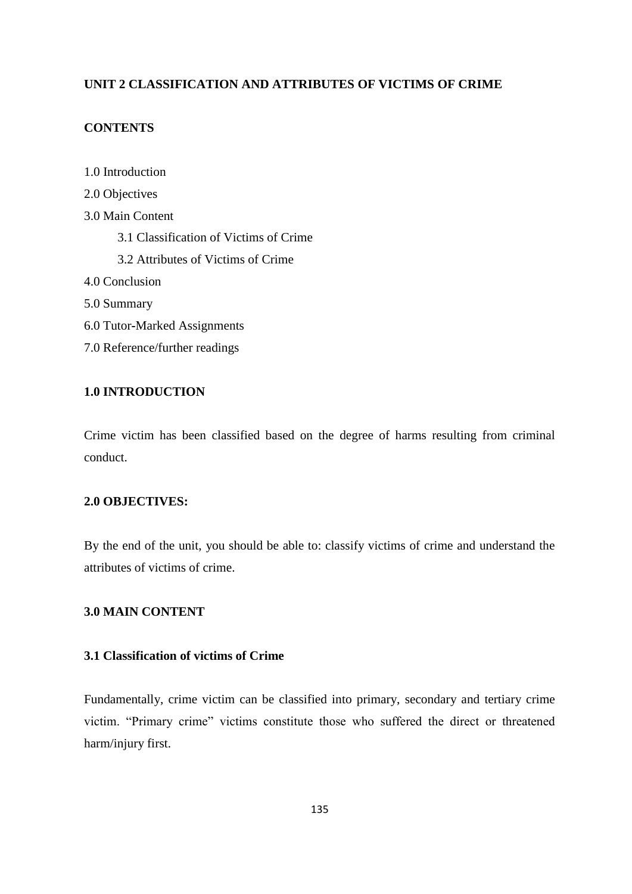## UNIT 2 CLASSIFICATION AND ATTRIBUTES OF VICTIMS OF CRIME

### CONTENTS

1.0 Introduction

2.0 Objectives

3.0 Main Content

- 3.1 Classification of Victims of Crime
- 3.2 Attributes of Victims of Crime

4.0 Conclusion

5.0 Summary

6.0 Tutor-Marked Assignments

7.0 Reference/further readings

### 1.0 INTRODUCTION

Crime victim has been classified based on the degree of harms resulting from criminal conduct.

### 2.0 OBJECTIVES:

By the end of the unit, you should be able to: classify victims of crime and understand the attributes of victims of crime.

### 3.0 MAIN CONTENT

#### 3.1 Classification of victims of Crime

Fundamentally, crime victim can be classified into primary, secondary and tertiary crime victim. "Primary crime" victims constitute those who suffered the direct or threatened harm/injury first.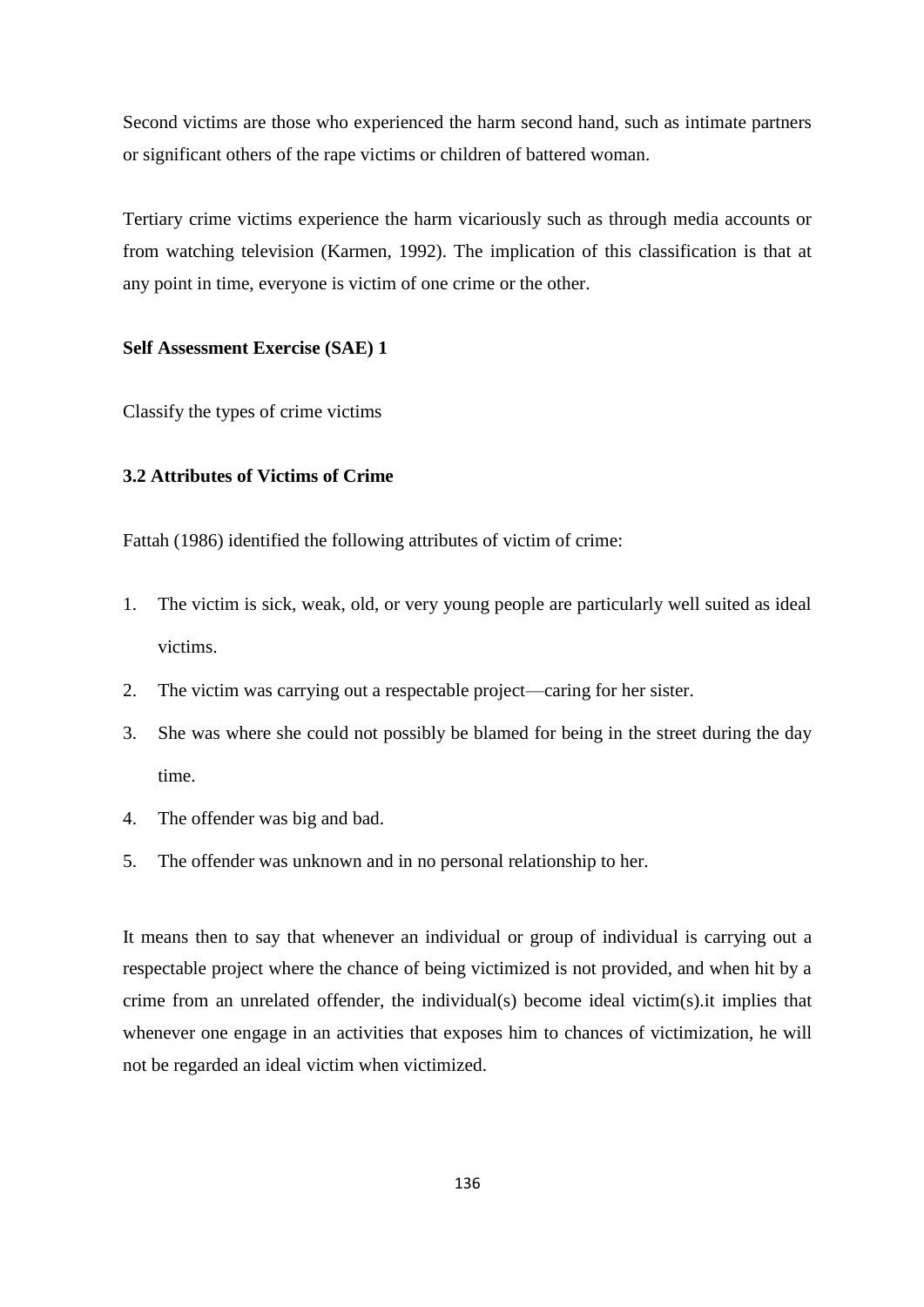Second victims are those who experienced the harm second hand, such as intimate partners or significant others of the rape victims or children of battered woman.

Tertiary crime victims experience the harm vicariously such as through media accounts or from watching television (Karmen, 1992). The implication of this classification is that at any point in time, everyone is victim of one crime or the other.

**Self Assessment Exercise (SAE) 1**

Classify the types of crime victims

### 3.2 Attributes of Victims of Crime

Fattah (1986) identified the following attributes of victim of crime:

1. The victim is sick, weak, old, or very young people are particularly well suited as ideal victims.
2. The victim was carrying out a respectable project—caring for her sister.
3. She was where she could not possibly be blamed for being in the street during the day time.
4. The offender was big and bad.
5. The offender was unknown and in no personal relationship to her.

It means then to say that whenever an individual or group of individual is carrying out a respectable project where the chance of being victimized is not provided, and when hit by a crime from an unrelated offender, the individual(s) become ideal victim(s).it implies that whenever one engage in an activities that exposes him to chances of victimization, he will not be regarded an ideal victim when victimized.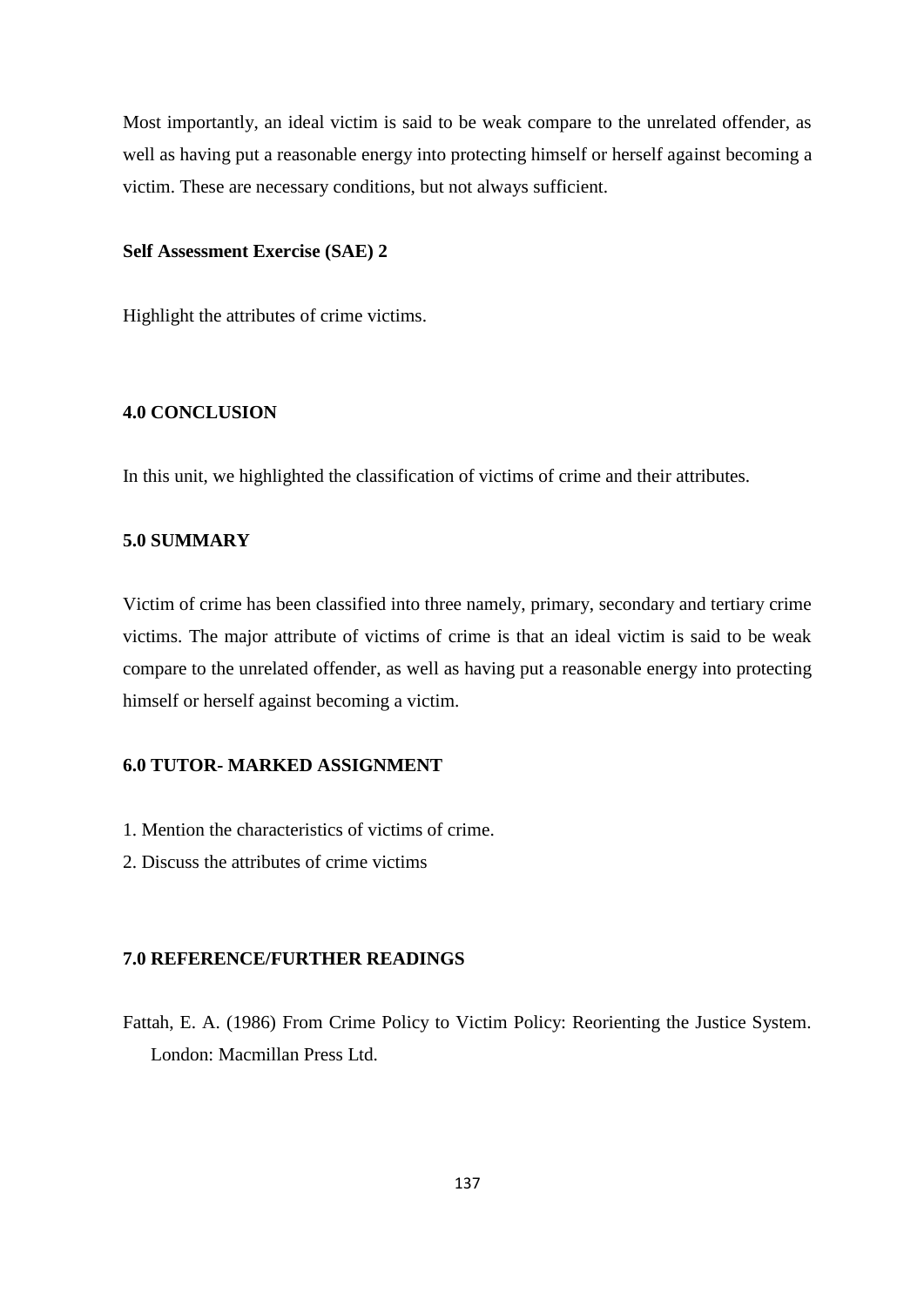Most importantly, an ideal victim is said to be weak compare to the unrelated offender, as well as having put a reasonable energy into protecting himself or herself against becoming a victim. These are necessary conditions, but not always sufficient.

**Self Assessment Exercise (SAE) 2**

Highlight the attributes of crime victims.

## 4.0 CONCLUSION

In this unit, we highlighted the classification of victims of crime and their attributes.

## 5.0 SUMMARY

Victim of crime has been classified into three namely, primary, secondary and tertiary crime victims. The major attribute of victims of crime is that an ideal victim is said to be weak compare to the unrelated offender, as well as having put a reasonable energy into protecting himself or herself against becoming a victim.

## 6.0 TUTOR- MARKED ASSIGNMENT

1. Mention the characteristics of victims of crime.
2. Discuss the attributes of crime victims

## 7.0 REFERENCE/FURTHER READINGS

Fattah, E. A. (1986) From Crime Policy to Victim Policy: Reorienting the Justice System. London: Macmillan Press Ltd.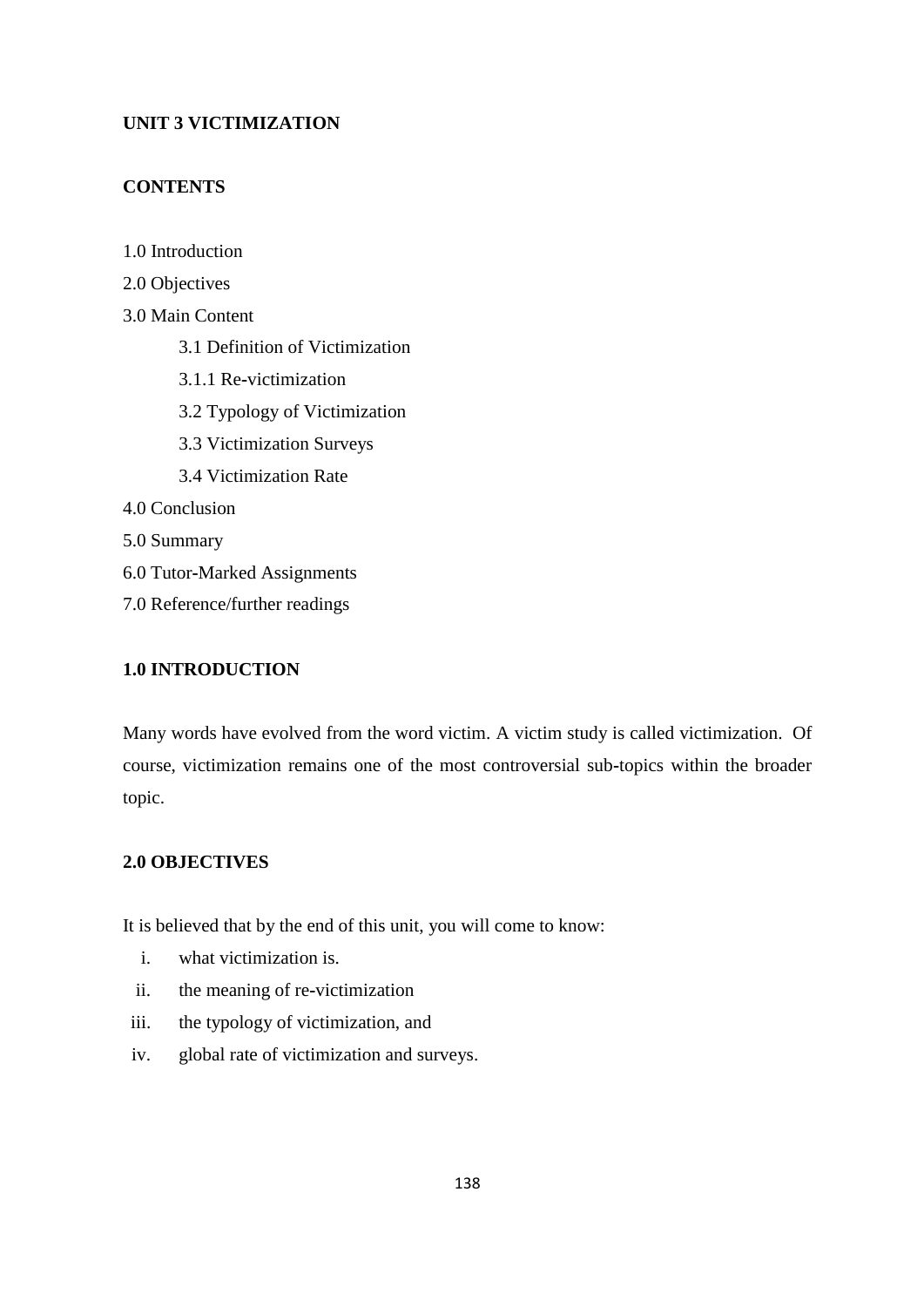## UNIT 3 VICTIMIZATION

### CONTENTS

1.0 Introduction

2.0 Objectives

3.0 Main Content

  3.1 Definition of Victimization

  3.1.1 Re-victimization

  3.2 Typology of Victimization

  3.3 Victimization Surveys

  3.4 Victimization Rate

4.0 Conclusion

5.0 Summary

6.0 Tutor-Marked Assignments

7.0 Reference/further readings

### 1.0 INTRODUCTION

Many words have evolved from the word victim. A victim study is called victimization. Of course, victimization remains one of the most controversial sub-topics within the broader topic.

### 2.0 OBJECTIVES

It is believed that by the end of this unit, you will come to know:

i. what victimization is.
ii. the meaning of re-victimization
iii. the typology of victimization, and
iv. global rate of victimization and surveys.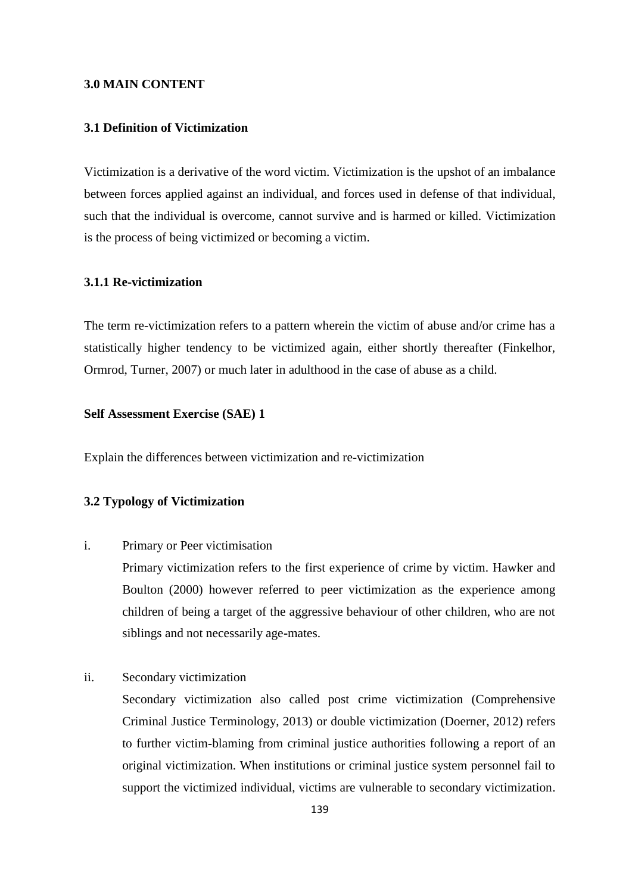## 3.0 MAIN CONTENT

### 3.1 Definition of Victimization

Victimization is a derivative of the word victim. Victimization is the upshot of an imbalance between forces applied against an individual, and forces used in defense of that individual, such that the individual is overcome, cannot survive and is harmed or killed. Victimization is the process of being victimized or becoming a victim.

#### 3.1.1 Re-victimization

The term re-victimization refers to a pattern wherein the victim of abuse and/or crime has a statistically higher tendency to be victimized again, either shortly thereafter (Finkelhor, Ormrod, Turner, 2007) or much later in adulthood in the case of abuse as a child.

**Self Assessment Exercise (SAE) 1**

Explain the differences between victimization and re-victimization

### 3.2 Typology of Victimization

i. Primary or Peer victimisation

   Primary victimization refers to the first experience of crime by victim. Hawker and Boulton (2000) however referred to peer victimization as the experience among children of being a target of the aggressive behaviour of other children, who are not siblings and not necessarily age-mates.

ii. Secondary victimization

   Secondary victimization also called post crime victimization (Comprehensive Criminal Justice Terminology, 2013) or double victimization (Doerner, 2012) refers to further victim-blaming from criminal justice authorities following a report of an original victimization. When institutions or criminal justice system personnel fail to support the victimized individual, victims are vulnerable to secondary victimization.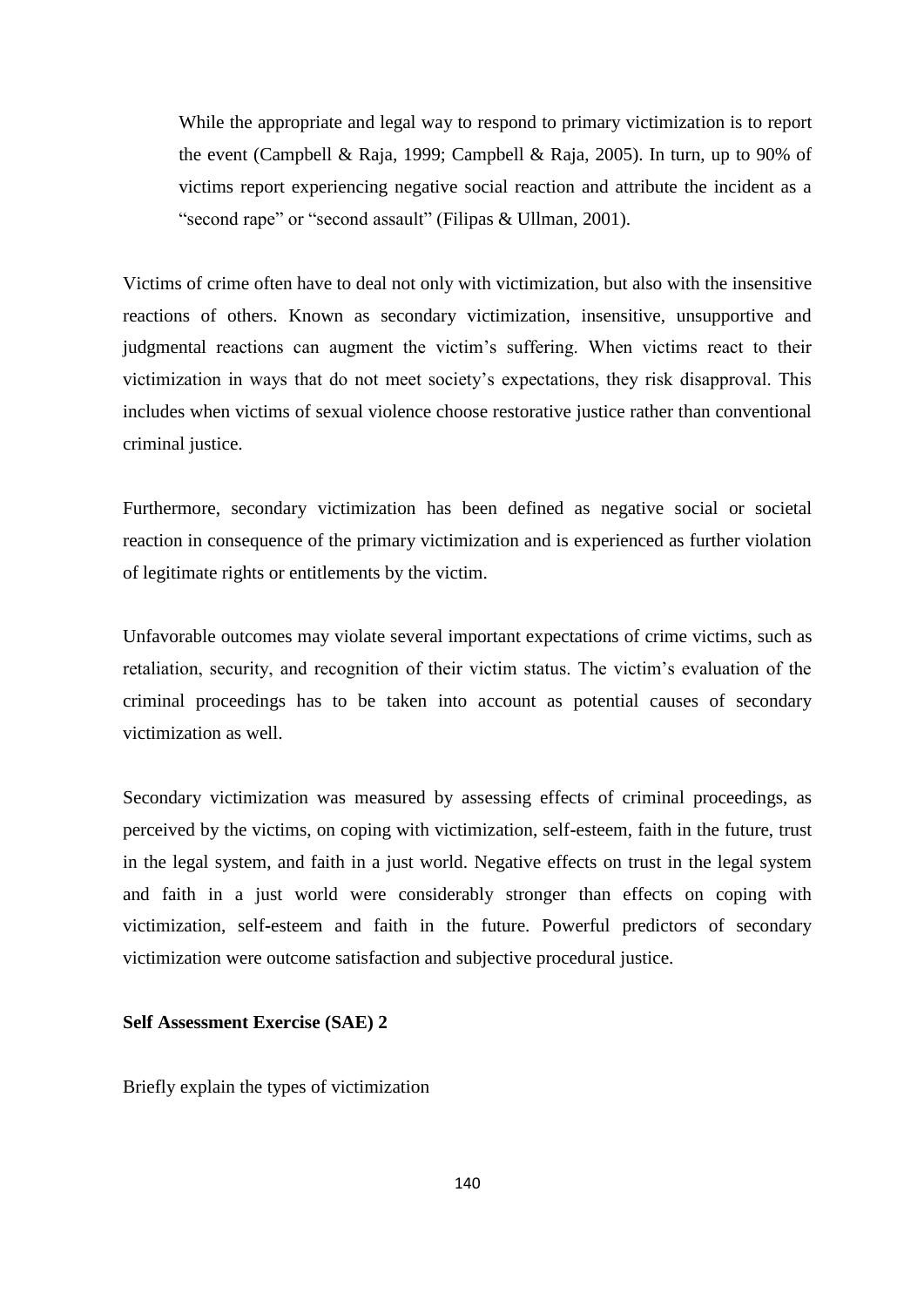> While the appropriate and legal way to respond to primary victimization is to report the event (Campbell & Raja, 1999; Campbell & Raja, 2005). In turn, up to 90% of victims report experiencing negative social reaction and attribute the incident as a "second rape" or "second assault" (Filipas & Ullman, 2001).

Victims of crime often have to deal not only with victimization, but also with the insensitive reactions of others. Known as secondary victimization, insensitive, unsupportive and judgmental reactions can augment the victim's suffering. When victims react to their victimization in ways that do not meet society's expectations, they risk disapproval. This includes when victims of sexual violence choose restorative justice rather than conventional criminal justice.

Furthermore, secondary victimization has been defined as negative social or societal reaction in consequence of the primary victimization and is experienced as further violation of legitimate rights or entitlements by the victim.

Unfavorable outcomes may violate several important expectations of crime victims, such as retaliation, security, and recognition of their victim status. The victim's evaluation of the criminal proceedings has to be taken into account as potential causes of secondary victimization as well.

Secondary victimization was measured by assessing effects of criminal proceedings, as perceived by the victims, on coping with victimization, self-esteem, faith in the future, trust in the legal system, and faith in a just world. Negative effects on trust in the legal system and faith in a just world were considerably stronger than effects on coping with victimization, self-esteem and faith in the future. Powerful predictors of secondary victimization were outcome satisfaction and subjective procedural justice.

**Self Assessment Exercise (SAE) 2**

Briefly explain the types of victimization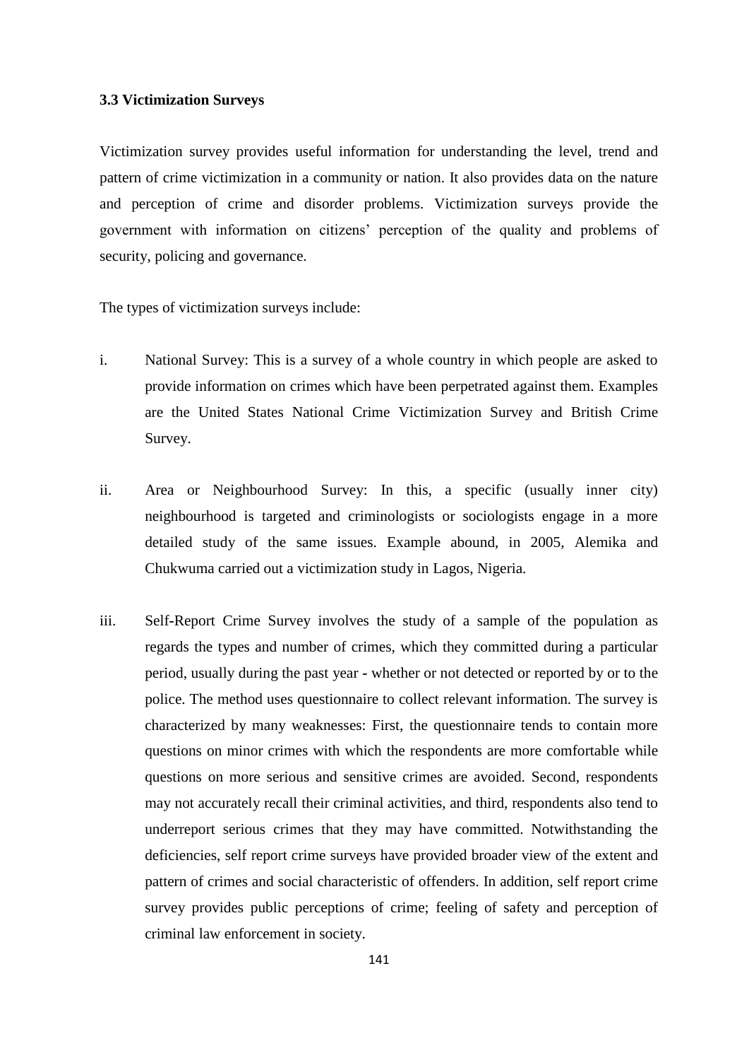### 3.3 Victimization Surveys

Victimization survey provides useful information for understanding the level, trend and pattern of crime victimization in a community or nation. It also provides data on the nature and perception of crime and disorder problems. Victimization surveys provide the government with information on citizens' perception of the quality and problems of security, policing and governance.

The types of victimization surveys include:

i. National Survey: This is a survey of a whole country in which people are asked to provide information on crimes which have been perpetrated against them. Examples are the United States National Crime Victimization Survey and British Crime Survey.

ii. Area or Neighbourhood Survey: In this, a specific (usually inner city) neighbourhood is targeted and criminologists or sociologists engage in a more detailed study of the same issues. Example abound, in 2005, Alemika and Chukwuma carried out a victimization study in Lagos, Nigeria.

iii. Self-Report Crime Survey involves the study of a sample of the population as regards the types and number of crimes, which they committed during a particular period, usually during the past year - whether or not detected or reported by or to the police. The method uses questionnaire to collect relevant information. The survey is characterized by many weaknesses: First, the questionnaire tends to contain more questions on minor crimes with which the respondents are more comfortable while questions on more serious and sensitive crimes are avoided. Second, respondents may not accurately recall their criminal activities, and third, respondents also tend to underreport serious crimes that they may have committed. Notwithstanding the deficiencies, self report crime surveys have provided broader view of the extent and pattern of crimes and social characteristic of offenders. In addition, self report crime survey provides public perceptions of crime; feeling of safety and perception of criminal law enforcement in society.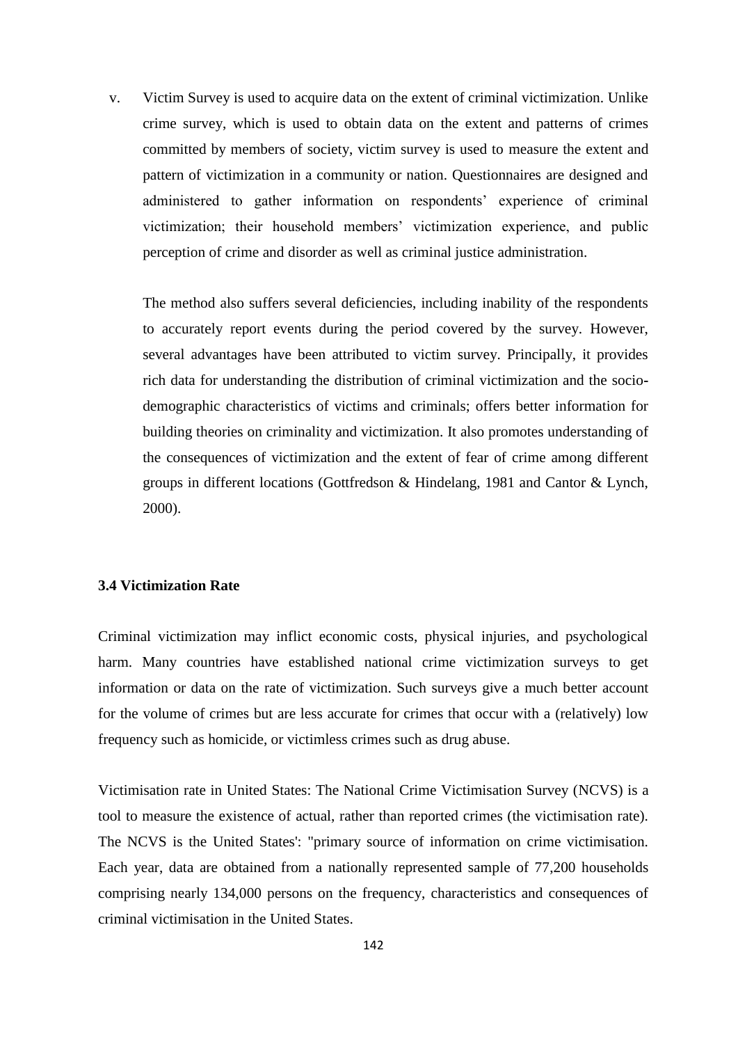v. Victim Survey is used to acquire data on the extent of criminal victimization. Unlike crime survey, which is used to obtain data on the extent and patterns of crimes committed by members of society, victim survey is used to measure the extent and pattern of victimization in a community or nation. Questionnaires are designed and administered to gather information on respondents' experience of criminal victimization; their household members' victimization experience, and public perception of crime and disorder as well as criminal justice administration.

   The method also suffers several deficiencies, including inability of the respondents to accurately report events during the period covered by the survey. However, several advantages have been attributed to victim survey. Principally, it provides rich data for understanding the distribution of criminal victimization and the socio-demographic characteristics of victims and criminals; offers better information for building theories on criminality and victimization. It also promotes understanding of the consequences of victimization and the extent of fear of crime among different groups in different locations (Gottfredson & Hindelang, 1981 and Cantor & Lynch, 2000).

### 3.4 Victimization Rate

Criminal victimization may inflict economic costs, physical injuries, and psychological harm. Many countries have established national crime victimization surveys to get information or data on the rate of victimization. Such surveys give a much better account for the volume of crimes but are less accurate for crimes that occur with a (relatively) low frequency such as homicide, or victimless crimes such as drug abuse.

Victimisation rate in United States: The National Crime Victimisation Survey (NCVS) is a tool to measure the existence of actual, rather than reported crimes (the victimisation rate). The NCVS is the United States': "primary source of information on crime victimisation. Each year, data are obtained from a nationally represented sample of 77,200 households comprising nearly 134,000 persons on the frequency, characteristics and consequences of criminal victimisation in the United States.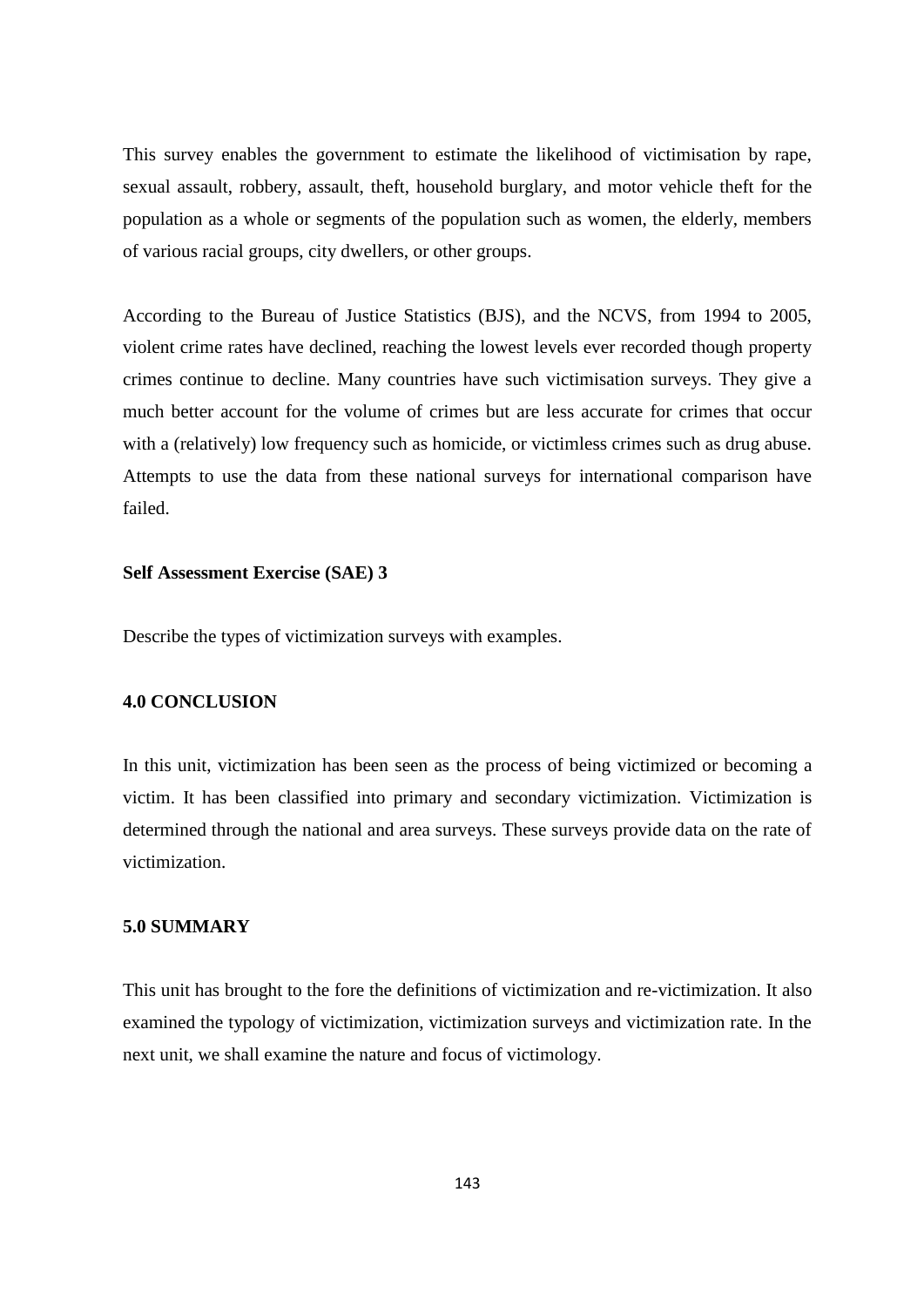This survey enables the government to estimate the likelihood of victimisation by rape, sexual assault, robbery, assault, theft, household burglary, and motor vehicle theft for the population as a whole or segments of the population such as women, the elderly, members of various racial groups, city dwellers, or other groups.

According to the Bureau of Justice Statistics (BJS), and the NCVS, from 1994 to 2005, violent crime rates have declined, reaching the lowest levels ever recorded though property crimes continue to decline. Many countries have such victimisation surveys. They give a much better account for the volume of crimes but are less accurate for crimes that occur with a (relatively) low frequency such as homicide, or victimless crimes such as drug abuse. Attempts to use the data from these national surveys for international comparison have failed.

**Self Assessment Exercise (SAE) 3**

Describe the types of victimization surveys with examples.

## 4.0 CONCLUSION

In this unit, victimization has been seen as the process of being victimized or becoming a victim. It has been classified into primary and secondary victimization. Victimization is determined through the national and area surveys. These surveys provide data on the rate of victimization.

## 5.0 SUMMARY

This unit has brought to the fore the definitions of victimization and re-victimization. It also examined the typology of victimization, victimization surveys and victimization rate. In the next unit, we shall examine the nature and focus of victimology.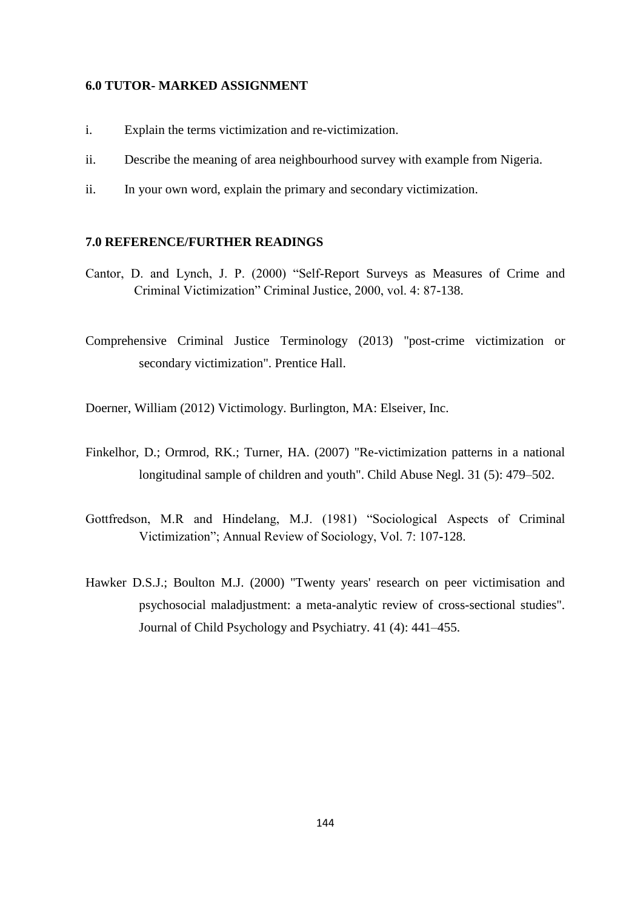## 6.0 TUTOR- MARKED ASSIGNMENT

i. Explain the terms victimization and re-victimization.

ii. Describe the meaning of area neighbourhood survey with example from Nigeria.

ii. In your own word, explain the primary and secondary victimization.

## 7.0 REFERENCE/FURTHER READINGS

Cantor, D. and Lynch, J. P. (2000) "Self-Report Surveys as Measures of Crime and Criminal Victimization" Criminal Justice, 2000, vol. 4: 87-138.

Comprehensive Criminal Justice Terminology (2013) "post-crime victimization or secondary victimization". Prentice Hall.

Doerner, William (2012) Victimology. Burlington, MA: Elseiver, Inc.

Finkelhor, D.; Ormrod, RK.; Turner, HA. (2007) "Re-victimization patterns in a national longitudinal sample of children and youth". Child Abuse Negl. 31 (5): 479–502.

Gottfredson, M.R and Hindelang, M.J. (1981) "Sociological Aspects of Criminal Victimization"; Annual Review of Sociology, Vol. 7: 107-128.

Hawker D.S.J.; Boulton M.J. (2000) "Twenty years' research on peer victimisation and psychosocial maladjustment: a meta-analytic review of cross-sectional studies". Journal of Child Psychology and Psychiatry. 41 (4): 441–455.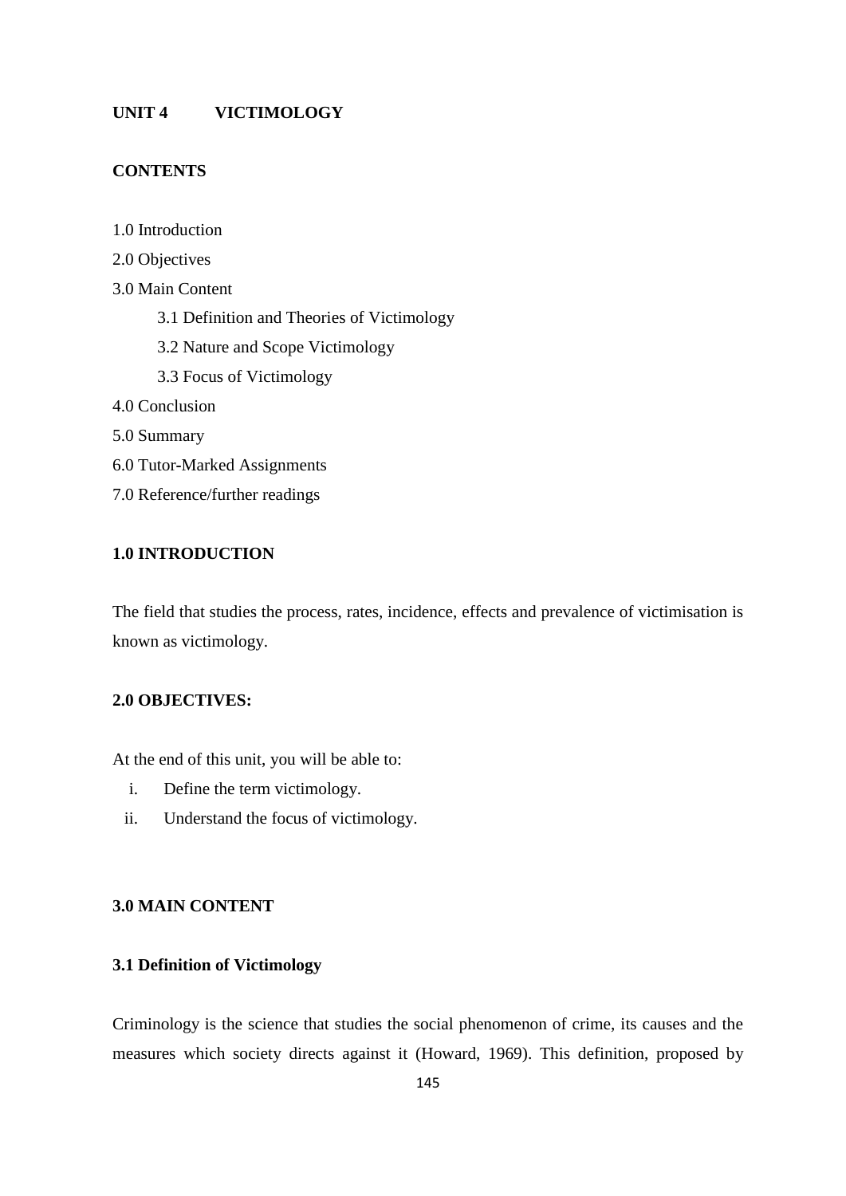**UNIT 4 VICTIMOLOGY**

**CONTENTS**

1.0 Introduction

2.0 Objectives

3.0 Main Content

- 3.1 Definition and Theories of Victimology
- 3.2 Nature and Scope Victimology
- 3.3 Focus of Victimology

4.0 Conclusion

5.0 Summary

6.0 Tutor-Marked Assignments

7.0 Reference/further readings

**1.0 INTRODUCTION**

The field that studies the process, rates, incidence, effects and prevalence of victimisation is known as victimology.

**2.0 OBJECTIVES:**

At the end of this unit, you will be able to:

i. Define the term victimology.

ii. Understand the focus of victimology.

**3.0 MAIN CONTENT**

**3.1 Definition of Victimology**

Criminology is the science that studies the social phenomenon of crime, its causes and the measures which society directs against it (Howard, 1969). This definition, proposed by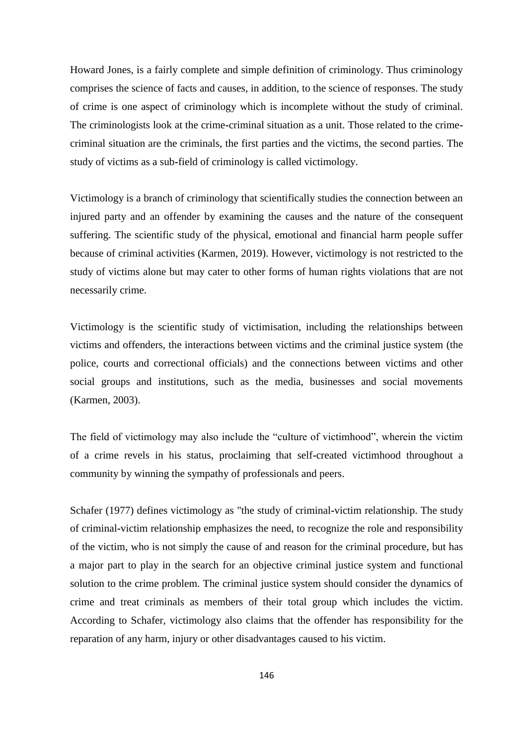Howard Jones, is a fairly complete and simple definition of criminology. Thus criminology comprises the science of facts and causes, in addition, to the science of responses. The study of crime is one aspect of criminology which is incomplete without the study of criminal. The criminologists look at the crime-criminal situation as a unit. Those related to the crime-criminal situation are the criminals, the first parties and the victims, the second parties. The study of victims as a sub-field of criminology is called victimology.

Victimology is a branch of criminology that scientifically studies the connection between an injured party and an offender by examining the causes and the nature of the consequent suffering. The scientific study of the physical, emotional and financial harm people suffer because of criminal activities (Karmen, 2019). However, victimology is not restricted to the study of victims alone but may cater to other forms of human rights violations that are not necessarily crime.

Victimology is the scientific study of victimisation, including the relationships between victims and offenders, the interactions between victims and the criminal justice system (the police, courts and correctional officials) and the connections between victims and other social groups and institutions, such as the media, businesses and social movements (Karmen, 2003).

The field of victimology may also include the "culture of victimhood", wherein the victim of a crime revels in his status, proclaiming that self-created victimhood throughout a community by winning the sympathy of professionals and peers.

Schafer (1977) defines victimology as "the study of criminal-victim relationship. The study of criminal-victim relationship emphasizes the need, to recognize the role and responsibility of the victim, who is not simply the cause of and reason for the criminal procedure, but has a major part to play in the search for an objective criminal justice system and functional solution to the crime problem. The criminal justice system should consider the dynamics of crime and treat criminals as members of their total group which includes the victim. According to Schafer, victimology also claims that the offender has responsibility for the reparation of any harm, injury or other disadvantages caused to his victim.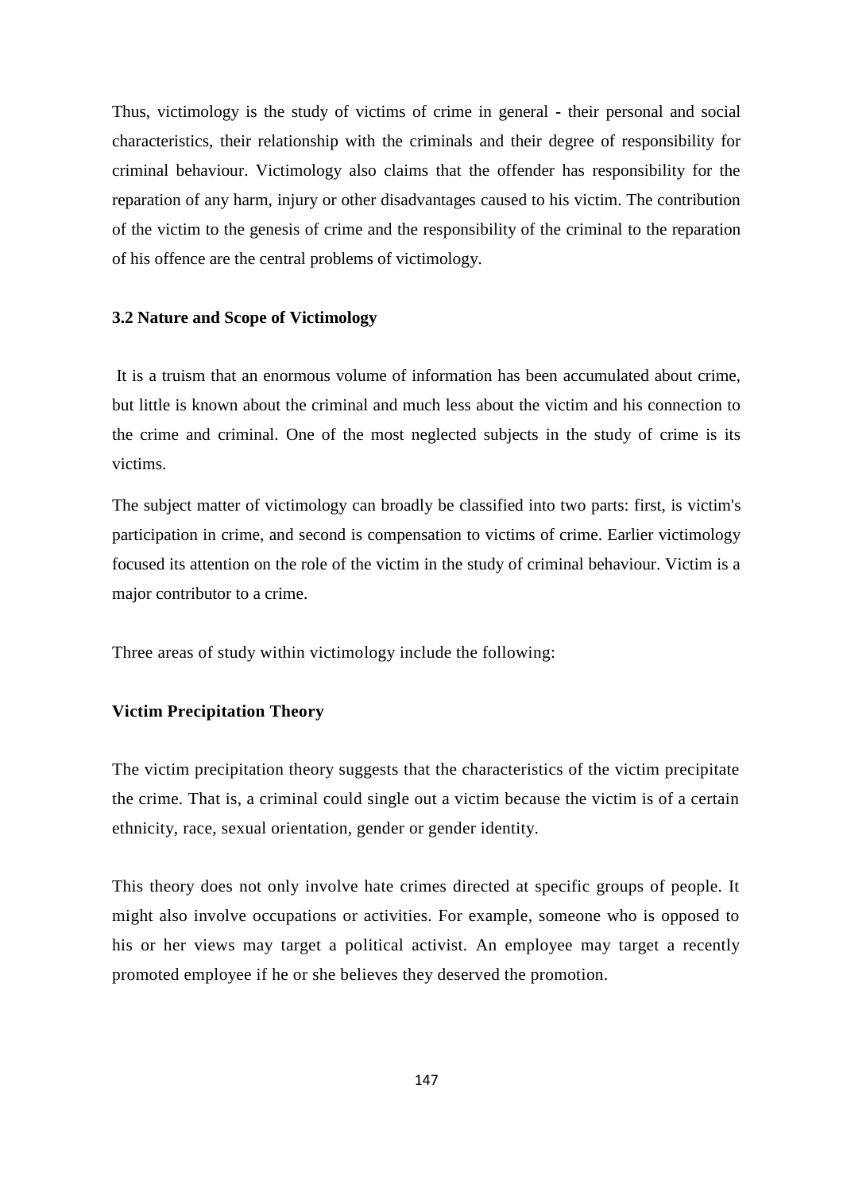Thus, victimology is the study of victims of crime in general - their personal and social characteristics, their relationship with the criminals and their degree of responsibility for criminal behaviour. Victimology also claims that the offender has responsibility for the reparation of any harm, injury or other disadvantages caused to his victim. The contribution of the victim to the genesis of crime and the responsibility of the criminal to the reparation of his offence are the central problems of victimology.

### 3.2 Nature and Scope of Victimology

It is a truism that an enormous volume of information has been accumulated about crime, but little is known about the criminal and much less about the victim and his connection to the crime and criminal. One of the most neglected subjects in the study of crime is its victims.

The subject matter of victimology can broadly be classified into two parts: first, is victim's participation in crime, and second is compensation to victims of crime. Earlier victimology focused its attention on the role of the victim in the study of criminal behaviour. Victim is a major contributor to a crime.

Three areas of study within victimology include the following:

#### Victim Precipitation Theory

The victim precipitation theory suggests that the characteristics of the victim precipitate the crime. That is, a criminal could single out a victim because the victim is of a certain ethnicity, race, sexual orientation, gender or gender identity.

This theory does not only involve hate crimes directed at specific groups of people. It might also involve occupations or activities. For example, someone who is opposed to his or her views may target a political activist. An employee may target a recently promoted employee if he or she believes they deserved the promotion.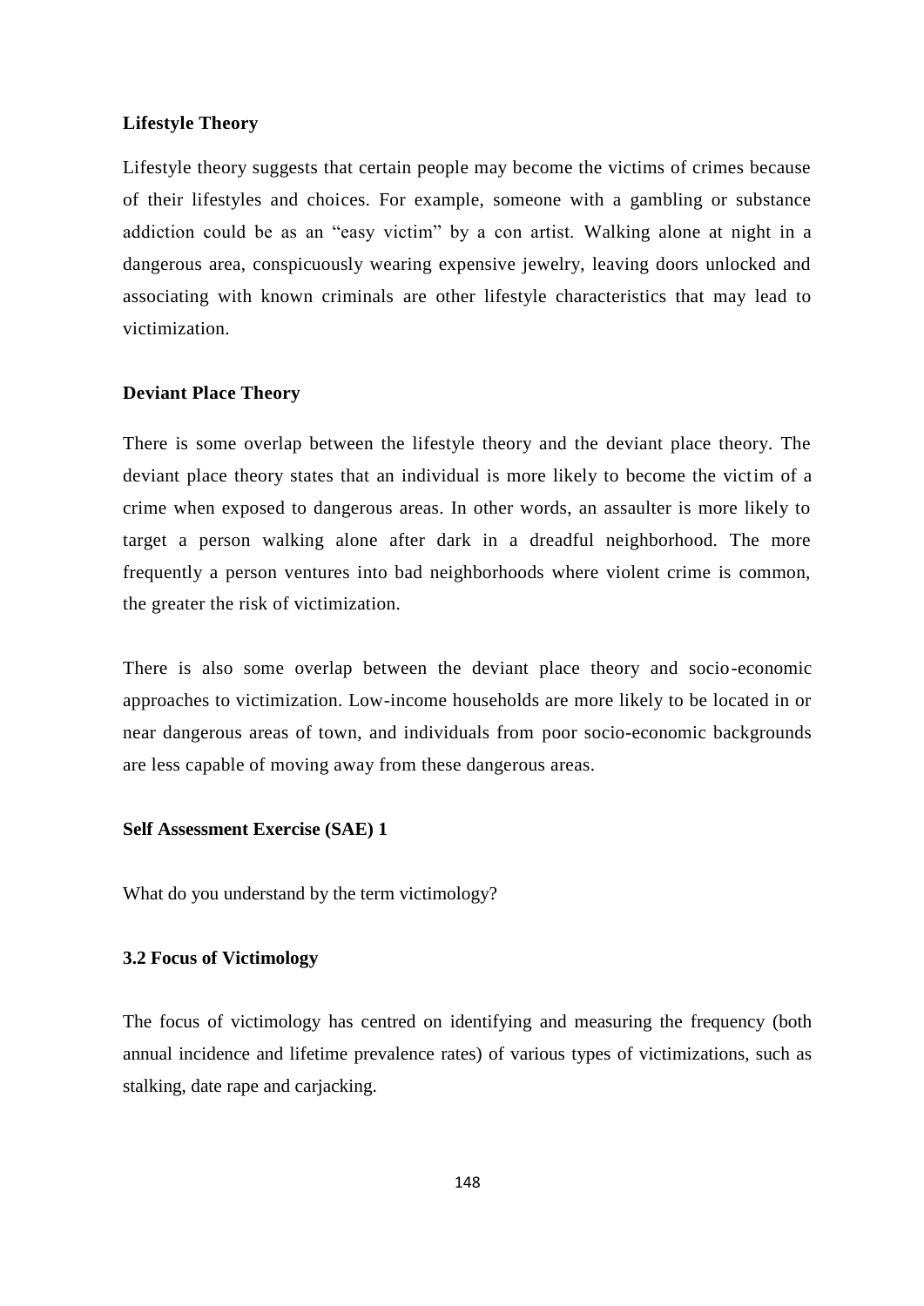**Lifestyle Theory**

Lifestyle theory suggests that certain people may become the victims of crimes because of their lifestyles and choices. For example, someone with a gambling or substance addiction could be as an "easy victim" by a con artist. Walking alone at night in a dangerous area, conspicuously wearing expensive jewelry, leaving doors unlocked and associating with known criminals are other lifestyle characteristics that may lead to victimization.

**Deviant Place Theory**

There is some overlap between the lifestyle theory and the deviant place theory. The deviant place theory states that an individual is more likely to become the victim of a crime when exposed to dangerous areas. In other words, an assaulter is more likely to target a person walking alone after dark in a dreadful neighborhood. The more frequently a person ventures into bad neighborhoods where violent crime is common, the greater the risk of victimization.

There is also some overlap between the deviant place theory and socio-economic approaches to victimization. Low-income households are more likely to be located in or near dangerous areas of town, and individuals from poor socio-economic backgrounds are less capable of moving away from these dangerous areas.

**Self Assessment Exercise (SAE) 1**

What do you understand by the term victimology?

**3.2 Focus of Victimology**

The focus of victimology has centred on identifying and measuring the frequency (both annual incidence and lifetime prevalence rates) of various types of victimizations, such as stalking, date rape and carjacking.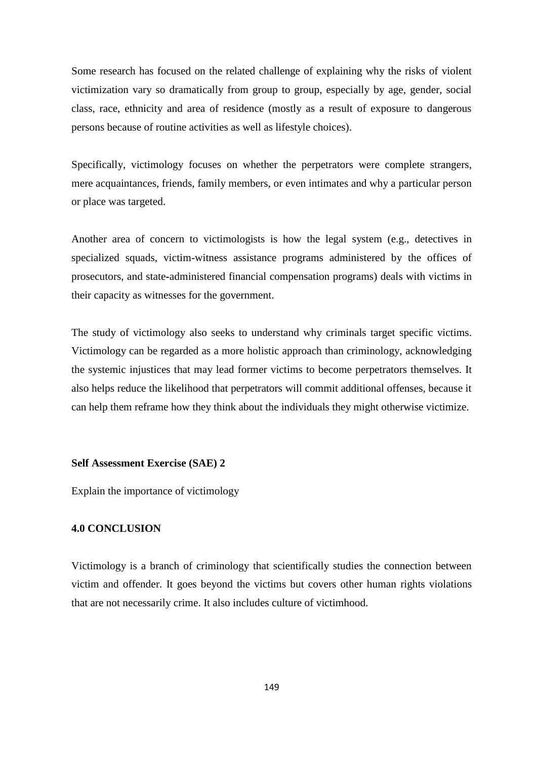Some research has focused on the related challenge of explaining why the risks of violent victimization vary so dramatically from group to group, especially by age, gender, social class, race, ethnicity and area of residence (mostly as a result of exposure to dangerous persons because of routine activities as well as lifestyle choices).

Specifically, victimology focuses on whether the perpetrators were complete strangers, mere acquaintances, friends, family members, or even intimates and why a particular person or place was targeted.

Another area of concern to victimologists is how the legal system (e.g., detectives in specialized squads, victim-witness assistance programs administered by the offices of prosecutors, and state-administered financial compensation programs) deals with victims in their capacity as witnesses for the government.

The study of victimology also seeks to understand why criminals target specific victims. Victimology can be regarded as a more holistic approach than criminology, acknowledging the systemic injustices that may lead former victims to become perpetrators themselves. It also helps reduce the likelihood that perpetrators will commit additional offenses, because it can help them reframe how they think about the individuals they might otherwise victimize.

**Self Assessment Exercise (SAE) 2**

Explain the importance of victimology

## 4.0 CONCLUSION

Victimology is a branch of criminology that scientifically studies the connection between victim and offender. It goes beyond the victims but covers other human rights violations that are not necessarily crime. It also includes culture of victimhood.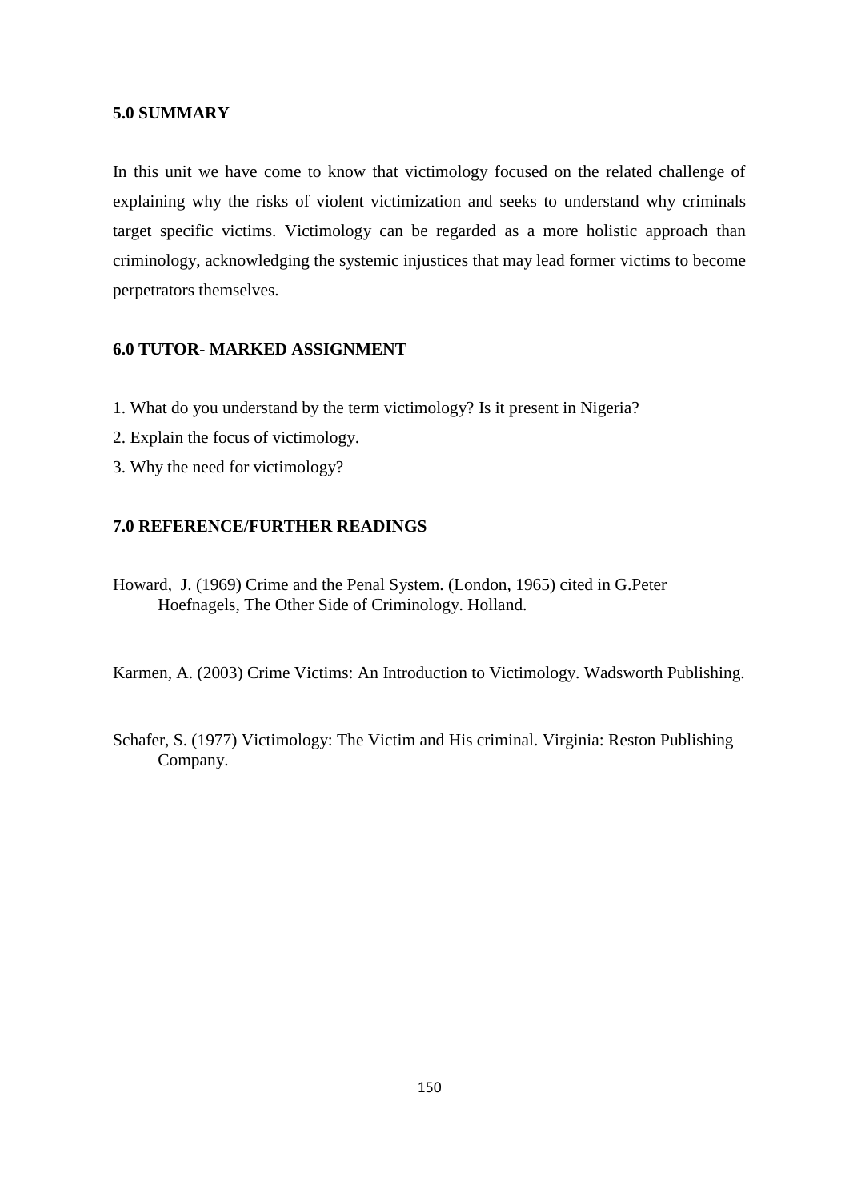## 5.0 SUMMARY

In this unit we have come to know that victimology focused on the related challenge of explaining why the risks of violent victimization and seeks to understand why criminals target specific victims. Victimology can be regarded as a more holistic approach than criminology, acknowledging the systemic injustices that may lead former victims to become perpetrators themselves.

## 6.0 TUTOR- MARKED ASSIGNMENT

1. What do you understand by the term victimology? Is it present in Nigeria?
2. Explain the focus of victimology.
3. Why the need for victimology?

## 7.0 REFERENCE/FURTHER READINGS

Howard, J. (1969) Crime and the Penal System. (London, 1965) cited in G.Peter Hoefnagels, The Other Side of Criminology. Holland.

Karmen, A. (2003) Crime Victims: An Introduction to Victimology. Wadsworth Publishing.

Schafer, S. (1977) Victimology: The Victim and His criminal. Virginia: Reston Publishing Company.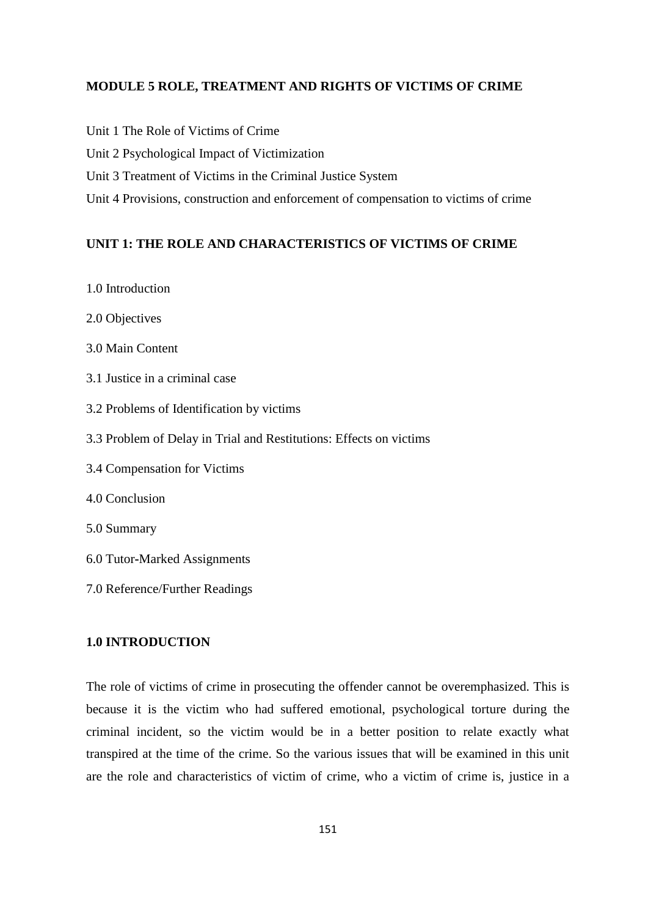## MODULE 5 ROLE, TREATMENT AND RIGHTS OF VICTIMS OF CRIME

Unit 1 The Role of Victims of Crime

Unit 2 Psychological Impact of Victimization

Unit 3 Treatment of Victims in the Criminal Justice System

Unit 4 Provisions, construction and enforcement of compensation to victims of crime

### UNIT 1: THE ROLE AND CHARACTERISTICS OF VICTIMS OF CRIME

1.0 Introduction

2.0 Objectives

3.0 Main Content

3.1 Justice in a criminal case

3.2 Problems of Identification by victims

3.3 Problem of Delay in Trial and Restitutions: Effects on victims

3.4 Compensation for Victims

4.0 Conclusion

5.0 Summary

6.0 Tutor-Marked Assignments

7.0 Reference/Further Readings

### 1.0 INTRODUCTION

The role of victims of crime in prosecuting the offender cannot be overemphasized. This is because it is the victim who had suffered emotional, psychological torture during the criminal incident, so the victim would be in a better position to relate exactly what transpired at the time of the crime. So the various issues that will be examined in this unit are the role and characteristics of victim of crime, who a victim of crime is, justice in a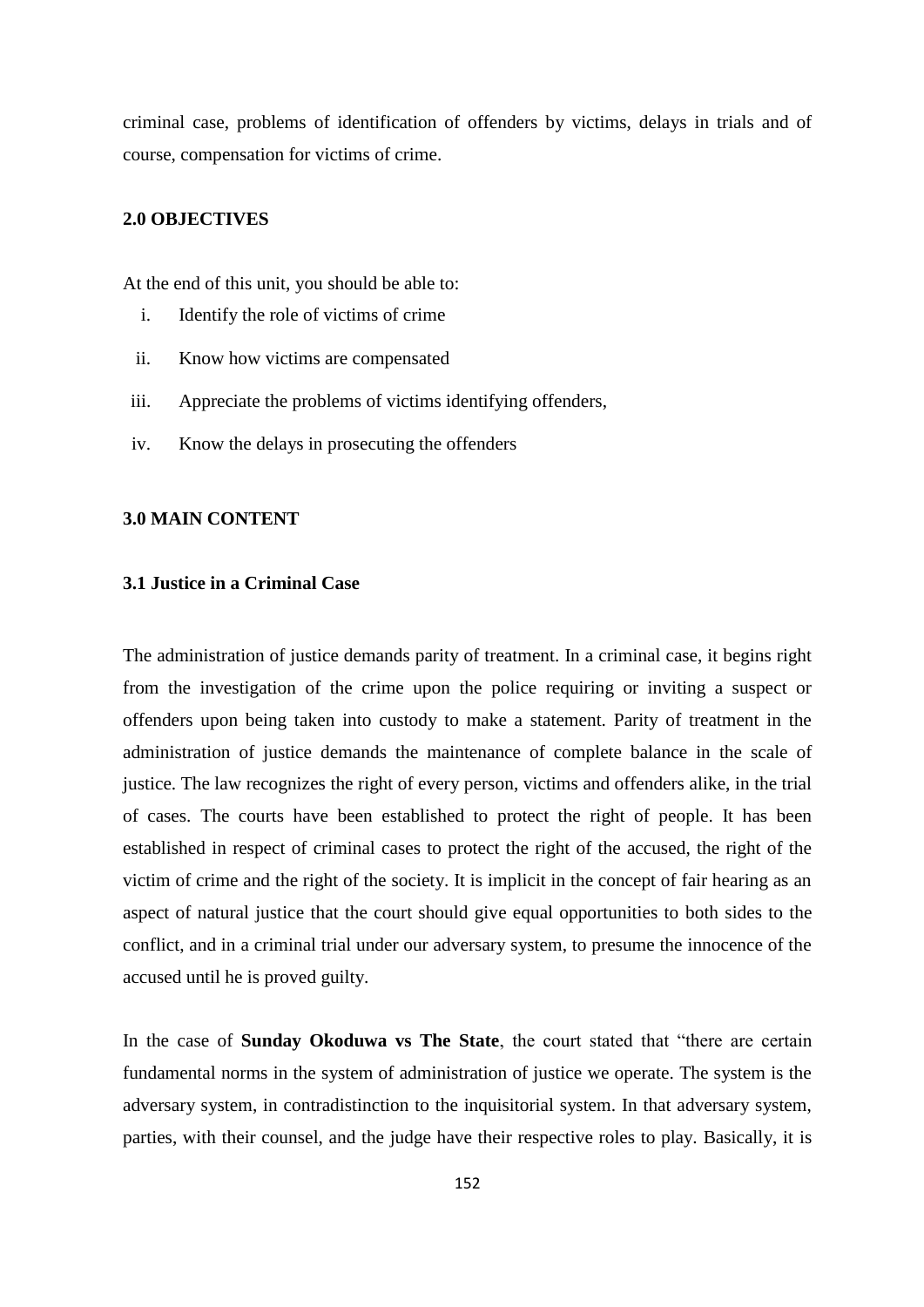criminal case, problems of identification of offenders by victims, delays in trials and of course, compensation for victims of crime.

## 2.0 OBJECTIVES

At the end of this unit, you should be able to:

i. Identify the role of victims of crime
ii. Know how victims are compensated
iii. Appreciate the problems of victims identifying offenders,
iv. Know the delays in prosecuting the offenders

## 3.0 MAIN CONTENT

### 3.1 Justice in a Criminal Case

The administration of justice demands parity of treatment. In a criminal case, it begins right from the investigation of the crime upon the police requiring or inviting a suspect or offenders upon being taken into custody to make a statement. Parity of treatment in the administration of justice demands the maintenance of complete balance in the scale of justice. The law recognizes the right of every person, victims and offenders alike, in the trial of cases. The courts have been established to protect the right of people. It has been established in respect of criminal cases to protect the right of the accused, the right of the victim of crime and the right of the society. It is implicit in the concept of fair hearing as an aspect of natural justice that the court should give equal opportunities to both sides to the conflict, and in a criminal trial under our adversary system, to presume the innocence of the accused until he is proved guilty.

In the case of **Sunday Okoduwa vs The State**, the court stated that "there are certain fundamental norms in the system of administration of justice we operate. The system is the adversary system, in contradistinction to the inquisitorial system. In that adversary system, parties, with their counsel, and the judge have their respective roles to play. Basically, it is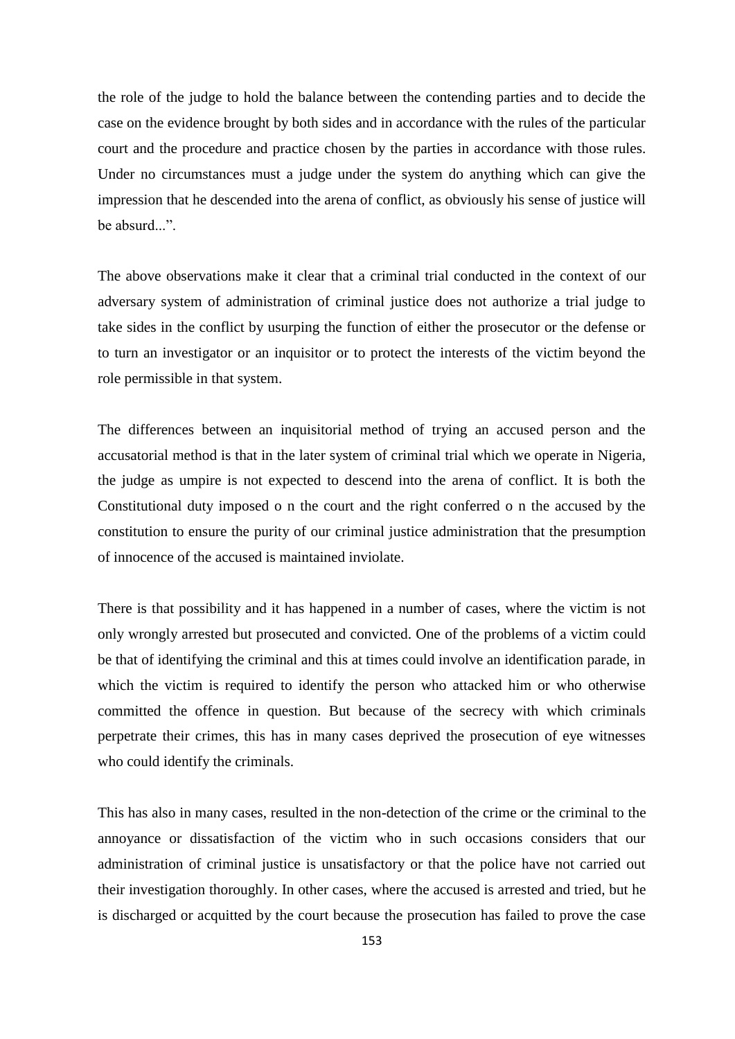the role of the judge to hold the balance between the contending parties and to decide the case on the evidence brought by both sides and in accordance with the rules of the particular court and the procedure and practice chosen by the parties in accordance with those rules. Under no circumstances must a judge under the system do anything which can give the impression that he descended into the arena of conflict, as obviously his sense of justice will be absurd...".

The above observations make it clear that a criminal trial conducted in the context of our adversary system of administration of criminal justice does not authorize a trial judge to take sides in the conflict by usurping the function of either the prosecutor or the defense or to turn an investigator or an inquisitor or to protect the interests of the victim beyond the role permissible in that system.

The differences between an inquisitorial method of trying an accused person and the accusatorial method is that in the later system of criminal trial which we operate in Nigeria, the judge as umpire is not expected to descend into the arena of conflict. It is both the Constitutional duty imposed o n the court and the right conferred o n the accused by the constitution to ensure the purity of our criminal justice administration that the presumption of innocence of the accused is maintained inviolate.

There is that possibility and it has happened in a number of cases, where the victim is not only wrongly arrested but prosecuted and convicted. One of the problems of a victim could be that of identifying the criminal and this at times could involve an identification parade, in which the victim is required to identify the person who attacked him or who otherwise committed the offence in question. But because of the secrecy with which criminals perpetrate their crimes, this has in many cases deprived the prosecution of eye witnesses who could identify the criminals.

This has also in many cases, resulted in the non-detection of the crime or the criminal to the annoyance or dissatisfaction of the victim who in such occasions considers that our administration of criminal justice is unsatisfactory or that the police have not carried out their investigation thoroughly. In other cases, where the accused is arrested and tried, but he is discharged or acquitted by the court because the prosecution has failed to prove the case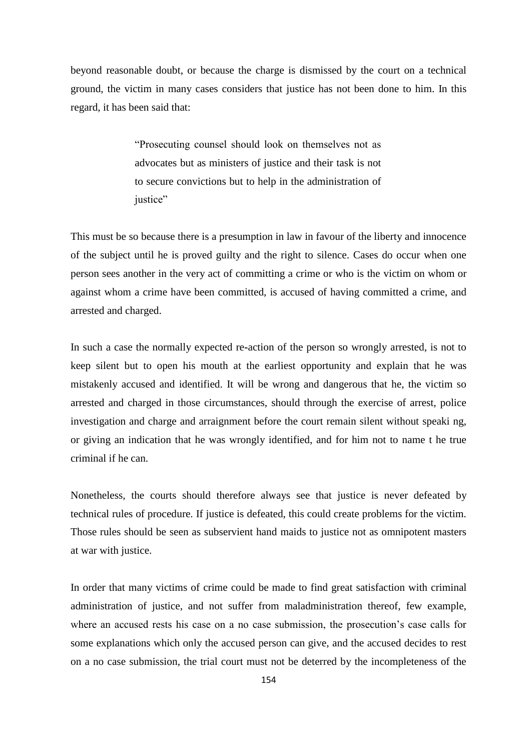beyond reasonable doubt, or because the charge is dismissed by the court on a technical ground, the victim in many cases considers that justice has not been done to him. In this regard, it has been said that:

> "Prosecuting counsel should look on themselves not as advocates but as ministers of justice and their task is not to secure convictions but to help in the administration of justice"

This must be so because there is a presumption in law in favour of the liberty and innocence of the subject until he is proved guilty and the right to silence. Cases do occur when one person sees another in the very act of committing a crime or who is the victim on whom or against whom a crime have been committed, is accused of having committed a crime, and arrested and charged.

In such a case the normally expected re-action of the person so wrongly arrested, is not to keep silent but to open his mouth at the earliest opportunity and explain that he was mistakenly accused and identified. It will be wrong and dangerous that he, the victim so arrested and charged in those circumstances, should through the exercise of arrest, police investigation and charge and arraignment before the court remain silent without speaki ng, or giving an indication that he was wrongly identified, and for him not to name t he true criminal if he can.

Nonetheless, the courts should therefore always see that justice is never defeated by technical rules of procedure. If justice is defeated, this could create problems for the victim. Those rules should be seen as subservient hand maids to justice not as omnipotent masters at war with justice.

In order that many victims of crime could be made to find great satisfaction with criminal administration of justice, and not suffer from maladministration thereof, few example, where an accused rests his case on a no case submission, the prosecution's case calls for some explanations which only the accused person can give, and the accused decides to rest on a no case submission, the trial court must not be deterred by the incompleteness of the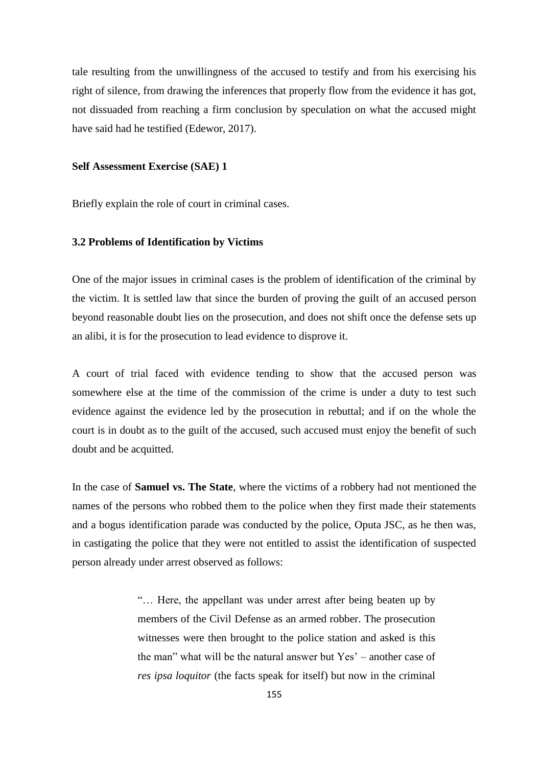tale resulting from the unwillingness of the accused to testify and from his exercising his right of silence, from drawing the inferences that properly flow from the evidence it has got, not dissuaded from reaching a firm conclusion by speculation on what the accused might have said had he testified (Edewor, 2017).

**Self Assessment Exercise (SAE) 1**

Briefly explain the role of court in criminal cases.

**3.2 Problems of Identification by Victims**

One of the major issues in criminal cases is the problem of identification of the criminal by the victim. It is settled law that since the burden of proving the guilt of an accused person beyond reasonable doubt lies on the prosecution, and does not shift once the defense sets up an alibi, it is for the prosecution to lead evidence to disprove it.

A court of trial faced with evidence tending to show that the accused person was somewhere else at the time of the commission of the crime is under a duty to test such evidence against the evidence led by the prosecution in rebuttal; and if on the whole the court is in doubt as to the guilt of the accused, such accused must enjoy the benefit of such doubt and be acquitted.

In the case of **Samuel vs. The State**, where the victims of a robbery had not mentioned the names of the persons who robbed them to the police when they first made their statements and a bogus identification parade was conducted by the police, Oputa JSC, as he then was, in castigating the police that they were not entitled to assist the identification of suspected person already under arrest observed as follows:

> "… Here, the appellant was under arrest after being beaten up by members of the Civil Defense as an armed robber. The prosecution witnesses were then brought to the police station and asked is this the man" what will be the natural answer but Yes' – another case of *res ipsa loquitor* (the facts speak for itself) but now in the criminal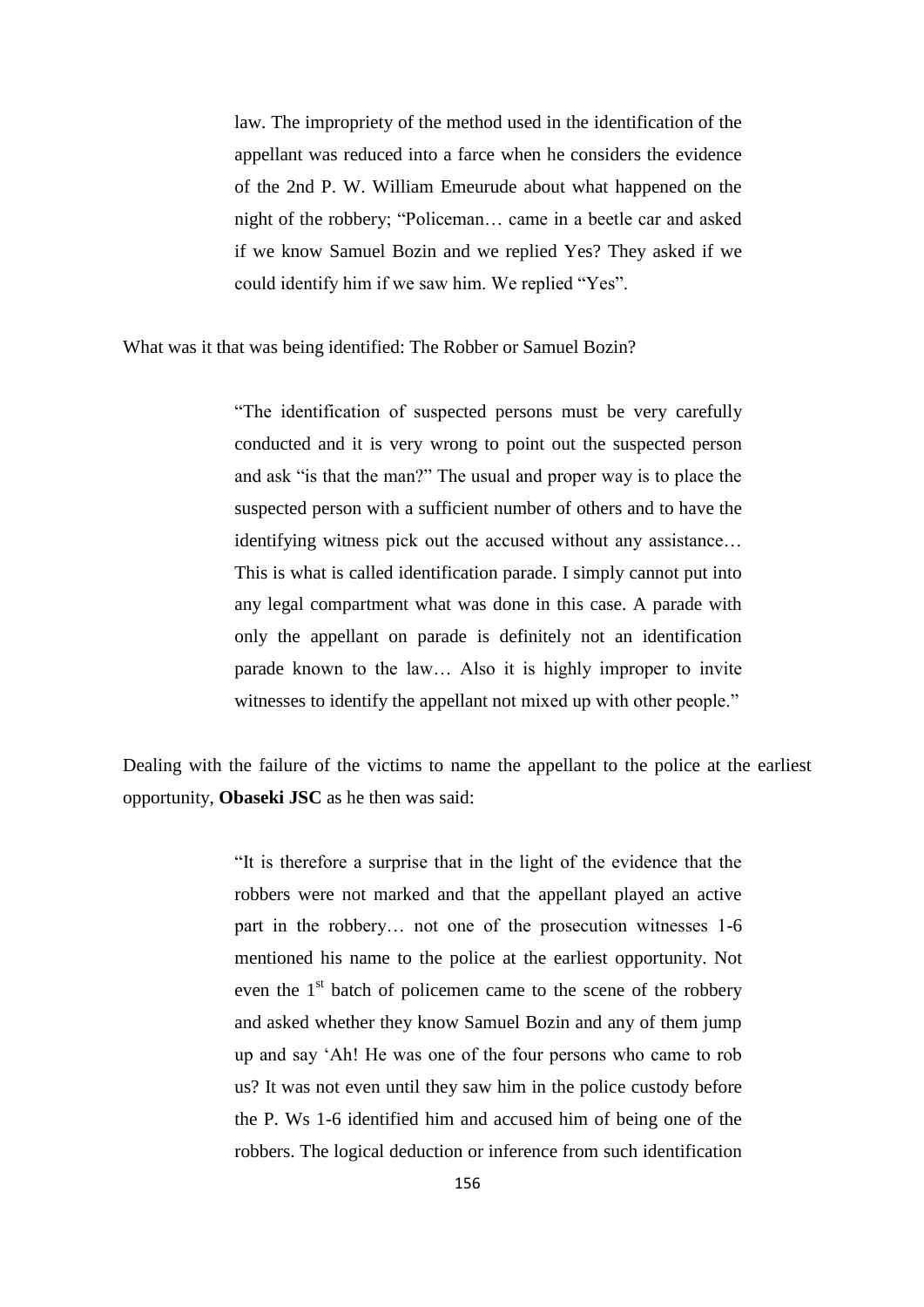> law. The impropriety of the method used in the identification of the appellant was reduced into a farce when he considers the evidence of the 2nd P. W. William Emeurude about what happened on the night of the robbery; "Policeman… came in a beetle car and asked if we know Samuel Bozin and we replied Yes? They asked if we could identify him if we saw him. We replied "Yes".

What was it that was being identified: The Robber or Samuel Bozin?

> "The identification of suspected persons must be very carefully conducted and it is very wrong to point out the suspected person and ask "is that the man?" The usual and proper way is to place the suspected person with a sufficient number of others and to have the identifying witness pick out the accused without any assistance… This is what is called identification parade. I simply cannot put into any legal compartment what was done in this case. A parade with only the appellant on parade is definitely not an identification parade known to the law… Also it is highly improper to invite witnesses to identify the appellant not mixed up with other people."

Dealing with the failure of the victims to name the appellant to the police at the earliest opportunity, **Obaseki JSC** as he then was said:

> "It is therefore a surprise that in the light of the evidence that the robbers were not marked and that the appellant played an active part in the robbery… not one of the prosecution witnesses 1-6 mentioned his name to the police at the earliest opportunity. Not even the 1st batch of policemen came to the scene of the robbery and asked whether they know Samuel Bozin and any of them jump up and say 'Ah! He was one of the four persons who came to rob us? It was not even until they saw him in the police custody before the P. Ws 1-6 identified him and accused him of being one of the robbers. The logical deduction or inference from such identification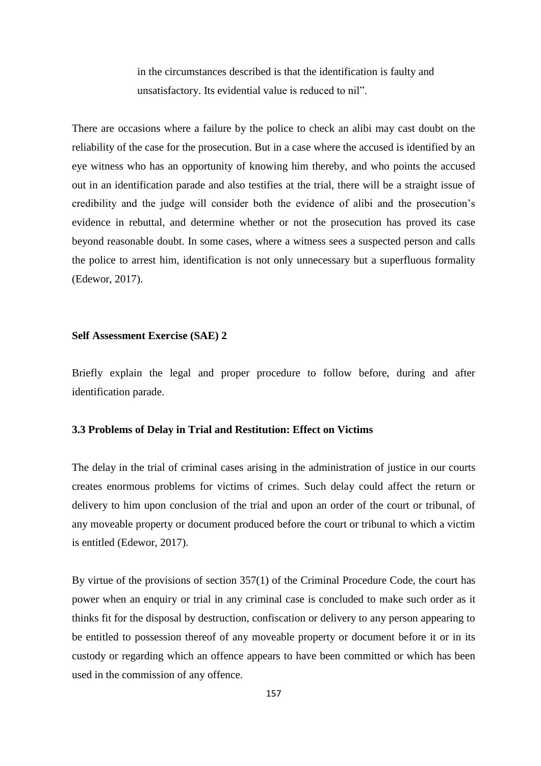> in the circumstances described is that the identification is faulty and unsatisfactory. Its evidential value is reduced to nil".

There are occasions where a failure by the police to check an alibi may cast doubt on the reliability of the case for the prosecution. But in a case where the accused is identified by an eye witness who has an opportunity of knowing him thereby, and who points the accused out in an identification parade and also testifies at the trial, there will be a straight issue of credibility and the judge will consider both the evidence of alibi and the prosecution's evidence in rebuttal, and determine whether or not the prosecution has proved its case beyond reasonable doubt. In some cases, where a witness sees a suspected person and calls the police to arrest him, identification is not only unnecessary but a superfluous formality (Edewor, 2017).

**Self Assessment Exercise (SAE) 2**

Briefly explain the legal and proper procedure to follow before, during and after identification parade.

### 3.3 Problems of Delay in Trial and Restitution: Effect on Victims

The delay in the trial of criminal cases arising in the administration of justice in our courts creates enormous problems for victims of crimes. Such delay could affect the return or delivery to him upon conclusion of the trial and upon an order of the court or tribunal, of any moveable property or document produced before the court or tribunal to which a victim is entitled (Edewor, 2017).

By virtue of the provisions of section 357(1) of the Criminal Procedure Code, the court has power when an enquiry or trial in any criminal case is concluded to make such order as it thinks fit for the disposal by destruction, confiscation or delivery to any person appearing to be entitled to possession thereof of any moveable property or document before it or in its custody or regarding which an offence appears to have been committed or which has been used in the commission of any offence.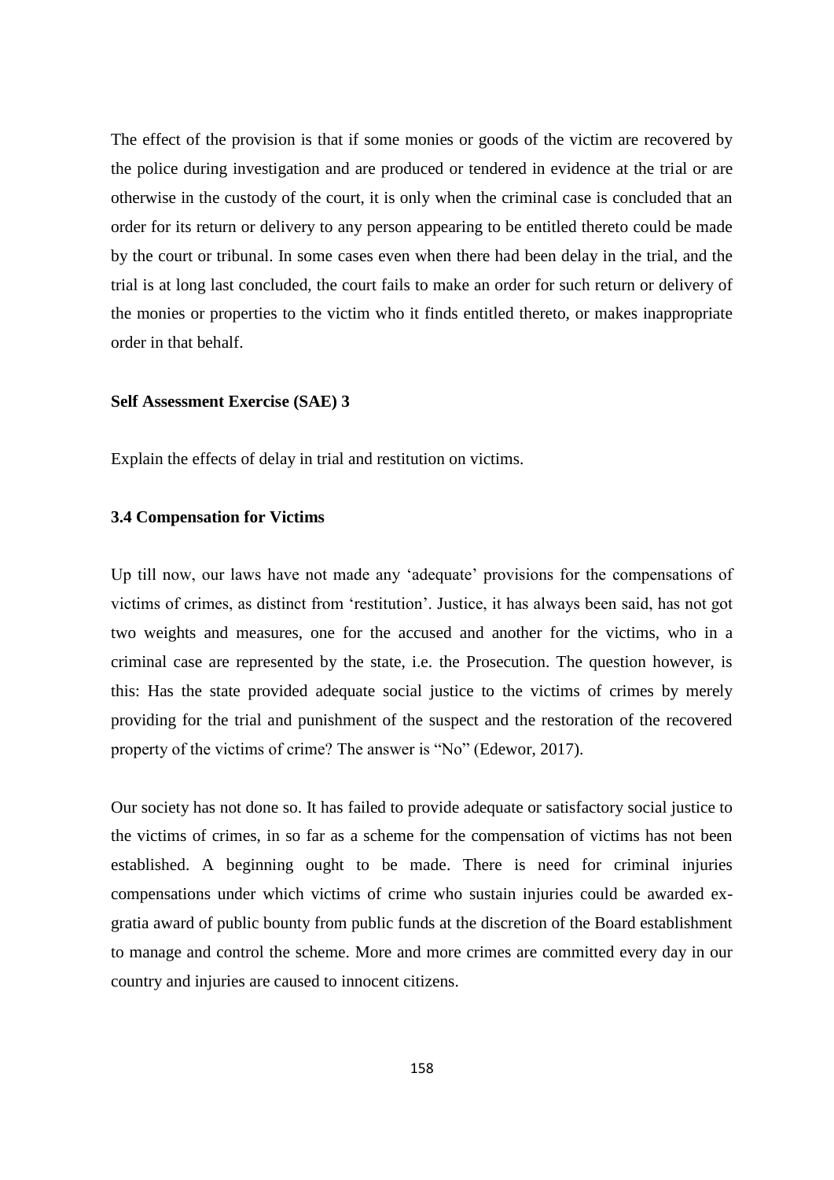The effect of the provision is that if some monies or goods of the victim are recovered by the police during investigation and are produced or tendered in evidence at the trial or are otherwise in the custody of the court, it is only when the criminal case is concluded that an order for its return or delivery to any person appearing to be entitled thereto could be made by the court or tribunal. In some cases even when there had been delay in the trial, and the trial is at long last concluded, the court fails to make an order for such return or delivery of the monies or properties to the victim who it finds entitled thereto, or makes inappropriate order in that behalf.

**Self Assessment Exercise (SAE) 3**

Explain the effects of delay in trial and restitution on victims.

### 3.4 Compensation for Victims

Up till now, our laws have not made any 'adequate' provisions for the compensations of victims of crimes, as distinct from 'restitution'. Justice, it has always been said, has not got two weights and measures, one for the accused and another for the victims, who in a criminal case are represented by the state, i.e. the Prosecution. The question however, is this: Has the state provided adequate social justice to the victims of crimes by merely providing for the trial and punishment of the suspect and the restoration of the recovered property of the victims of crime? The answer is "No" (Edewor, 2017).

Our society has not done so. It has failed to provide adequate or satisfactory social justice to the victims of crimes, in so far as a scheme for the compensation of victims has not been established. A beginning ought to be made. There is need for criminal injuries compensations under which victims of crime who sustain injuries could be awarded ex-gratia award of public bounty from public funds at the discretion of the Board establishment to manage and control the scheme. More and more crimes are committed every day in our country and injuries are caused to innocent citizens.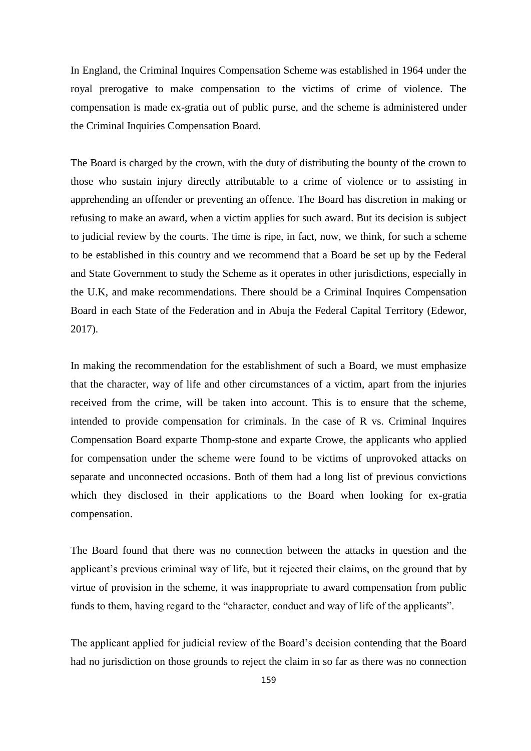In England, the Criminal Inquires Compensation Scheme was established in 1964 under the royal prerogative to make compensation to the victims of crime of violence. The compensation is made ex-gratia out of public purse, and the scheme is administered under the Criminal Inquiries Compensation Board.

The Board is charged by the crown, with the duty of distributing the bounty of the crown to those who sustain injury directly attributable to a crime of violence or to assisting in apprehending an offender or preventing an offence. The Board has discretion in making or refusing to make an award, when a victim applies for such award. But its decision is subject to judicial review by the courts. The time is ripe, in fact, now, we think, for such a scheme to be established in this country and we recommend that a Board be set up by the Federal and State Government to study the Scheme as it operates in other jurisdictions, especially in the U.K, and make recommendations. There should be a Criminal Inquires Compensation Board in each State of the Federation and in Abuja the Federal Capital Territory (Edewor, 2017).

In making the recommendation for the establishment of such a Board, we must emphasize that the character, way of life and other circumstances of a victim, apart from the injuries received from the crime, will be taken into account. This is to ensure that the scheme, intended to provide compensation for criminals. In the case of R vs. Criminal Inquires Compensation Board exparte Thomp-stone and exparte Crowe, the applicants who applied for compensation under the scheme were found to be victims of unprovoked attacks on separate and unconnected occasions. Both of them had a long list of previous convictions which they disclosed in their applications to the Board when looking for ex-gratia compensation.

The Board found that there was no connection between the attacks in question and the applicant's previous criminal way of life, but it rejected their claims, on the ground that by virtue of provision in the scheme, it was inappropriate to award compensation from public funds to them, having regard to the "character, conduct and way of life of the applicants".

The applicant applied for judicial review of the Board's decision contending that the Board had no jurisdiction on those grounds to reject the claim in so far as there was no connection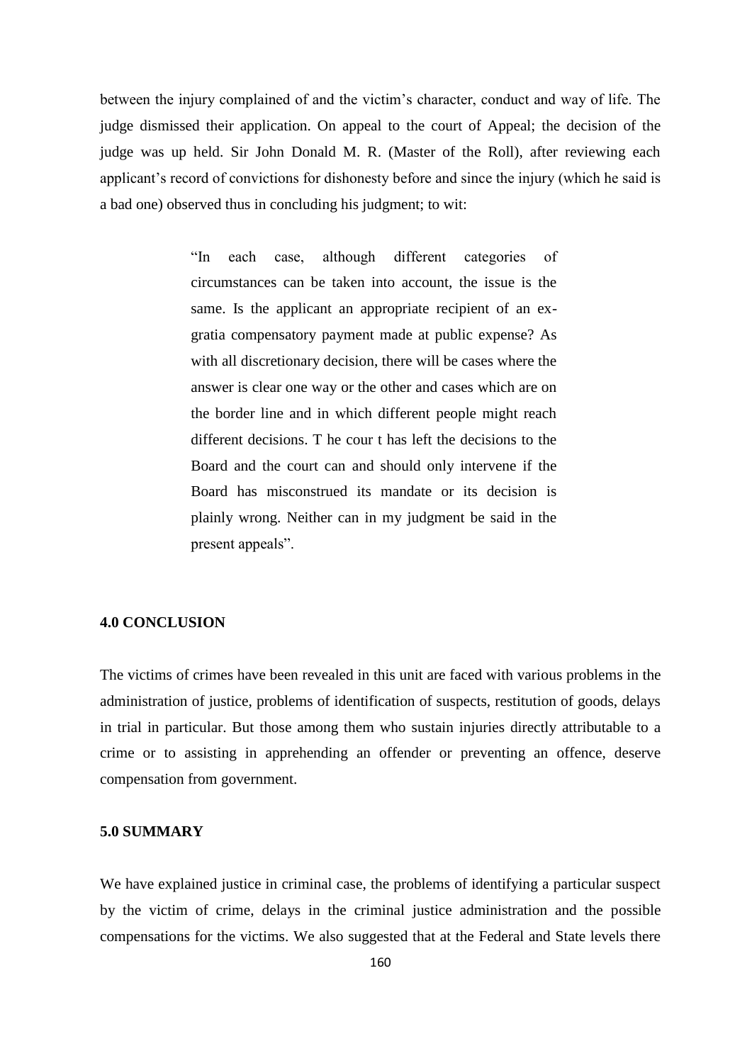between the injury complained of and the victim's character, conduct and way of life. The judge dismissed their application. On appeal to the court of Appeal; the decision of the judge was up held. Sir John Donald M. R. (Master of the Roll), after reviewing each applicant's record of convictions for dishonesty before and since the injury (which he said is a bad one) observed thus in concluding his judgment; to wit:

> "In each case, although different categories of circumstances can be taken into account, the issue is the same. Is the applicant an appropriate recipient of an ex-gratia compensatory payment made at public expense? As with all discretionary decision, there will be cases where the answer is clear one way or the other and cases which are on the border line and in which different people might reach different decisions. T he cour t has left the decisions to the Board and the court can and should only intervene if the Board has misconstrued its mandate or its decision is plainly wrong. Neither can in my judgment be said in the present appeals".

**4.0 CONCLUSION**

The victims of crimes have been revealed in this unit are faced with various problems in the administration of justice, problems of identification of suspects, restitution of goods, delays in trial in particular. But those among them who sustain injuries directly attributable to a crime or to assisting in apprehending an offender or preventing an offence, deserve compensation from government.

**5.0 SUMMARY**

We have explained justice in criminal case, the problems of identifying a particular suspect by the victim of crime, delays in the criminal justice administration and the possible compensations for the victims. We also suggested that at the Federal and State levels there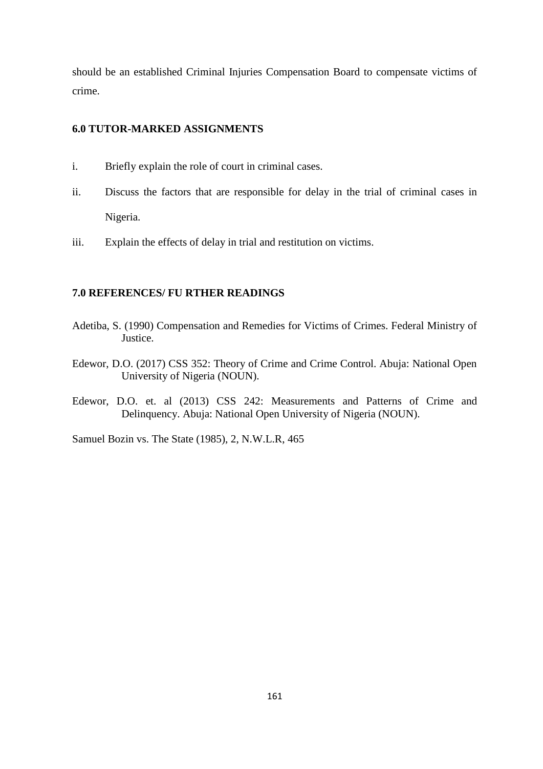should be an established Criminal Injuries Compensation Board to compensate victims of crime.

## 6.0 TUTOR-MARKED ASSIGNMENTS

i. Briefly explain the role of court in criminal cases.

ii. Discuss the factors that are responsible for delay in the trial of criminal cases in Nigeria.

iii. Explain the effects of delay in trial and restitution on victims.

## 7.0 REFERENCES/ FU RTHER READINGS

Adetiba, S. (1990) Compensation and Remedies for Victims of Crimes. Federal Ministry of Justice.

Edewor, D.O. (2017) CSS 352: Theory of Crime and Crime Control. Abuja: National Open University of Nigeria (NOUN).

Edewor, D.O. et. al (2013) CSS 242: Measurements and Patterns of Crime and Delinquency. Abuja: National Open University of Nigeria (NOUN).

Samuel Bozin vs. The State (1985), 2, N.W.L.R, 465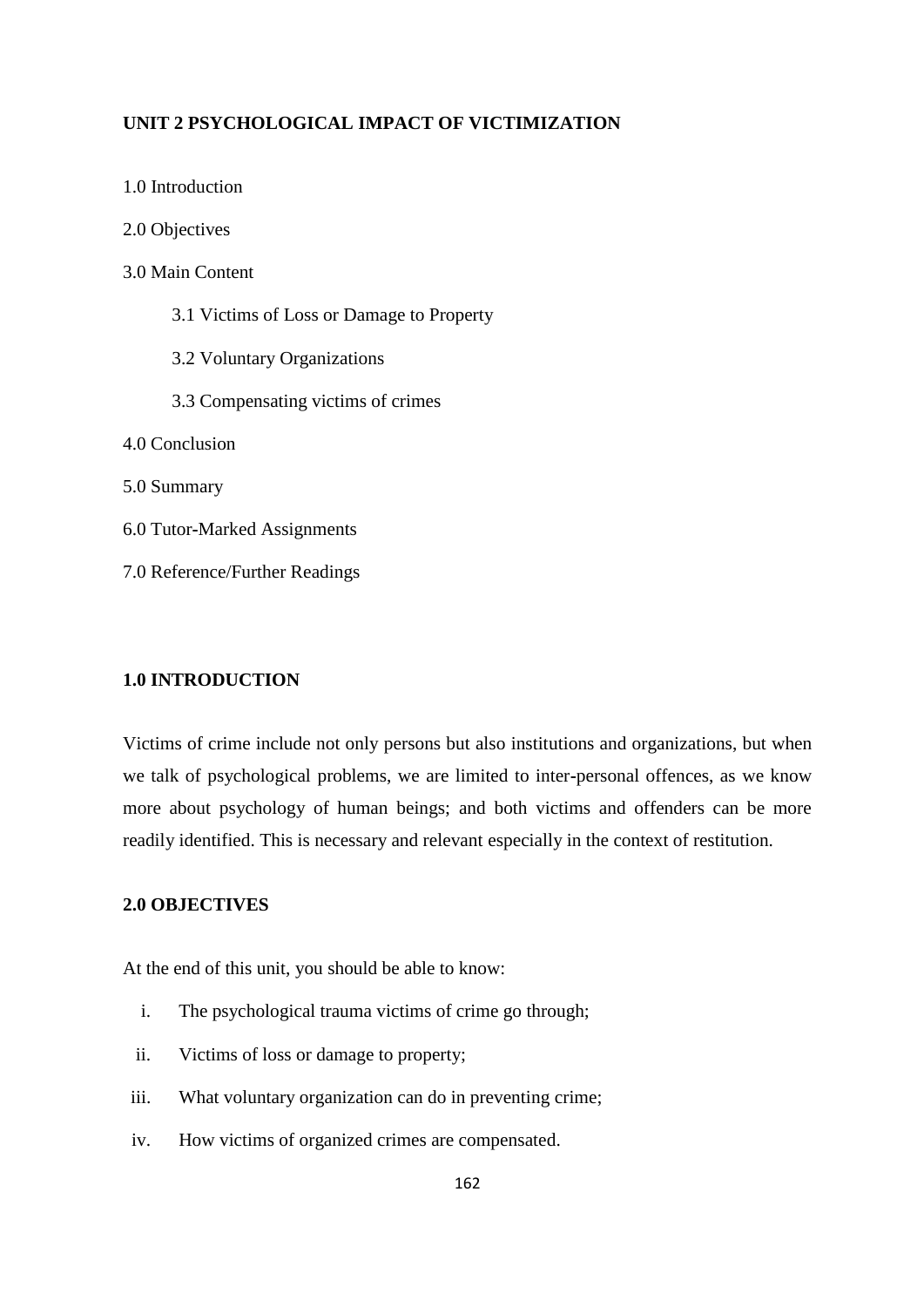## UNIT 2 PSYCHOLOGICAL IMPACT OF VICTIMIZATION

1.0 Introduction

2.0 Objectives

3.0 Main Content

- 3.1 Victims of Loss or Damage to Property
- 3.2 Voluntary Organizations
- 3.3 Compensating victims of crimes

4.0 Conclusion

5.0 Summary

6.0 Tutor-Marked Assignments

7.0 Reference/Further Readings

### 1.0 INTRODUCTION

Victims of crime include not only persons but also institutions and organizations, but when we talk of psychological problems, we are limited to inter-personal offences, as we know more about psychology of human beings; and both victims and offenders can be more readily identified. This is necessary and relevant especially in the context of restitution.

### 2.0 OBJECTIVES

At the end of this unit, you should be able to know:

i. The psychological trauma victims of crime go through;

ii. Victims of loss or damage to property;

iii. What voluntary organization can do in preventing crime;

iv. How victims of organized crimes are compensated.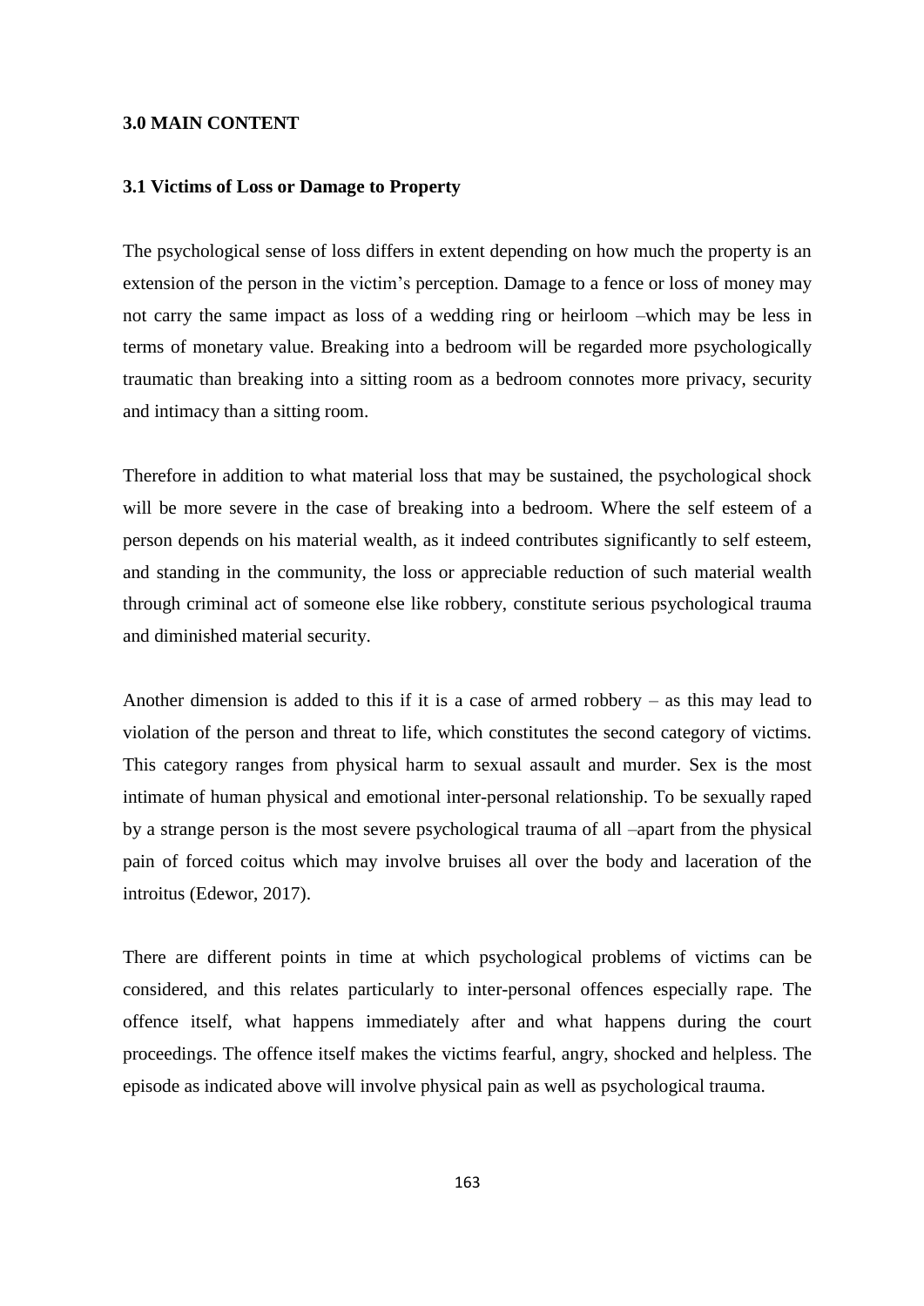## 3.0 MAIN CONTENT

### 3.1 Victims of Loss or Damage to Property

The psychological sense of loss differs in extent depending on how much the property is an extension of the person in the victim's perception. Damage to a fence or loss of money may not carry the same impact as loss of a wedding ring or heirloom –which may be less in terms of monetary value. Breaking into a bedroom will be regarded more psychologically traumatic than breaking into a sitting room as a bedroom connotes more privacy, security and intimacy than a sitting room.

Therefore in addition to what material loss that may be sustained, the psychological shock will be more severe in the case of breaking into a bedroom. Where the self esteem of a person depends on his material wealth, as it indeed contributes significantly to self esteem, and standing in the community, the loss or appreciable reduction of such material wealth through criminal act of someone else like robbery, constitute serious psychological trauma and diminished material security.

Another dimension is added to this if it is a case of armed robbery – as this may lead to violation of the person and threat to life, which constitutes the second category of victims. This category ranges from physical harm to sexual assault and murder. Sex is the most intimate of human physical and emotional inter-personal relationship. To be sexually raped by a strange person is the most severe psychological trauma of all –apart from the physical pain of forced coitus which may involve bruises all over the body and laceration of the introitus (Edewor, 2017).

There are different points in time at which psychological problems of victims can be considered, and this relates particularly to inter-personal offences especially rape. The offence itself, what happens immediately after and what happens during the court proceedings. The offence itself makes the victims fearful, angry, shocked and helpless. The episode as indicated above will involve physical pain as well as psychological trauma.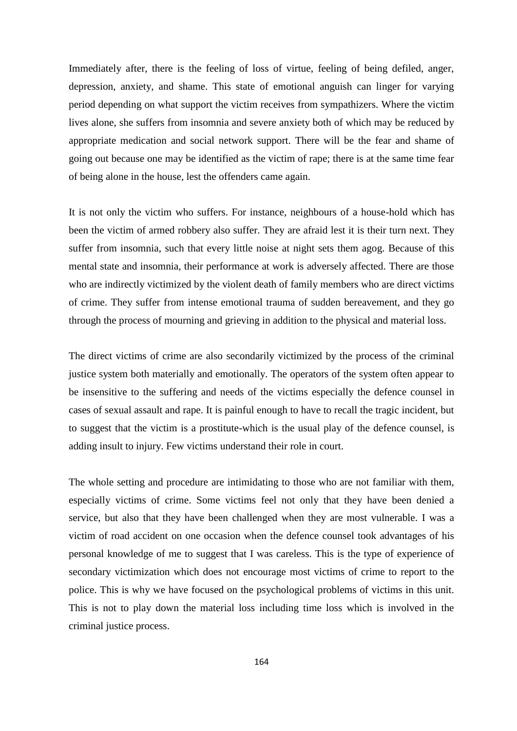Immediately after, there is the feeling of loss of virtue, feeling of being defiled, anger, depression, anxiety, and shame. This state of emotional anguish can linger for varying period depending on what support the victim receives from sympathizers. Where the victim lives alone, she suffers from insomnia and severe anxiety both of which may be reduced by appropriate medication and social network support. There will be the fear and shame of going out because one may be identified as the victim of rape; there is at the same time fear of being alone in the house, lest the offenders came again.

It is not only the victim who suffers. For instance, neighbours of a house-hold which has been the victim of armed robbery also suffer. They are afraid lest it is their turn next. They suffer from insomnia, such that every little noise at night sets them agog. Because of this mental state and insomnia, their performance at work is adversely affected. There are those who are indirectly victimized by the violent death of family members who are direct victims of crime. They suffer from intense emotional trauma of sudden bereavement, and they go through the process of mourning and grieving in addition to the physical and material loss.

The direct victims of crime are also secondarily victimized by the process of the criminal justice system both materially and emotionally. The operators of the system often appear to be insensitive to the suffering and needs of the victims especially the defence counsel in cases of sexual assault and rape. It is painful enough to have to recall the tragic incident, but to suggest that the victim is a prostitute-which is the usual play of the defence counsel, is adding insult to injury. Few victims understand their role in court.

The whole setting and procedure are intimidating to those who are not familiar with them, especially victims of crime. Some victims feel not only that they have been denied a service, but also that they have been challenged when they are most vulnerable. I was a victim of road accident on one occasion when the defence counsel took advantages of his personal knowledge of me to suggest that I was careless. This is the type of experience of secondary victimization which does not encourage most victims of crime to report to the police. This is why we have focused on the psychological problems of victims in this unit. This is not to play down the material loss including time loss which is involved in the criminal justice process.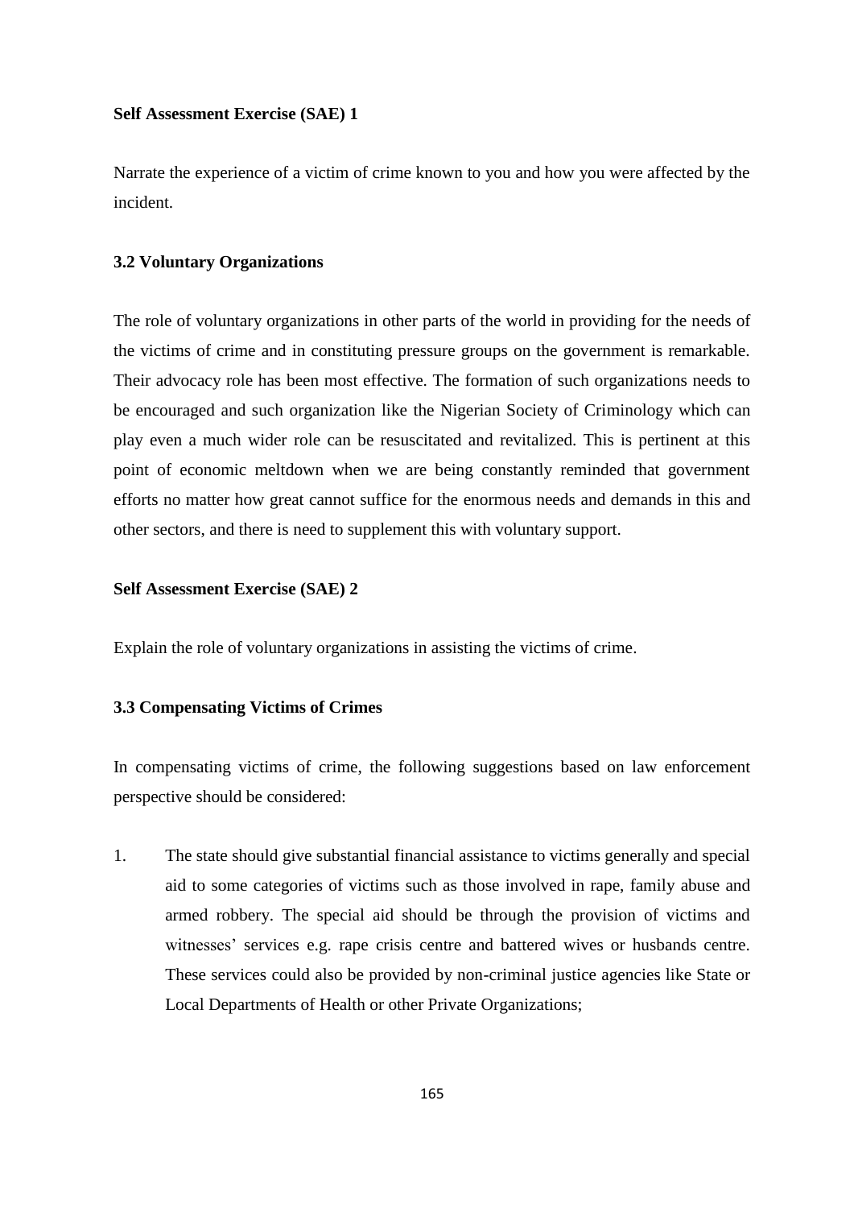**Self Assessment Exercise (SAE) 1**

Narrate the experience of a victim of crime known to you and how you were affected by the incident.

### 3.2 Voluntary Organizations

The role of voluntary organizations in other parts of the world in providing for the needs of the victims of crime and in constituting pressure groups on the government is remarkable. Their advocacy role has been most effective. The formation of such organizations needs to be encouraged and such organization like the Nigerian Society of Criminology which can play even a much wider role can be resuscitated and revitalized. This is pertinent at this point of economic meltdown when we are being constantly reminded that government efforts no matter how great cannot suffice for the enormous needs and demands in this and other sectors, and there is need to supplement this with voluntary support.

**Self Assessment Exercise (SAE) 2**

Explain the role of voluntary organizations in assisting the victims of crime.

### 3.3 Compensating Victims of Crimes

In compensating victims of crime, the following suggestions based on law enforcement perspective should be considered:

1. The state should give substantial financial assistance to victims generally and special aid to some categories of victims such as those involved in rape, family abuse and armed robbery. The special aid should be through the provision of victims and witnesses' services e.g. rape crisis centre and battered wives or husbands centre. These services could also be provided by non-criminal justice agencies like State or Local Departments of Health or other Private Organizations;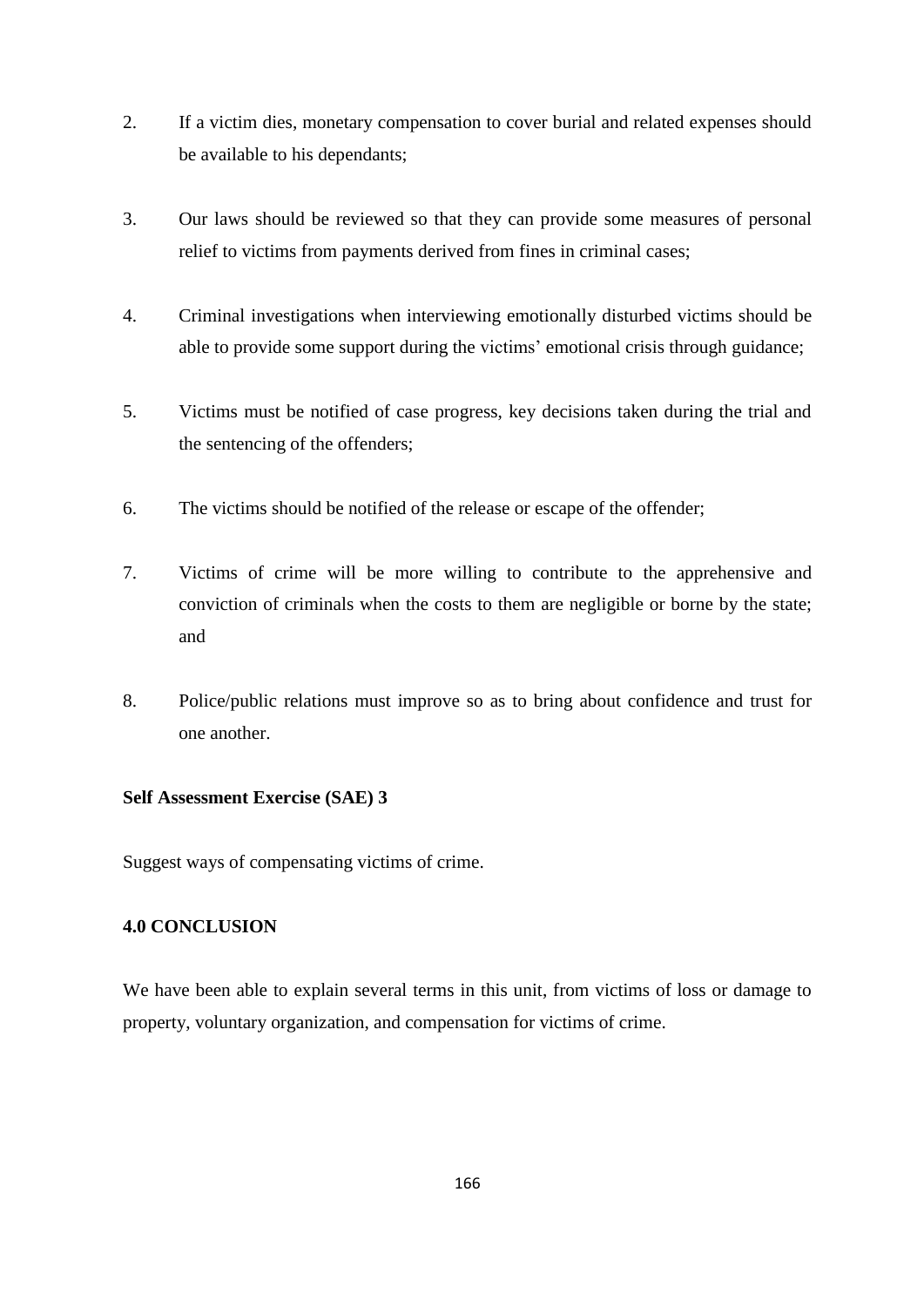2. If a victim dies, monetary compensation to cover burial and related expenses should be available to his dependants;

3. Our laws should be reviewed so that they can provide some measures of personal relief to victims from payments derived from fines in criminal cases;

4. Criminal investigations when interviewing emotionally disturbed victims should be able to provide some support during the victims' emotional crisis through guidance;

5. Victims must be notified of case progress, key decisions taken during the trial and the sentencing of the offenders;

6. The victims should be notified of the release or escape of the offender;

7. Victims of crime will be more willing to contribute to the apprehensive and conviction of criminals when the costs to them are negligible or borne by the state; and

8. Police/public relations must improve so as to bring about confidence and trust for one another.

**Self Assessment Exercise (SAE) 3**

Suggest ways of compensating victims of crime.

**4.0 CONCLUSION**

We have been able to explain several terms in this unit, from victims of loss or damage to property, voluntary organization, and compensation for victims of crime.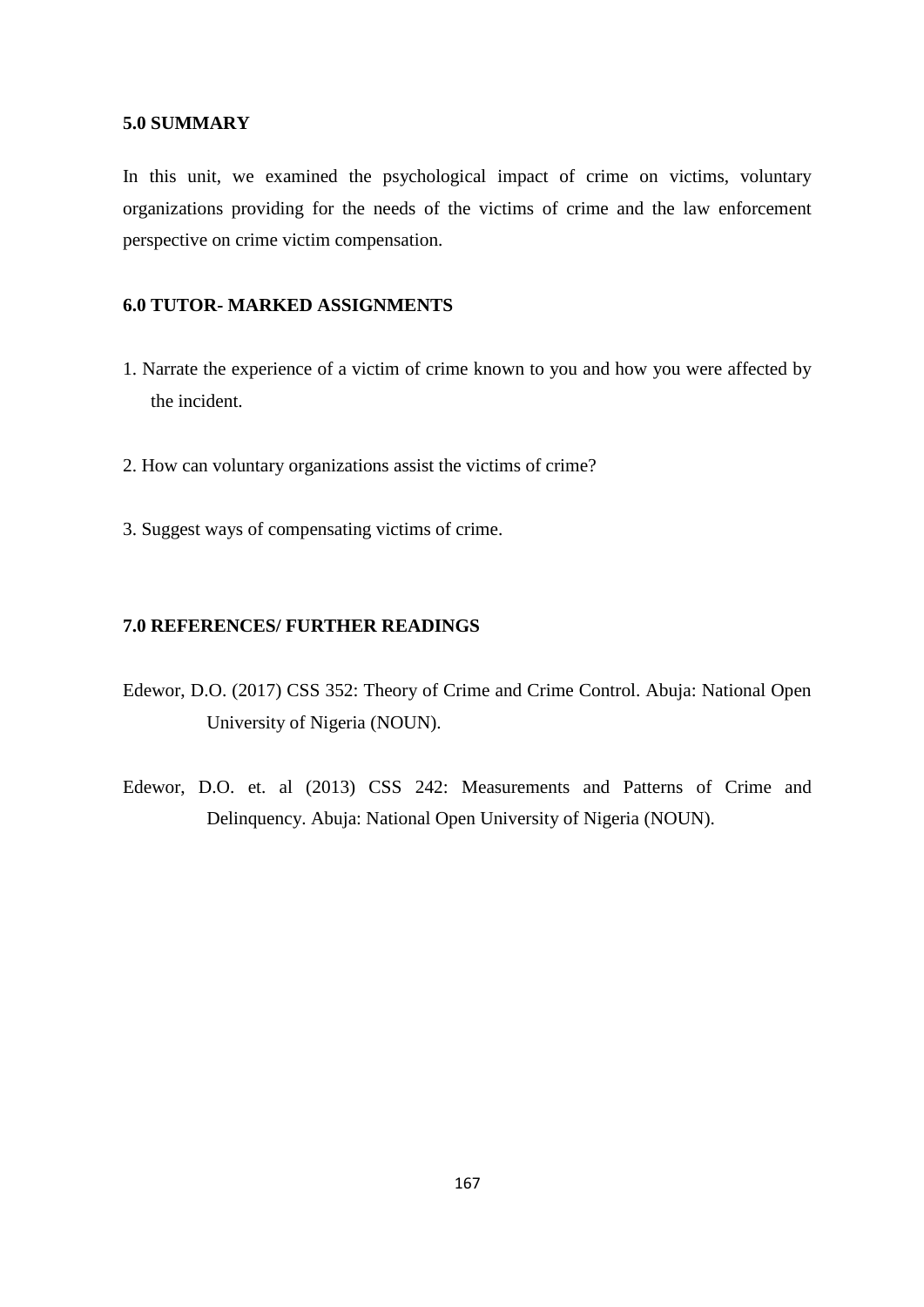## 5.0 SUMMARY

In this unit, we examined the psychological impact of crime on victims, voluntary organizations providing for the needs of the victims of crime and the law enforcement perspective on crime victim compensation.

## 6.0 TUTOR- MARKED ASSIGNMENTS

1. Narrate the experience of a victim of crime known to you and how you were affected by the incident.

2. How can voluntary organizations assist the victims of crime?

3. Suggest ways of compensating victims of crime.

## 7.0 REFERENCES/ FURTHER READINGS

Edewor, D.O. (2017) CSS 352: Theory of Crime and Crime Control. Abuja: National Open University of Nigeria (NOUN).

Edewor, D.O. et. al (2013) CSS 242: Measurements and Patterns of Crime and Delinquency. Abuja: National Open University of Nigeria (NOUN).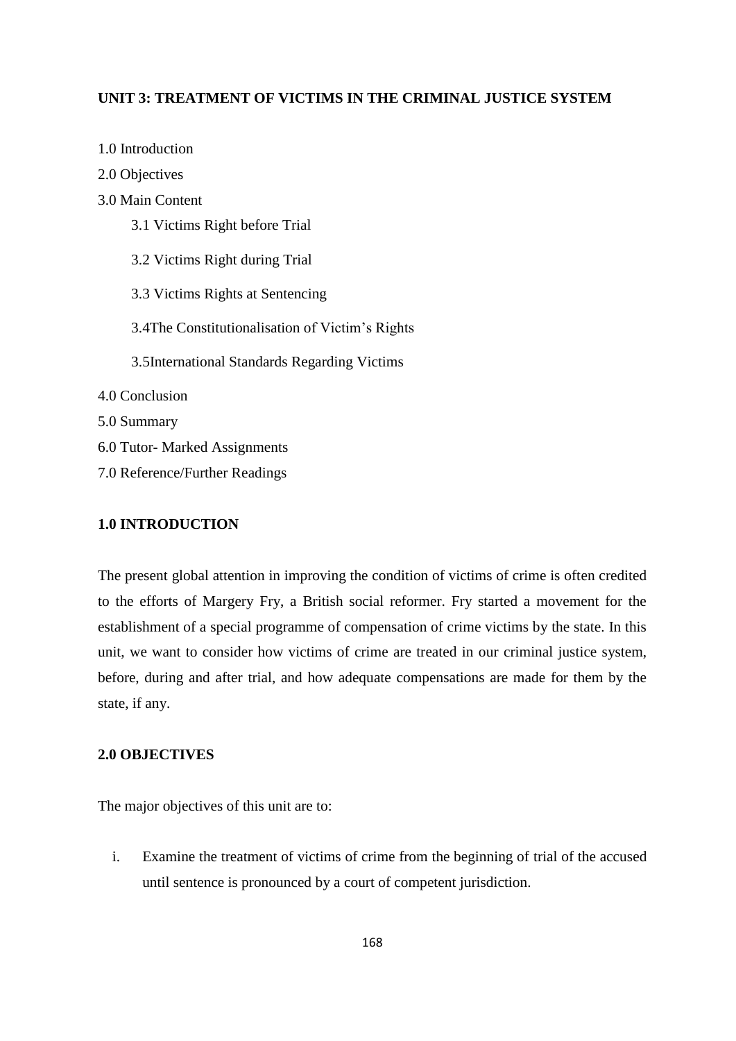## UNIT 3: TREATMENT OF VICTIMS IN THE CRIMINAL JUSTICE SYSTEM

1.0 Introduction

2.0 Objectives

3.0 Main Content

- 3.1 Victims Right before Trial
- 3.2 Victims Right during Trial
- 3.3 Victims Rights at Sentencing
- 3.4The Constitutionalisation of Victim's Rights
- 3.5International Standards Regarding Victims

4.0 Conclusion

5.0 Summary

6.0 Tutor- Marked Assignments

7.0 Reference/Further Readings

### 1.0 INTRODUCTION

The present global attention in improving the condition of victims of crime is often credited to the efforts of Margery Fry, a British social reformer. Fry started a movement for the establishment of a special programme of compensation of crime victims by the state. In this unit, we want to consider how victims of crime are treated in our criminal justice system, before, during and after trial, and how adequate compensations are made for them by the state, if any.

### 2.0 OBJECTIVES

The major objectives of this unit are to:

i. Examine the treatment of victims of crime from the beginning of trial of the accused until sentence is pronounced by a court of competent jurisdiction.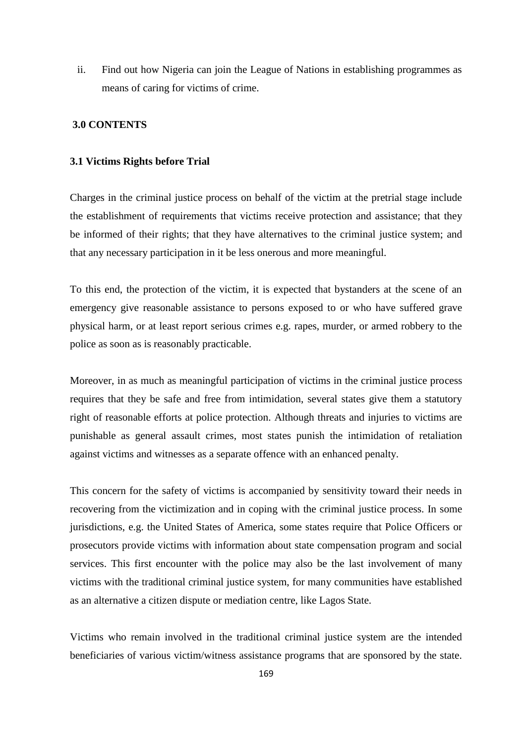ii. Find out how Nigeria can join the League of Nations in establishing programmes as means of caring for victims of crime.

## 3.0 CONTENTS

### 3.1 Victims Rights before Trial

Charges in the criminal justice process on behalf of the victim at the pretrial stage include the establishment of requirements that victims receive protection and assistance; that they be informed of their rights; that they have alternatives to the criminal justice system; and that any necessary participation in it be less onerous and more meaningful.

To this end, the protection of the victim, it is expected that bystanders at the scene of an emergency give reasonable assistance to persons exposed to or who have suffered grave physical harm, or at least report serious crimes e.g. rapes, murder, or armed robbery to the police as soon as is reasonably practicable.

Moreover, in as much as meaningful participation of victims in the criminal justice process requires that they be safe and free from intimidation, several states give them a statutory right of reasonable efforts at police protection. Although threats and injuries to victims are punishable as general assault crimes, most states punish the intimidation of retaliation against victims and witnesses as a separate offence with an enhanced penalty.

This concern for the safety of victims is accompanied by sensitivity toward their needs in recovering from the victimization and in coping with the criminal justice process. In some jurisdictions, e.g. the United States of America, some states require that Police Officers or prosecutors provide victims with information about state compensation program and social services. This first encounter with the police may also be the last involvement of many victims with the traditional criminal justice system, for many communities have established as an alternative a citizen dispute or mediation centre, like Lagos State.

Victims who remain involved in the traditional criminal justice system are the intended beneficiaries of various victim/witness assistance programs that are sponsored by the state.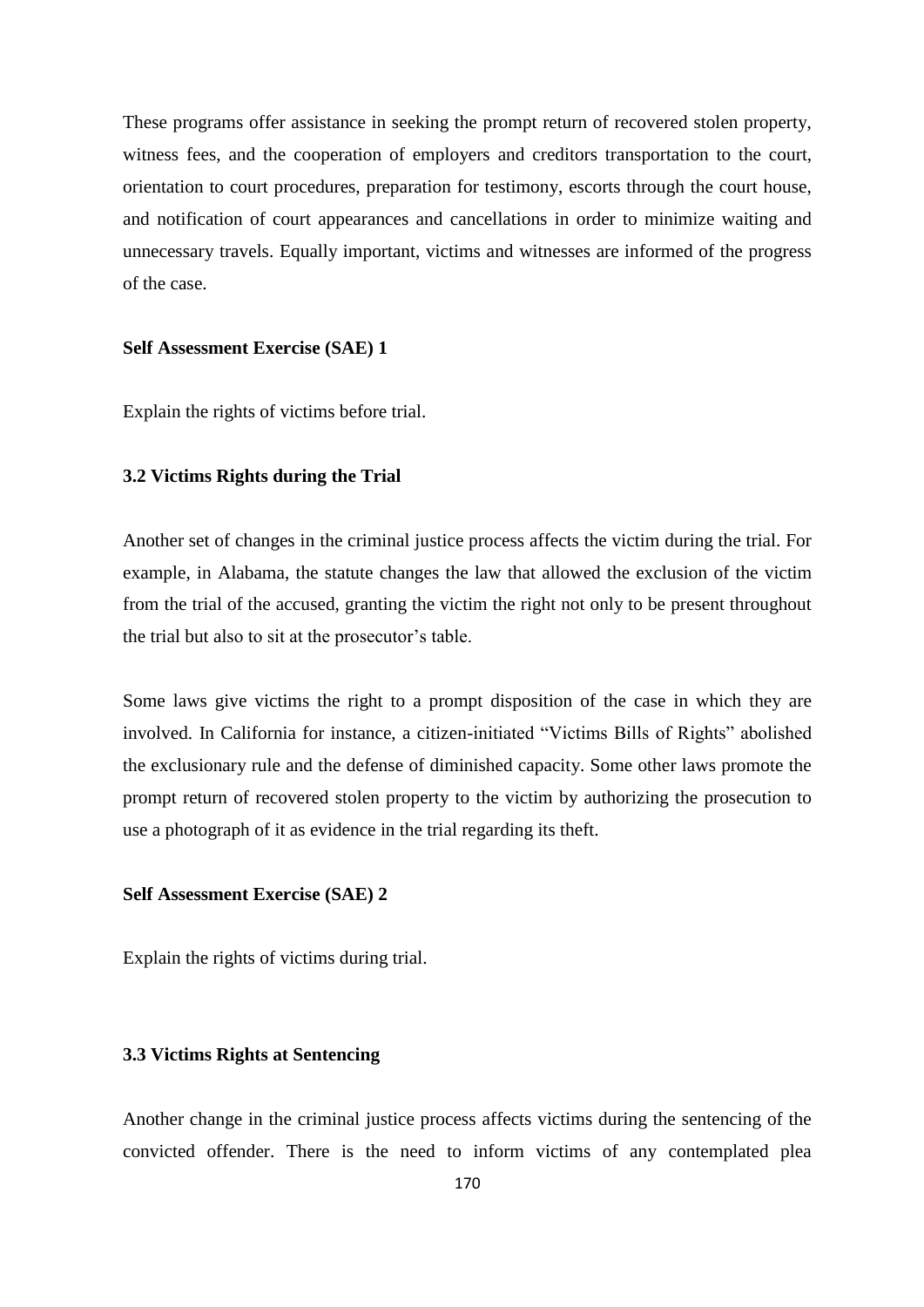These programs offer assistance in seeking the prompt return of recovered stolen property, witness fees, and the cooperation of employers and creditors transportation to the court, orientation to court procedures, preparation for testimony, escorts through the court house, and notification of court appearances and cancellations in order to minimize waiting and unnecessary travels. Equally important, victims and witnesses are informed of the progress of the case.

**Self Assessment Exercise (SAE) 1**

Explain the rights of victims before trial.

### 3.2 Victims Rights during the Trial

Another set of changes in the criminal justice process affects the victim during the trial. For example, in Alabama, the statute changes the law that allowed the exclusion of the victim from the trial of the accused, granting the victim the right not only to be present throughout the trial but also to sit at the prosecutor's table.

Some laws give victims the right to a prompt disposition of the case in which they are involved. In California for instance, a citizen-initiated "Victims Bills of Rights" abolished the exclusionary rule and the defense of diminished capacity. Some other laws promote the prompt return of recovered stolen property to the victim by authorizing the prosecution to use a photograph of it as evidence in the trial regarding its theft.

**Self Assessment Exercise (SAE) 2**

Explain the rights of victims during trial.

### 3.3 Victims Rights at Sentencing

Another change in the criminal justice process affects victims during the sentencing of the convicted offender. There is the need to inform victims of any contemplated plea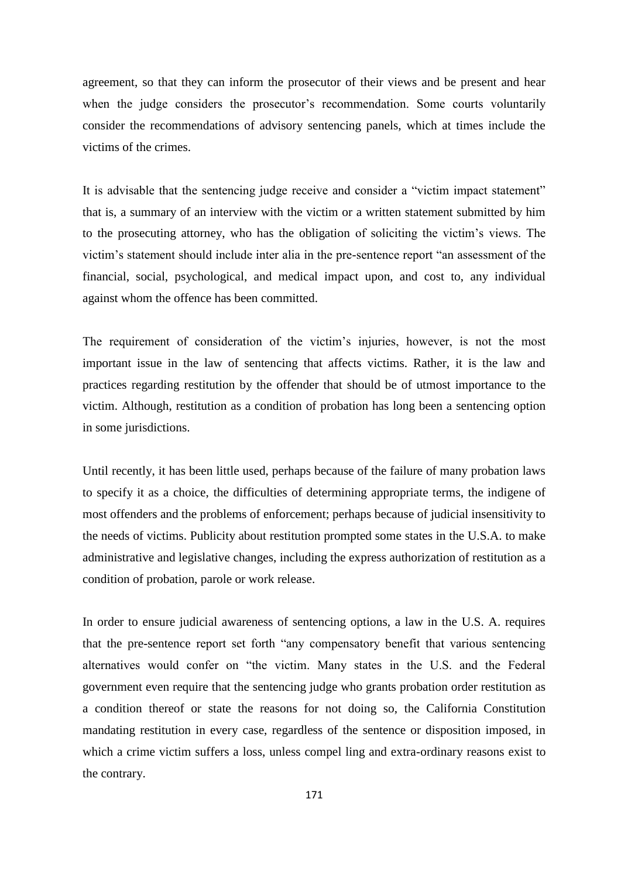agreement, so that they can inform the prosecutor of their views and be present and hear when the judge considers the prosecutor's recommendation. Some courts voluntarily consider the recommendations of advisory sentencing panels, which at times include the victims of the crimes.

It is advisable that the sentencing judge receive and consider a "victim impact statement" that is, a summary of an interview with the victim or a written statement submitted by him to the prosecuting attorney, who has the obligation of soliciting the victim's views. The victim's statement should include inter alia in the pre-sentence report "an assessment of the financial, social, psychological, and medical impact upon, and cost to, any individual against whom the offence has been committed.

The requirement of consideration of the victim's injuries, however, is not the most important issue in the law of sentencing that affects victims. Rather, it is the law and practices regarding restitution by the offender that should be of utmost importance to the victim. Although, restitution as a condition of probation has long been a sentencing option in some jurisdictions.

Until recently, it has been little used, perhaps because of the failure of many probation laws to specify it as a choice, the difficulties of determining appropriate terms, the indigene of most offenders and the problems of enforcement; perhaps because of judicial insensitivity to the needs of victims. Publicity about restitution prompted some states in the U.S.A. to make administrative and legislative changes, including the express authorization of restitution as a condition of probation, parole or work release.

In order to ensure judicial awareness of sentencing options, a law in the U.S. A. requires that the pre-sentence report set forth "any compensatory benefit that various sentencing alternatives would confer on "the victim. Many states in the U.S. and the Federal government even require that the sentencing judge who grants probation order restitution as a condition thereof or state the reasons for not doing so, the California Constitution mandating restitution in every case, regardless of the sentence or disposition imposed, in which a crime victim suffers a loss, unless compel ling and extra-ordinary reasons exist to the contrary.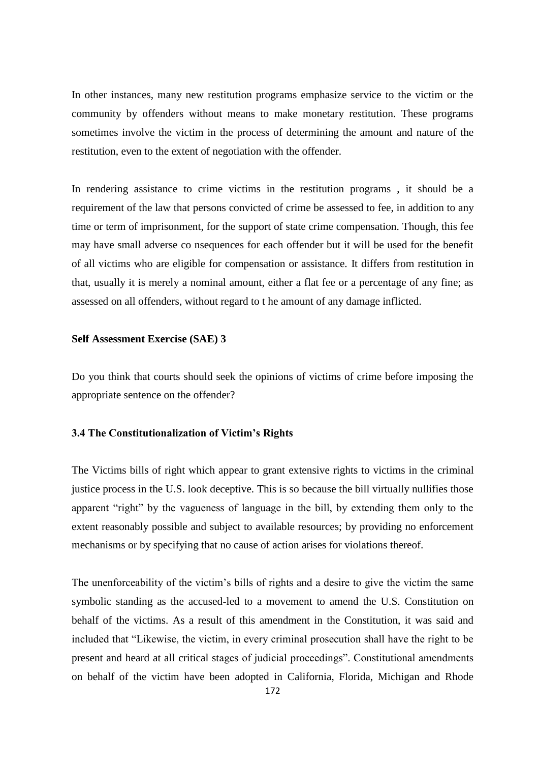In other instances, many new restitution programs emphasize service to the victim or the community by offenders without means to make monetary restitution. These programs sometimes involve the victim in the process of determining the amount and nature of the restitution, even to the extent of negotiation with the offender.

In rendering assistance to crime victims in the restitution programs , it should be a requirement of the law that persons convicted of crime be assessed to fee, in addition to any time or term of imprisonment, for the support of state crime compensation. Though, this fee may have small adverse co nsequences for each offender but it will be used for the benefit of all victims who are eligible for compensation or assistance. It differs from restitution in that, usually it is merely a nominal amount, either a flat fee or a percentage of any fine; as assessed on all offenders, without regard to t he amount of any damage inflicted.

**Self Assessment Exercise (SAE) 3**

Do you think that courts should seek the opinions of victims of crime before imposing the appropriate sentence on the offender?

### 3.4 The Constitutionalization of Victim's Rights

The Victims bills of right which appear to grant extensive rights to victims in the criminal justice process in the U.S. look deceptive. This is so because the bill virtually nullifies those apparent "right" by the vagueness of language in the bill, by extending them only to the extent reasonably possible and subject to available resources; by providing no enforcement mechanisms or by specifying that no cause of action arises for violations thereof.

The unenforceability of the victim's bills of rights and a desire to give the victim the same symbolic standing as the accused-led to a movement to amend the U.S. Constitution on behalf of the victims. As a result of this amendment in the Constitution, it was said and included that "Likewise, the victim, in every criminal prosecution shall have the right to be present and heard at all critical stages of judicial proceedings". Constitutional amendments on behalf of the victim have been adopted in California, Florida, Michigan and Rhode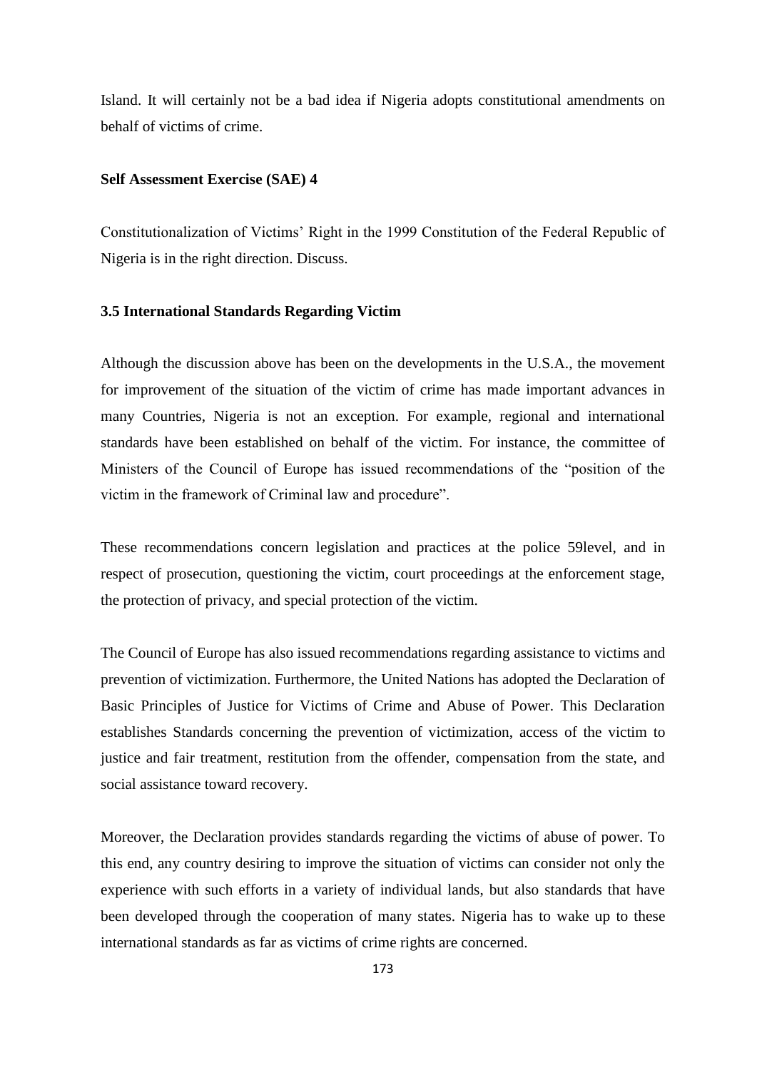Island. It will certainly not be a bad idea if Nigeria adopts constitutional amendments on behalf of victims of crime.

**Self Assessment Exercise (SAE) 4**

Constitutionalization of Victims' Right in the 1999 Constitution of the Federal Republic of Nigeria is in the right direction. Discuss.

### 3.5 International Standards Regarding Victim

Although the discussion above has been on the developments in the U.S.A., the movement for improvement of the situation of the victim of crime has made important advances in many Countries, Nigeria is not an exception. For example, regional and international standards have been established on behalf of the victim. For instance, the committee of Ministers of the Council of Europe has issued recommendations of the "position of the victim in the framework of Criminal law and procedure".

These recommendations concern legislation and practices at the police 59level, and in respect of prosecution, questioning the victim, court proceedings at the enforcement stage, the protection of privacy, and special protection of the victim.

The Council of Europe has also issued recommendations regarding assistance to victims and prevention of victimization. Furthermore, the United Nations has adopted the Declaration of Basic Principles of Justice for Victims of Crime and Abuse of Power. This Declaration establishes Standards concerning the prevention of victimization, access of the victim to justice and fair treatment, restitution from the offender, compensation from the state, and social assistance toward recovery.

Moreover, the Declaration provides standards regarding the victims of abuse of power. To this end, any country desiring to improve the situation of victims can consider not only the experience with such efforts in a variety of individual lands, but also standards that have been developed through the cooperation of many states. Nigeria has to wake up to these international standards as far as victims of crime rights are concerned.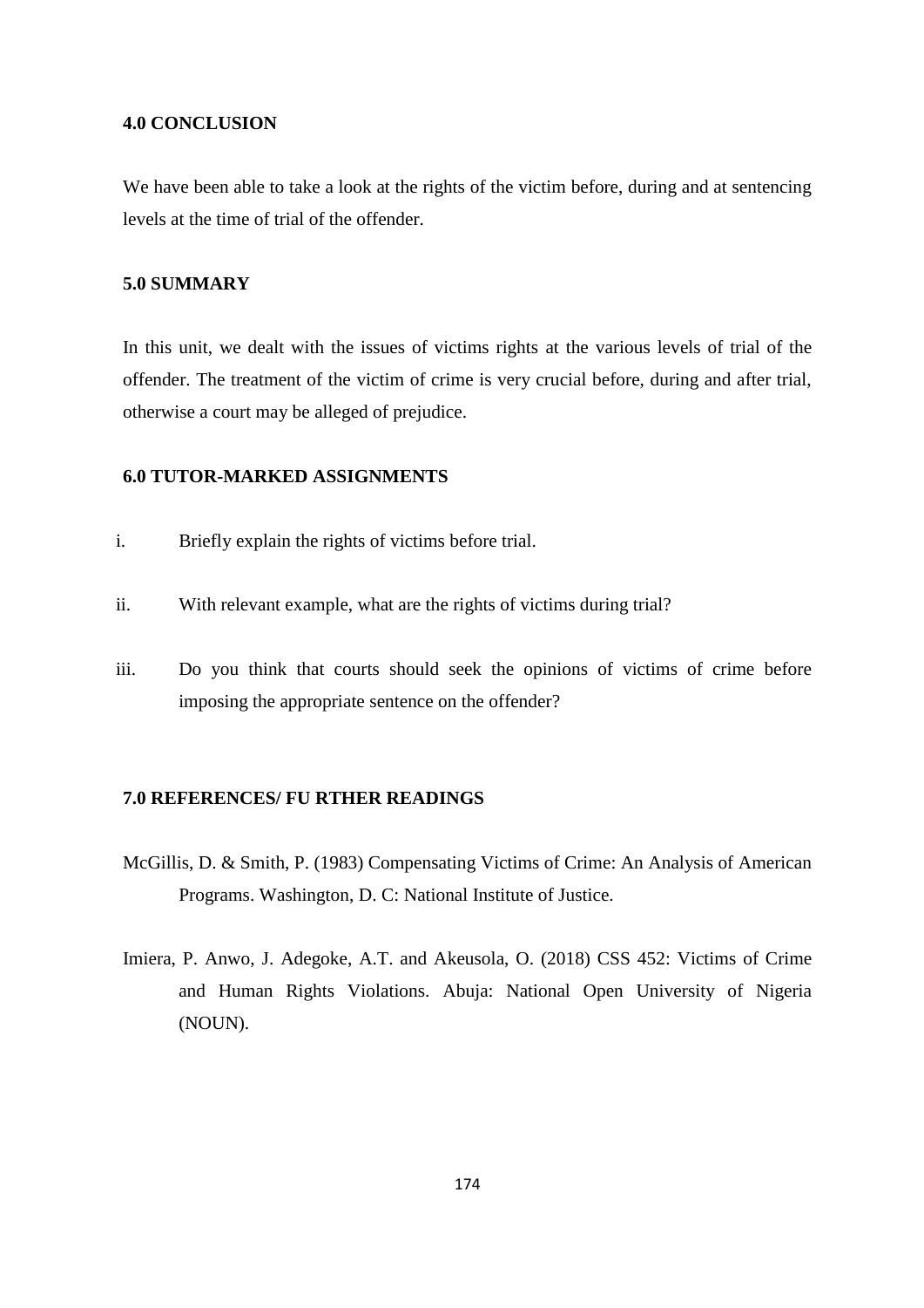## 4.0 CONCLUSION

We have been able to take a look at the rights of the victim before, during and at sentencing levels at the time of trial of the offender.

## 5.0 SUMMARY

In this unit, we dealt with the issues of victims rights at the various levels of trial of the offender. The treatment of the victim of crime is very crucial before, during and after trial, otherwise a court may be alleged of prejudice.

## 6.0 TUTOR-MARKED ASSIGNMENTS

i. Briefly explain the rights of victims before trial.

ii. With relevant example, what are the rights of victims during trial?

iii. Do you think that courts should seek the opinions of victims of crime before imposing the appropriate sentence on the offender?

## 7.0 REFERENCES/ FU RTHER READINGS

McGillis, D. & Smith, P. (1983) Compensating Victims of Crime: An Analysis of American Programs. Washington, D. C: National Institute of Justice.

Imiera, P. Anwo, J. Adegoke, A.T. and Akeusola, O. (2018) CSS 452: Victims of Crime and Human Rights Violations. Abuja: National Open University of Nigeria (NOUN).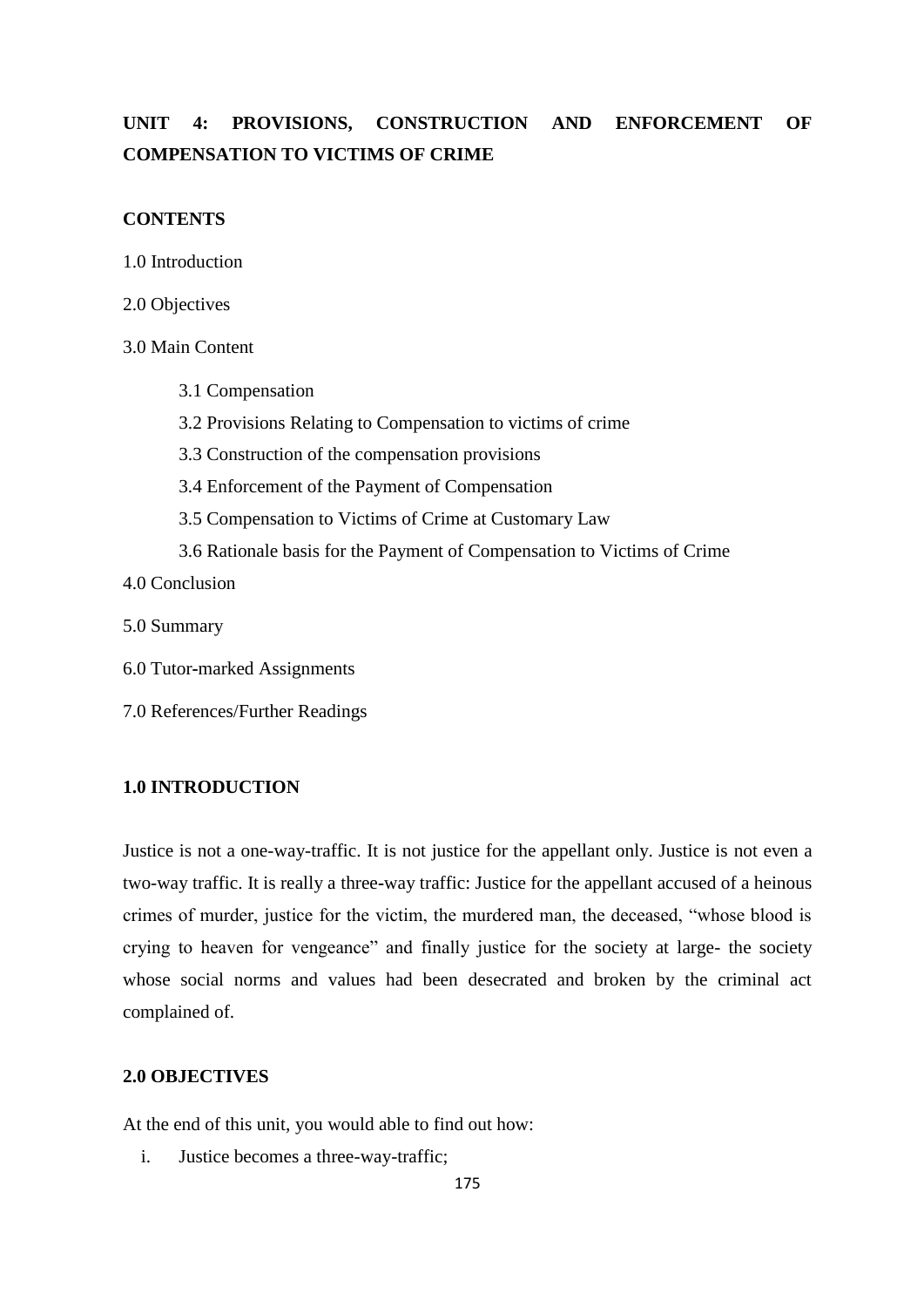## UNIT 4: PROVISIONS, CONSTRUCTION AND ENFORCEMENT OF COMPENSATION TO VICTIMS OF CRIME

**CONTENTS**

1.0 Introduction

2.0 Objectives

3.0 Main Content

- 3.1 Compensation
- 3.2 Provisions Relating to Compensation to victims of crime
- 3.3 Construction of the compensation provisions
- 3.4 Enforcement of the Payment of Compensation
- 3.5 Compensation to Victims of Crime at Customary Law
- 3.6 Rationale basis for the Payment of Compensation to Victims of Crime

4.0 Conclusion

5.0 Summary

6.0 Tutor-marked Assignments

7.0 References/Further Readings

### 1.0 INTRODUCTION

Justice is not a one-way-traffic. It is not justice for the appellant only. Justice is not even a two-way traffic. It is really a three-way traffic: Justice for the appellant accused of a heinous crimes of murder, justice for the victim, the murdered man, the deceased, "whose blood is crying to heaven for vengeance" and finally justice for the society at large- the society whose social norms and values had been desecrated and broken by the criminal act complained of.

### 2.0 OBJECTIVES

At the end of this unit, you would able to find out how:

i. Justice becomes a three-way-traffic;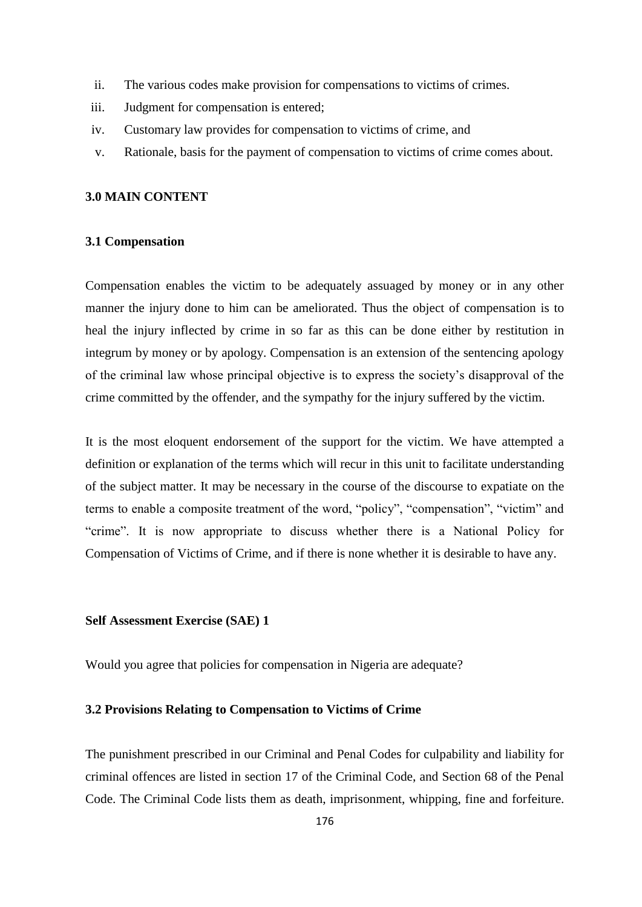ii. The various codes make provision for compensations to victims of crimes.
iii. Judgment for compensation is entered;
iv. Customary law provides for compensation to victims of crime, and
v. Rationale, basis for the payment of compensation to victims of crime comes about.

## 3.0 MAIN CONTENT

### 3.1 Compensation

Compensation enables the victim to be adequately assuaged by money or in any other manner the injury done to him can be ameliorated. Thus the object of compensation is to heal the injury inflected by crime in so far as this can be done either by restitution in integrum by money or by apology. Compensation is an extension of the sentencing apology of the criminal law whose principal objective is to express the society's disapproval of the crime committed by the offender, and the sympathy for the injury suffered by the victim.

It is the most eloquent endorsement of the support for the victim. We have attempted a definition or explanation of the terms which will recur in this unit to facilitate understanding of the subject matter. It may be necessary in the course of the discourse to expatiate on the terms to enable a composite treatment of the word, "policy", "compensation", "victim" and "crime". It is now appropriate to discuss whether there is a National Policy for Compensation of Victims of Crime, and if there is none whether it is desirable to have any.

**Self Assessment Exercise (SAE) 1**

Would you agree that policies for compensation in Nigeria are adequate?

### 3.2 Provisions Relating to Compensation to Victims of Crime

The punishment prescribed in our Criminal and Penal Codes for culpability and liability for criminal offences are listed in section 17 of the Criminal Code, and Section 68 of the Penal Code. The Criminal Code lists them as death, imprisonment, whipping, fine and forfeiture.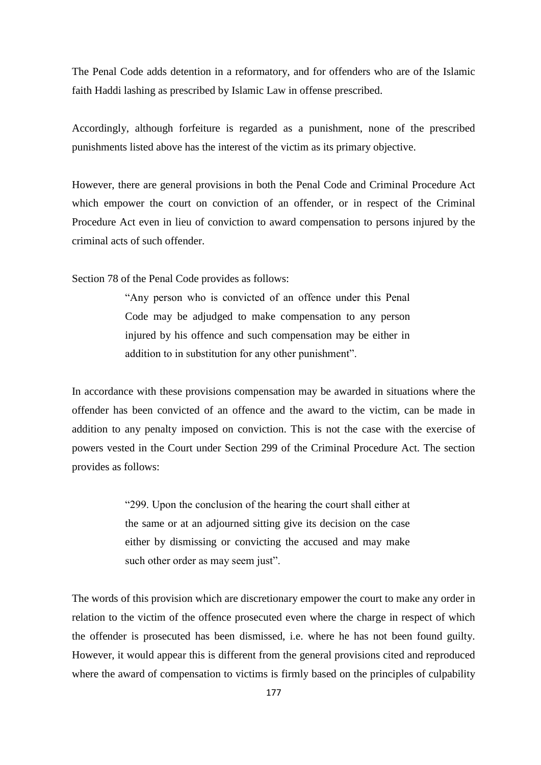The Penal Code adds detention in a reformatory, and for offenders who are of the Islamic faith Haddi lashing as prescribed by Islamic Law in offense prescribed.

Accordingly, although forfeiture is regarded as a punishment, none of the prescribed punishments listed above has the interest of the victim as its primary objective.

However, there are general provisions in both the Penal Code and Criminal Procedure Act which empower the court on conviction of an offender, or in respect of the Criminal Procedure Act even in lieu of conviction to award compensation to persons injured by the criminal acts of such offender.

Section 78 of the Penal Code provides as follows:

> "Any person who is convicted of an offence under this Penal Code may be adjudged to make compensation to any person injured by his offence and such compensation may be either in addition to in substitution for any other punishment".

In accordance with these provisions compensation may be awarded in situations where the offender has been convicted of an offence and the award to the victim, can be made in addition to any penalty imposed on conviction. This is not the case with the exercise of powers vested in the Court under Section 299 of the Criminal Procedure Act. The section provides as follows:

> "299. Upon the conclusion of the hearing the court shall either at the same or at an adjourned sitting give its decision on the case either by dismissing or convicting the accused and may make such other order as may seem just".

The words of this provision which are discretionary empower the court to make any order in relation to the victim of the offence prosecuted even where the charge in respect of which the offender is prosecuted has been dismissed, i.e. where he has not been found guilty. However, it would appear this is different from the general provisions cited and reproduced where the award of compensation to victims is firmly based on the principles of culpability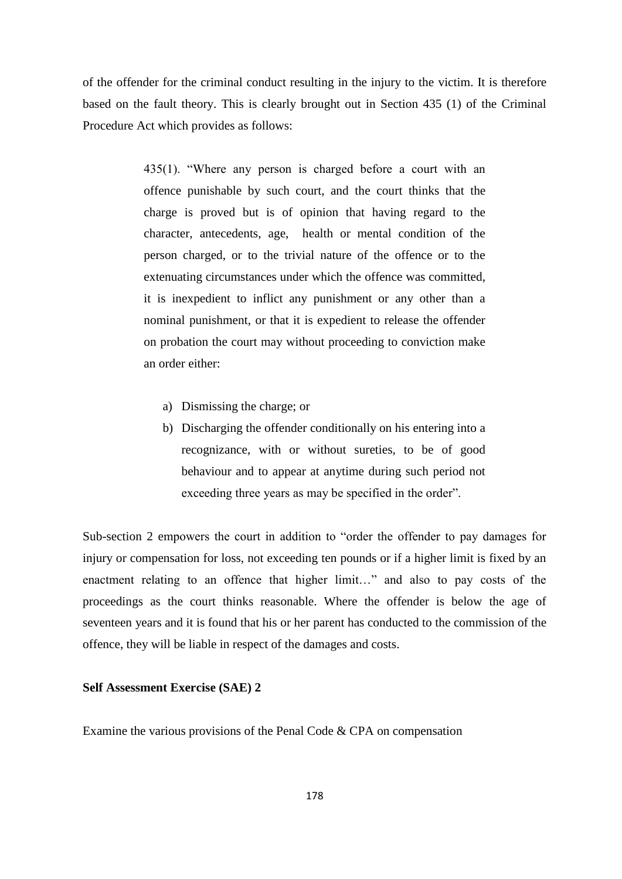of the offender for the criminal conduct resulting in the injury to the victim. It is therefore based on the fault theory. This is clearly brought out in Section 435 (1) of the Criminal Procedure Act which provides as follows:

> 435(1). "Where any person is charged before a court with an offence punishable by such court, and the court thinks that the charge is proved but is of opinion that having regard to the character, antecedents, age, health or mental condition of the person charged, or to the trivial nature of the offence or to the extenuating circumstances under which the offence was committed, it is inexpedient to inflict any punishment or any other than a nominal punishment, or that it is expedient to release the offender on probation the court may without proceeding to conviction make an order either:
>
> a) Dismissing the charge; or
> b) Discharging the offender conditionally on his entering into a recognizance, with or without sureties, to be of good behaviour and to appear at anytime during such period not exceeding three years as may be specified in the order".

Sub-section 2 empowers the court in addition to "order the offender to pay damages for injury or compensation for loss, not exceeding ten pounds or if a higher limit is fixed by an enactment relating to an offence that higher limit…" and also to pay costs of the proceedings as the court thinks reasonable. Where the offender is below the age of seventeen years and it is found that his or her parent has conducted to the commission of the offence, they will be liable in respect of the damages and costs.

**Self Assessment Exercise (SAE) 2**

Examine the various provisions of the Penal Code & CPA on compensation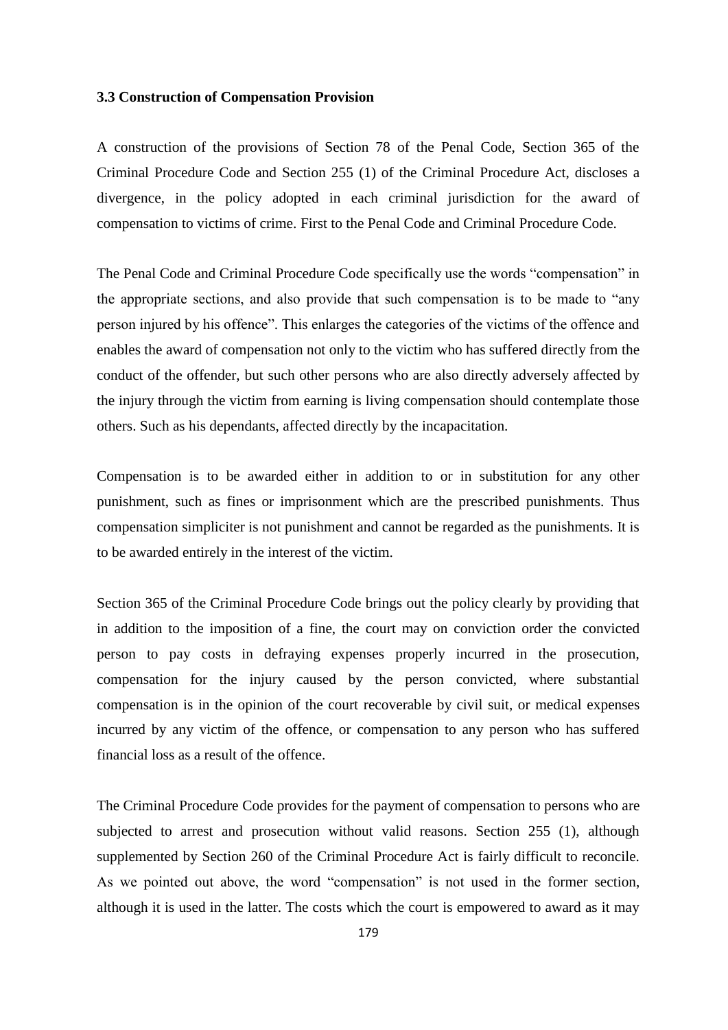### 3.3 Construction of Compensation Provision

A construction of the provisions of Section 78 of the Penal Code, Section 365 of the Criminal Procedure Code and Section 255 (1) of the Criminal Procedure Act, discloses a divergence, in the policy adopted in each criminal jurisdiction for the award of compensation to victims of crime. First to the Penal Code and Criminal Procedure Code.

The Penal Code and Criminal Procedure Code specifically use the words "compensation" in the appropriate sections, and also provide that such compensation is to be made to "any person injured by his offence". This enlarges the categories of the victims of the offence and enables the award of compensation not only to the victim who has suffered directly from the conduct of the offender, but such other persons who are also directly adversely affected by the injury through the victim from earning is living compensation should contemplate those others. Such as his dependants, affected directly by the incapacitation.

Compensation is to be awarded either in addition to or in substitution for any other punishment, such as fines or imprisonment which are the prescribed punishments. Thus compensation simpliciter is not punishment and cannot be regarded as the punishments. It is to be awarded entirely in the interest of the victim.

Section 365 of the Criminal Procedure Code brings out the policy clearly by providing that in addition to the imposition of a fine, the court may on conviction order the convicted person to pay costs in defraying expenses properly incurred in the prosecution, compensation for the injury caused by the person convicted, where substantial compensation is in the opinion of the court recoverable by civil suit, or medical expenses incurred by any victim of the offence, or compensation to any person who has suffered financial loss as a result of the offence.

The Criminal Procedure Code provides for the payment of compensation to persons who are subjected to arrest and prosecution without valid reasons. Section 255 (1), although supplemented by Section 260 of the Criminal Procedure Act is fairly difficult to reconcile. As we pointed out above, the word "compensation" is not used in the former section, although it is used in the latter. The costs which the court is empowered to award as it may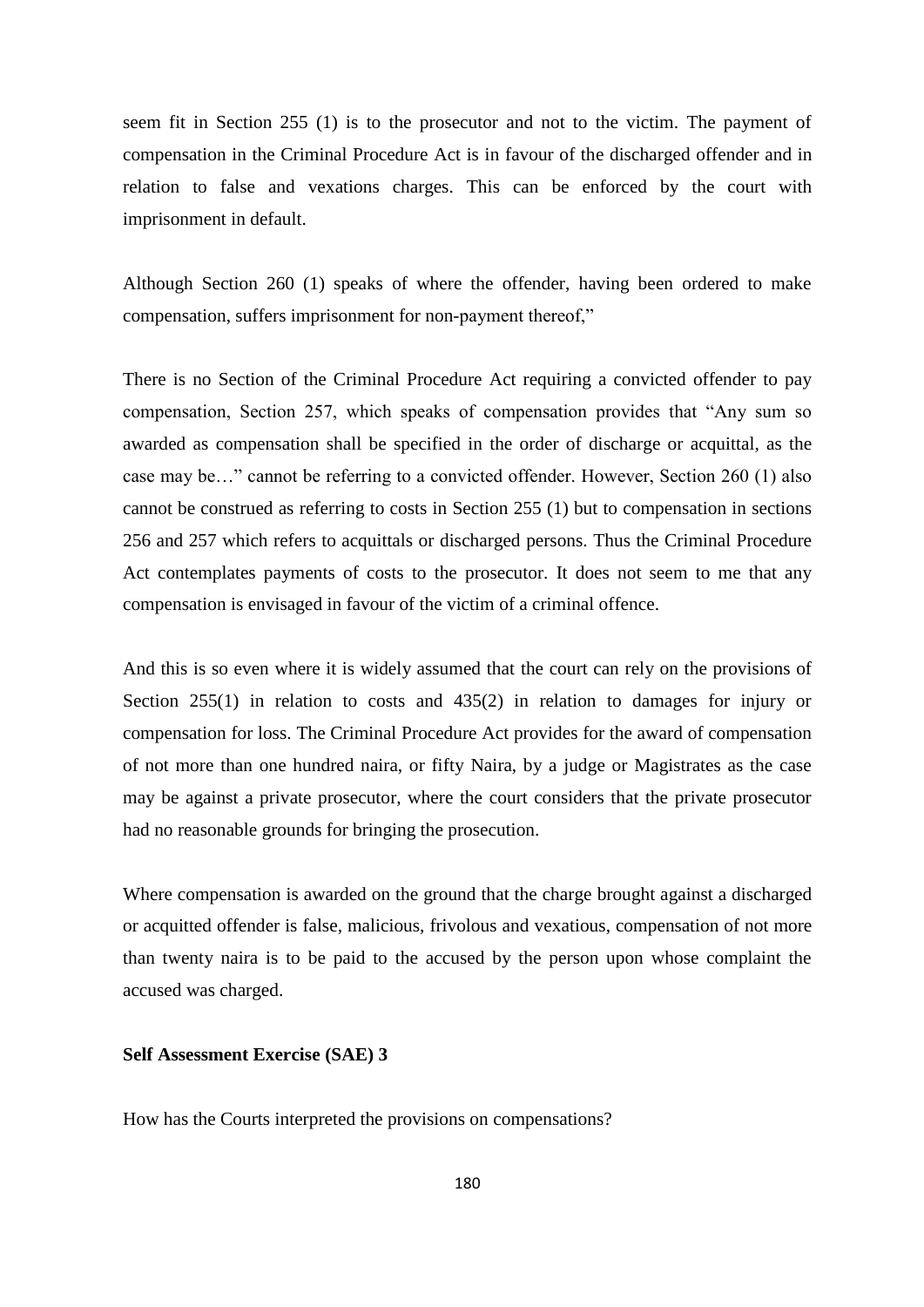seem fit in Section 255 (1) is to the prosecutor and not to the victim. The payment of compensation in the Criminal Procedure Act is in favour of the discharged offender and in relation to false and vexations charges. This can be enforced by the court with imprisonment in default.

Although Section 260 (1) speaks of where the offender, having been ordered to make compensation, suffers imprisonment for non-payment thereof,"

There is no Section of the Criminal Procedure Act requiring a convicted offender to pay compensation, Section 257, which speaks of compensation provides that "Any sum so awarded as compensation shall be specified in the order of discharge or acquittal, as the case may be…" cannot be referring to a convicted offender. However, Section 260 (1) also cannot be construed as referring to costs in Section 255 (1) but to compensation in sections 256 and 257 which refers to acquittals or discharged persons. Thus the Criminal Procedure Act contemplates payments of costs to the prosecutor. It does not seem to me that any compensation is envisaged in favour of the victim of a criminal offence.

And this is so even where it is widely assumed that the court can rely on the provisions of Section 255(1) in relation to costs and 435(2) in relation to damages for injury or compensation for loss. The Criminal Procedure Act provides for the award of compensation of not more than one hundred naira, or fifty Naira, by a judge or Magistrates as the case may be against a private prosecutor, where the court considers that the private prosecutor had no reasonable grounds for bringing the prosecution.

Where compensation is awarded on the ground that the charge brought against a discharged or acquitted offender is false, malicious, frivolous and vexatious, compensation of not more than twenty naira is to be paid to the accused by the person upon whose complaint the accused was charged.

**Self Assessment Exercise (SAE) 3**

How has the Courts interpreted the provisions on compensations?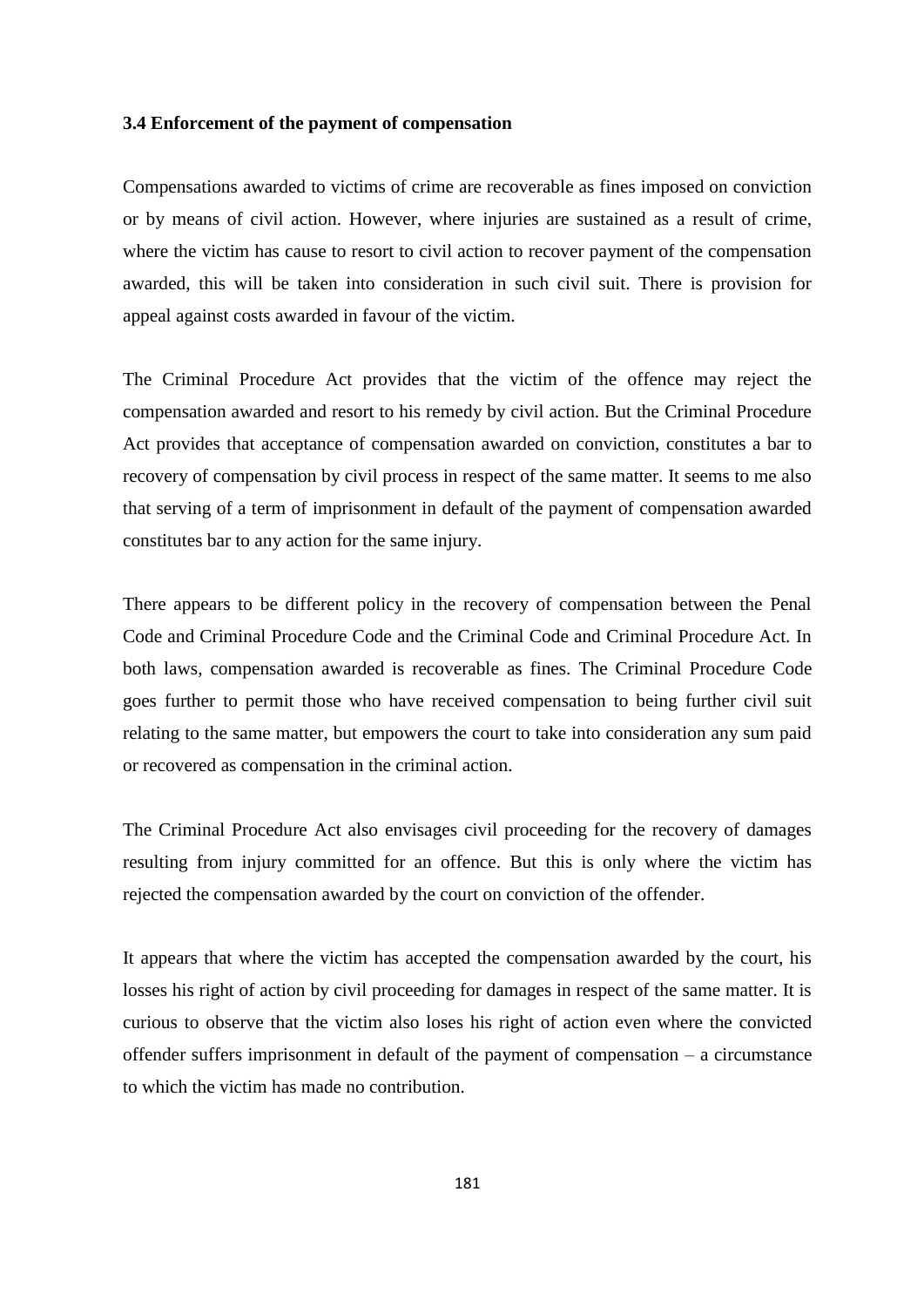### 3.4 Enforcement of the payment of compensation

Compensations awarded to victims of crime are recoverable as fines imposed on conviction or by means of civil action. However, where injuries are sustained as a result of crime, where the victim has cause to resort to civil action to recover payment of the compensation awarded, this will be taken into consideration in such civil suit. There is provision for appeal against costs awarded in favour of the victim.

The Criminal Procedure Act provides that the victim of the offence may reject the compensation awarded and resort to his remedy by civil action. But the Criminal Procedure Act provides that acceptance of compensation awarded on conviction, constitutes a bar to recovery of compensation by civil process in respect of the same matter. It seems to me also that serving of a term of imprisonment in default of the payment of compensation awarded constitutes bar to any action for the same injury.

There appears to be different policy in the recovery of compensation between the Penal Code and Criminal Procedure Code and the Criminal Code and Criminal Procedure Act. In both laws, compensation awarded is recoverable as fines. The Criminal Procedure Code goes further to permit those who have received compensation to being further civil suit relating to the same matter, but empowers the court to take into consideration any sum paid or recovered as compensation in the criminal action.

The Criminal Procedure Act also envisages civil proceeding for the recovery of damages resulting from injury committed for an offence. But this is only where the victim has rejected the compensation awarded by the court on conviction of the offender.

It appears that where the victim has accepted the compensation awarded by the court, his losses his right of action by civil proceeding for damages in respect of the same matter. It is curious to observe that the victim also loses his right of action even where the convicted offender suffers imprisonment in default of the payment of compensation – a circumstance to which the victim has made no contribution.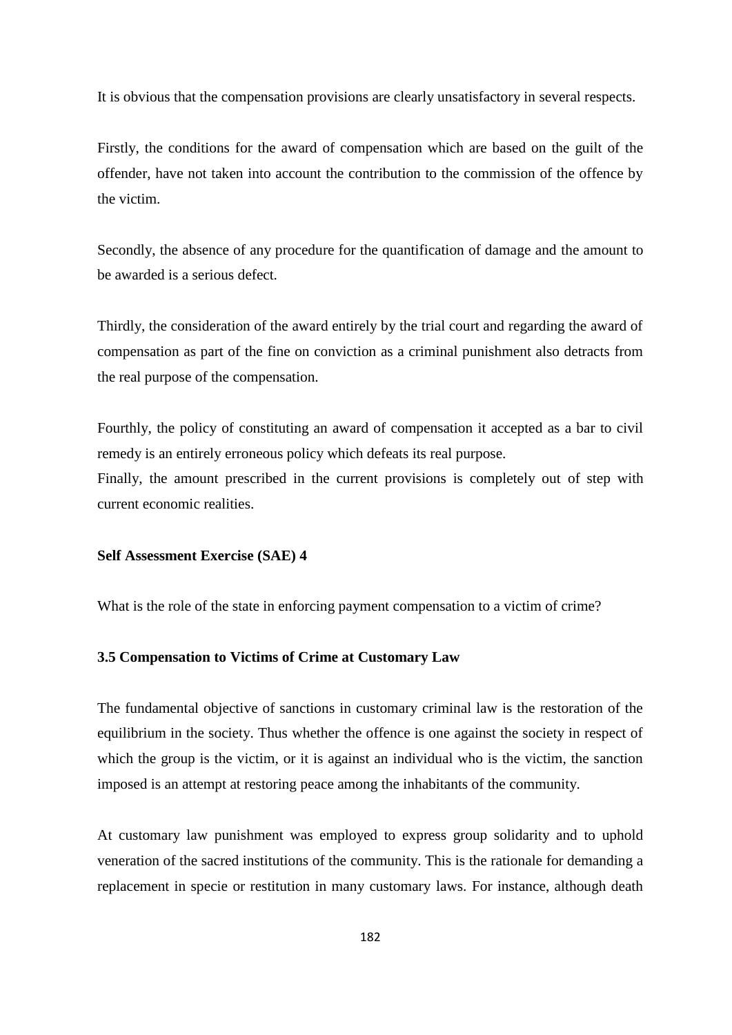It is obvious that the compensation provisions are clearly unsatisfactory in several respects.

Firstly, the conditions for the award of compensation which are based on the guilt of the offender, have not taken into account the contribution to the commission of the offence by the victim.

Secondly, the absence of any procedure for the quantification of damage and the amount to be awarded is a serious defect.

Thirdly, the consideration of the award entirely by the trial court and regarding the award of compensation as part of the fine on conviction as a criminal punishment also detracts from the real purpose of the compensation.

Fourthly, the policy of constituting an award of compensation it accepted as a bar to civil remedy is an entirely erroneous policy which defeats its real purpose.
Finally, the amount prescribed in the current provisions is completely out of step with current economic realities.

**Self Assessment Exercise (SAE) 4**

What is the role of the state in enforcing payment compensation to a victim of crime?

### 3.5 Compensation to Victims of Crime at Customary Law

The fundamental objective of sanctions in customary criminal law is the restoration of the equilibrium in the society. Thus whether the offence is one against the society in respect of which the group is the victim, or it is against an individual who is the victim, the sanction imposed is an attempt at restoring peace among the inhabitants of the community.

At customary law punishment was employed to express group solidarity and to uphold veneration of the sacred institutions of the community. This is the rationale for demanding a replacement in specie or restitution in many customary laws. For instance, although death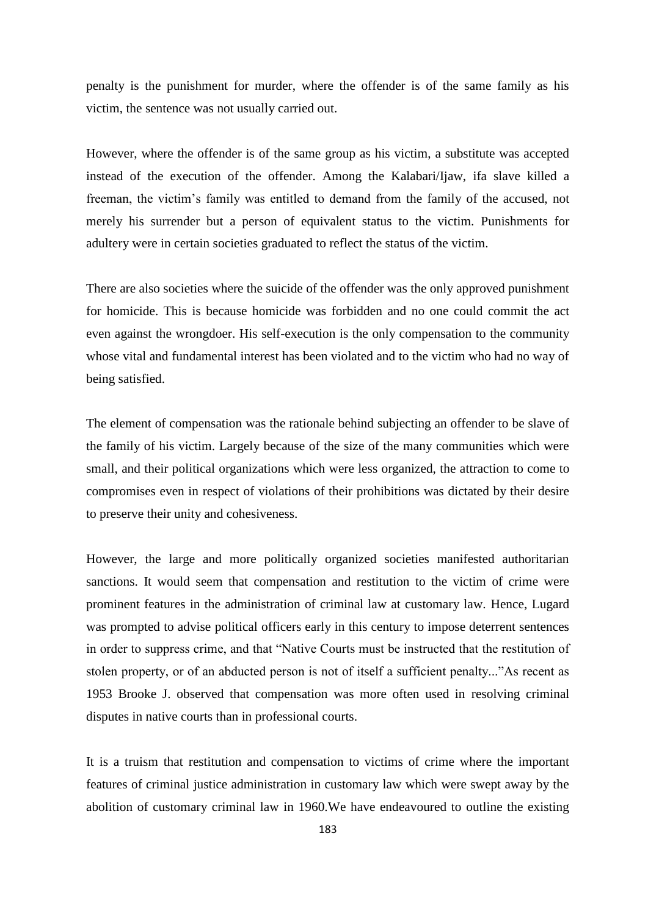penalty is the punishment for murder, where the offender is of the same family as his victim, the sentence was not usually carried out.

However, where the offender is of the same group as his victim, a substitute was accepted instead of the execution of the offender. Among the Kalabari/Ijaw, ifa slave killed a freeman, the victim's family was entitled to demand from the family of the accused, not merely his surrender but a person of equivalent status to the victim. Punishments for adultery were in certain societies graduated to reflect the status of the victim.

There are also societies where the suicide of the offender was the only approved punishment for homicide. This is because homicide was forbidden and no one could commit the act even against the wrongdoer. His self-execution is the only compensation to the community whose vital and fundamental interest has been violated and to the victim who had no way of being satisfied.

The element of compensation was the rationale behind subjecting an offender to be slave of the family of his victim. Largely because of the size of the many communities which were small, and their political organizations which were less organized, the attraction to come to compromises even in respect of violations of their prohibitions was dictated by their desire to preserve their unity and cohesiveness.

However, the large and more politically organized societies manifested authoritarian sanctions. It would seem that compensation and restitution to the victim of crime were prominent features in the administration of criminal law at customary law. Hence, Lugard was prompted to advise political officers early in this century to impose deterrent sentences in order to suppress crime, and that "Native Courts must be instructed that the restitution of stolen property, or of an abducted person is not of itself a sufficient penalty..."As recent as 1953 Brooke J. observed that compensation was more often used in resolving criminal disputes in native courts than in professional courts.

It is a truism that restitution and compensation to victims of crime where the important features of criminal justice administration in customary law which were swept away by the abolition of customary criminal law in 1960.We have endeavoured to outline the existing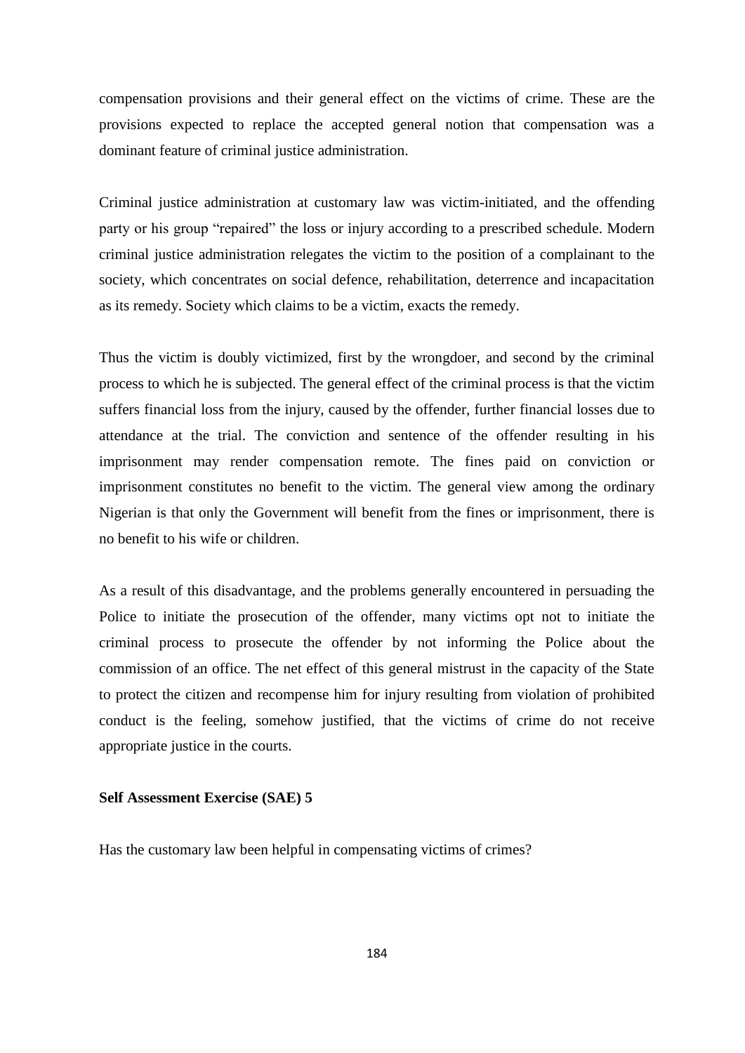compensation provisions and their general effect on the victims of crime. These are the provisions expected to replace the accepted general notion that compensation was a dominant feature of criminal justice administration.

Criminal justice administration at customary law was victim-initiated, and the offending party or his group "repaired" the loss or injury according to a prescribed schedule. Modern criminal justice administration relegates the victim to the position of a complainant to the society, which concentrates on social defence, rehabilitation, deterrence and incapacitation as its remedy. Society which claims to be a victim, exacts the remedy.

Thus the victim is doubly victimized, first by the wrongdoer, and second by the criminal process to which he is subjected. The general effect of the criminal process is that the victim suffers financial loss from the injury, caused by the offender, further financial losses due to attendance at the trial. The conviction and sentence of the offender resulting in his imprisonment may render compensation remote. The fines paid on conviction or imprisonment constitutes no benefit to the victim. The general view among the ordinary Nigerian is that only the Government will benefit from the fines or imprisonment, there is no benefit to his wife or children.

As a result of this disadvantage, and the problems generally encountered in persuading the Police to initiate the prosecution of the offender, many victims opt not to initiate the criminal process to prosecute the offender by not informing the Police about the commission of an office. The net effect of this general mistrust in the capacity of the State to protect the citizen and recompense him for injury resulting from violation of prohibited conduct is the feeling, somehow justified, that the victims of crime do not receive appropriate justice in the courts.

**Self Assessment Exercise (SAE) 5**

Has the customary law been helpful in compensating victims of crimes?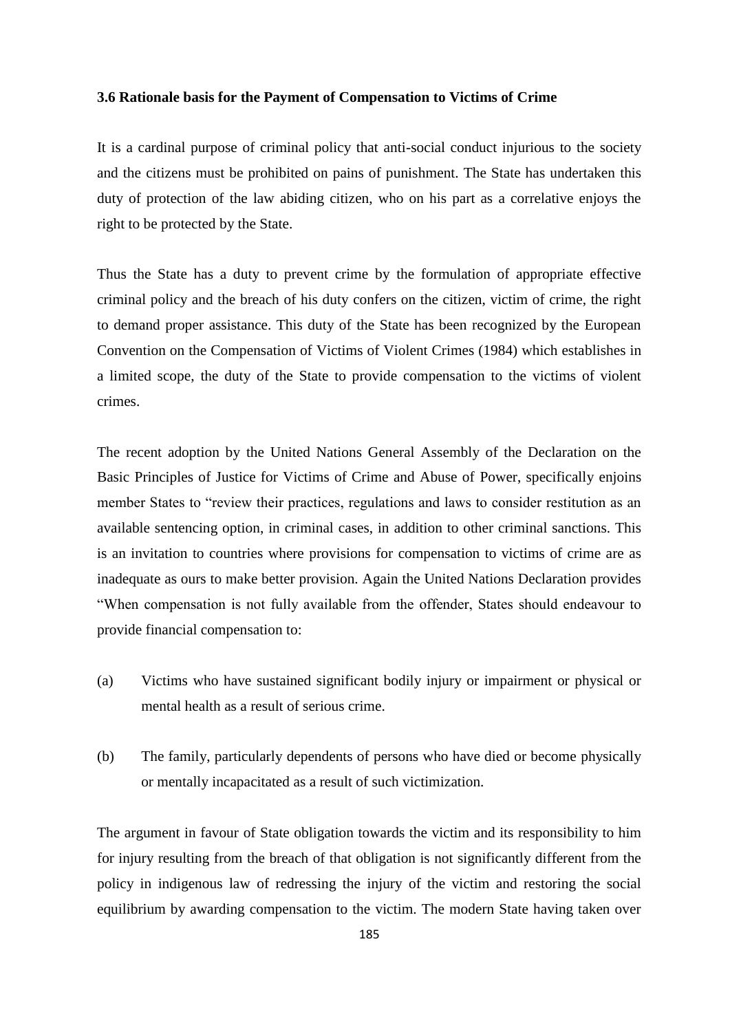### 3.6 Rationale basis for the Payment of Compensation to Victims of Crime

It is a cardinal purpose of criminal policy that anti-social conduct injurious to the society and the citizens must be prohibited on pains of punishment. The State has undertaken this duty of protection of the law abiding citizen, who on his part as a correlative enjoys the right to be protected by the State.

Thus the State has a duty to prevent crime by the formulation of appropriate effective criminal policy and the breach of his duty confers on the citizen, victim of crime, the right to demand proper assistance. This duty of the State has been recognized by the European Convention on the Compensation of Victims of Violent Crimes (1984) which establishes in a limited scope, the duty of the State to provide compensation to the victims of violent crimes.

The recent adoption by the United Nations General Assembly of the Declaration on the Basic Principles of Justice for Victims of Crime and Abuse of Power, specifically enjoins member States to "review their practices, regulations and laws to consider restitution as an available sentencing option, in criminal cases, in addition to other criminal sanctions. This is an invitation to countries where provisions for compensation to victims of crime are as inadequate as ours to make better provision. Again the United Nations Declaration provides "When compensation is not fully available from the offender, States should endeavour to provide financial compensation to:

(a) Victims who have sustained significant bodily injury or impairment or physical or mental health as a result of serious crime.

(b) The family, particularly dependents of persons who have died or become physically or mentally incapacitated as a result of such victimization.

The argument in favour of State obligation towards the victim and its responsibility to him for injury resulting from the breach of that obligation is not significantly different from the policy in indigenous law of redressing the injury of the victim and restoring the social equilibrium by awarding compensation to the victim. The modern State having taken over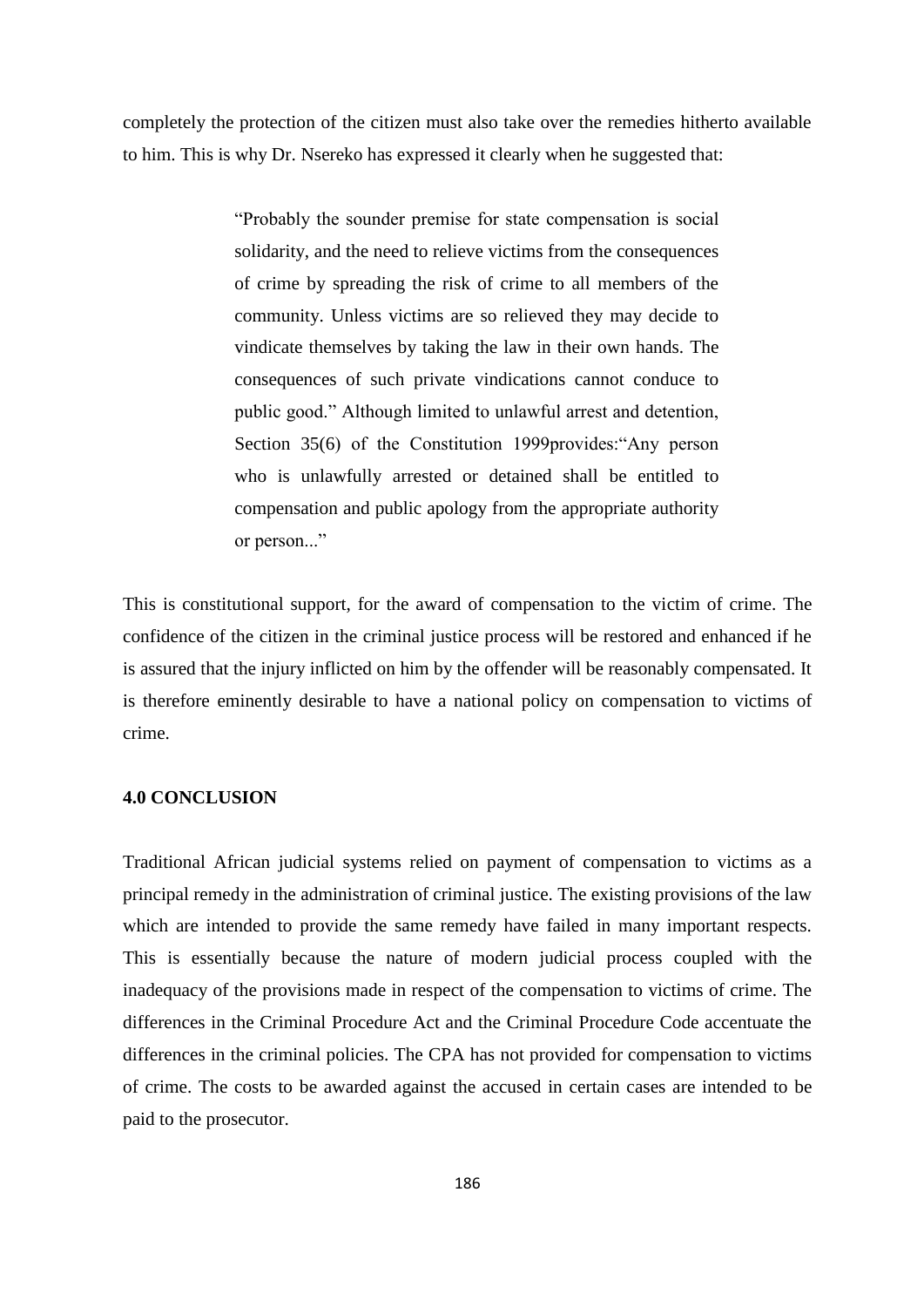completely the protection of the citizen must also take over the remedies hitherto available to him. This is why Dr. Nsereko has expressed it clearly when he suggested that:

> "Probably the sounder premise for state compensation is social solidarity, and the need to relieve victims from the consequences of crime by spreading the risk of crime to all members of the community. Unless victims are so relieved they may decide to vindicate themselves by taking the law in their own hands. The consequences of such private vindications cannot conduce to public good." Although limited to unlawful arrest and detention, Section 35(6) of the Constitution 1999provides:"Any person who is unlawfully arrested or detained shall be entitled to compensation and public apology from the appropriate authority or person..."

This is constitutional support, for the award of compensation to the victim of crime. The confidence of the citizen in the criminal justice process will be restored and enhanced if he is assured that the injury inflicted on him by the offender will be reasonably compensated. It is therefore eminently desirable to have a national policy on compensation to victims of crime.

**4.0 CONCLUSION**

Traditional African judicial systems relied on payment of compensation to victims as a principal remedy in the administration of criminal justice. The existing provisions of the law which are intended to provide the same remedy have failed in many important respects. This is essentially because the nature of modern judicial process coupled with the inadequacy of the provisions made in respect of the compensation to victims of crime. The differences in the Criminal Procedure Act and the Criminal Procedure Code accentuate the differences in the criminal policies. The CPA has not provided for compensation to victims of crime. The costs to be awarded against the accused in certain cases are intended to be paid to the prosecutor.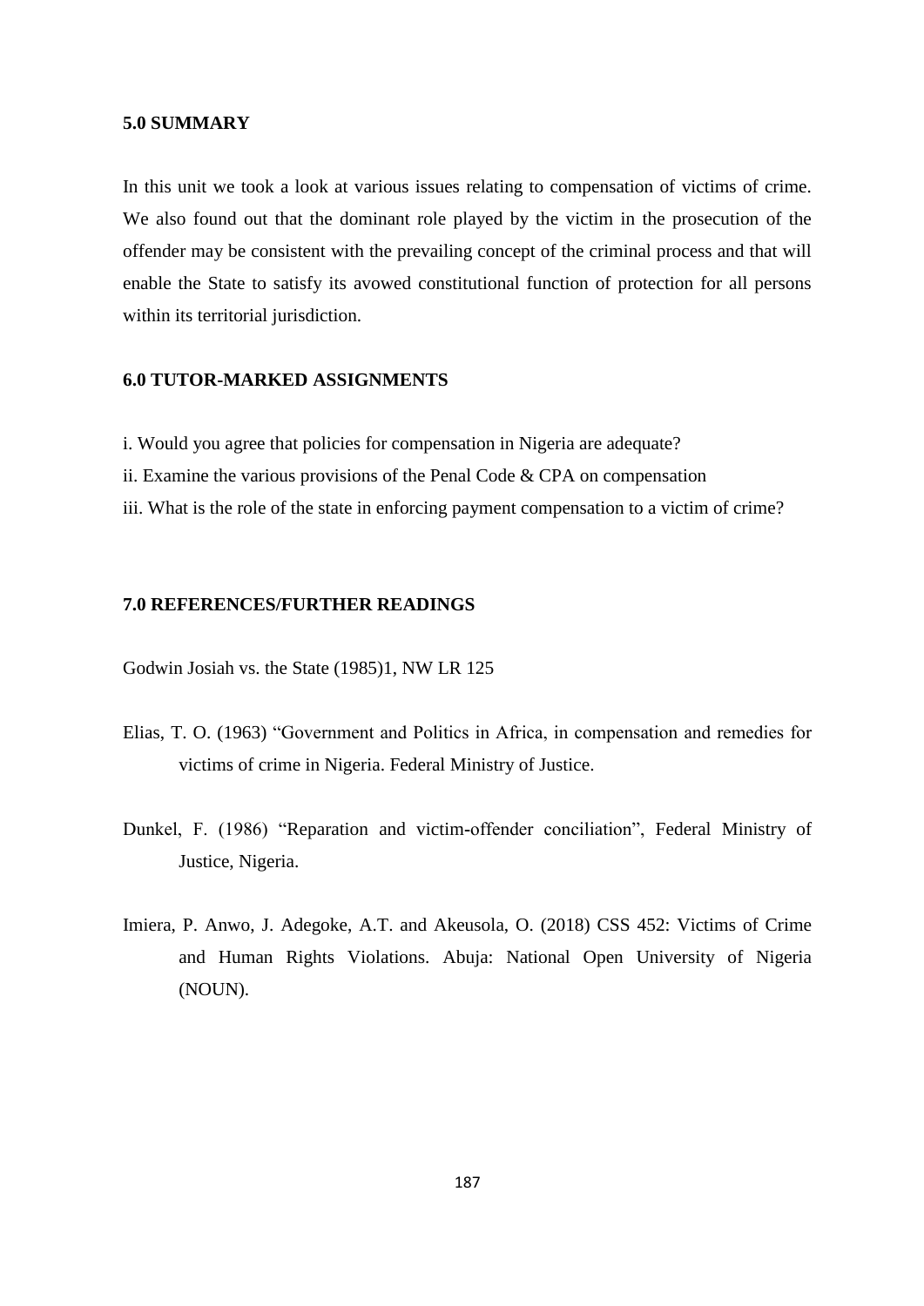## 5.0 SUMMARY

In this unit we took a look at various issues relating to compensation of victims of crime. We also found out that the dominant role played by the victim in the prosecution of the offender may be consistent with the prevailing concept of the criminal process and that will enable the State to satisfy its avowed constitutional function of protection for all persons within its territorial jurisdiction.

## 6.0 TUTOR-MARKED ASSIGNMENTS

i. Would you agree that policies for compensation in Nigeria are adequate?
ii. Examine the various provisions of the Penal Code & CPA on compensation
iii. What is the role of the state in enforcing payment compensation to a victim of crime?

## 7.0 REFERENCES/FURTHER READINGS

Godwin Josiah vs. the State (1985)1, NW LR 125

Elias, T. O. (1963) "Government and Politics in Africa, in compensation and remedies for victims of crime in Nigeria. Federal Ministry of Justice.

Dunkel, F. (1986) "Reparation and victim-offender conciliation", Federal Ministry of Justice, Nigeria.

Imiera, P. Anwo, J. Adegoke, A.T. and Akeusola, O. (2018) CSS 452: Victims of Crime and Human Rights Violations. Abuja: National Open University of Nigeria (NOUN).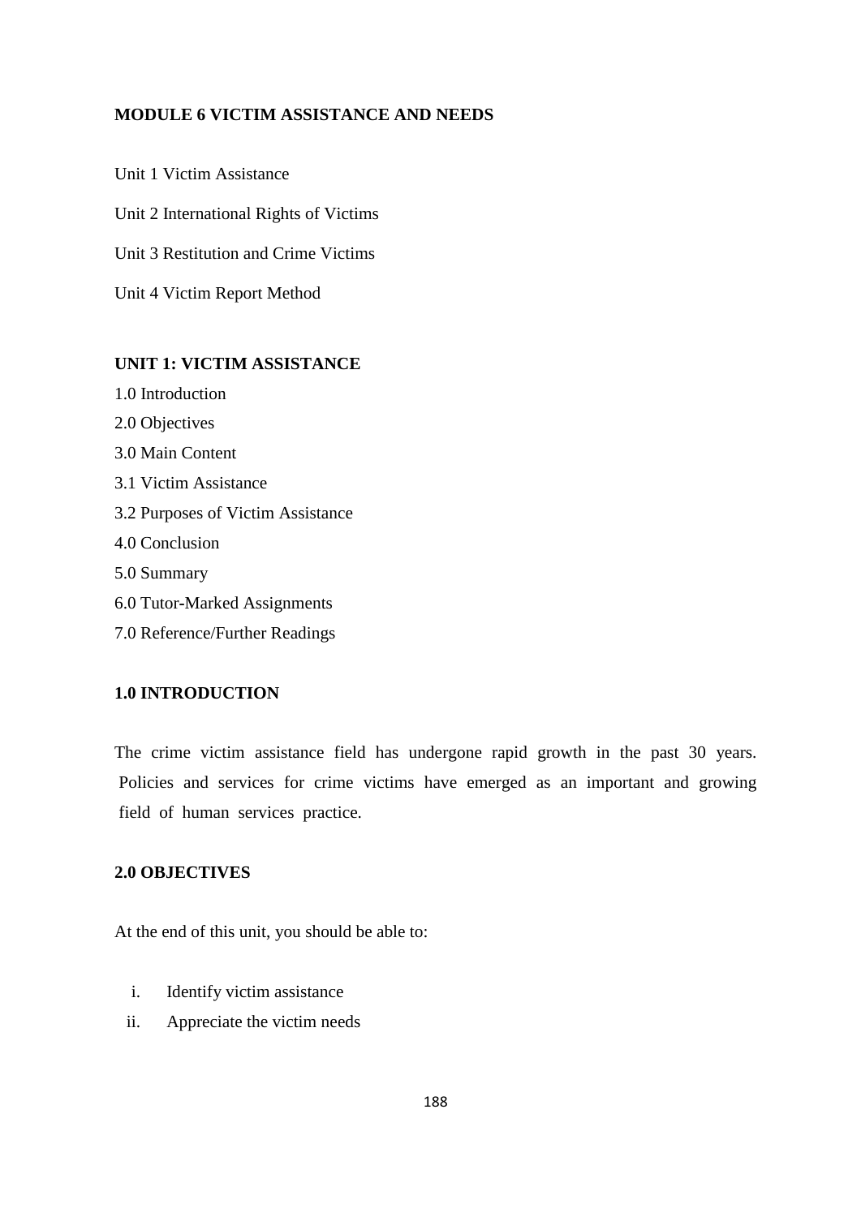## MODULE 6 VICTIM ASSISTANCE AND NEEDS

Unit 1 Victim Assistance

Unit 2 International Rights of Victims

Unit 3 Restitution and Crime Victims

Unit 4 Victim Report Method

### UNIT 1: VICTIM ASSISTANCE

1.0 Introduction

2.0 Objectives

3.0 Main Content

3.1 Victim Assistance

3.2 Purposes of Victim Assistance

4.0 Conclusion

5.0 Summary

6.0 Tutor-Marked Assignments

7.0 Reference/Further Readings

### 1.0 INTRODUCTION

The crime victim assistance field has undergone rapid growth in the past 30 years. Policies and services for crime victims have emerged as an important and growing field of human services practice.

### 2.0 OBJECTIVES

At the end of this unit, you should be able to:

i. Identify victim assistance
ii. Appreciate the victim needs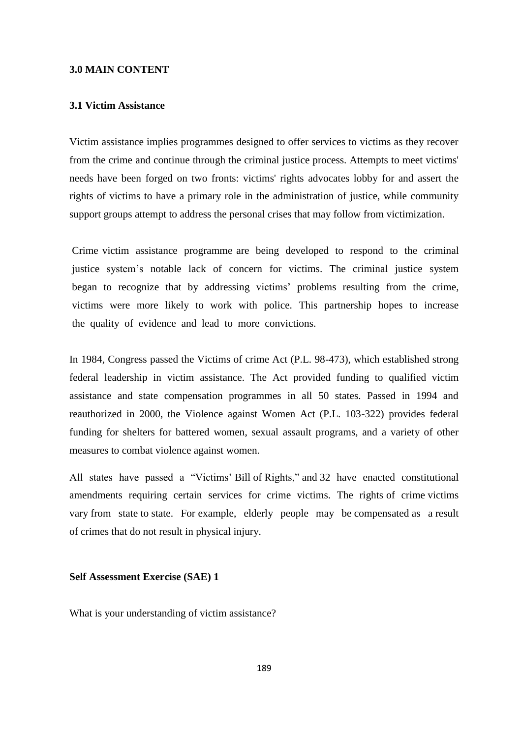## 3.0 MAIN CONTENT

### 3.1 Victim Assistance

Victim assistance implies programmes designed to offer services to victims as they recover from the crime and continue through the criminal justice process. Attempts to meet victims' needs have been forged on two fronts: victims' rights advocates lobby for and assert the rights of victims to have a primary role in the administration of justice, while community support groups attempt to address the personal crises that may follow from victimization.

Crime victim assistance programme are being developed to respond to the criminal justice system's notable lack of concern for victims. The criminal justice system began to recognize that by addressing victims' problems resulting from the crime, victims were more likely to work with police. This partnership hopes to increase the quality of evidence and lead to more convictions.

In 1984, Congress passed the Victims of crime Act (P.L. 98-473), which established strong federal leadership in victim assistance. The Act provided funding to qualified victim assistance and state compensation programmes in all 50 states. Passed in 1994 and reauthorized in 2000, the Violence against Women Act (P.L. 103-322) provides federal funding for shelters for battered women, sexual assault programs, and a variety of other measures to combat violence against women.

All states have passed a "Victims' Bill of Rights," and 32 have enacted constitutional amendments requiring certain services for crime victims. The rights of crime victims vary from state to state. For example, elderly people may be compensated as a result of crimes that do not result in physical injury.

**Self Assessment Exercise (SAE) 1**

What is your understanding of victim assistance?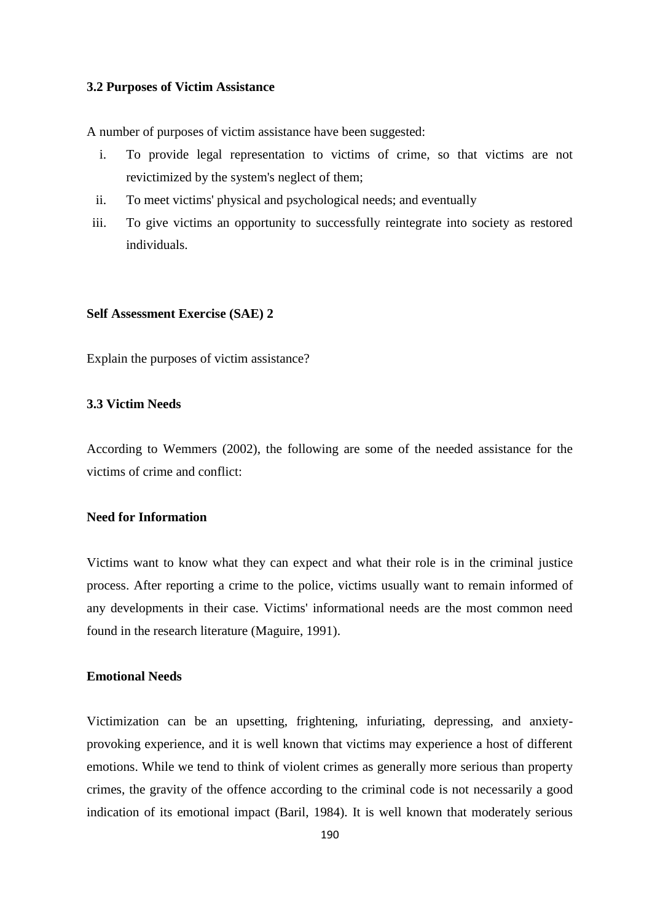### 3.2 Purposes of Victim Assistance

A number of purposes of victim assistance have been suggested:

i. To provide legal representation to victims of crime, so that victims are not revictimized by the system's neglect of them;
ii. To meet victims' physical and psychological needs; and eventually
iii. To give victims an opportunity to successfully reintegrate into society as restored individuals.

**Self Assessment Exercise (SAE) 2**

Explain the purposes of victim assistance?

### 3.3 Victim Needs

According to Wemmers (2002), the following are some of the needed assistance for the victims of crime and conflict:

**Need for Information**

Victims want to know what they can expect and what their role is in the criminal justice process. After reporting a crime to the police, victims usually want to remain informed of any developments in their case. Victims' informational needs are the most common need found in the research literature (Maguire, 1991).

**Emotional Needs**

Victimization can be an upsetting, frightening, infuriating, depressing, and anxiety-provoking experience, and it is well known that victims may experience a host of different emotions. While we tend to think of violent crimes as generally more serious than property crimes, the gravity of the offence according to the criminal code is not necessarily a good indication of its emotional impact (Baril, 1984). It is well known that moderately serious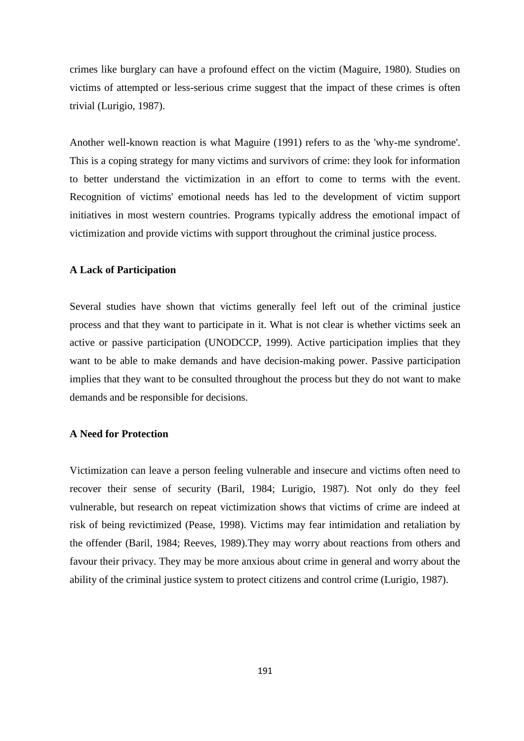crimes like burglary can have a profound effect on the victim (Maguire, 1980). Studies on victims of attempted or less-serious crime suggest that the impact of these crimes is often trivial (Lurigio, 1987).

Another well-known reaction is what Maguire (1991) refers to as the 'why-me syndrome'. This is a coping strategy for many victims and survivors of crime: they look for information to better understand the victimization in an effort to come to terms with the event. Recognition of victims' emotional needs has led to the development of victim support initiatives in most western countries. Programs typically address the emotional impact of victimization and provide victims with support throughout the criminal justice process.

**A Lack of Participation**

Several studies have shown that victims generally feel left out of the criminal justice process and that they want to participate in it. What is not clear is whether victims seek an active or passive participation (UNODCCP, 1999). Active participation implies that they want to be able to make demands and have decision-making power. Passive participation implies that they want to be consulted throughout the process but they do not want to make demands and be responsible for decisions.

**A Need for Protection**

Victimization can leave a person feeling vulnerable and insecure and victims often need to recover their sense of security (Baril, 1984; Lurigio, 1987). Not only do they feel vulnerable, but research on repeat victimization shows that victims of crime are indeed at risk of being revictimized (Pease, 1998). Victims may fear intimidation and retaliation by the offender (Baril, 1984; Reeves, 1989).They may worry about reactions from others and favour their privacy. They may be more anxious about crime in general and worry about the ability of the criminal justice system to protect citizens and control crime (Lurigio, 1987).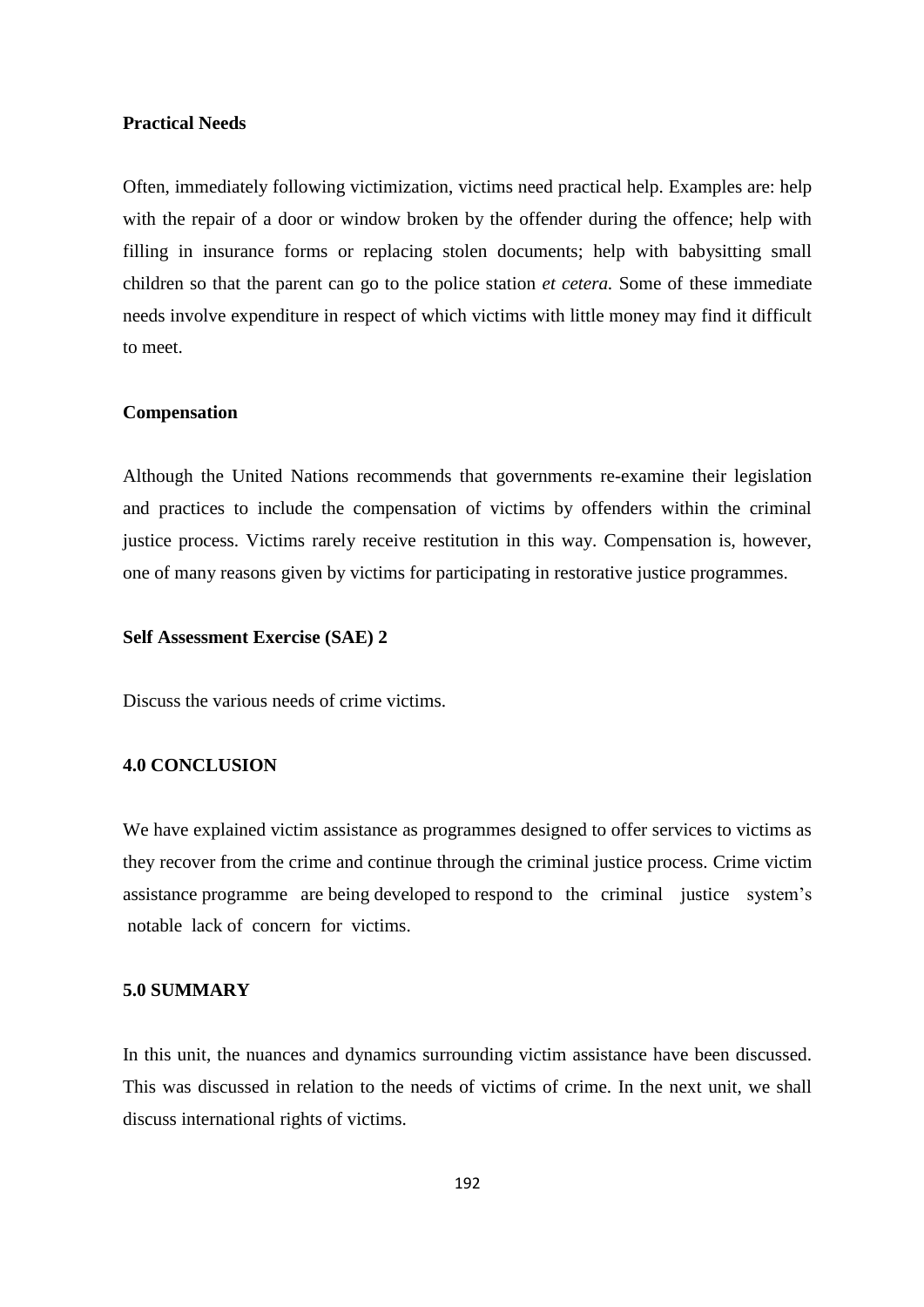**Practical Needs**

Often, immediately following victimization, victims need practical help. Examples are: help with the repair of a door or window broken by the offender during the offence; help with filling in insurance forms or replacing stolen documents; help with babysitting small children so that the parent can go to the police station *et cetera.* Some of these immediate needs involve expenditure in respect of which victims with little money may find it difficult to meet.

**Compensation**

Although the United Nations recommends that governments re-examine their legislation and practices to include the compensation of victims by offenders within the criminal justice process. Victims rarely receive restitution in this way. Compensation is, however, one of many reasons given by victims for participating in restorative justice programmes.

**Self Assessment Exercise (SAE) 2**

Discuss the various needs of crime victims.

## 4.0 CONCLUSION

We have explained victim assistance as programmes designed to offer services to victims as they recover from the crime and continue through the criminal justice process. Crime victim assistance programme are being developed to respond to the criminal justice system's notable lack of concern for victims.

## 5.0 SUMMARY

In this unit, the nuances and dynamics surrounding victim assistance have been discussed. This was discussed in relation to the needs of victims of crime. In the next unit, we shall discuss international rights of victims.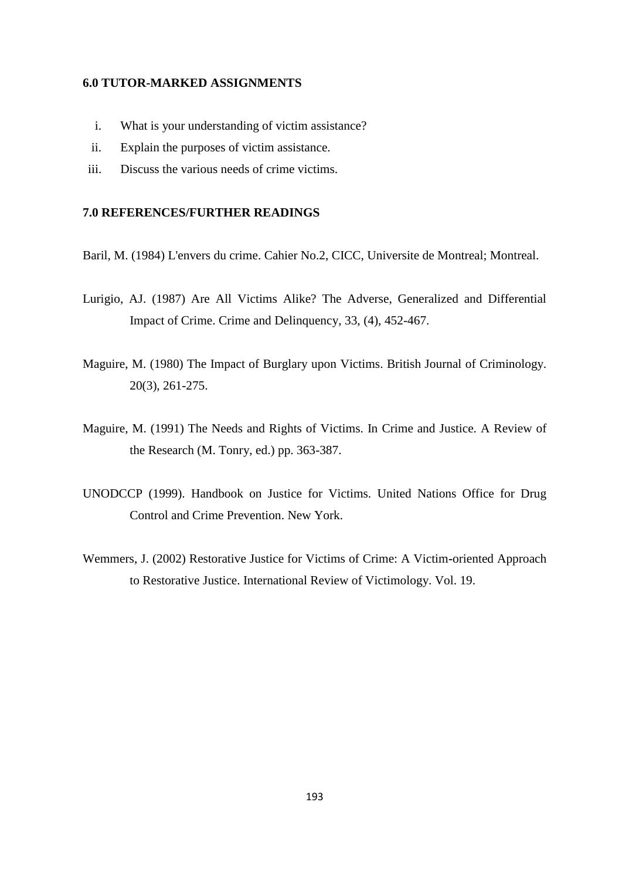## 6.0 TUTOR-MARKED ASSIGNMENTS

i. What is your understanding of victim assistance?
ii. Explain the purposes of victim assistance.
iii. Discuss the various needs of crime victims.

## 7.0 REFERENCES/FURTHER READINGS

Baril, M. (1984) L'envers du crime. Cahier No.2, CICC, Universite de Montreal; Montreal.

Lurigio, AJ. (1987) Are All Victims Alike? The Adverse, Generalized and Differential Impact of Crime. Crime and Delinquency, 33, (4), 452-467.

Maguire, M. (1980) The Impact of Burglary upon Victims. British Journal of Criminology. 20(3), 261-275.

Maguire, M. (1991) The Needs and Rights of Victims. In Crime and Justice. A Review of the Research (M. Tonry, ed.) pp. 363-387.

UNODCCP (1999). Handbook on Justice for Victims. United Nations Office for Drug Control and Crime Prevention. New York.

Wemmers, J. (2002) Restorative Justice for Victims of Crime: A Victim-oriented Approach to Restorative Justice. International Review of Victimology. Vol. 19.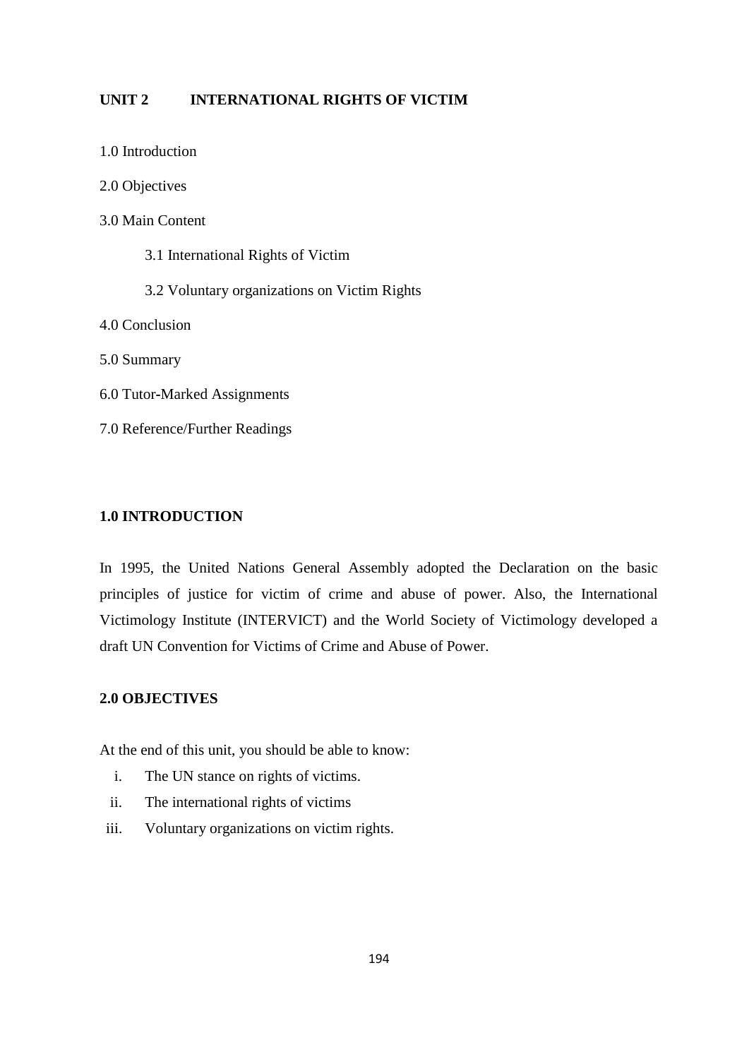## UNIT 2 INTERNATIONAL RIGHTS OF VICTIM

1.0 Introduction

2.0 Objectives

3.0 Main Content

  3.1 International Rights of Victim

  3.2 Voluntary organizations on Victim Rights

4.0 Conclusion

5.0 Summary

6.0 Tutor-Marked Assignments

7.0 Reference/Further Readings

### 1.0 INTRODUCTION

In 1995, the United Nations General Assembly adopted the Declaration on the basic principles of justice for victim of crime and abuse of power. Also, the International Victimology Institute (INTERVICT) and the World Society of Victimology developed a draft UN Convention for Victims of Crime and Abuse of Power.

### 2.0 OBJECTIVES

At the end of this unit, you should be able to know:

i. The UN stance on rights of victims.
ii. The international rights of victims
iii. Voluntary organizations on victim rights.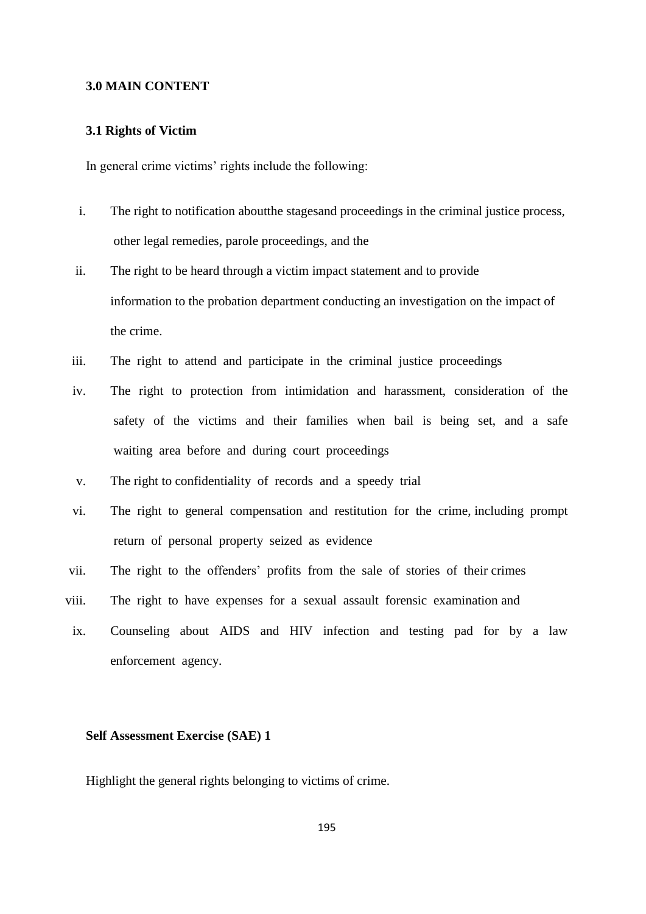### 3.0 MAIN CONTENT

### 3.1 Rights of Victim

In general crime victims' rights include the following:

i. The right to notification aboutthe stagesand proceedings in the criminal justice process, other legal remedies, parole proceedings, and the
ii. The right to be heard through a victim impact statement and to provide information to the probation department conducting an investigation on the impact of the crime.
iii. The right to attend and participate in the criminal justice proceedings
iv. The right to protection from intimidation and harassment, consideration of the safety of the victims and their families when bail is being set, and a safe waiting area before and during court proceedings
v. The right to confidentiality of records and a speedy trial
vi. The right to general compensation and restitution for the crime, including prompt return of personal property seized as evidence
vii. The right to the offenders' profits from the sale of stories of their crimes
viii. The right to have expenses for a sexual assault forensic examination and
ix. Counseling about AIDS and HIV infection and testing pad for by a law enforcement agency.

**Self Assessment Exercise (SAE) 1**

Highlight the general rights belonging to victims of crime.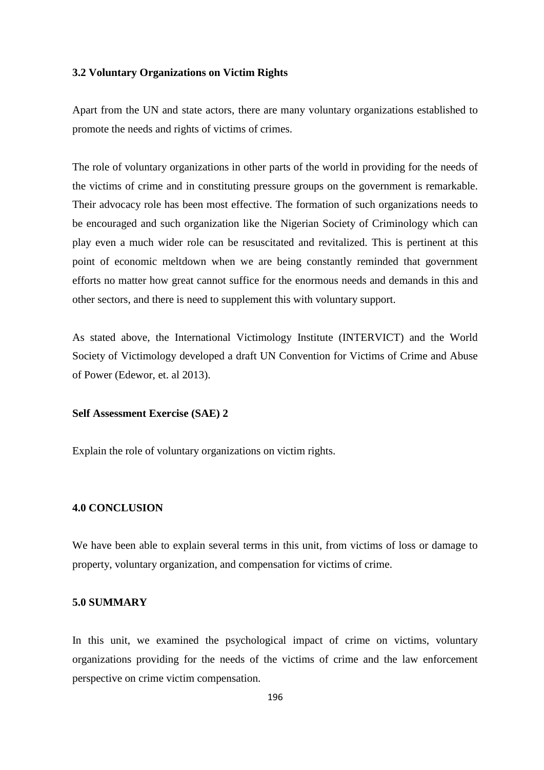### 3.2 Voluntary Organizations on Victim Rights

Apart from the UN and state actors, there are many voluntary organizations established to promote the needs and rights of victims of crimes.

The role of voluntary organizations in other parts of the world in providing for the needs of the victims of crime and in constituting pressure groups on the government is remarkable. Their advocacy role has been most effective. The formation of such organizations needs to be encouraged and such organization like the Nigerian Society of Criminology which can play even a much wider role can be resuscitated and revitalized. This is pertinent at this point of economic meltdown when we are being constantly reminded that government efforts no matter how great cannot suffice for the enormous needs and demands in this and other sectors, and there is need to supplement this with voluntary support.

As stated above, the International Victimology Institute (INTERVICT) and the World Society of Victimology developed a draft UN Convention for Victims of Crime and Abuse of Power (Edewor, et. al 2013).

**Self Assessment Exercise (SAE) 2**

Explain the role of voluntary organizations on victim rights.

## 4.0 CONCLUSION

We have been able to explain several terms in this unit, from victims of loss or damage to property, voluntary organization, and compensation for victims of crime.

## 5.0 SUMMARY

In this unit, we examined the psychological impact of crime on victims, voluntary organizations providing for the needs of the victims of crime and the law enforcement perspective on crime victim compensation.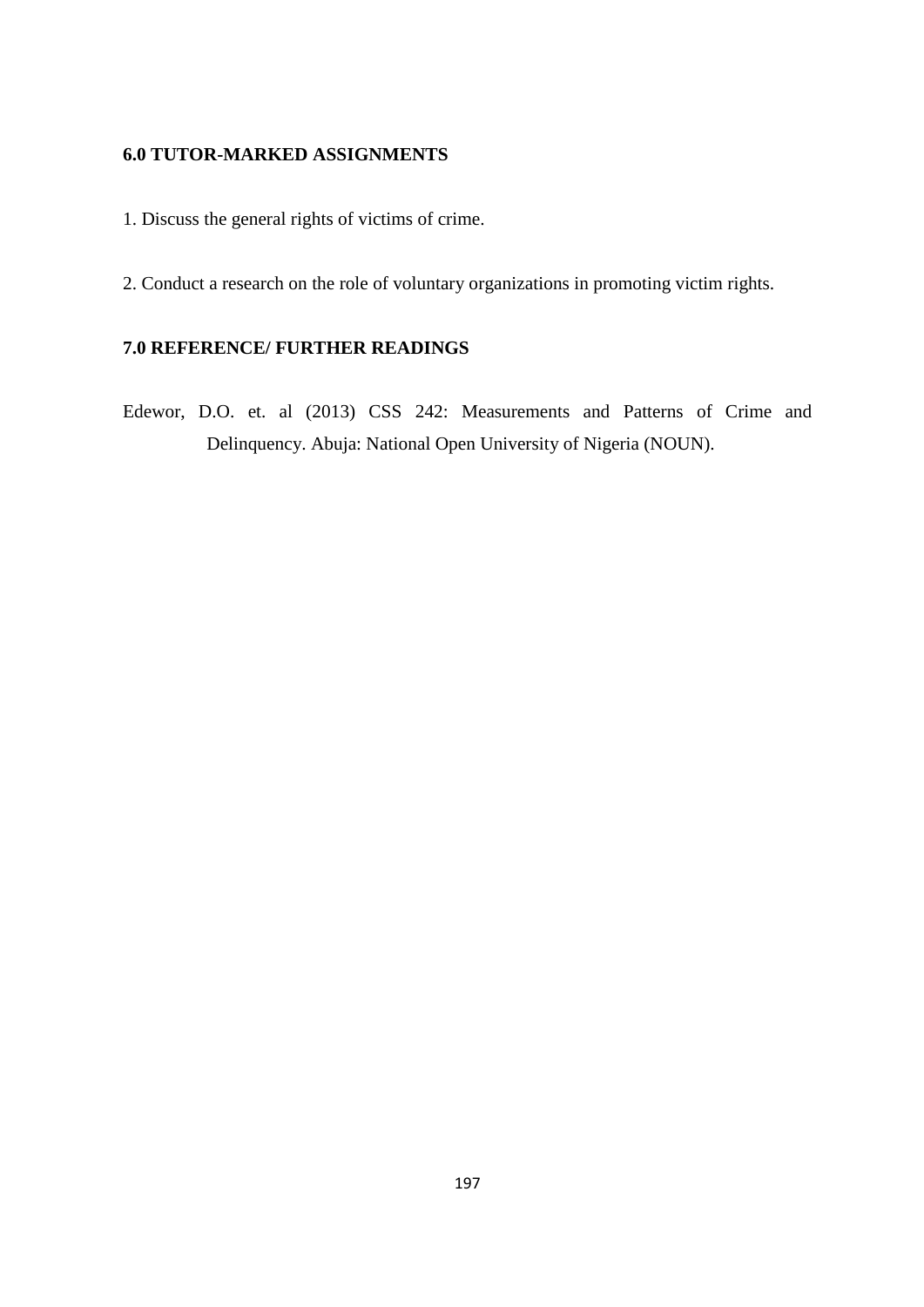## 6.0 TUTOR-MARKED ASSIGNMENTS

1. Discuss the general rights of victims of crime.

2. Conduct a research on the role of voluntary organizations in promoting victim rights.

## 7.0 REFERENCE/ FURTHER READINGS

Edewor, D.O. et. al (2013) CSS 242: Measurements and Patterns of Crime and Delinquency. Abuja: National Open University of Nigeria (NOUN).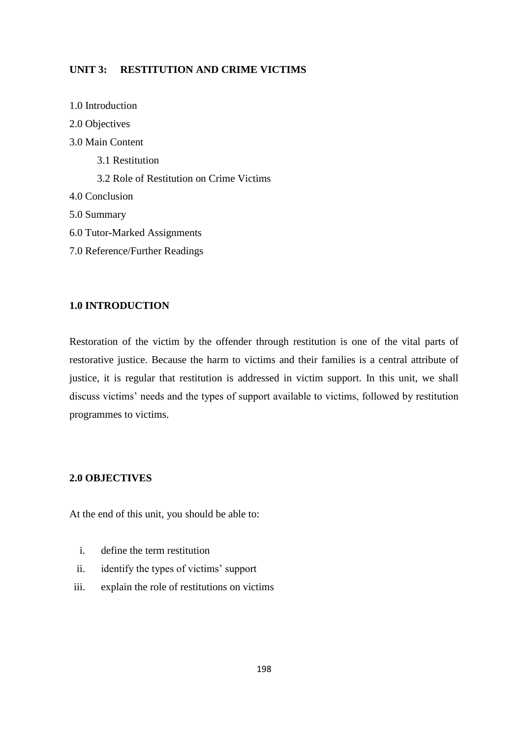## UNIT 3: RESTITUTION AND CRIME VICTIMS

1.0 Introduction

2.0 Objectives

3.0 Main Content

- 3.1 Restitution
- 3.2 Role of Restitution on Crime Victims

4.0 Conclusion

5.0 Summary

6.0 Tutor-Marked Assignments

7.0 Reference/Further Readings

### 1.0 INTRODUCTION

Restoration of the victim by the offender through restitution is one of the vital parts of restorative justice. Because the harm to victims and their families is a central attribute of justice, it is regular that restitution is addressed in victim support. In this unit, we shall discuss victims' needs and the types of support available to victims, followed by restitution programmes to victims.

### 2.0 OBJECTIVES

At the end of this unit, you should be able to:

i. define the term restitution
ii. identify the types of victims' support
iii. explain the role of restitutions on victims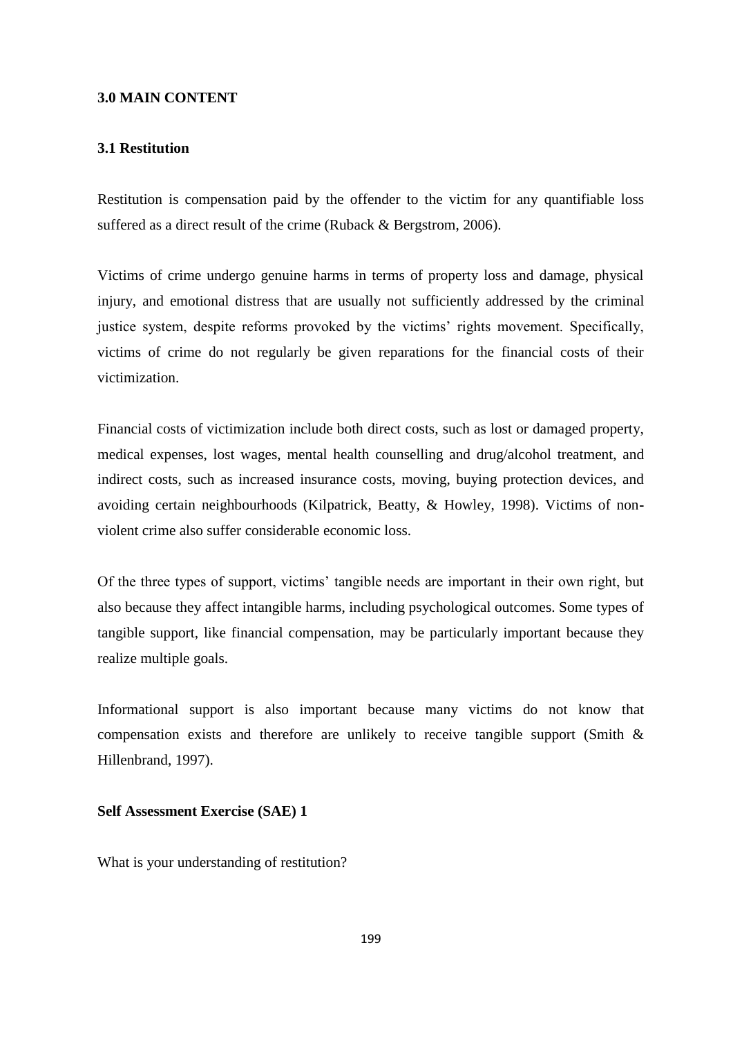## 3.0 MAIN CONTENT

### 3.1 Restitution

Restitution is compensation paid by the offender to the victim for any quantifiable loss suffered as a direct result of the crime (Ruback & Bergstrom, 2006).

Victims of crime undergo genuine harms in terms of property loss and damage, physical injury, and emotional distress that are usually not sufficiently addressed by the criminal justice system, despite reforms provoked by the victims' rights movement. Specifically, victims of crime do not regularly be given reparations for the financial costs of their victimization.

Financial costs of victimization include both direct costs, such as lost or damaged property, medical expenses, lost wages, mental health counselling and drug/alcohol treatment, and indirect costs, such as increased insurance costs, moving, buying protection devices, and avoiding certain neighbourhoods (Kilpatrick, Beatty, & Howley, 1998). Victims of non-violent crime also suffer considerable economic loss.

Of the three types of support, victims' tangible needs are important in their own right, but also because they affect intangible harms, including psychological outcomes. Some types of tangible support, like financial compensation, may be particularly important because they realize multiple goals.

Informational support is also important because many victims do not know that compensation exists and therefore are unlikely to receive tangible support (Smith & Hillenbrand, 1997).

**Self Assessment Exercise (SAE) 1**

What is your understanding of restitution?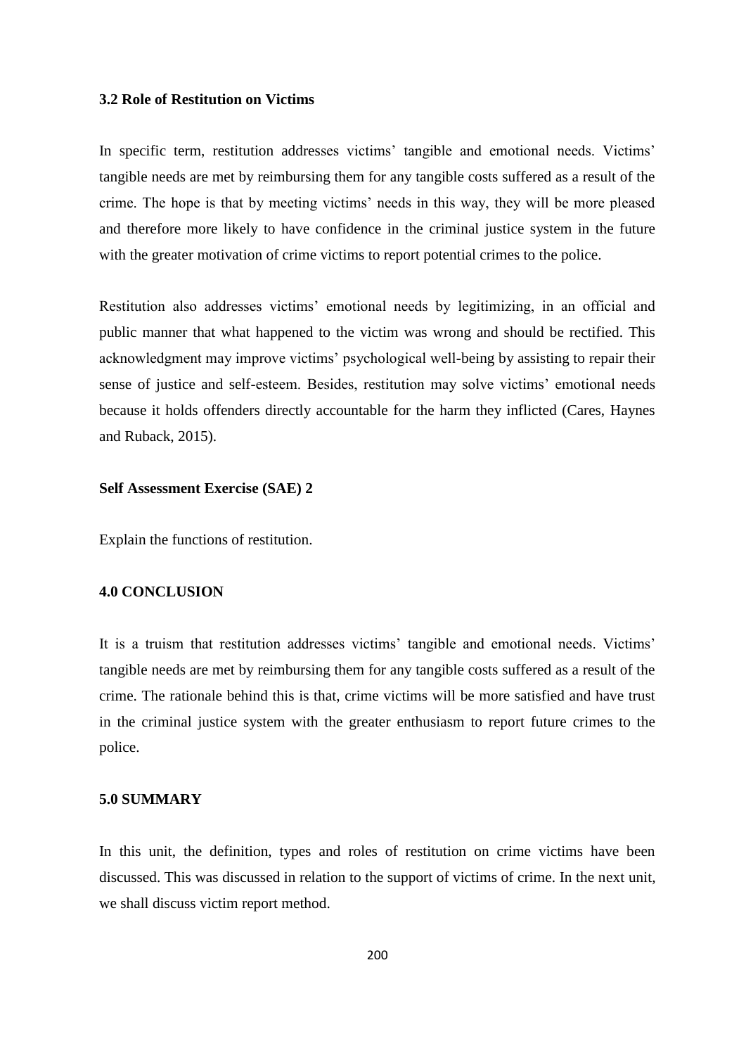### 3.2 Role of Restitution on Victims

In specific term, restitution addresses victims' tangible and emotional needs. Victims' tangible needs are met by reimbursing them for any tangible costs suffered as a result of the crime. The hope is that by meeting victims' needs in this way, they will be more pleased and therefore more likely to have confidence in the criminal justice system in the future with the greater motivation of crime victims to report potential crimes to the police.

Restitution also addresses victims' emotional needs by legitimizing, in an official and public manner that what happened to the victim was wrong and should be rectified. This acknowledgment may improve victims' psychological well-being by assisting to repair their sense of justice and self-esteem. Besides, restitution may solve victims' emotional needs because it holds offenders directly accountable for the harm they inflicted (Cares, Haynes and Ruback, 2015).

**Self Assessment Exercise (SAE) 2**

Explain the functions of restitution.

## 4.0 CONCLUSION

It is a truism that restitution addresses victims' tangible and emotional needs. Victims' tangible needs are met by reimbursing them for any tangible costs suffered as a result of the crime. The rationale behind this is that, crime victims will be more satisfied and have trust in the criminal justice system with the greater enthusiasm to report future crimes to the police.

## 5.0 SUMMARY

In this unit, the definition, types and roles of restitution on crime victims have been discussed. This was discussed in relation to the support of victims of crime. In the next unit, we shall discuss victim report method.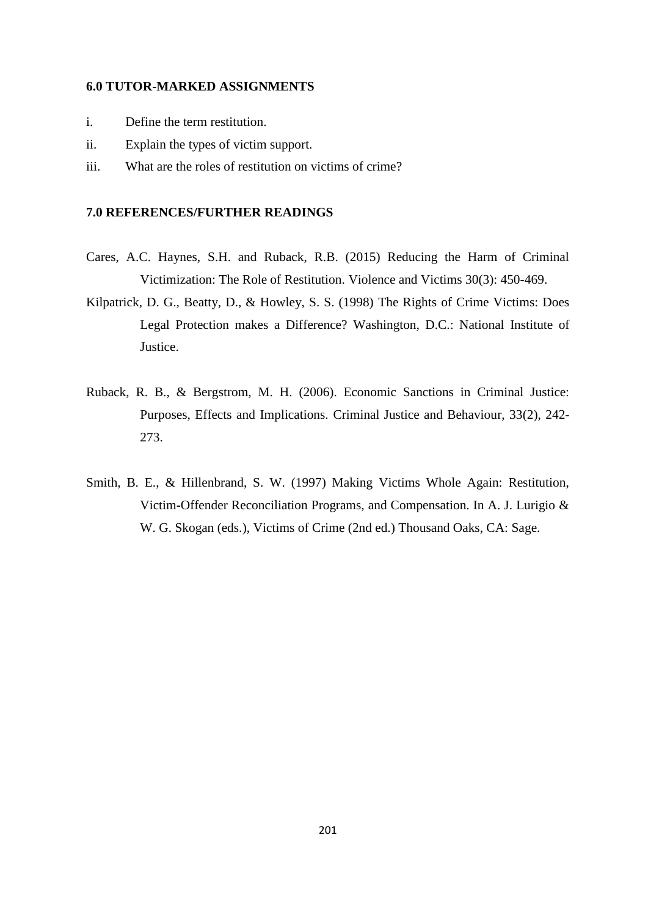**6.0 TUTOR-MARKED ASSIGNMENTS**

i. Define the term restitution.

ii. Explain the types of victim support.

iii. What are the roles of restitution on victims of crime?

**7.0 REFERENCES/FURTHER READINGS**

Cares, A.C. Haynes, S.H. and Ruback, R.B. (2015) Reducing the Harm of Criminal Victimization: The Role of Restitution. Violence and Victims 30(3): 450-469.

Kilpatrick, D. G., Beatty, D., & Howley, S. S. (1998) The Rights of Crime Victims: Does Legal Protection makes a Difference? Washington, D.C.: National Institute of Justice.

Ruback, R. B., & Bergstrom, M. H. (2006). Economic Sanctions in Criminal Justice: Purposes, Effects and Implications. Criminal Justice and Behaviour, 33(2), 242-273.

Smith, B. E., & Hillenbrand, S. W. (1997) Making Victims Whole Again: Restitution, Victim-Offender Reconciliation Programs, and Compensation. In A. J. Lurigio & W. G. Skogan (eds.), Victims of Crime (2nd ed.) Thousand Oaks, CA: Sage.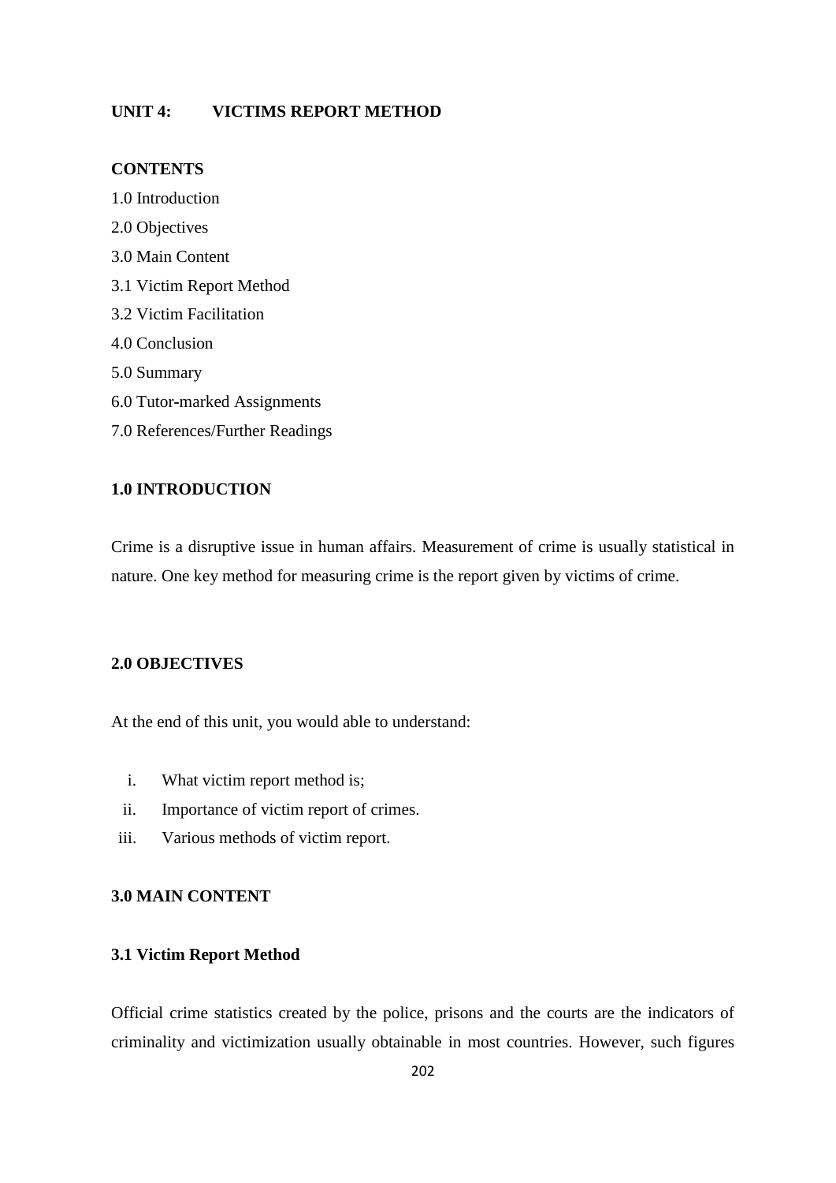## UNIT 4: VICTIMS REPORT METHOD

**CONTENTS**

1.0 Introduction

2.0 Objectives

3.0 Main Content

3.1 Victim Report Method

3.2 Victim Facilitation

4.0 Conclusion

5.0 Summary

6.0 Tutor-marked Assignments

7.0 References/Further Readings

### 1.0 INTRODUCTION

Crime is a disruptive issue in human affairs. Measurement of crime is usually statistical in nature. One key method for measuring crime is the report given by victims of crime.

### 2.0 OBJECTIVES

At the end of this unit, you would able to understand:

i. What victim report method is;
ii. Importance of victim report of crimes.
iii. Various methods of victim report.

### 3.0 MAIN CONTENT

#### 3.1 Victim Report Method

Official crime statistics created by the police, prisons and the courts are the indicators of criminality and victimization usually obtainable in most countries. However, such figures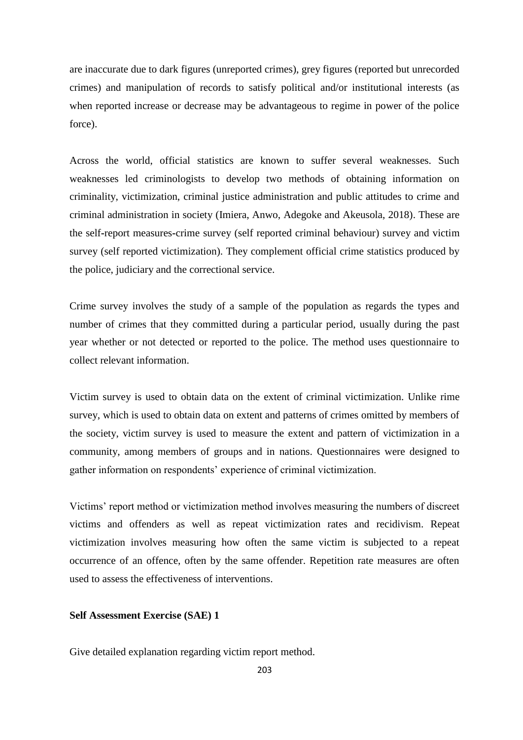are inaccurate due to dark figures (unreported crimes), grey figures (reported but unrecorded crimes) and manipulation of records to satisfy political and/or institutional interests (as when reported increase or decrease may be advantageous to regime in power of the police force).

Across the world, official statistics are known to suffer several weaknesses. Such weaknesses led criminologists to develop two methods of obtaining information on criminality, victimization, criminal justice administration and public attitudes to crime and criminal administration in society (Imiera, Anwo, Adegoke and Akeusola, 2018). These are the self-report measures-crime survey (self reported criminal behaviour) survey and victim survey (self reported victimization). They complement official crime statistics produced by the police, judiciary and the correctional service.

Crime survey involves the study of a sample of the population as regards the types and number of crimes that they committed during a particular period, usually during the past year whether or not detected or reported to the police. The method uses questionnaire to collect relevant information.

Victim survey is used to obtain data on the extent of criminal victimization. Unlike rime survey, which is used to obtain data on extent and patterns of crimes omitted by members of the society, victim survey is used to measure the extent and pattern of victimization in a community, among members of groups and in nations. Questionnaires were designed to gather information on respondents' experience of criminal victimization.

Victims' report method or victimization method involves measuring the numbers of discreet victims and offenders as well as repeat victimization rates and recidivism. Repeat victimization involves measuring how often the same victim is subjected to a repeat occurrence of an offence, often by the same offender. Repetition rate measures are often used to assess the effectiveness of interventions.

**Self Assessment Exercise (SAE) 1**

Give detailed explanation regarding victim report method.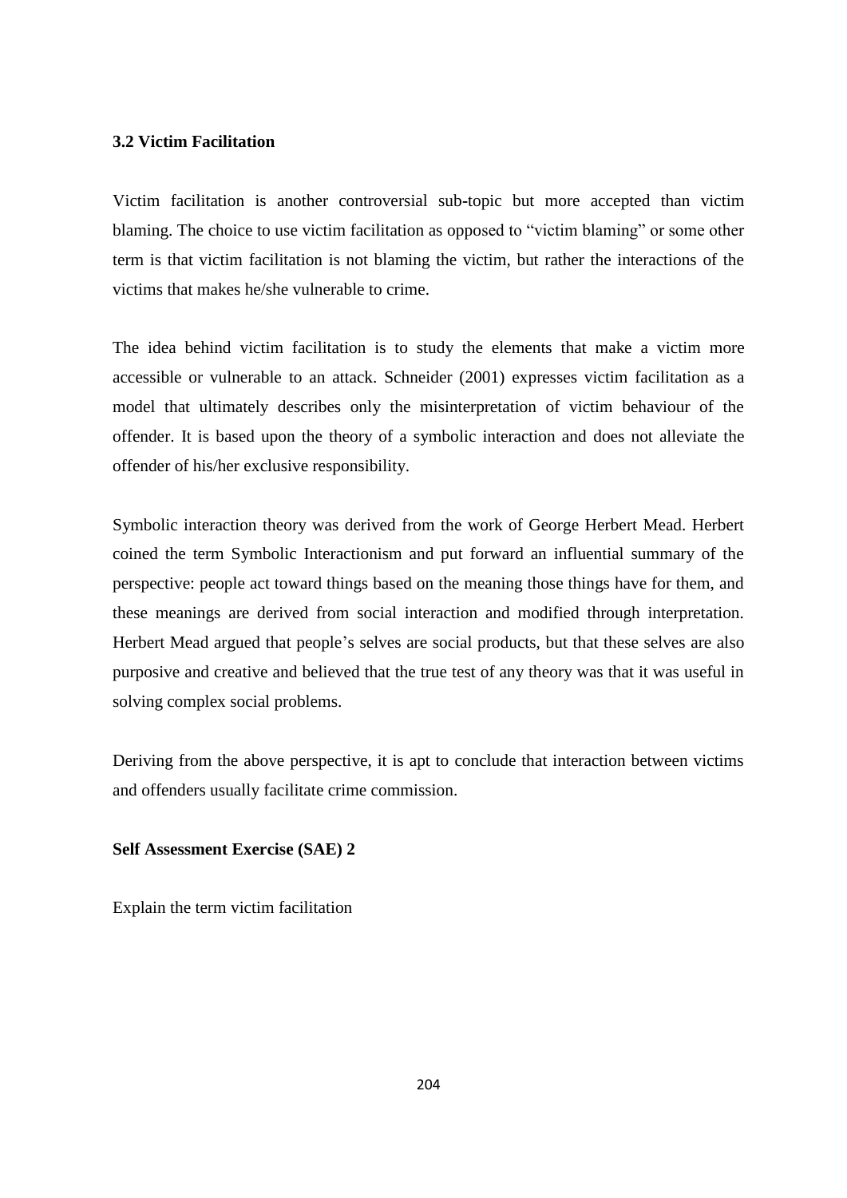### 3.2 Victim Facilitation

Victim facilitation is another controversial sub-topic but more accepted than victim blaming. The choice to use victim facilitation as opposed to "victim blaming" or some other term is that victim facilitation is not blaming the victim, but rather the interactions of the victims that makes he/she vulnerable to crime.

The idea behind victim facilitation is to study the elements that make a victim more accessible or vulnerable to an attack. Schneider (2001) expresses victim facilitation as a model that ultimately describes only the misinterpretation of victim behaviour of the offender. It is based upon the theory of a symbolic interaction and does not alleviate the offender of his/her exclusive responsibility.

Symbolic interaction theory was derived from the work of George Herbert Mead. Herbert coined the term Symbolic Interactionism and put forward an influential summary of the perspective: people act toward things based on the meaning those things have for them, and these meanings are derived from social interaction and modified through interpretation. Herbert Mead argued that people's selves are social products, but that these selves are also purposive and creative and believed that the true test of any theory was that it was useful in solving complex social problems.

Deriving from the above perspective, it is apt to conclude that interaction between victims and offenders usually facilitate crime commission.

**Self Assessment Exercise (SAE) 2**

Explain the term victim facilitation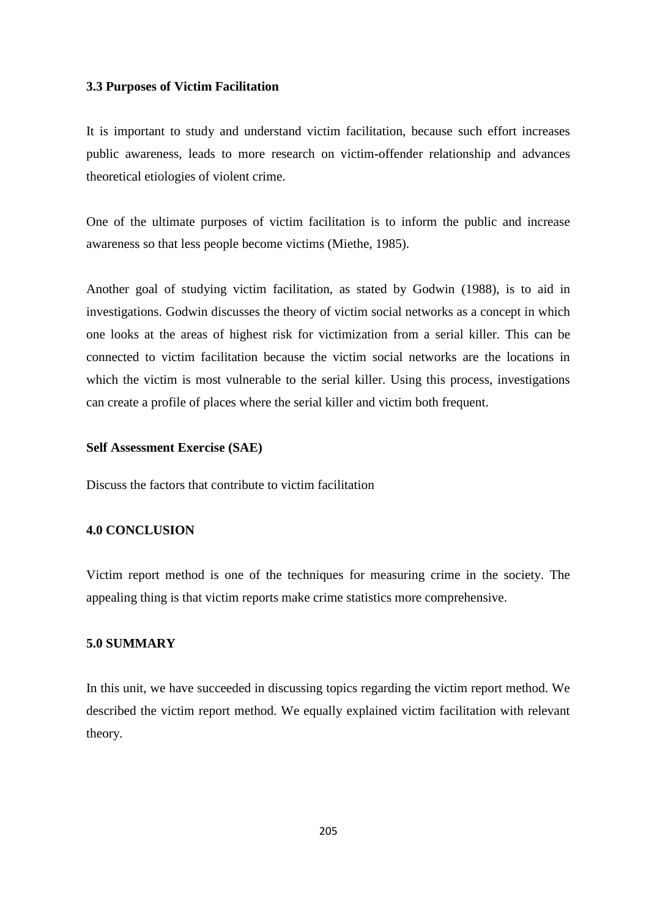### 3.3 Purposes of Victim Facilitation

It is important to study and understand victim facilitation, because such effort increases public awareness, leads to more research on victim-offender relationship and advances theoretical etiologies of violent crime.

One of the ultimate purposes of victim facilitation is to inform the public and increase awareness so that less people become victims (Miethe, 1985).

Another goal of studying victim facilitation, as stated by Godwin (1988), is to aid in investigations. Godwin discusses the theory of victim social networks as a concept in which one looks at the areas of highest risk for victimization from a serial killer. This can be connected to victim facilitation because the victim social networks are the locations in which the victim is most vulnerable to the serial killer. Using this process, investigations can create a profile of places where the serial killer and victim both frequent.

**Self Assessment Exercise (SAE)**

Discuss the factors that contribute to victim facilitation

## 4.0 CONCLUSION

Victim report method is one of the techniques for measuring crime in the society. The appealing thing is that victim reports make crime statistics more comprehensive.

## 5.0 SUMMARY

In this unit, we have succeeded in discussing topics regarding the victim report method. We described the victim report method. We equally explained victim facilitation with relevant theory.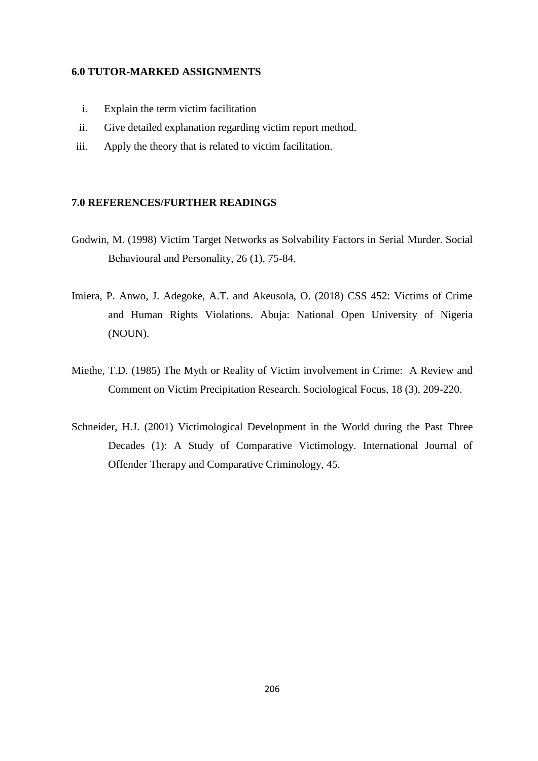## 6.0 TUTOR-MARKED ASSIGNMENTS

i. Explain the term victim facilitation
ii. Give detailed explanation regarding victim report method.
iii. Apply the theory that is related to victim facilitation.

## 7.0 REFERENCES/FURTHER READINGS

Godwin, M. (1998) Victim Target Networks as Solvability Factors in Serial Murder. Social Behavioural and Personality, 26 (1), 75-84.

Imiera, P. Anwo, J. Adegoke, A.T. and Akeusola, O. (2018) CSS 452: Victims of Crime and Human Rights Violations. Abuja: National Open University of Nigeria (NOUN).

Miethe, T.D. (1985) The Myth or Reality of Victim involvement in Crime: A Review and Comment on Victim Precipitation Research. Sociological Focus, 18 (3), 209-220.

Schneider, H.J. (2001) Victimological Development in the World during the Past Three Decades (1): A Study of Comparative Victimology. International Journal of Offender Therapy and Comparative Criminology, 45.